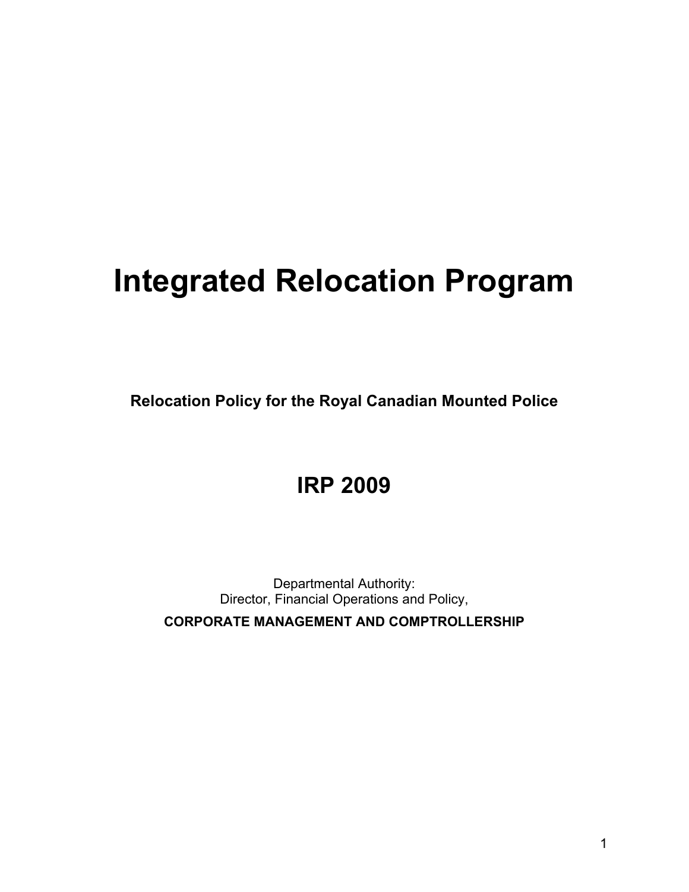# Integrated Relocation Program

**Relocation Policy for the Royal Canadian Mounted Police**

## IRP 2009

Departmental Authority:
Director, Financial Operations and Policy,

**CORPORATE MANAGEMENT AND COMPTROLLERSHIP**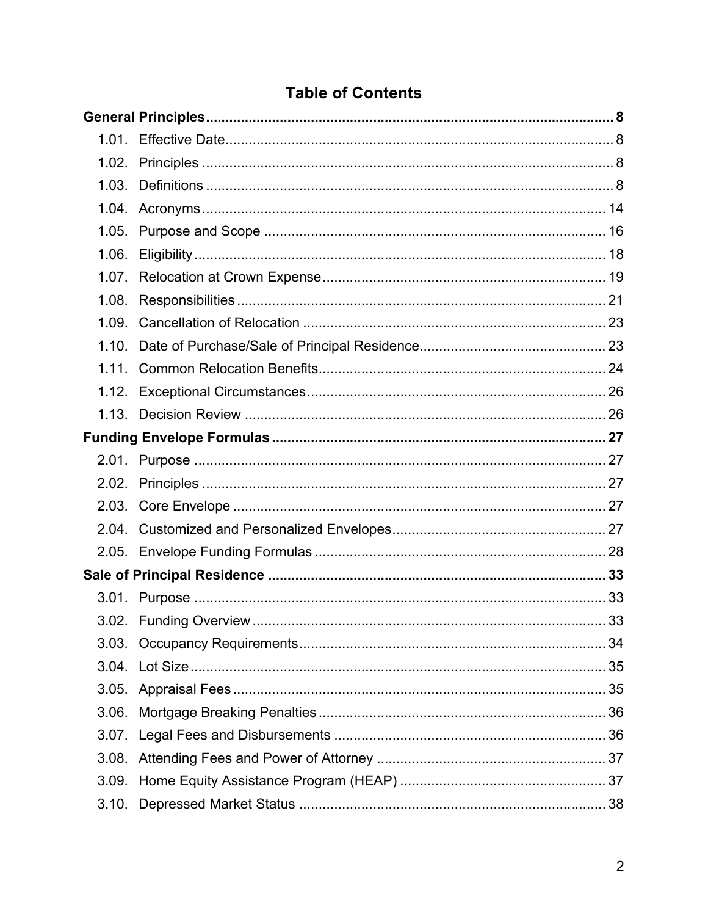# Table of Contents

**General Principles** ........ 8

- 1.01. Effective Date ........ 8
- 1.02. Principles ........ 8
- 1.03. Definitions ........ 8
- 1.04. Acronyms ........ 14
- 1.05. Purpose and Scope ........ 16
- 1.06. Eligibility ........ 18
- 1.07. Relocation at Crown Expense ........ 19
- 1.08. Responsibilities ........ 21
- 1.09. Cancellation of Relocation ........ 23
- 1.10. Date of Purchase/Sale of Principal Residence ........ 23
- 1.11. Common Relocation Benefits ........ 24
- 1.12. Exceptional Circumstances ........ 26
- 1.13. Decision Review ........ 26

**Funding Envelope Formulas** ........ 27

- 2.01. Purpose ........ 27
- 2.02. Principles ........ 27
- 2.03. Core Envelope ........ 27
- 2.04. Customized and Personalized Envelopes ........ 27
- 2.05. Envelope Funding Formulas ........ 28

**Sale of Principal Residence** ........ 33

- 3.01. Purpose ........ 33
- 3.02. Funding Overview ........ 33
- 3.03. Occupancy Requirements ........ 34
- 3.04. Lot Size ........ 35
- 3.05. Appraisal Fees ........ 35
- 3.06. Mortgage Breaking Penalties ........ 36
- 3.07. Legal Fees and Disbursements ........ 36
- 3.08. Attending Fees and Power of Attorney ........ 37
- 3.09. Home Equity Assistance Program (HEAP) ........ 37
- 3.10. Depressed Market Status ........ 38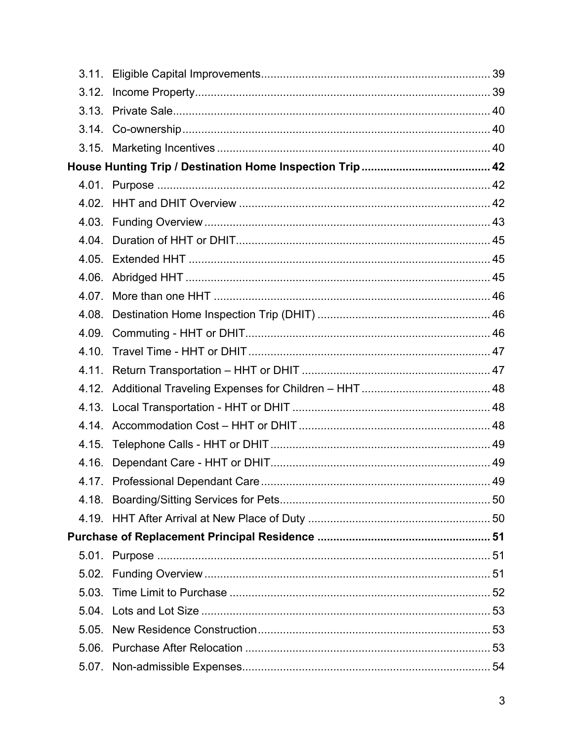3.11. Eligible Capital Improvements ........ 39
3.12. Income Property ........ 39
3.13. Private Sale ........ 40
3.14. Co-ownership ........ 40
3.15. Marketing Incentives ........ 40

**House Hunting Trip / Destination Home Inspection Trip ........ 42**

4.01. Purpose ........ 42
4.02. HHT and DHIT Overview ........ 42
4.03. Funding Overview ........ 43
4.04. Duration of HHT or DHIT ........ 45
4.05. Extended HHT ........ 45
4.06. Abridged HHT ........ 45
4.07. More than one HHT ........ 46
4.08. Destination Home Inspection Trip (DHIT) ........ 46
4.09. Commuting - HHT or DHIT ........ 46
4.10. Travel Time - HHT or DHIT ........ 47
4.11. Return Transportation – HHT or DHIT ........ 47
4.12. Additional Traveling Expenses for Children – HHT ........ 48
4.13. Local Transportation - HHT or DHIT ........ 48
4.14. Accommodation Cost – HHT or DHIT ........ 48
4.15. Telephone Calls - HHT or DHIT ........ 49
4.16. Dependant Care - HHT or DHIT ........ 49
4.17. Professional Dependant Care ........ 49
4.18. Boarding/Sitting Services for Pets ........ 50
4.19. HHT After Arrival at New Place of Duty ........ 50

**Purchase of Replacement Principal Residence ........ 51**

5.01. Purpose ........ 51
5.02. Funding Overview ........ 51
5.03. Time Limit to Purchase ........ 52
5.04. Lots and Lot Size ........ 53
5.05. New Residence Construction ........ 53
5.06. Purchase After Relocation ........ 53
5.07. Non-admissible Expenses ........ 54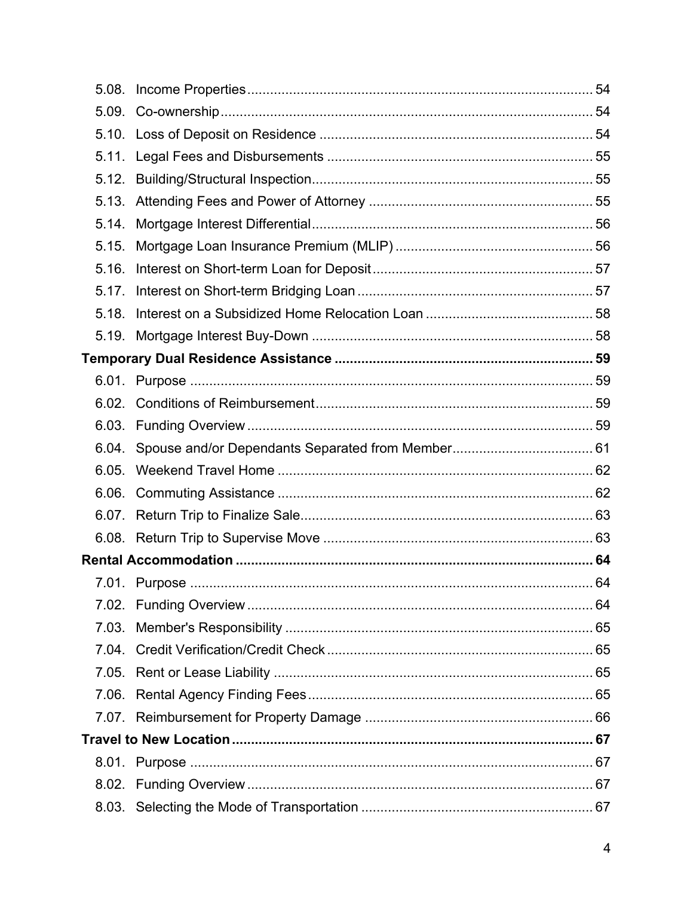5.08. Income Properties .......... 54
5.09. Co-ownership .......... 54
5.10. Loss of Deposit on Residence .......... 54
5.11. Legal Fees and Disbursements .......... 55
5.12. Building/Structural Inspection .......... 55
5.13. Attending Fees and Power of Attorney .......... 55
5.14. Mortgage Interest Differential .......... 56
5.15. Mortgage Loan Insurance Premium (MLIP) .......... 56
5.16. Interest on Short-term Loan for Deposit .......... 57
5.17. Interest on Short-term Bridging Loan .......... 57
5.18. Interest on a Subsidized Home Relocation Loan .......... 58
5.19. Mortgage Interest Buy-Down .......... 58

**Temporary Dual Residence Assistance .......... 59**

6.01. Purpose .......... 59
6.02. Conditions of Reimbursement .......... 59
6.03. Funding Overview .......... 59
6.04. Spouse and/or Dependants Separated from Member .......... 61
6.05. Weekend Travel Home .......... 62
6.06. Commuting Assistance .......... 62
6.07. Return Trip to Finalize Sale .......... 63
6.08. Return Trip to Supervise Move .......... 63

**Rental Accommodation .......... 64**

7.01. Purpose .......... 64
7.02. Funding Overview .......... 64
7.03. Member's Responsibility .......... 65
7.04. Credit Verification/Credit Check .......... 65
7.05. Rent or Lease Liability .......... 65
7.06. Rental Agency Finding Fees .......... 65
7.07. Reimbursement for Property Damage .......... 66

**Travel to New Location .......... 67**

8.01. Purpose .......... 67
8.02. Funding Overview .......... 67
8.03. Selecting the Mode of Transportation .......... 67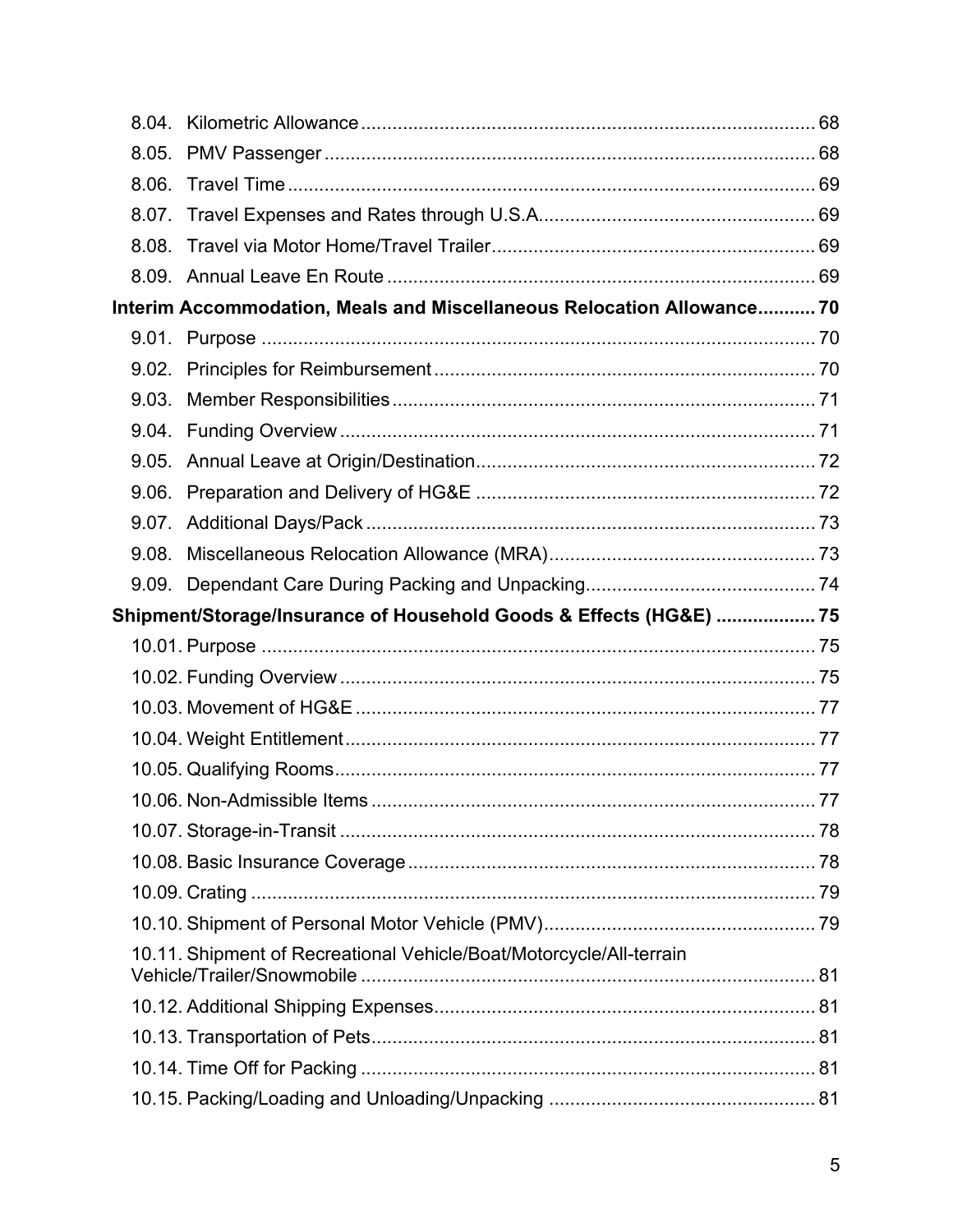8.04. Kilometric Allowance ........ 68

8.05. PMV Passenger ........ 68

8.06. Travel Time ........ 69

8.07. Travel Expenses and Rates through U.S.A. ........ 69

8.08. Travel via Motor Home/Travel Trailer ........ 69

8.09. Annual Leave En Route ........ 69

**Interim Accommodation, Meals and Miscellaneous Relocation Allowance ........ 70**

9.01. Purpose ........ 70

9.02. Principles for Reimbursement ........ 70

9.03. Member Responsibilities ........ 71

9.04. Funding Overview ........ 71

9.05. Annual Leave at Origin/Destination ........ 72

9.06. Preparation and Delivery of HG&E ........ 72

9.07. Additional Days/Pack ........ 73

9.08. Miscellaneous Relocation Allowance (MRA) ........ 73

9.09. Dependant Care During Packing and Unpacking ........ 74

**Shipment/Storage/Insurance of Household Goods & Effects (HG&E) ........ 75**

10.01. Purpose ........ 75

10.02. Funding Overview ........ 75

10.03. Movement of HG&E ........ 77

10.04. Weight Entitlement ........ 77

10.05. Qualifying Rooms ........ 77

10.06. Non-Admissible Items ........ 77

10.07. Storage-in-Transit ........ 78

10.08. Basic Insurance Coverage ........ 78

10.09. Crating ........ 79

10.10. Shipment of Personal Motor Vehicle (PMV) ........ 79

10.11. Shipment of Recreational Vehicle/Boat/Motorcycle/All-terrain Vehicle/Trailer/Snowmobile ........ 81

10.12. Additional Shipping Expenses ........ 81

10.13. Transportation of Pets ........ 81

10.14. Time Off for Packing ........ 81

10.15. Packing/Loading and Unloading/Unpacking ........ 81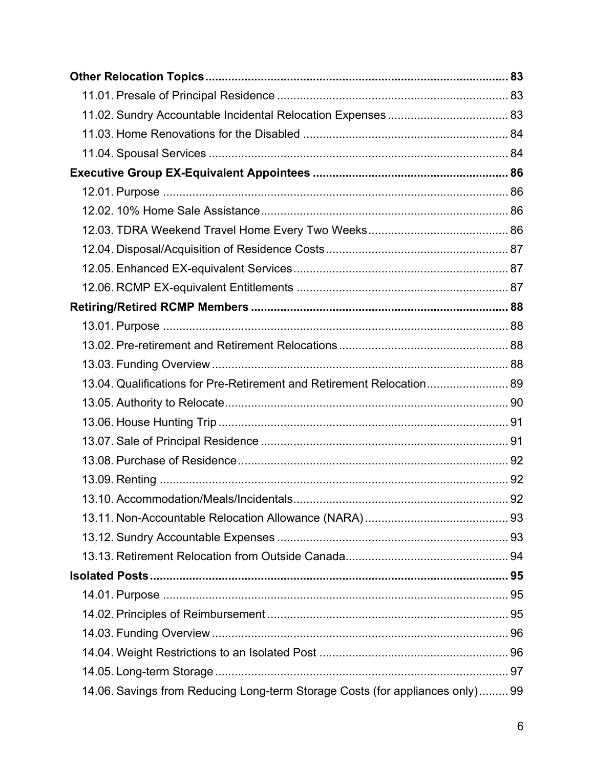**Other Relocation Topics** ... 83

- 11.01. Presale of Principal Residence ... 83
- 11.02. Sundry Accountable Incidental Relocation Expenses ... 83
- 11.03. Home Renovations for the Disabled ... 84
- 11.04. Spousal Services ... 84

**Executive Group EX-Equivalent Appointees** ... 86

- 12.01. Purpose ... 86
- 12.02. 10% Home Sale Assistance ... 86
- 12.03. TDRA Weekend Travel Home Every Two Weeks ... 86
- 12.04. Disposal/Acquisition of Residence Costs ... 87
- 12.05. Enhanced EX-equivalent Services ... 87
- 12.06. RCMP EX-equivalent Entitlements ... 87

**Retiring/Retired RCMP Members** ... 88

- 13.01. Purpose ... 88
- 13.02. Pre-retirement and Retirement Relocations ... 88
- 13.03. Funding Overview ... 88
- 13.04. Qualifications for Pre-Retirement and Retirement Relocation ... 89
- 13.05. Authority to Relocate ... 90
- 13.06. House Hunting Trip ... 91
- 13.07. Sale of Principal Residence ... 91
- 13.08. Purchase of Residence ... 92
- 13.09. Renting ... 92
- 13.10. Accommodation/Meals/Incidentals ... 92
- 13.11. Non-Accountable Relocation Allowance (NARA) ... 93
- 13.12. Sundry Accountable Expenses ... 93
- 13.13. Retirement Relocation from Outside Canada ... 94

**Isolated Posts** ... 95

- 14.01. Purpose ... 95
- 14.02. Principles of Reimbursement ... 95
- 14.03. Funding Overview ... 96
- 14.04. Weight Restrictions to an Isolated Post ... 96
- 14.05. Long-term Storage ... 97
- 14.06. Savings from Reducing Long-term Storage Costs (for appliances only) ... 99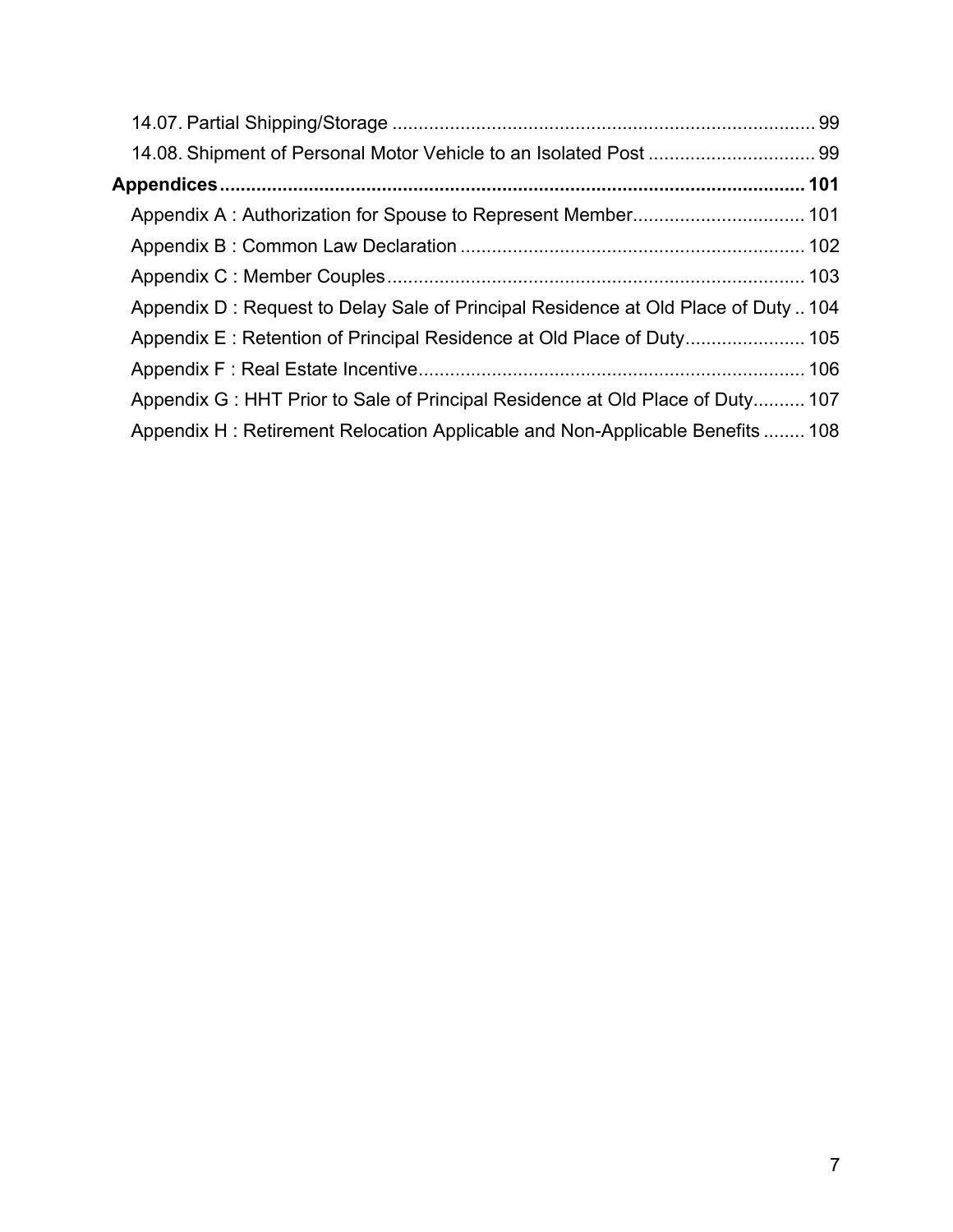14.07. Partial Shipping/Storage ..... 99

14.08. Shipment of Personal Motor Vehicle to an Isolated Post ..... 99

**Appendices ..... 101**

Appendix A : Authorization for Spouse to Represent Member ..... 101

Appendix B : Common Law Declaration ..... 102

Appendix C : Member Couples ..... 103

Appendix D : Request to Delay Sale of Principal Residence at Old Place of Duty ..... 104

Appendix E : Retention of Principal Residence at Old Place of Duty ..... 105

Appendix F : Real Estate Incentive ..... 106

Appendix G : HHT Prior to Sale of Principal Residence at Old Place of Duty ..... 107

Appendix H : Retirement Relocation Applicable and Non-Applicable Benefits ..... 108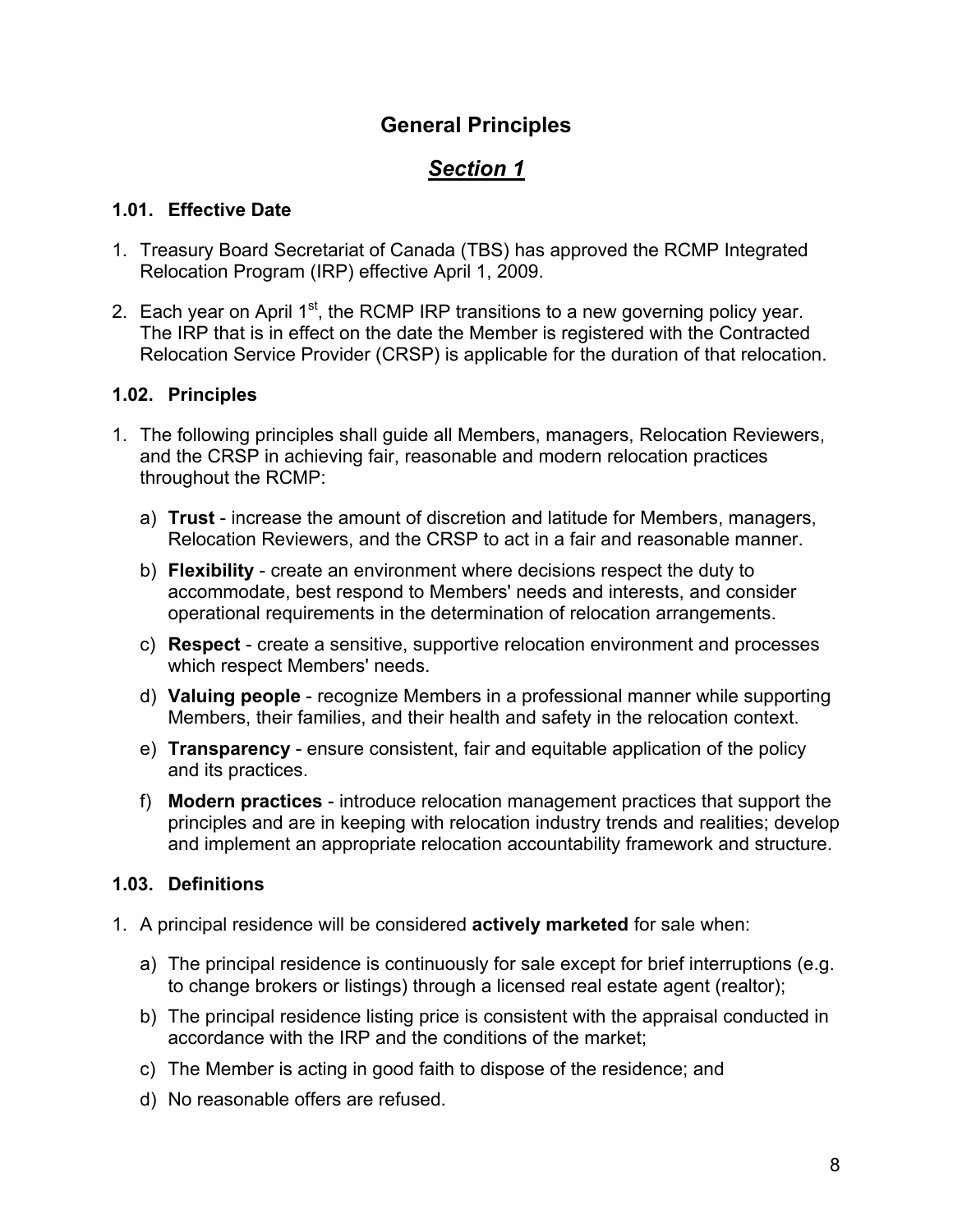# General Principles

## *Section 1*

### 1.01. Effective Date

1. Treasury Board Secretariat of Canada (TBS) has approved the RCMP Integrated Relocation Program (IRP) effective April 1, 2009.
2. Each year on April 1st, the RCMP IRP transitions to a new governing policy year. The IRP that is in effect on the date the Member is registered with the Contracted Relocation Service Provider (CRSP) is applicable for the duration of that relocation.

### 1.02. Principles

1. The following principles shall guide all Members, managers, Relocation Reviewers, and the CRSP in achieving fair, reasonable and modern relocation practices throughout the RCMP:

   a) **Trust** - increase the amount of discretion and latitude for Members, managers, Relocation Reviewers, and the CRSP to act in a fair and reasonable manner.

   b) **Flexibility** - create an environment where decisions respect the duty to accommodate, best respond to Members' needs and interests, and consider operational requirements in the determination of relocation arrangements.

   c) **Respect** - create a sensitive, supportive relocation environment and processes which respect Members' needs.

   d) **Valuing people** - recognize Members in a professional manner while supporting Members, their families, and their health and safety in the relocation context.

   e) **Transparency** - ensure consistent, fair and equitable application of the policy and its practices.

   f) **Modern practices** - introduce relocation management practices that support the principles and are in keeping with relocation industry trends and realities; develop and implement an appropriate relocation accountability framework and structure.

### 1.03. Definitions

1. A principal residence will be considered **actively marketed** for sale when:

   a) The principal residence is continuously for sale except for brief interruptions (e.g. to change brokers or listings) through a licensed real estate agent (realtor);

   b) The principal residence listing price is consistent with the appraisal conducted in accordance with the IRP and the conditions of the market;

   c) The Member is acting in good faith to dispose of the residence; and

   d) No reasonable offers are refused.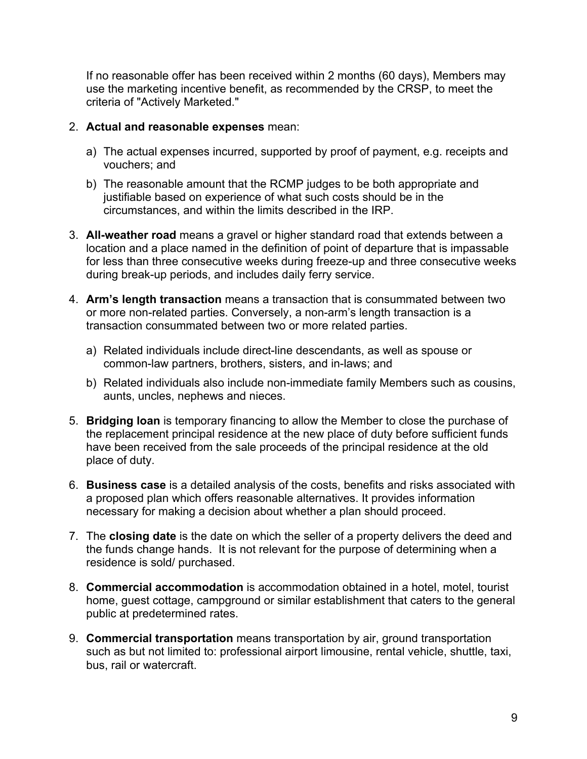If no reasonable offer has been received within 2 months (60 days), Members may use the marketing incentive benefit, as recommended by the CRSP, to meet the criteria of "Actively Marketed."

2. **Actual and reasonable expenses** mean:

   a) The actual expenses incurred, supported by proof of payment, e.g. receipts and vouchers; and

   b) The reasonable amount that the RCMP judges to be both appropriate and justifiable based on experience of what such costs should be in the circumstances, and within the limits described in the IRP.

3. **All-weather road** means a gravel or higher standard road that extends between a location and a place named in the definition of point of departure that is impassable for less than three consecutive weeks during freeze-up and three consecutive weeks during break-up periods, and includes daily ferry service.

4. **Arm's length transaction** means a transaction that is consummated between two or more non-related parties. Conversely, a non-arm's length transaction is a transaction consummated between two or more related parties.

   a) Related individuals include direct-line descendants, as well as spouse or common-law partners, brothers, sisters, and in-laws; and

   b) Related individuals also include non-immediate family Members such as cousins, aunts, uncles, nephews and nieces.

5. **Bridging loan** is temporary financing to allow the Member to close the purchase of the replacement principal residence at the new place of duty before sufficient funds have been received from the sale proceeds of the principal residence at the old place of duty.

6. **Business case** is a detailed analysis of the costs, benefits and risks associated with a proposed plan which offers reasonable alternatives. It provides information necessary for making a decision about whether a plan should proceed.

7. The **closing date** is the date on which the seller of a property delivers the deed and the funds change hands. It is not relevant for the purpose of determining when a residence is sold/ purchased.

8. **Commercial accommodation** is accommodation obtained in a hotel, motel, tourist home, guest cottage, campground or similar establishment that caters to the general public at predetermined rates.

9. **Commercial transportation** means transportation by air, ground transportation such as but not limited to: professional airport limousine, rental vehicle, shuttle, taxi, bus, rail or watercraft.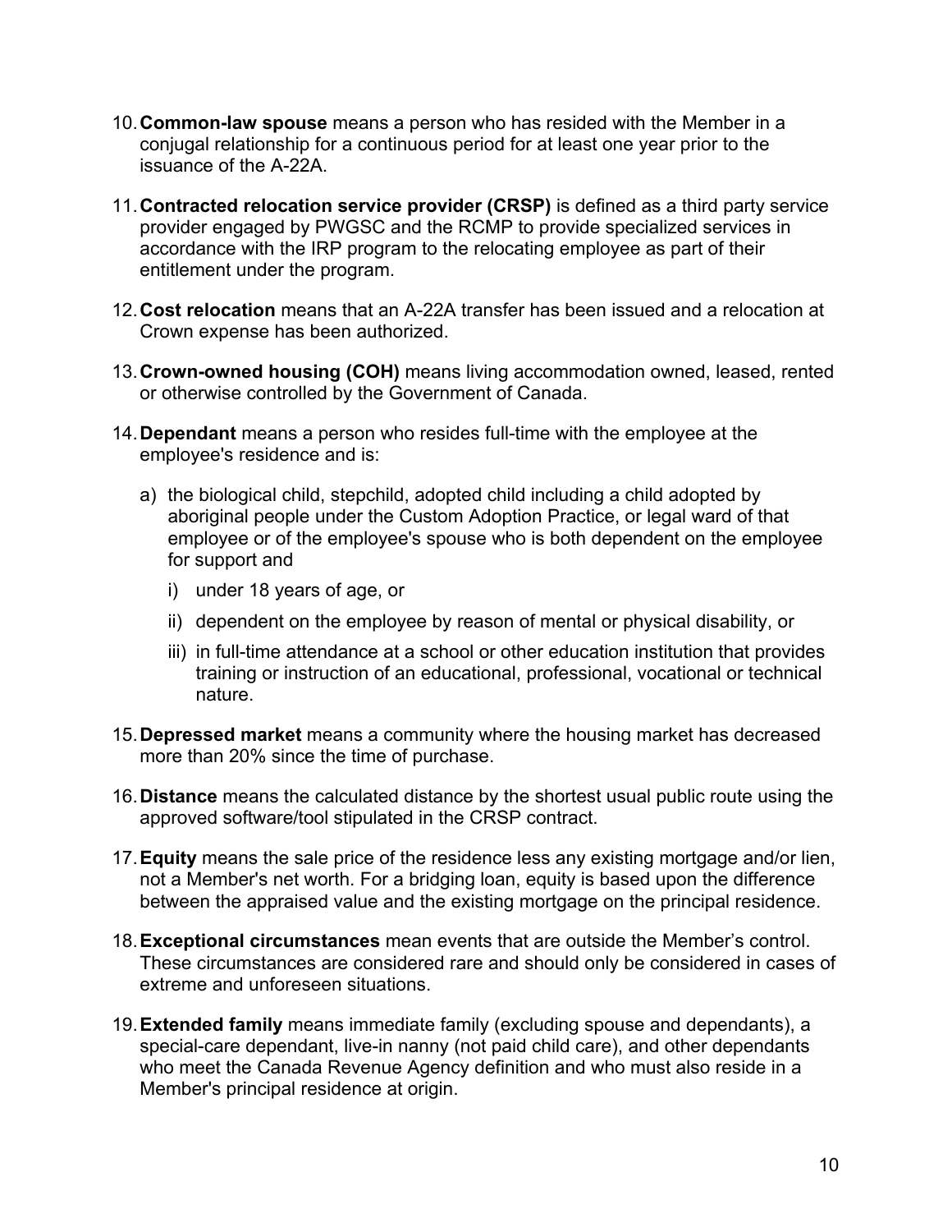10. **Common-law spouse** means a person who has resided with the Member in a conjugal relationship for a continuous period for at least one year prior to the issuance of the A-22A.

11. **Contracted relocation service provider (CRSP)** is defined as a third party service provider engaged by PWGSC and the RCMP to provide specialized services in accordance with the IRP program to the relocating employee as part of their entitlement under the program.

12. **Cost relocation** means that an A-22A transfer has been issued and a relocation at Crown expense has been authorized.

13. **Crown-owned housing (COH)** means living accommodation owned, leased, rented or otherwise controlled by the Government of Canada.

14. **Dependant** means a person who resides full-time with the employee at the employee's residence and is:

    a) the biological child, stepchild, adopted child including a child adopted by aboriginal people under the Custom Adoption Practice, or legal ward of that employee or of the employee's spouse who is both dependent on the employee for support and

       i) under 18 years of age, or

       ii) dependent on the employee by reason of mental or physical disability, or

       iii) in full-time attendance at a school or other education institution that provides training or instruction of an educational, professional, vocational or technical nature.

15. **Depressed market** means a community where the housing market has decreased more than 20% since the time of purchase.

16. **Distance** means the calculated distance by the shortest usual public route using the approved software/tool stipulated in the CRSP contract.

17. **Equity** means the sale price of the residence less any existing mortgage and/or lien, not a Member's net worth. For a bridging loan, equity is based upon the difference between the appraised value and the existing mortgage on the principal residence.

18. **Exceptional circumstances** mean events that are outside the Member's control. These circumstances are considered rare and should only be considered in cases of extreme and unforeseen situations.

19. **Extended family** means immediate family (excluding spouse and dependants), a special-care dependant, live-in nanny (not paid child care), and other dependants who meet the Canada Revenue Agency definition and who must also reside in a Member's principal residence at origin.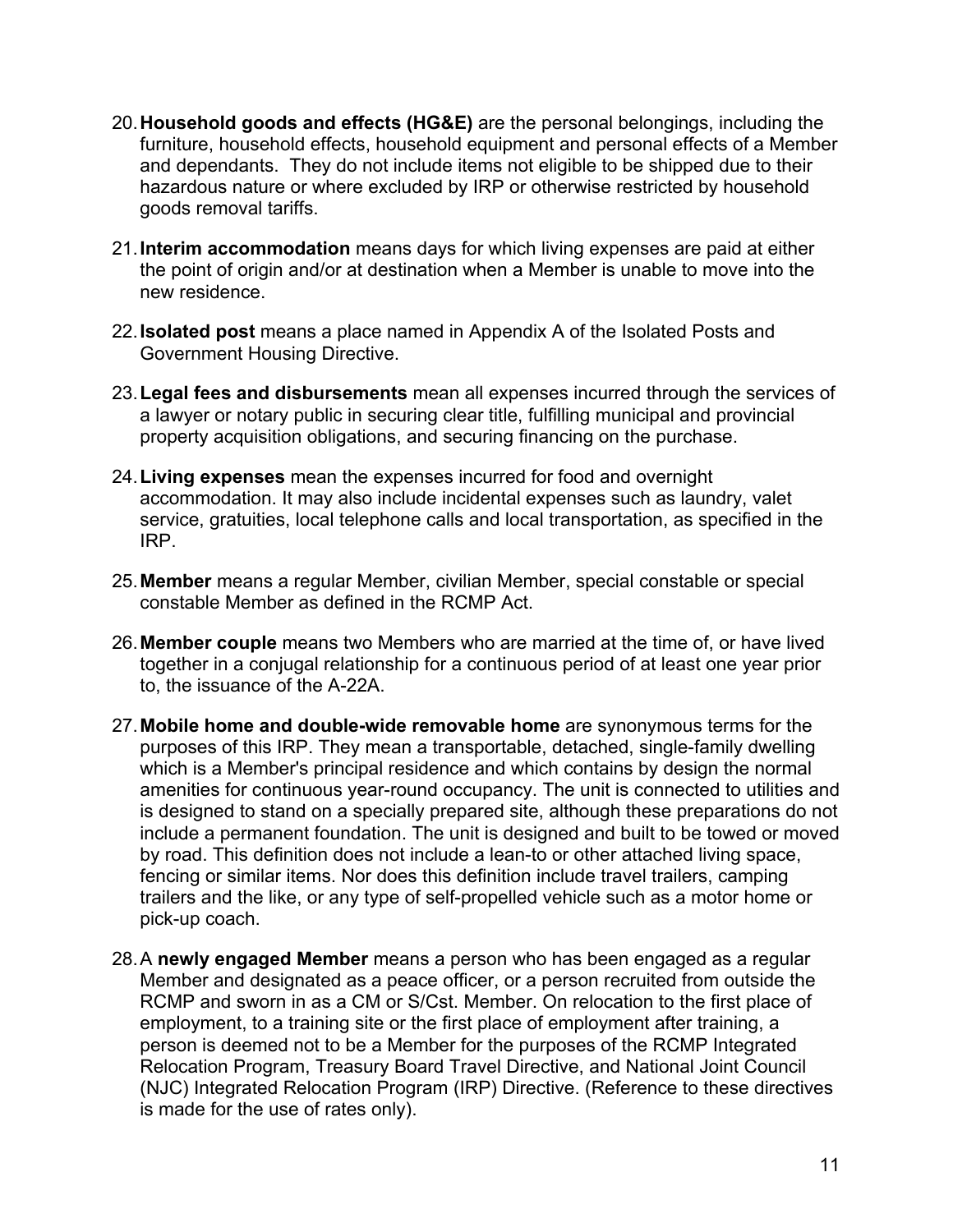20. **Household goods and effects (HG&E)** are the personal belongings, including the furniture, household effects, household equipment and personal effects of a Member and dependants. They do not include items not eligible to be shipped due to their hazardous nature or where excluded by IRP or otherwise restricted by household goods removal tariffs.

21. **Interim accommodation** means days for which living expenses are paid at either the point of origin and/or at destination when a Member is unable to move into the new residence.

22. **Isolated post** means a place named in Appendix A of the Isolated Posts and Government Housing Directive.

23. **Legal fees and disbursements** mean all expenses incurred through the services of a lawyer or notary public in securing clear title, fulfilling municipal and provincial property acquisition obligations, and securing financing on the purchase.

24. **Living expenses** mean the expenses incurred for food and overnight accommodation. It may also include incidental expenses such as laundry, valet service, gratuities, local telephone calls and local transportation, as specified in the IRP.

25. **Member** means a regular Member, civilian Member, special constable or special constable Member as defined in the RCMP Act.

26. **Member couple** means two Members who are married at the time of, or have lived together in a conjugal relationship for a continuous period of at least one year prior to, the issuance of the A-22A.

27. **Mobile home and double-wide removable home** are synonymous terms for the purposes of this IRP. They mean a transportable, detached, single-family dwelling which is a Member's principal residence and which contains by design the normal amenities for continuous year-round occupancy. The unit is connected to utilities and is designed to stand on a specially prepared site, although these preparations do not include a permanent foundation. The unit is designed and built to be towed or moved by road. This definition does not include a lean-to or other attached living space, fencing or similar items. Nor does this definition include travel trailers, camping trailers and the like, or any type of self-propelled vehicle such as a motor home or pick-up coach.

28. A **newly engaged Member** means a person who has been engaged as a regular Member and designated as a peace officer, or a person recruited from outside the RCMP and sworn in as a CM or S/Cst. Member. On relocation to the first place of employment, to a training site or the first place of employment after training, a person is deemed not to be a Member for the purposes of the RCMP Integrated Relocation Program, Treasury Board Travel Directive, and National Joint Council (NJC) Integrated Relocation Program (IRP) Directive. (Reference to these directives is made for the use of rates only).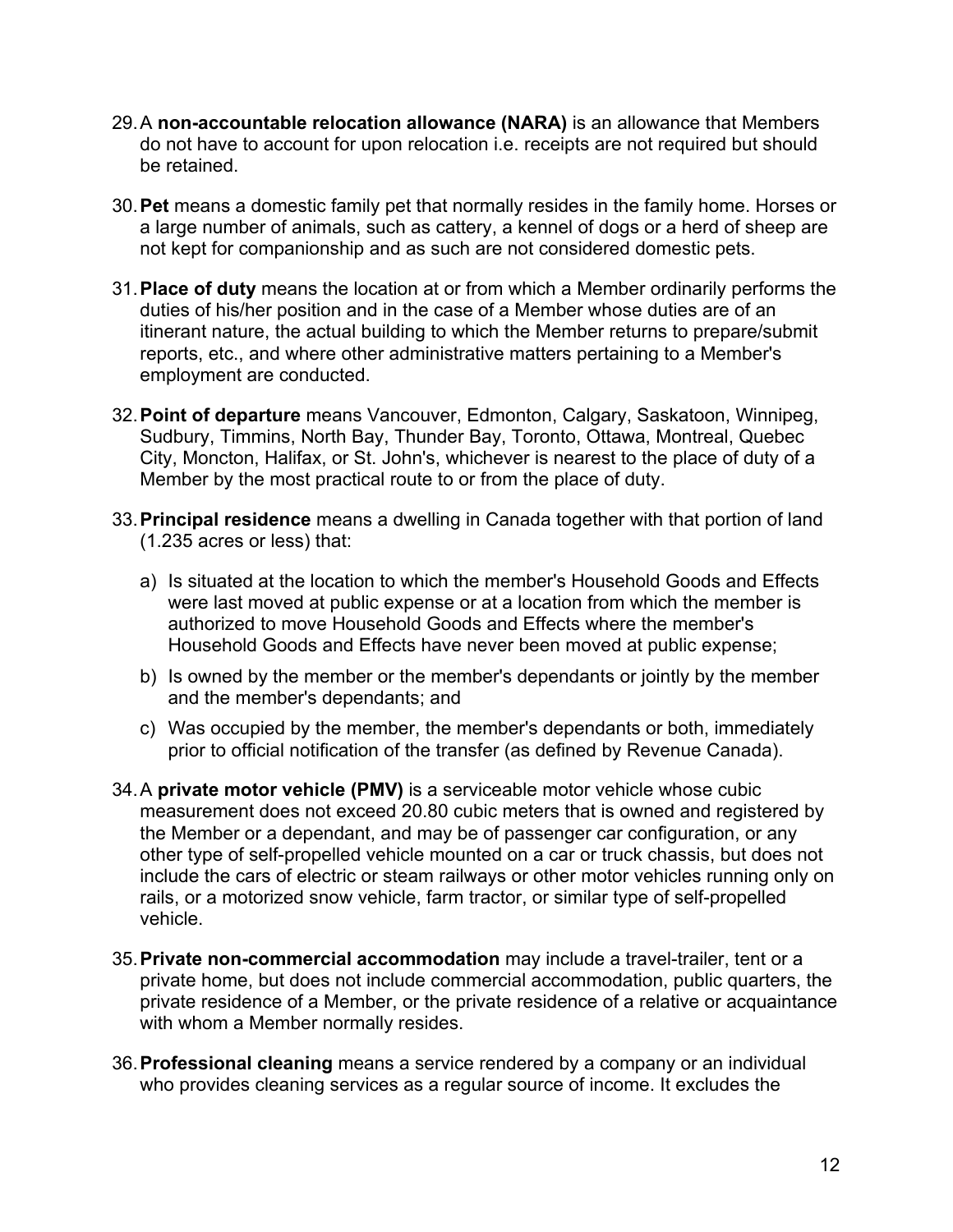29. A **non-accountable relocation allowance (NARA)** is an allowance that Members do not have to account for upon relocation i.e. receipts are not required but should be retained.

30. **Pet** means a domestic family pet that normally resides in the family home. Horses or a large number of animals, such as cattery, a kennel of dogs or a herd of sheep are not kept for companionship and as such are not considered domestic pets.

31. **Place of duty** means the location at or from which a Member ordinarily performs the duties of his/her position and in the case of a Member whose duties are of an itinerant nature, the actual building to which the Member returns to prepare/submit reports, etc., and where other administrative matters pertaining to a Member's employment are conducted.

32. **Point of departure** means Vancouver, Edmonton, Calgary, Saskatoon, Winnipeg, Sudbury, Timmins, North Bay, Thunder Bay, Toronto, Ottawa, Montreal, Quebec City, Moncton, Halifax, or St. John's, whichever is nearest to the place of duty of a Member by the most practical route to or from the place of duty.

33. **Principal residence** means a dwelling in Canada together with that portion of land (1.235 acres or less) that:

    a) Is situated at the location to which the member's Household Goods and Effects were last moved at public expense or at a location from which the member is authorized to move Household Goods and Effects where the member's Household Goods and Effects have never been moved at public expense;

    b) Is owned by the member or the member's dependants or jointly by the member and the member's dependants; and

    c) Was occupied by the member, the member's dependants or both, immediately prior to official notification of the transfer (as defined by Revenue Canada).

34. A **private motor vehicle (PMV)** is a serviceable motor vehicle whose cubic measurement does not exceed 20.80 cubic meters that is owned and registered by the Member or a dependant, and may be of passenger car configuration, or any other type of self-propelled vehicle mounted on a car or truck chassis, but does not include the cars of electric or steam railways or other motor vehicles running only on rails, or a motorized snow vehicle, farm tractor, or similar type of self-propelled vehicle.

35. **Private non-commercial accommodation** may include a travel-trailer, tent or a private home, but does not include commercial accommodation, public quarters, the private residence of a Member, or the private residence of a relative or acquaintance with whom a Member normally resides.

36. **Professional cleaning** means a service rendered by a company or an individual who provides cleaning services as a regular source of income. It excludes the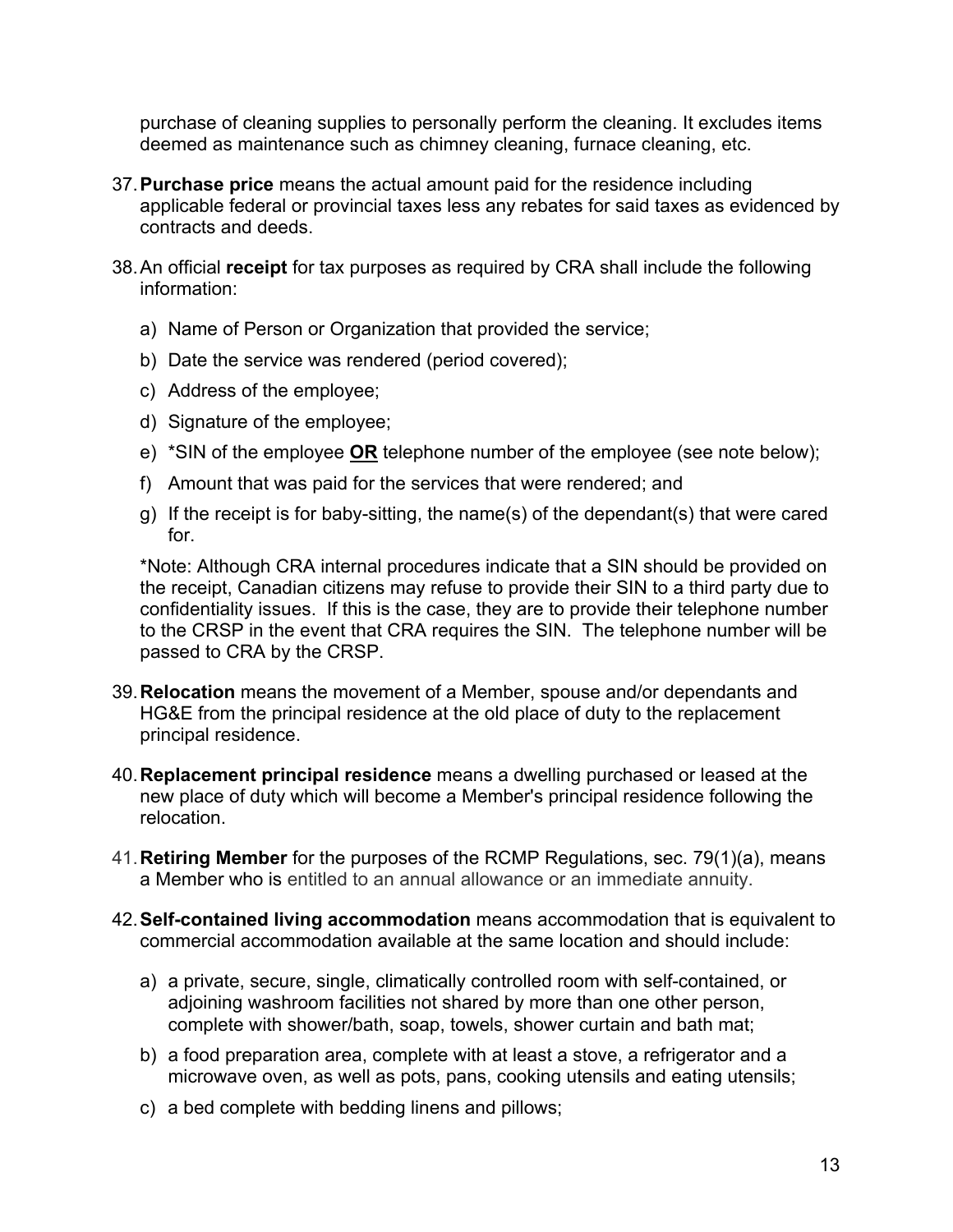purchase of cleaning supplies to personally perform the cleaning. It excludes items deemed as maintenance such as chimney cleaning, furnace cleaning, etc.

37. **Purchase price** means the actual amount paid for the residence including applicable federal or provincial taxes less any rebates for said taxes as evidenced by contracts and deeds.

38. An official **receipt** for tax purposes as required by CRA shall include the following information:

    a) Name of Person or Organization that provided the service;

    b) Date the service was rendered (period covered);

    c) Address of the employee;

    d) Signature of the employee;

    e) *SIN of the employee <u>**OR**</u> telephone number of the employee (see note below);

    f) Amount that was paid for the services that were rendered; and

    g) If the receipt is for baby-sitting, the name(s) of the dependant(s) that were cared for.

    *Note: Although CRA internal procedures indicate that a SIN should be provided on the receipt, Canadian citizens may refuse to provide their SIN to a third party due to confidentiality issues. If this is the case, they are to provide their telephone number to the CRSP in the event that CRA requires the SIN. The telephone number will be passed to CRA by the CRSP.

39. **Relocation** means the movement of a Member, spouse and/or dependants and HG&E from the principal residence at the old place of duty to the replacement principal residence.

40. **Replacement principal residence** means a dwelling purchased or leased at the new place of duty which will become a Member's principal residence following the relocation.

41. **Retiring Member** for the purposes of the RCMP Regulations, sec. 79(1)(a), means a Member who is entitled to an annual allowance or an immediate annuity.

42. **Self-contained living accommodation** means accommodation that is equivalent to commercial accommodation available at the same location and should include:

    a) a private, secure, single, climatically controlled room with self-contained, or adjoining washroom facilities not shared by more than one other person, complete with shower/bath, soap, towels, shower curtain and bath mat;

    b) a food preparation area, complete with at least a stove, a refrigerator and a microwave oven, as well as pots, pans, cooking utensils and eating utensils;

    c) a bed complete with bedding linens and pillows;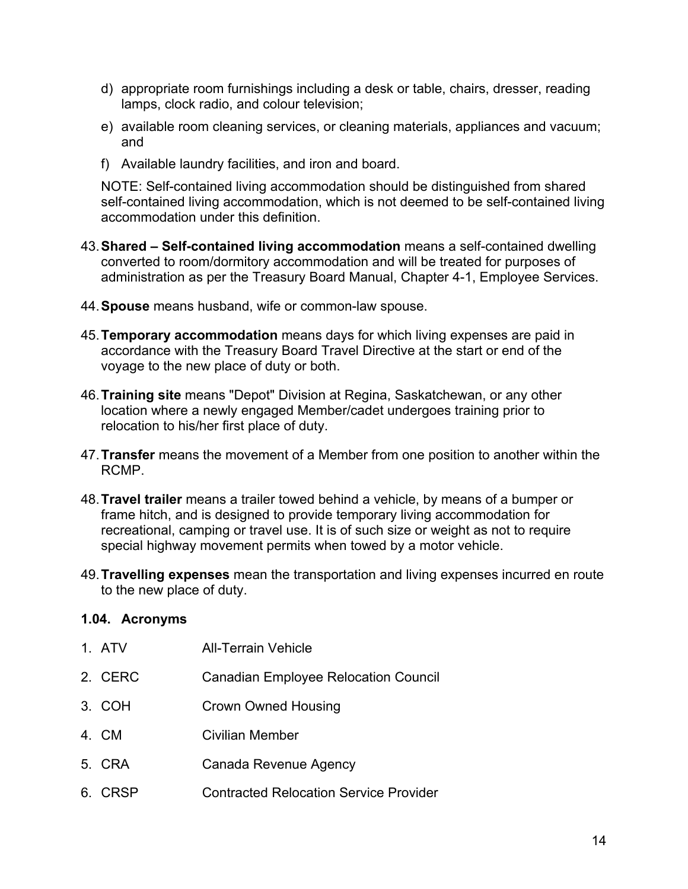d) appropriate room furnishings including a desk or table, chairs, dresser, reading lamps, clock radio, and colour television;

e) available room cleaning services, or cleaning materials, appliances and vacuum; and

f) Available laundry facilities, and iron and board.

NOTE: Self-contained living accommodation should be distinguished from shared self-contained living accommodation, which is not deemed to be self-contained living accommodation under this definition.

43. **Shared – Self-contained living accommodation** means a self-contained dwelling converted to room/dormitory accommodation and will be treated for purposes of administration as per the Treasury Board Manual, Chapter 4-1, Employee Services.

44. **Spouse** means husband, wife or common-law spouse.

45. **Temporary accommodation** means days for which living expenses are paid in accordance with the Treasury Board Travel Directive at the start or end of the voyage to the new place of duty or both.

46. **Training site** means "Depot" Division at Regina, Saskatchewan, or any other location where a newly engaged Member/cadet undergoes training prior to relocation to his/her first place of duty.

47. **Transfer** means the movement of a Member from one position to another within the RCMP.

48. **Travel trailer** means a trailer towed behind a vehicle, by means of a bumper or frame hitch, and is designed to provide temporary living accommodation for recreational, camping or travel use. It is of such size or weight as not to require special highway movement permits when towed by a motor vehicle.

49. **Travelling expenses** mean the transportation and living expenses incurred en route to the new place of duty.

### 1.04. Acronyms

1. ATV — All-Terrain Vehicle
2. CERC — Canadian Employee Relocation Council
3. COH — Crown Owned Housing
4. CM — Civilian Member
5. CRA — Canada Revenue Agency
6. CRSP — Contracted Relocation Service Provider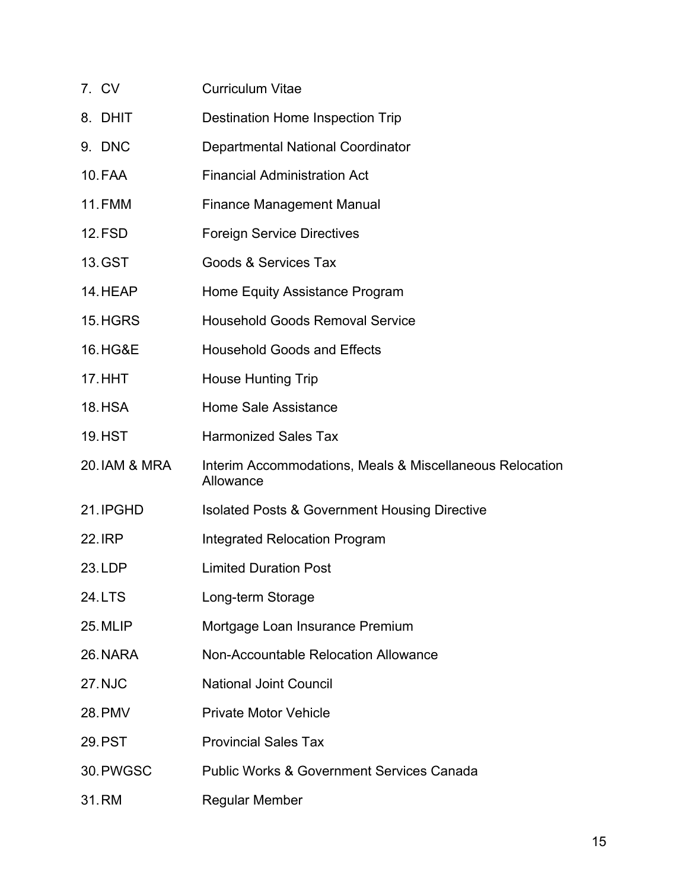7. CV Curriculum Vitae
8. DHIT Destination Home Inspection Trip
9. DNC Departmental National Coordinator
10. FAA Financial Administration Act
11. FMM Finance Management Manual
12. FSD Foreign Service Directives
13. GST Goods & Services Tax
14. HEAP Home Equity Assistance Program
15. HGRS Household Goods Removal Service
16. HG&E Household Goods and Effects
17. HHT House Hunting Trip
18. HSA Home Sale Assistance
19. HST Harmonized Sales Tax
20. IAM & MRA Interim Accommodations, Meals & Miscellaneous Relocation Allowance
21. IPGHD Isolated Posts & Government Housing Directive
22. IRP Integrated Relocation Program
23. LDP Limited Duration Post
24. LTS Long-term Storage
25. MLIP Mortgage Loan Insurance Premium
26. NARA Non-Accountable Relocation Allowance
27. NJC National Joint Council
28. PMV Private Motor Vehicle
29. PST Provincial Sales Tax
30. PWGSC Public Works & Government Services Canada
31. RM Regular Member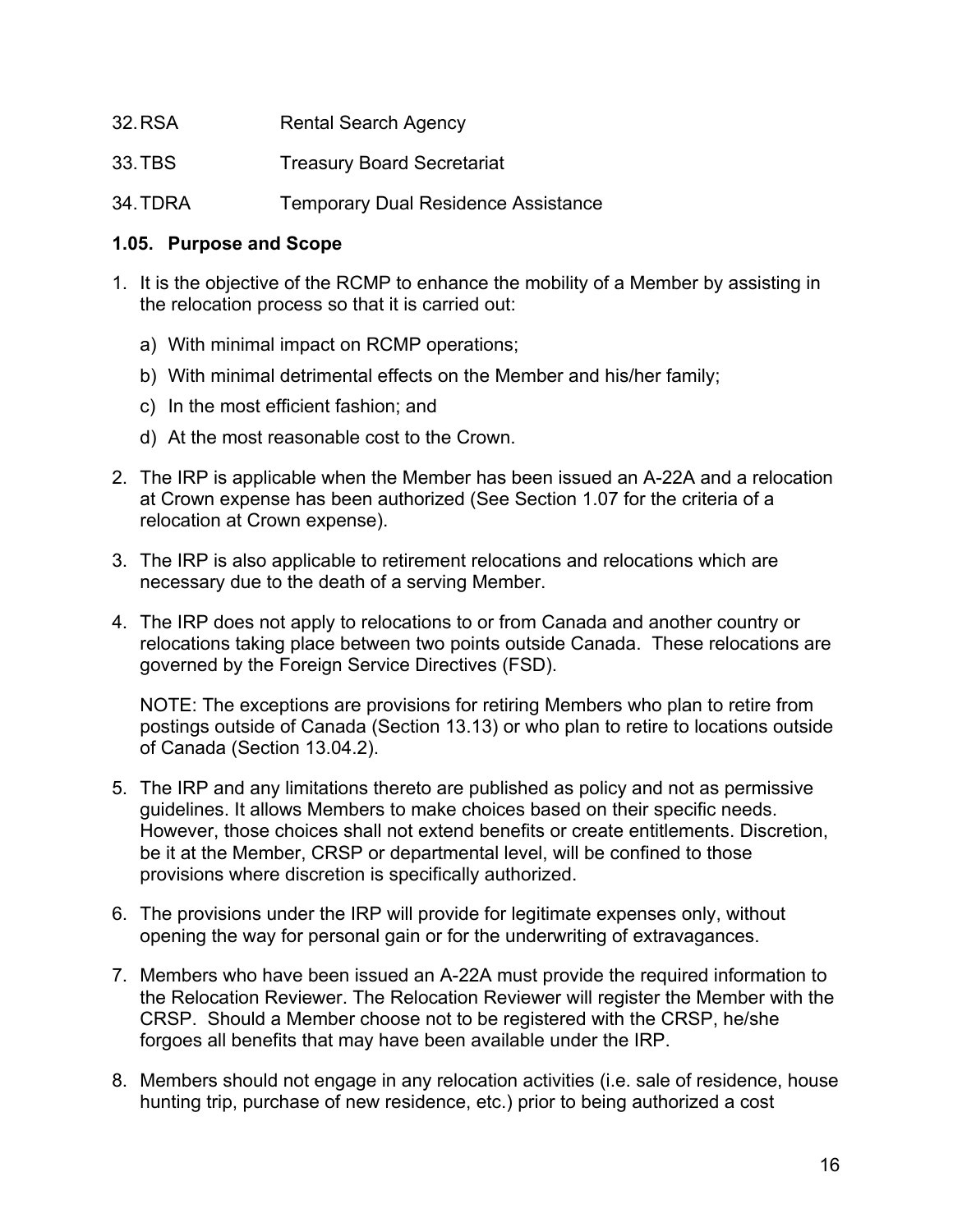32. RSA Rental Search Agency

33. TBS Treasury Board Secretariat

34. TDRA Temporary Dual Residence Assistance

### 1.05. Purpose and Scope

1. It is the objective of the RCMP to enhance the mobility of a Member by assisting in the relocation process so that it is carried out:

   a) With minimal impact on RCMP operations;

   b) With minimal detrimental effects on the Member and his/her family;

   c) In the most efficient fashion; and

   d) At the most reasonable cost to the Crown.

2. The IRP is applicable when the Member has been issued an A-22A and a relocation at Crown expense has been authorized (See Section 1.07 for the criteria of a relocation at Crown expense).

3. The IRP is also applicable to retirement relocations and relocations which are necessary due to the death of a serving Member.

4. The IRP does not apply to relocations to or from Canada and another country or relocations taking place between two points outside Canada. These relocations are governed by the Foreign Service Directives (FSD).

   NOTE: The exceptions are provisions for retiring Members who plan to retire from postings outside of Canada (Section 13.13) or who plan to retire to locations outside of Canada (Section 13.04.2).

5. The IRP and any limitations thereto are published as policy and not as permissive guidelines. It allows Members to make choices based on their specific needs. However, those choices shall not extend benefits or create entitlements. Discretion, be it at the Member, CRSP or departmental level, will be confined to those provisions where discretion is specifically authorized.

6. The provisions under the IRP will provide for legitimate expenses only, without opening the way for personal gain or for the underwriting of extravagances.

7. Members who have been issued an A-22A must provide the required information to the Relocation Reviewer. The Relocation Reviewer will register the Member with the CRSP. Should a Member choose not to be registered with the CRSP, he/she forgoes all benefits that may have been available under the IRP.

8. Members should not engage in any relocation activities (i.e. sale of residence, house hunting trip, purchase of new residence, etc.) prior to being authorized a cost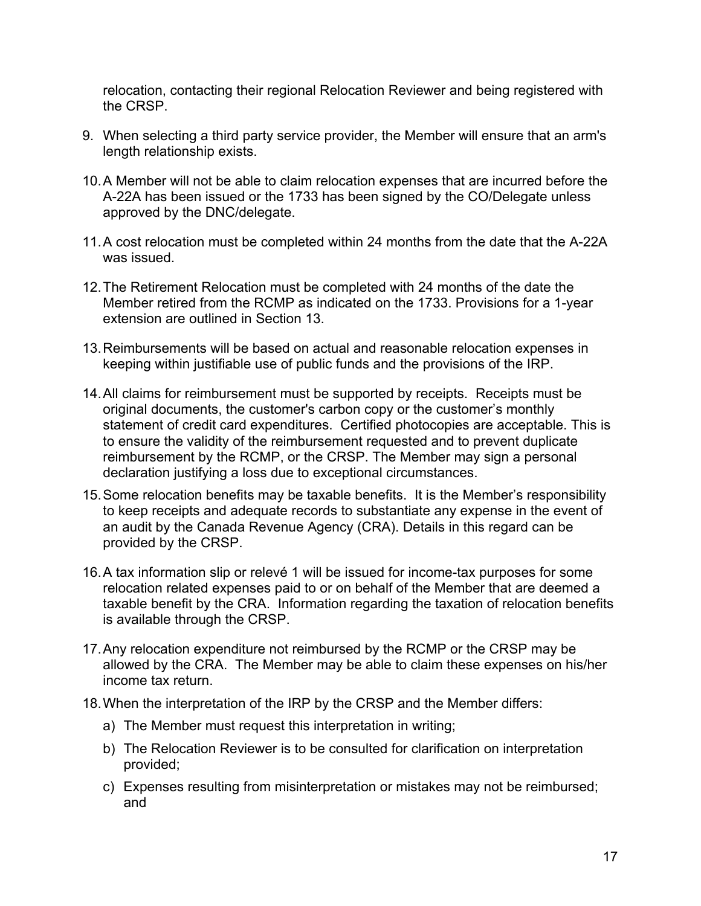relocation, contacting their regional Relocation Reviewer and being registered with the CRSP.

9. When selecting a third party service provider, the Member will ensure that an arm's length relationship exists.

10. A Member will not be able to claim relocation expenses that are incurred before the A-22A has been issued or the 1733 has been signed by the CO/Delegate unless approved by the DNC/delegate.

11. A cost relocation must be completed within 24 months from the date that the A-22A was issued.

12. The Retirement Relocation must be completed with 24 months of the date the Member retired from the RCMP as indicated on the 1733. Provisions for a 1-year extension are outlined in Section 13.

13. Reimbursements will be based on actual and reasonable relocation expenses in keeping within justifiable use of public funds and the provisions of the IRP.

14. All claims for reimbursement must be supported by receipts. Receipts must be original documents, the customer's carbon copy or the customer's monthly statement of credit card expenditures. Certified photocopies are acceptable. This is to ensure the validity of the reimbursement requested and to prevent duplicate reimbursement by the RCMP, or the CRSP. The Member may sign a personal declaration justifying a loss due to exceptional circumstances.

15. Some relocation benefits may be taxable benefits. It is the Member's responsibility to keep receipts and adequate records to substantiate any expense in the event of an audit by the Canada Revenue Agency (CRA). Details in this regard can be provided by the CRSP.

16. A tax information slip or relevé 1 will be issued for income-tax purposes for some relocation related expenses paid to or on behalf of the Member that are deemed a taxable benefit by the CRA. Information regarding the taxation of relocation benefits is available through the CRSP.

17. Any relocation expenditure not reimbursed by the RCMP or the CRSP may be allowed by the CRA. The Member may be able to claim these expenses on his/her income tax return.

18. When the interpretation of the IRP by the CRSP and the Member differs:

    a) The Member must request this interpretation in writing;

    b) The Relocation Reviewer is to be consulted for clarification on interpretation provided;

    c) Expenses resulting from misinterpretation or mistakes may not be reimbursed; and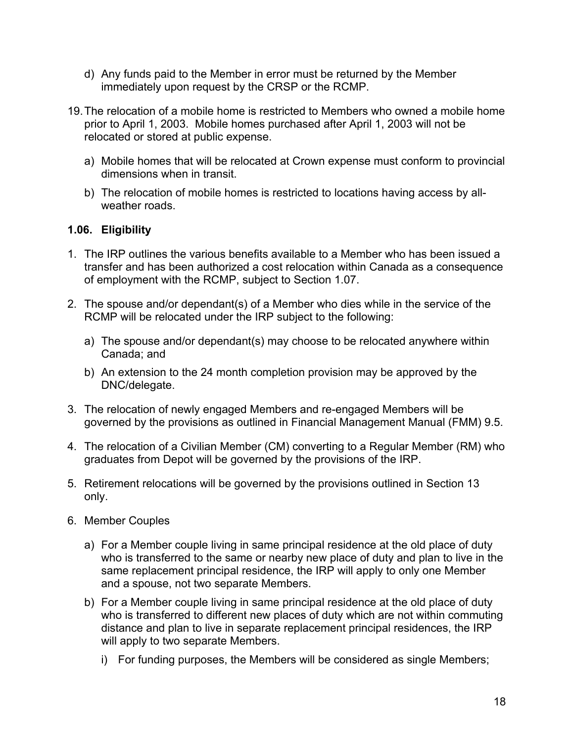d) Any funds paid to the Member in error must be returned by the Member immediately upon request by the CRSP or the RCMP.

19. The relocation of a mobile home is restricted to Members who owned a mobile home prior to April 1, 2003. Mobile homes purchased after April 1, 2003 will not be relocated or stored at public expense.

    a) Mobile homes that will be relocated at Crown expense must conform to provincial dimensions when in transit.

    b) The relocation of mobile homes is restricted to locations having access by all-weather roads.

### 1.06. Eligibility

1. The IRP outlines the various benefits available to a Member who has been issued a transfer and has been authorized a cost relocation within Canada as a consequence of employment with the RCMP, subject to Section 1.07.

2. The spouse and/or dependant(s) of a Member who dies while in the service of the RCMP will be relocated under the IRP subject to the following:

    a) The spouse and/or dependant(s) may choose to be relocated anywhere within Canada; and

    b) An extension to the 24 month completion provision may be approved by the DNC/delegate.

3. The relocation of newly engaged Members and re-engaged Members will be governed by the provisions as outlined in Financial Management Manual (FMM) 9.5.

4. The relocation of a Civilian Member (CM) converting to a Regular Member (RM) who graduates from Depot will be governed by the provisions of the IRP.

5. Retirement relocations will be governed by the provisions outlined in Section 13 only.

6. Member Couples

    a) For a Member couple living in same principal residence at the old place of duty who is transferred to the same or nearby new place of duty and plan to live in the same replacement principal residence, the IRP will apply to only one Member and a spouse, not two separate Members.

    b) For a Member couple living in same principal residence at the old place of duty who is transferred to different new places of duty which are not within commuting distance and plan to live in separate replacement principal residences, the IRP will apply to two separate Members.

        i) For funding purposes, the Members will be considered as single Members;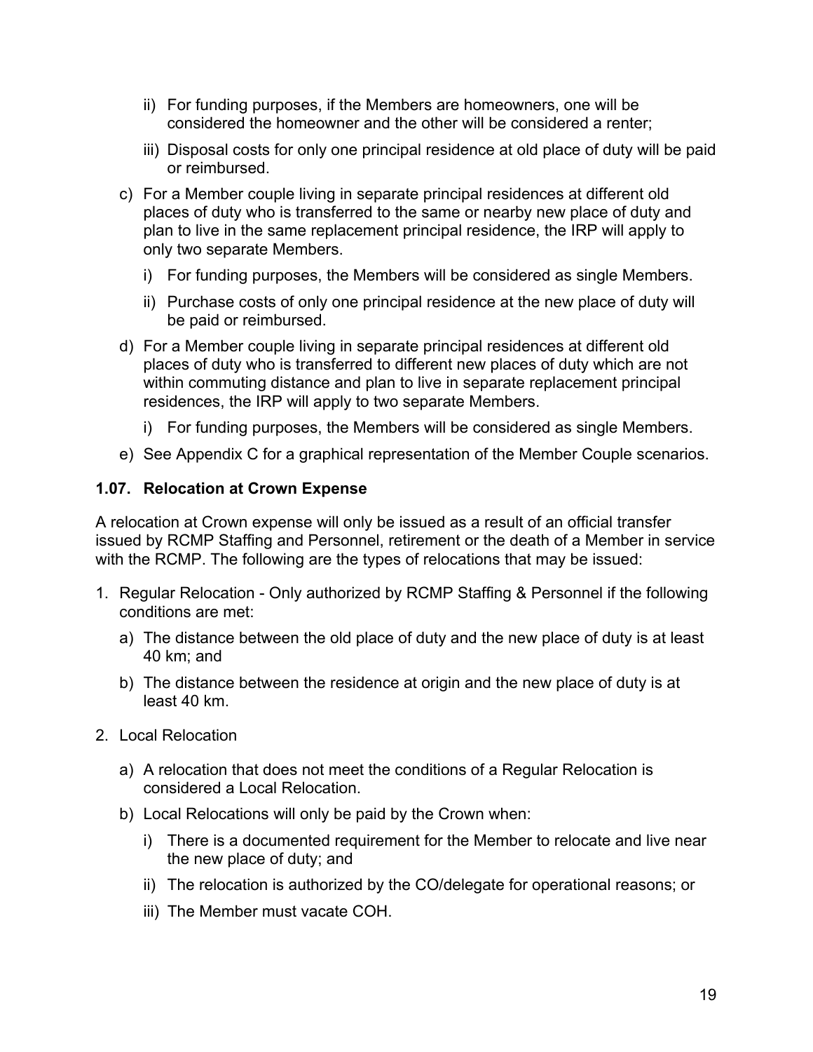- ii) For funding purposes, if the Members are homeowners, one will be considered the homeowner and the other will be considered a renter;
   - iii) Disposal costs for only one principal residence at old place of duty will be paid or reimbursed.

- c) For a Member couple living in separate principal residences at different old places of duty who is transferred to the same or nearby new place of duty and plan to live in the same replacement principal residence, the IRP will apply to only two separate Members.
   - i) For funding purposes, the Members will be considered as single Members.
   - ii) Purchase costs of only one principal residence at the new place of duty will be paid or reimbursed.
- d) For a Member couple living in separate principal residences at different old places of duty who is transferred to different new places of duty which are not within commuting distance and plan to live in separate replacement principal residences, the IRP will apply to two separate Members.
   - i) For funding purposes, the Members will be considered as single Members.
- e) See Appendix C for a graphical representation of the Member Couple scenarios.

**1.07. Relocation at Crown Expense**

A relocation at Crown expense will only be issued as a result of an official transfer issued by RCMP Staffing and Personnel, retirement or the death of a Member in service with the RCMP. The following are the types of relocations that may be issued:

1. Regular Relocation - Only authorized by RCMP Staffing & Personnel if the following conditions are met:
   - a) The distance between the old place of duty and the new place of duty is at least 40 km; and
   - b) The distance between the residence at origin and the new place of duty is at least 40 km.
2. Local Relocation
   - a) A relocation that does not meet the conditions of a Regular Relocation is considered a Local Relocation.
   - b) Local Relocations will only be paid by the Crown when:
      - i) There is a documented requirement for the Member to relocate and live near the new place of duty; and
      - ii) The relocation is authorized by the CO/delegate for operational reasons; or
      - iii) The Member must vacate COH.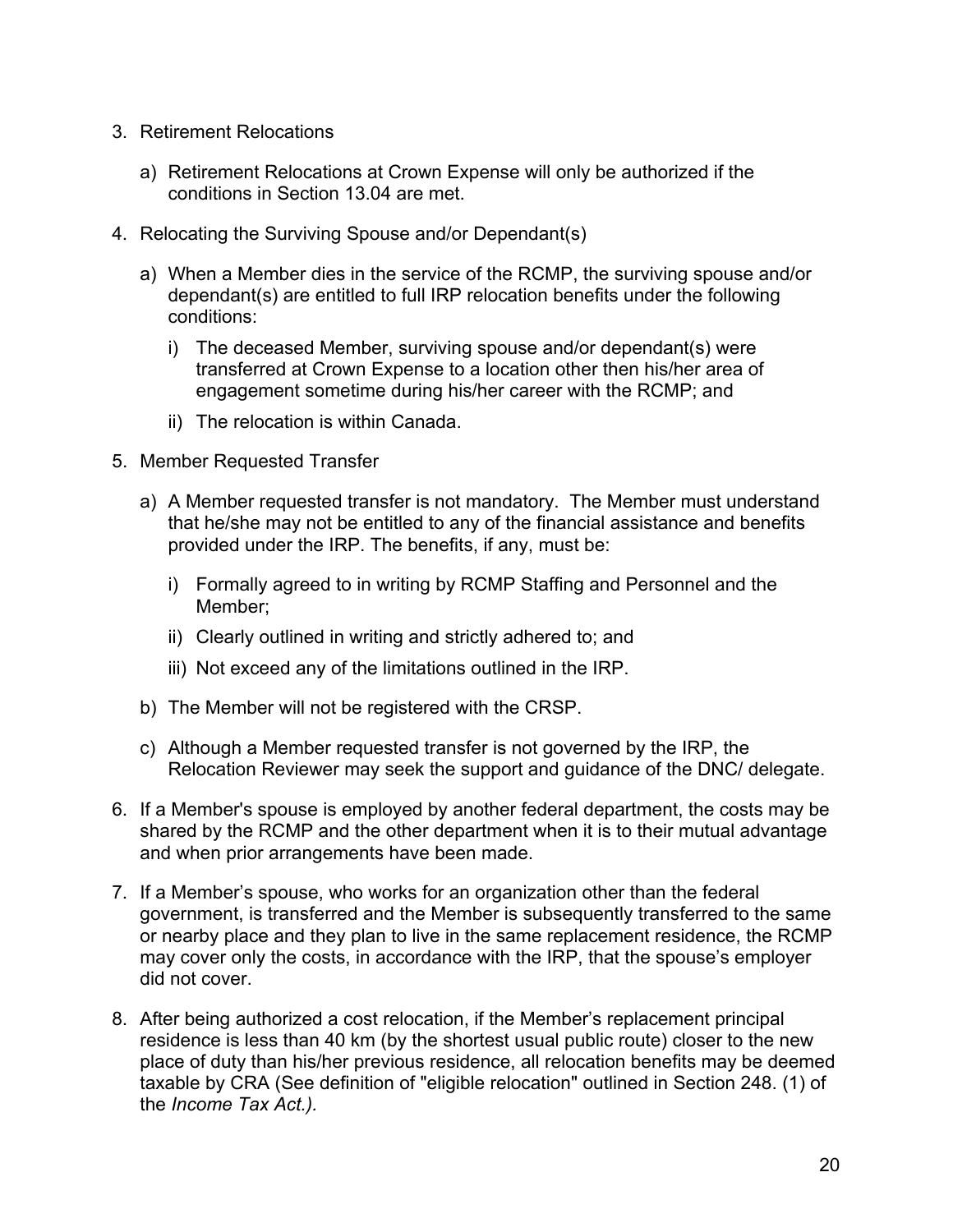3. Retirement Relocations

   a) Retirement Relocations at Crown Expense will only be authorized if the conditions in Section 13.04 are met.

4. Relocating the Surviving Spouse and/or Dependant(s)

   a) When a Member dies in the service of the RCMP, the surviving spouse and/or dependant(s) are entitled to full IRP relocation benefits under the following conditions:

      i) The deceased Member, surviving spouse and/or dependant(s) were transferred at Crown Expense to a location other then his/her area of engagement sometime during his/her career with the RCMP; and

      ii) The relocation is within Canada.

5. Member Requested Transfer

   a) A Member requested transfer is not mandatory. The Member must understand that he/she may not be entitled to any of the financial assistance and benefits provided under the IRP. The benefits, if any, must be:

      i) Formally agreed to in writing by RCMP Staffing and Personnel and the Member;

      ii) Clearly outlined in writing and strictly adhered to; and

      iii) Not exceed any of the limitations outlined in the IRP.

   b) The Member will not be registered with the CRSP.

   c) Although a Member requested transfer is not governed by the IRP, the Relocation Reviewer may seek the support and guidance of the DNC/ delegate.

6. If a Member's spouse is employed by another federal department, the costs may be shared by the RCMP and the other department when it is to their mutual advantage and when prior arrangements have been made.

7. If a Member's spouse, who works for an organization other than the federal government, is transferred and the Member is subsequently transferred to the same or nearby place and they plan to live in the same replacement residence, the RCMP may cover only the costs, in accordance with the IRP, that the spouse's employer did not cover.

8. After being authorized a cost relocation, if the Member's replacement principal residence is less than 40 km (by the shortest usual public route) closer to the new place of duty than his/her previous residence, all relocation benefits may be deemed taxable by CRA (See definition of "eligible relocation" outlined in Section 248. (1) of the *Income Tax Act.).*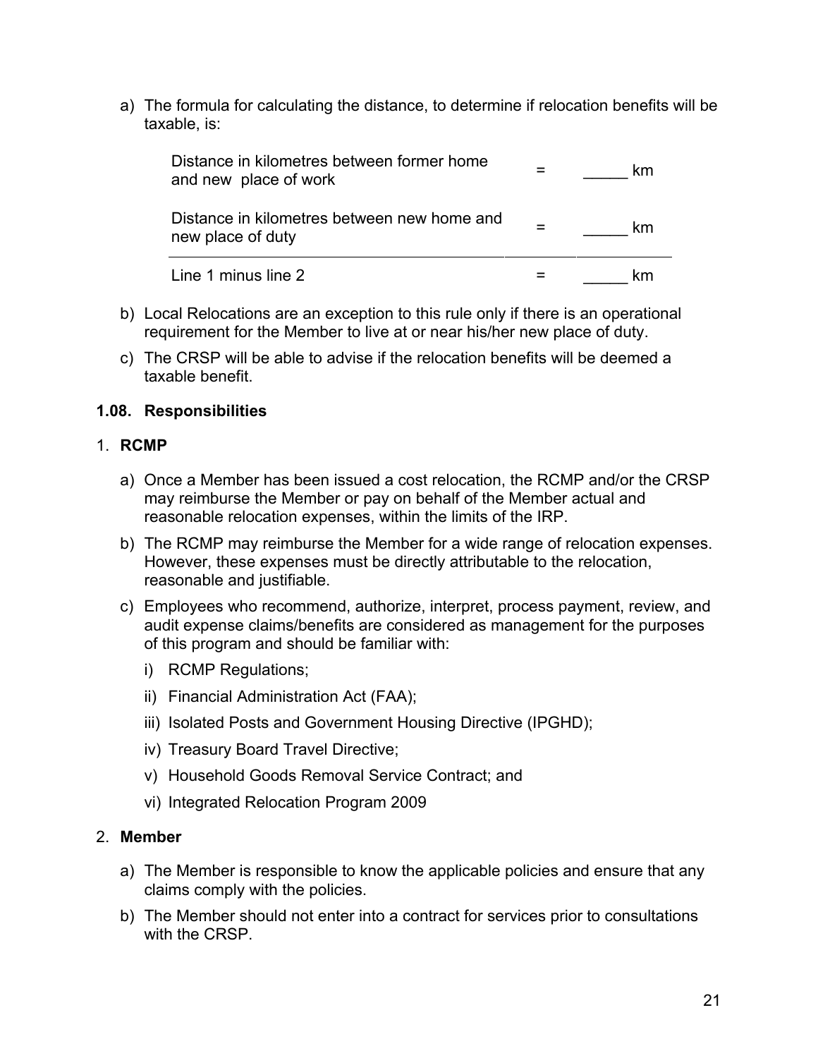a) The formula for calculating the distance, to determine if relocation benefits will be taxable, is:

| | | |
|---|---|---|
| Distance in kilometres between former home and new place of work | = | _____ km |
| Distance in kilometres between new home and new place of duty | = | _____ km |
| Line 1 minus line 2 | = | _____ km |

b) Local Relocations are an exception to this rule only if there is an operational requirement for the Member to live at or near his/her new place of duty.

c) The CRSP will be able to advise if the relocation benefits will be deemed a taxable benefit.

### 1.08. Responsibilities

1. **RCMP**

   a) Once a Member has been issued a cost relocation, the RCMP and/or the CRSP may reimburse the Member or pay on behalf of the Member actual and reasonable relocation expenses, within the limits of the IRP.

   b) The RCMP may reimburse the Member for a wide range of relocation expenses. However, these expenses must be directly attributable to the relocation, reasonable and justifiable.

   c) Employees who recommend, authorize, interpret, process payment, review, and audit expense claims/benefits are considered as management for the purposes of this program and should be familiar with:

      i) RCMP Regulations;

      ii) Financial Administration Act (FAA);

      iii) Isolated Posts and Government Housing Directive (IPGHD);

      iv) Treasury Board Travel Directive;

      v) Household Goods Removal Service Contract; and

      vi) Integrated Relocation Program 2009

2. **Member**

   a) The Member is responsible to know the applicable policies and ensure that any claims comply with the policies.

   b) The Member should not enter into a contract for services prior to consultations with the CRSP.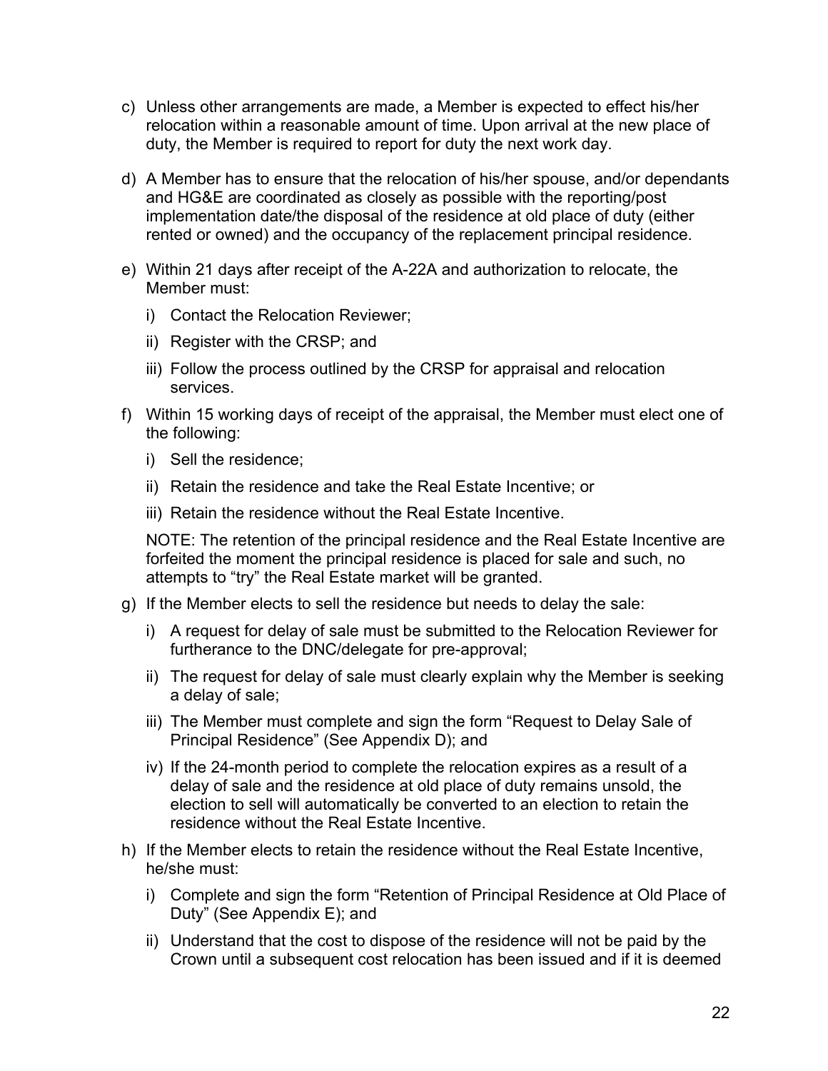c) Unless other arrangements are made, a Member is expected to effect his/her relocation within a reasonable amount of time. Upon arrival at the new place of duty, the Member is required to report for duty the next work day.

d) A Member has to ensure that the relocation of his/her spouse, and/or dependants and HG&E are coordinated as closely as possible with the reporting/post implementation date/the disposal of the residence at old place of duty (either rented or owned) and the occupancy of the replacement principal residence.

e) Within 21 days after receipt of the A-22A and authorization to relocate, the Member must:

   i) Contact the Relocation Reviewer;

   ii) Register with the CRSP; and

   iii) Follow the process outlined by the CRSP for appraisal and relocation services.

f) Within 15 working days of receipt of the appraisal, the Member must elect one of the following:

   i) Sell the residence;

   ii) Retain the residence and take the Real Estate Incentive; or

   iii) Retain the residence without the Real Estate Incentive.

   NOTE: The retention of the principal residence and the Real Estate Incentive are forfeited the moment the principal residence is placed for sale and such, no attempts to "try" the Real Estate market will be granted.

g) If the Member elects to sell the residence but needs to delay the sale:

   i) A request for delay of sale must be submitted to the Relocation Reviewer for furtherance to the DNC/delegate for pre-approval;

   ii) The request for delay of sale must clearly explain why the Member is seeking a delay of sale;

   iii) The Member must complete and sign the form "Request to Delay Sale of Principal Residence" (See Appendix D); and

   iv) If the 24-month period to complete the relocation expires as a result of a delay of sale and the residence at old place of duty remains unsold, the election to sell will automatically be converted to an election to retain the residence without the Real Estate Incentive.

h) If the Member elects to retain the residence without the Real Estate Incentive, he/she must:

   i) Complete and sign the form "Retention of Principal Residence at Old Place of Duty" (See Appendix E); and

   ii) Understand that the cost to dispose of the residence will not be paid by the Crown until a subsequent cost relocation has been issued and if it is deemed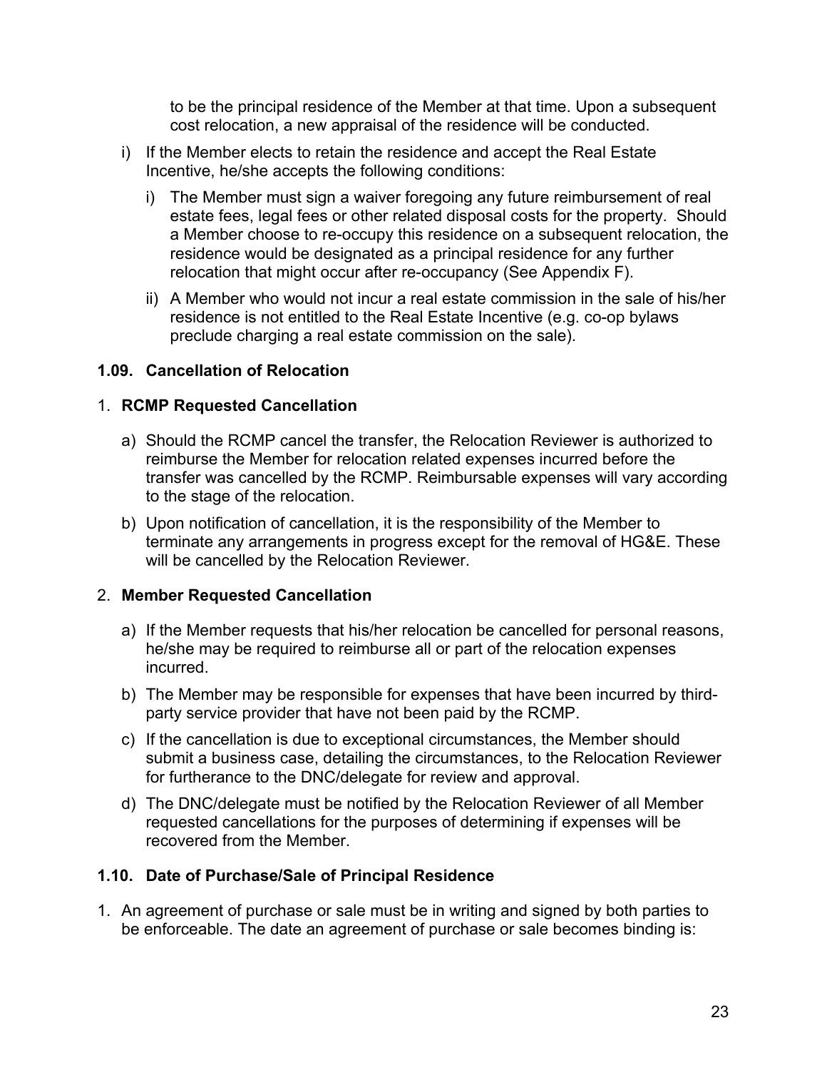to be the principal residence of the Member at that time. Upon a subsequent cost relocation, a new appraisal of the residence will be conducted.

i) If the Member elects to retain the residence and accept the Real Estate Incentive, he/she accepts the following conditions:

   i) The Member must sign a waiver foregoing any future reimbursement of real estate fees, legal fees or other related disposal costs for the property. Should a Member choose to re-occupy this residence on a subsequent relocation, the residence would be designated as a principal residence for any further relocation that might occur after re-occupancy (See Appendix F).

   ii) A Member who would not incur a real estate commission in the sale of his/her residence is not entitled to the Real Estate Incentive (e.g. co-op bylaws preclude charging a real estate commission on the sale).

### 1.09. Cancellation of Relocation

1. **RCMP Requested Cancellation**

   a) Should the RCMP cancel the transfer, the Relocation Reviewer is authorized to reimburse the Member for relocation related expenses incurred before the transfer was cancelled by the RCMP. Reimbursable expenses will vary according to the stage of the relocation.

   b) Upon notification of cancellation, it is the responsibility of the Member to terminate any arrangements in progress except for the removal of HG&E. These will be cancelled by the Relocation Reviewer.

2. **Member Requested Cancellation**

   a) If the Member requests that his/her relocation be cancelled for personal reasons, he/she may be required to reimburse all or part of the relocation expenses incurred.

   b) The Member may be responsible for expenses that have been incurred by third-party service provider that have not been paid by the RCMP.

   c) If the cancellation is due to exceptional circumstances, the Member should submit a business case, detailing the circumstances, to the Relocation Reviewer for furtherance to the DNC/delegate for review and approval.

   d) The DNC/delegate must be notified by the Relocation Reviewer of all Member requested cancellations for the purposes of determining if expenses will be recovered from the Member.

### 1.10. Date of Purchase/Sale of Principal Residence

1. An agreement of purchase or sale must be in writing and signed by both parties to be enforceable. The date an agreement of purchase or sale becomes binding is: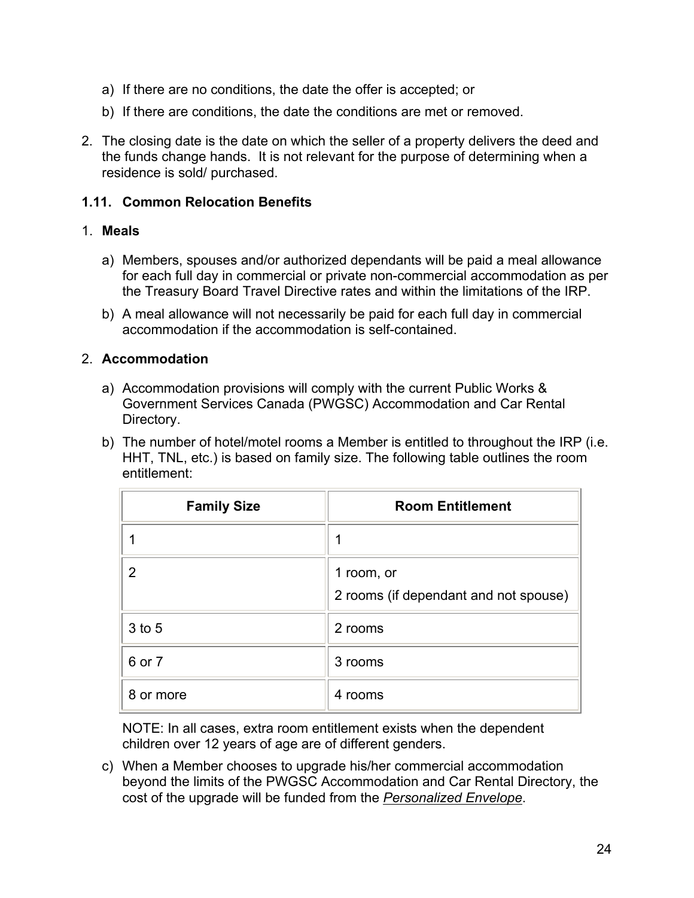a) If there are no conditions, the date the offer is accepted; or

b) If there are conditions, the date the conditions are met or removed.

2. The closing date is the date on which the seller of a property delivers the deed and the funds change hands. It is not relevant for the purpose of determining when a residence is sold/ purchased.

### 1.11. Common Relocation Benefits

1. **Meals**

a) Members, spouses and/or authorized dependants will be paid a meal allowance for each full day in commercial or private non-commercial accommodation as per the Treasury Board Travel Directive rates and within the limitations of the IRP.

b) A meal allowance will not necessarily be paid for each full day in commercial accommodation if the accommodation is self-contained.

2. **Accommodation**

a) Accommodation provisions will comply with the current Public Works & Government Services Canada (PWGSC) Accommodation and Car Rental Directory.

b) The number of hotel/motel rooms a Member is entitled to throughout the IRP (i.e. HHT, TNL, etc.) is based on family size. The following table outlines the room entitlement:

| Family Size | Room Entitlement |
|---|---|
| 1 | 1 |
| 2 | 1 room, or<br>2 rooms (if dependant and not spouse) |
| 3 to 5 | 2 rooms |
| 6 or 7 | 3 rooms |
| 8 or more | 4 rooms |

NOTE: In all cases, extra room entitlement exists when the dependent children over 12 years of age are of different genders.

c) When a Member chooses to upgrade his/her commercial accommodation beyond the limits of the PWGSC Accommodation and Car Rental Directory, the cost of the upgrade will be funded from the *Personalized Envelope*.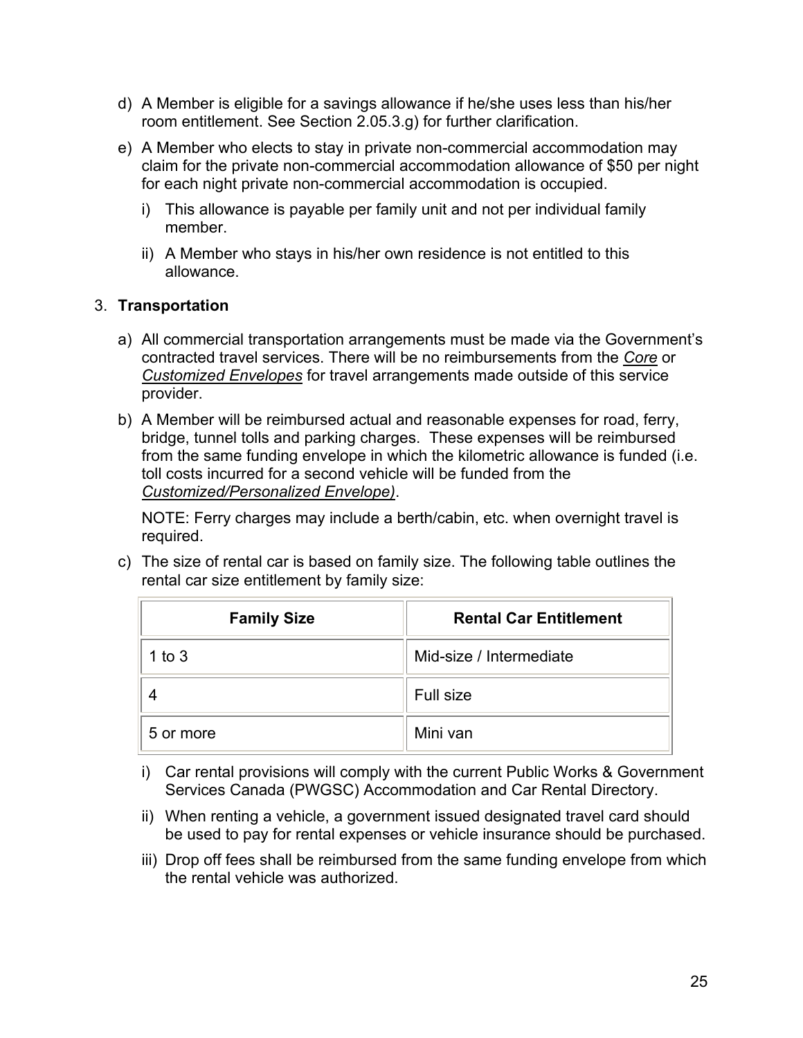d) A Member is eligible for a savings allowance if he/she uses less than his/her room entitlement. See Section 2.05.3.g) for further clarification.

e) A Member who elects to stay in private non-commercial accommodation may claim for the private non-commercial accommodation allowance of $50 per night for each night private non-commercial accommodation is occupied.

   i) This allowance is payable per family unit and not per individual family member.

   ii) A Member who stays in his/her own residence is not entitled to this allowance.

3. **Transportation**

a) All commercial transportation arrangements must be made via the Government's contracted travel services. There will be no reimbursements from the *Core* or *Customized Envelopes* for travel arrangements made outside of this service provider.

b) A Member will be reimbursed actual and reasonable expenses for road, ferry, bridge, tunnel tolls and parking charges. These expenses will be reimbursed from the same funding envelope in which the kilometric allowance is funded (i.e. toll costs incurred for a second vehicle will be funded from the *Customized/Personalized Envelope)*.

   NOTE: Ferry charges may include a berth/cabin, etc. when overnight travel is required.

c) The size of rental car is based on family size. The following table outlines the rental car size entitlement by family size:

| Family Size | Rental Car Entitlement |
| --- | --- |
| 1 to 3 | Mid-size / Intermediate |
| 4 | Full size |
| 5 or more | Mini van |

   i) Car rental provisions will comply with the current Public Works & Government Services Canada (PWGSC) Accommodation and Car Rental Directory.

   ii) When renting a vehicle, a government issued designated travel card should be used to pay for rental expenses or vehicle insurance should be purchased.

   iii) Drop off fees shall be reimbursed from the same funding envelope from which the rental vehicle was authorized.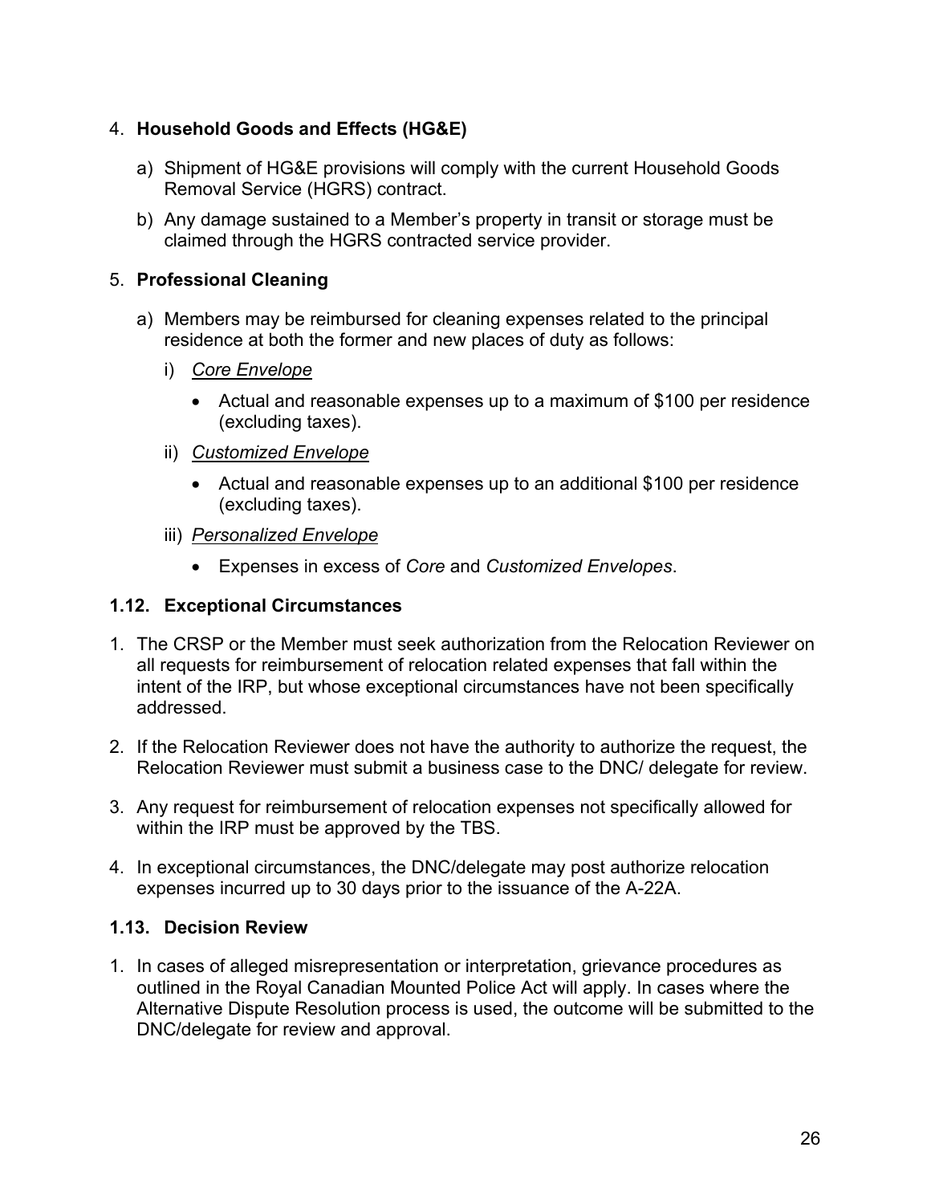4. **Household Goods and Effects (HG&E)**

   a) Shipment of HG&E provisions will comply with the current Household Goods Removal Service (HGRS) contract.

   b) Any damage sustained to a Member's property in transit or storage must be claimed through the HGRS contracted service provider.

5. **Professional Cleaning**

   a) Members may be reimbursed for cleaning expenses related to the principal residence at both the former and new places of duty as follows:

      i) *Core Envelope*

         - Actual and reasonable expenses up to a maximum of $100 per residence (excluding taxes).

      ii) *Customized Envelope*

         - Actual and reasonable expenses up to an additional $100 per residence (excluding taxes).

      iii) *Personalized Envelope*

         - Expenses in excess of *Core* and *Customized Envelopes*.

### 1.12. Exceptional Circumstances

1. The CRSP or the Member must seek authorization from the Relocation Reviewer on all requests for reimbursement of relocation related expenses that fall within the intent of the IRP, but whose exceptional circumstances have not been specifically addressed.

2. If the Relocation Reviewer does not have the authority to authorize the request, the Relocation Reviewer must submit a business case to the DNC/ delegate for review.

3. Any request for reimbursement of relocation expenses not specifically allowed for within the IRP must be approved by the TBS.

4. In exceptional circumstances, the DNC/delegate may post authorize relocation expenses incurred up to 30 days prior to the issuance of the A-22A.

### 1.13. Decision Review

1. In cases of alleged misrepresentation or interpretation, grievance procedures as outlined in the Royal Canadian Mounted Police Act will apply. In cases where the Alternative Dispute Resolution process is used, the outcome will be submitted to the DNC/delegate for review and approval.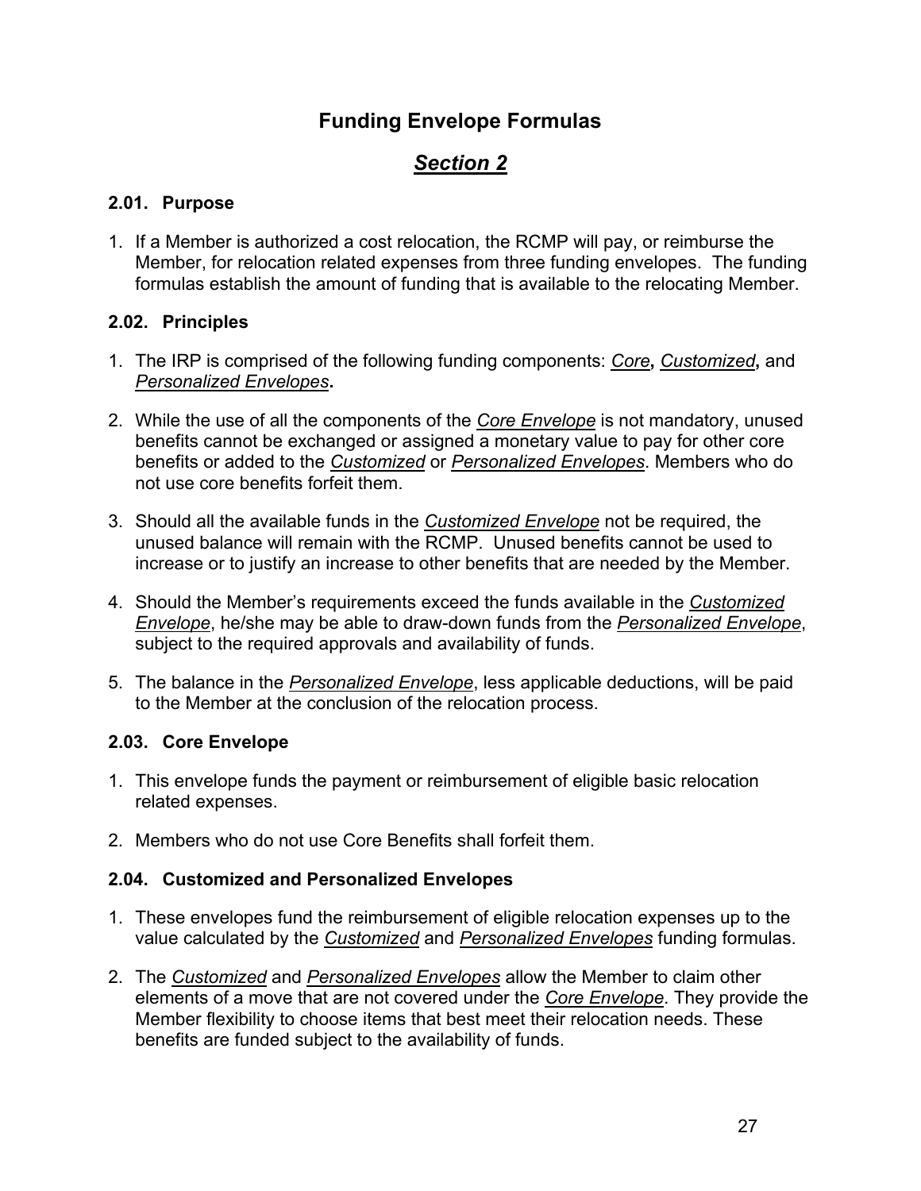# Funding Envelope Formulas

## *Section 2*

### 2.01. Purpose

1. If a Member is authorized a cost relocation, the RCMP will pay, or reimburse the Member, for relocation related expenses from three funding envelopes. The funding formulas establish the amount of funding that is available to the relocating Member.

### 2.02. Principles

1. The IRP is comprised of the following funding components: ***Core***, ***Customized***, and ***Personalized Envelopes***.

2. While the use of all the components of the *Core Envelope* is not mandatory, unused benefits cannot be exchanged or assigned a monetary value to pay for other core benefits or added to the *Customized* or *Personalized Envelopes*. Members who do not use core benefits forfeit them.

3. Should all the available funds in the *Customized Envelope* not be required, the unused balance will remain with the RCMP. Unused benefits cannot be used to increase or to justify an increase to other benefits that are needed by the Member.

4. Should the Member's requirements exceed the funds available in the *Customized Envelope*, he/she may be able to draw-down funds from the *Personalized Envelope*, subject to the required approvals and availability of funds.

5. The balance in the *Personalized Envelope*, less applicable deductions, will be paid to the Member at the conclusion of the relocation process.

### 2.03. Core Envelope

1. This envelope funds the payment or reimbursement of eligible basic relocation related expenses.

2. Members who do not use Core Benefits shall forfeit them.

### 2.04. Customized and Personalized Envelopes

1. These envelopes fund the reimbursement of eligible relocation expenses up to the value calculated by the *Customized* and *Personalized Envelopes* funding formulas.

2. The *Customized* and *Personalized Envelopes* allow the Member to claim other elements of a move that are not covered under the *Core Envelope*. They provide the Member flexibility to choose items that best meet their relocation needs. These benefits are funded subject to the availability of funds.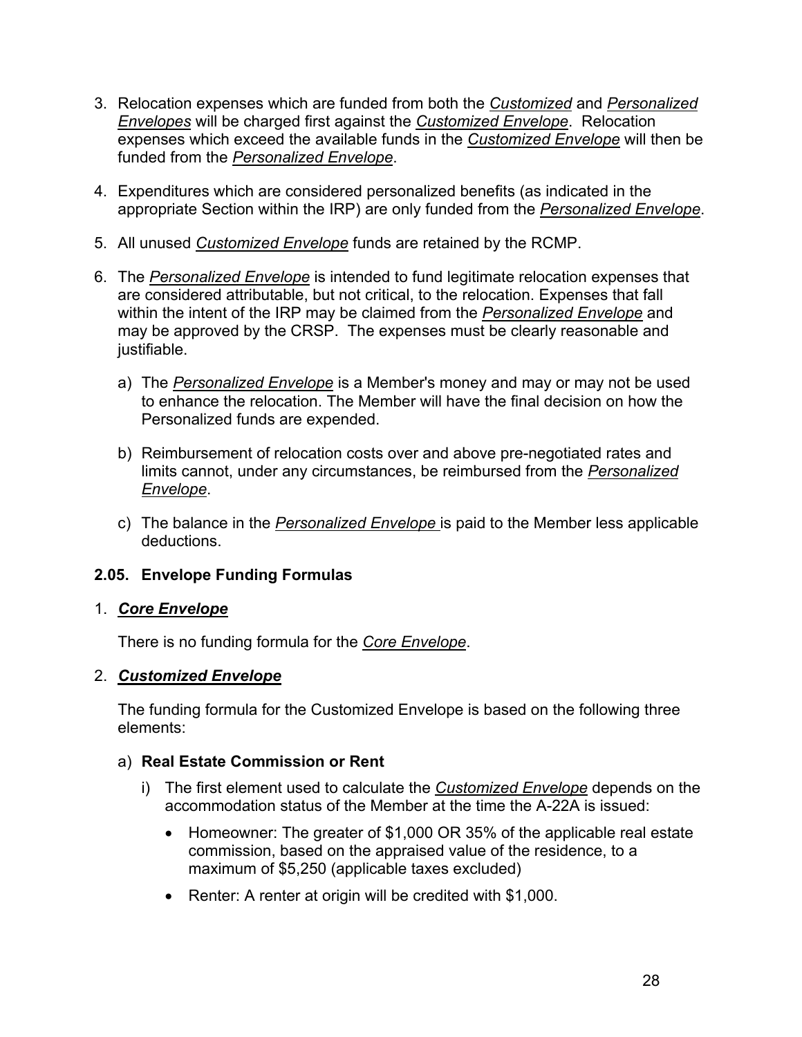3. Relocation expenses which are funded from both the *Customized* and *Personalized Envelopes* will be charged first against the *Customized Envelope*. Relocation expenses which exceed the available funds in the *Customized Envelope* will then be funded from the *Personalized Envelope*.

4. Expenditures which are considered personalized benefits (as indicated in the appropriate Section within the IRP) are only funded from the *Personalized Envelope*.

5. All unused *Customized Envelope* funds are retained by the RCMP.

6. The *Personalized Envelope* is intended to fund legitimate relocation expenses that are considered attributable, but not critical, to the relocation. Expenses that fall within the intent of the IRP may be claimed from the *Personalized Envelope* and may be approved by the CRSP. The expenses must be clearly reasonable and justifiable.

   a) The *Personalized Envelope* is a Member's money and may or may not be used to enhance the relocation. The Member will have the final decision on how the Personalized funds are expended.

   b) Reimbursement of relocation costs over and above pre-negotiated rates and limits cannot, under any circumstances, be reimbursed from the *Personalized Envelope*.

   c) The balance in the *Personalized Envelope* is paid to the Member less applicable deductions.

### 2.05. Envelope Funding Formulas

1. ***Core Envelope***

   There is no funding formula for the *Core Envelope*.

2. ***Customized Envelope***

   The funding formula for the Customized Envelope is based on the following three elements:

   a) **Real Estate Commission or Rent**

      i) The first element used to calculate the *Customized Envelope* depends on the accommodation status of the Member at the time the A-22A is issued:

         - Homeowner: The greater of $1,000 OR 35% of the applicable real estate commission, based on the appraised value of the residence, to a maximum of $5,250 (applicable taxes excluded)
         - Renter: A renter at origin will be credited with $1,000.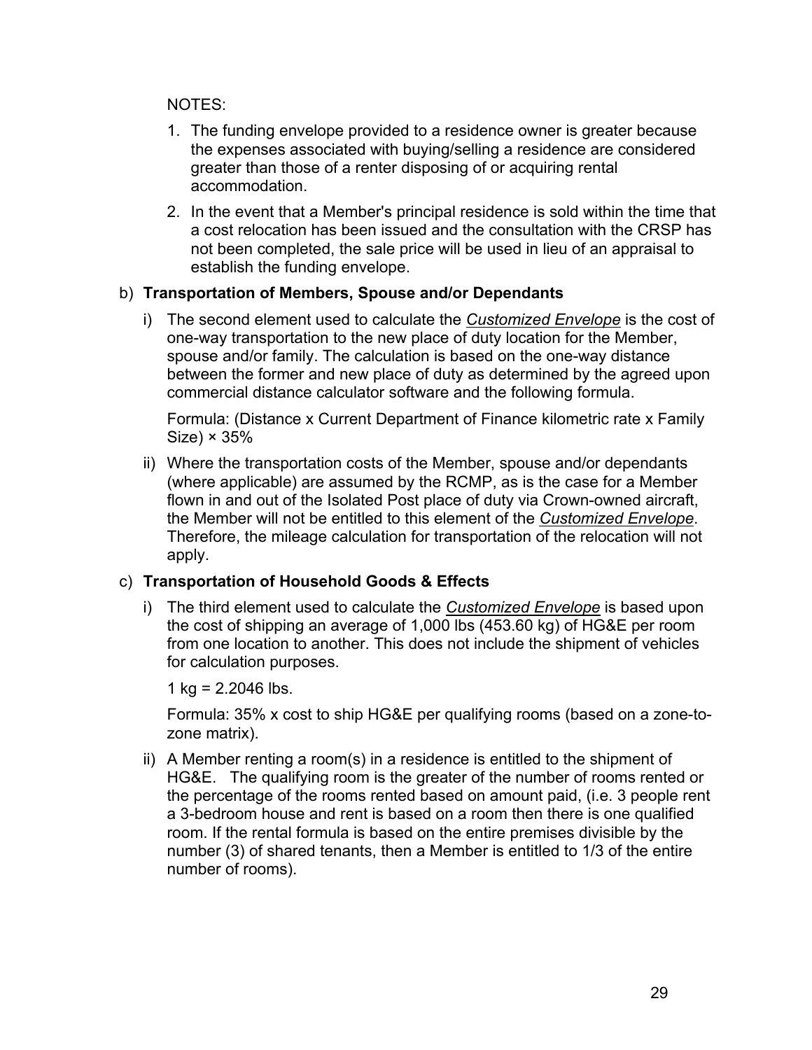NOTES:

1. The funding envelope provided to a residence owner is greater because the expenses associated with buying/selling a residence are considered greater than those of a renter disposing of or acquiring rental accommodation.
2. In the event that a Member's principal residence is sold within the time that a cost relocation has been issued and the consultation with the CRSP has not been completed, the sale price will be used in lieu of an appraisal to establish the funding envelope.

b) **Transportation of Members, Spouse and/or Dependants**

i) The second element used to calculate the ***Customized Envelope*** is the cost of one-way transportation to the new place of duty location for the Member, spouse and/or family. The calculation is based on the one-way distance between the former and new place of duty as determined by the agreed upon commercial distance calculator software and the following formula.

Formula: (Distance x Current Department of Finance kilometric rate x Family Size) × 35%

ii) Where the transportation costs of the Member, spouse and/or dependants (where applicable) are assumed by the RCMP, as is the case for a Member flown in and out of the Isolated Post place of duty via Crown-owned aircraft, the Member will not be entitled to this element of the ***Customized Envelope***. Therefore, the mileage calculation for transportation of the relocation will not apply.

c) **Transportation of Household Goods & Effects**

i) The third element used to calculate the ***Customized Envelope*** is based upon the cost of shipping an average of 1,000 lbs (453.60 kg) of HG&E per room from one location to another. This does not include the shipment of vehicles for calculation purposes.

1 kg = 2.2046 lbs.

Formula: 35% x cost to ship HG&E per qualifying rooms (based on a zone-to-zone matrix).

ii) A Member renting a room(s) in a residence is entitled to the shipment of HG&E. The qualifying room is the greater of the number of rooms rented or the percentage of the rooms rented based on amount paid, (i.e. 3 people rent a 3-bedroom house and rent is based on a room then there is one qualified room. If the rental formula is based on the entire premises divisible by the number (3) of shared tenants, then a Member is entitled to 1/3 of the entire number of rooms).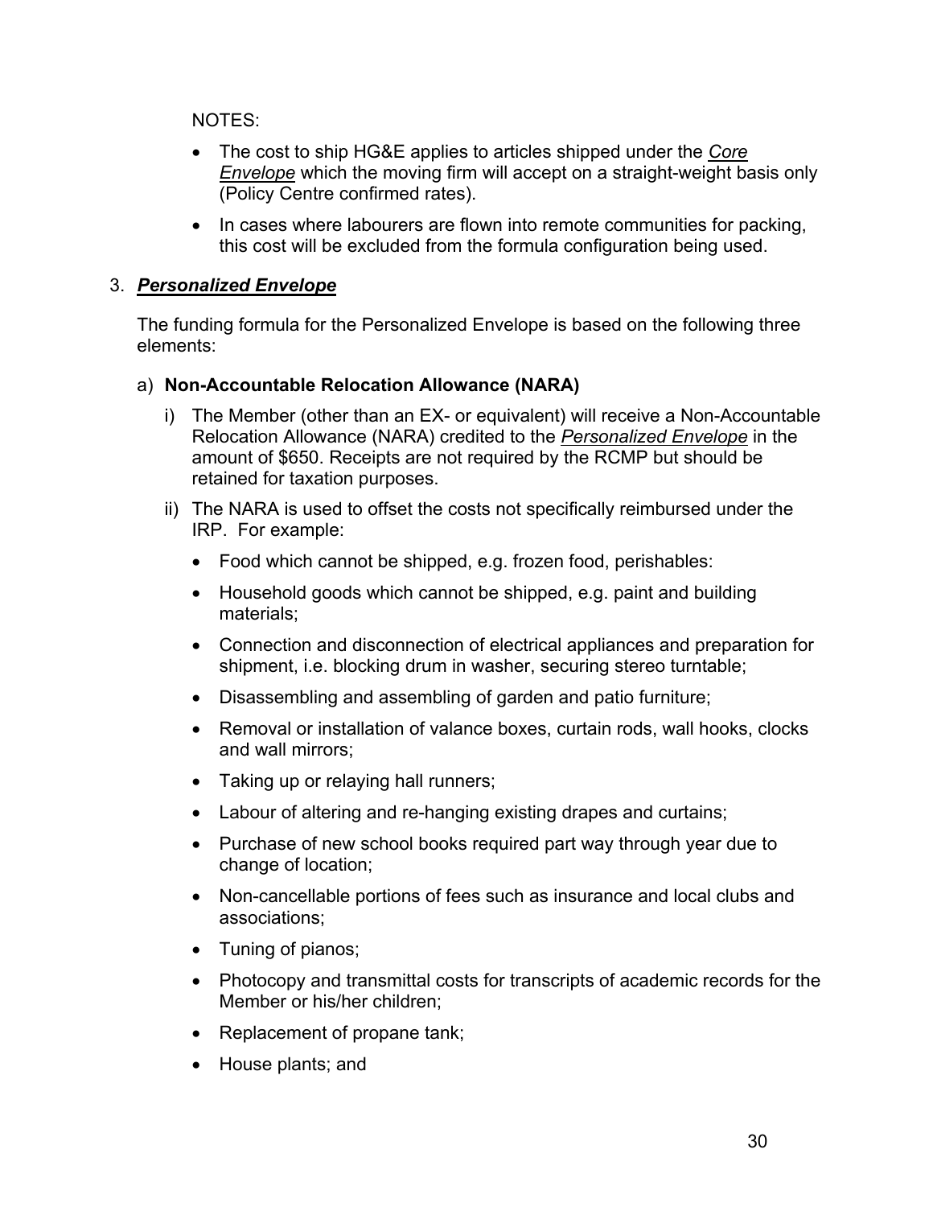NOTES:

- The cost to ship HG&E applies to articles shipped under the *Core Envelope* which the moving firm will accept on a straight-weight basis only (Policy Centre confirmed rates).
- In cases where labourers are flown into remote communities for packing, this cost will be excluded from the formula configuration being used.

### 3. ***Personalized Envelope***

The funding formula for the Personalized Envelope is based on the following three elements:

#### a) **Non-Accountable Relocation Allowance (NARA)**

i) The Member (other than an EX- or equivalent) will receive a Non-Accountable Relocation Allowance (NARA) credited to the *Personalized Envelope* in the amount of $650. Receipts are not required by the RCMP but should be retained for taxation purposes.

ii) The NARA is used to offset the costs not specifically reimbursed under the IRP. For example:

- Food which cannot be shipped, e.g. frozen food, perishables:
- Household goods which cannot be shipped, e.g. paint and building materials;
- Connection and disconnection of electrical appliances and preparation for shipment, i.e. blocking drum in washer, securing stereo turntable;
- Disassembling and assembling of garden and patio furniture;
- Removal or installation of valance boxes, curtain rods, wall hooks, clocks and wall mirrors;
- Taking up or relaying hall runners;
- Labour of altering and re-hanging existing drapes and curtains;
- Purchase of new school books required part way through year due to change of location;
- Non-cancellable portions of fees such as insurance and local clubs and associations;
- Tuning of pianos;
- Photocopy and transmittal costs for transcripts of academic records for the Member or his/her children;
- Replacement of propane tank;
- House plants; and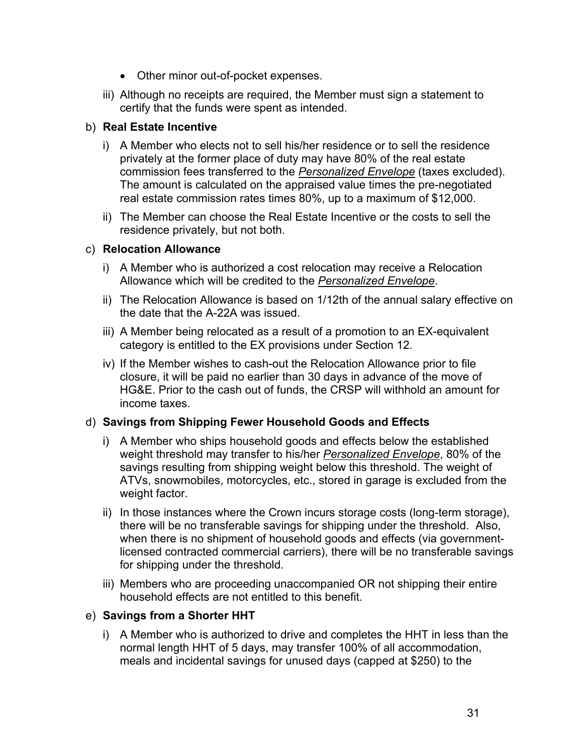- Other minor out-of-pocket expenses.

iii) Although no receipts are required, the Member must sign a statement to certify that the funds were spent as intended.

b) **Real Estate Incentive**

i) A Member who elects not to sell his/her residence or to sell the residence privately at the former place of duty may have 80% of the real estate commission fees transferred to the ***Personalized Envelope*** (taxes excluded). The amount is calculated on the appraised value times the pre-negotiated real estate commission rates times 80%, up to a maximum of $12,000.

ii) The Member can choose the Real Estate Incentive or the costs to sell the residence privately, but not both.

c) **Relocation Allowance**

i) A Member who is authorized a cost relocation may receive a Relocation Allowance which will be credited to the ***Personalized Envelope***.

ii) The Relocation Allowance is based on 1/12th of the annual salary effective on the date that the A-22A was issued.

iii) A Member being relocated as a result of a promotion to an EX-equivalent category is entitled to the EX provisions under Section 12.

iv) If the Member wishes to cash-out the Relocation Allowance prior to file closure, it will be paid no earlier than 30 days in advance of the move of HG&E. Prior to the cash out of funds, the CRSP will withhold an amount for income taxes.

d) **Savings from Shipping Fewer Household Goods and Effects**

i) A Member who ships household goods and effects below the established weight threshold may transfer to his/her ***Personalized Envelope***, 80% of the savings resulting from shipping weight below this threshold. The weight of ATVs, snowmobiles, motorcycles, etc., stored in garage is excluded from the weight factor.

ii) In those instances where the Crown incurs storage costs (long-term storage), there will be no transferable savings for shipping under the threshold. Also, when there is no shipment of household goods and effects (via government-licensed contracted commercial carriers), there will be no transferable savings for shipping under the threshold.

iii) Members who are proceeding unaccompanied OR not shipping their entire household effects are not entitled to this benefit.

e) **Savings from a Shorter HHT**

i) A Member who is authorized to drive and completes the HHT in less than the normal length HHT of 5 days, may transfer 100% of all accommodation, meals and incidental savings for unused days (capped at $250) to the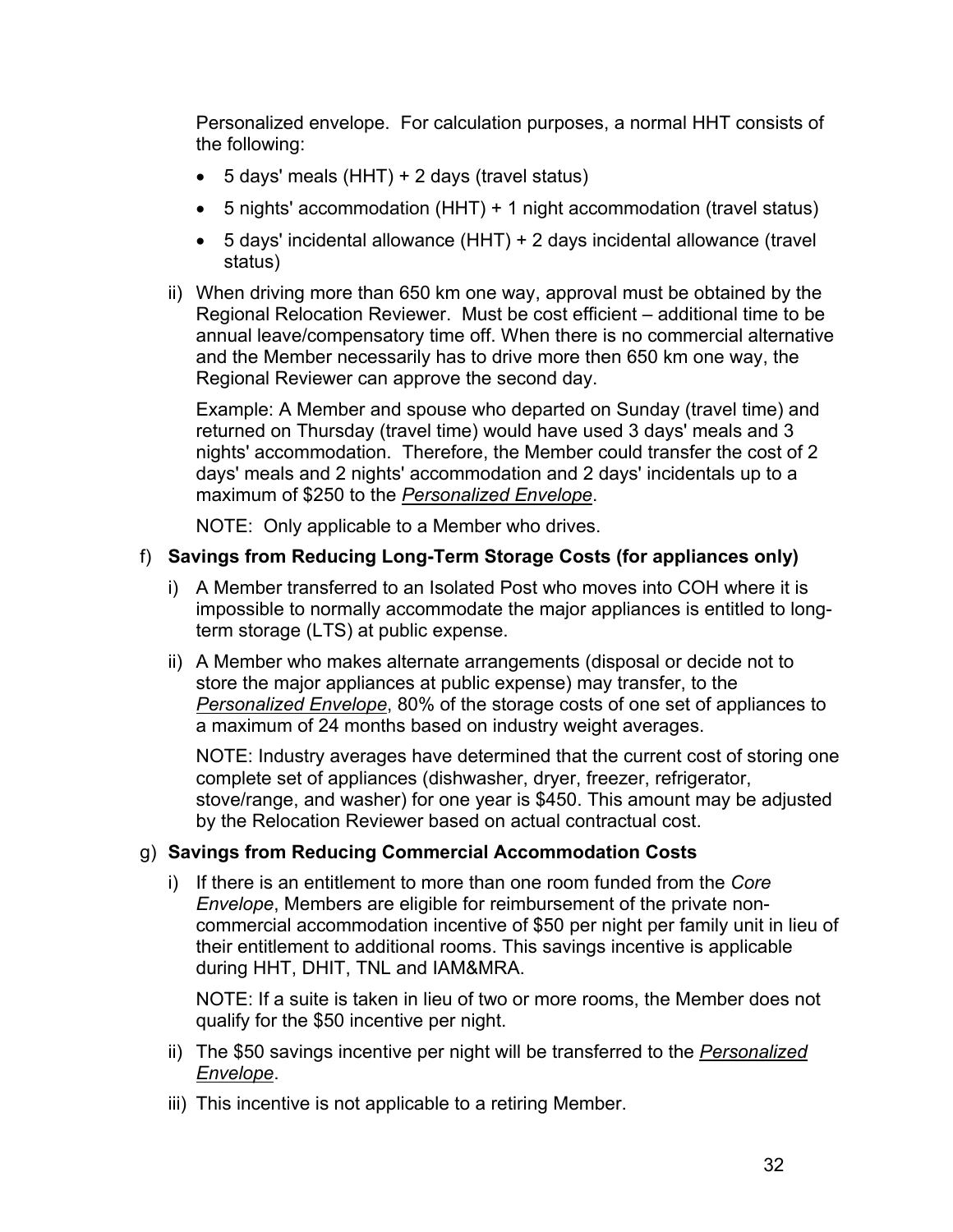Personalized envelope. For calculation purposes, a normal HHT consists of the following:

- 5 days' meals (HHT) + 2 days (travel status)
- 5 nights' accommodation (HHT) + 1 night accommodation (travel status)
- 5 days' incidental allowance (HHT) + 2 days incidental allowance (travel status)

ii) When driving more than 650 km one way, approval must be obtained by the Regional Relocation Reviewer. Must be cost efficient – additional time to be annual leave/compensatory time off. When there is no commercial alternative and the Member necessarily has to drive more then 650 km one way, the Regional Reviewer can approve the second day.

Example: A Member and spouse who departed on Sunday (travel time) and returned on Thursday (travel time) would have used 3 days' meals and 3 nights' accommodation. Therefore, the Member could transfer the cost of 2 days' meals and 2 nights' accommodation and 2 days' incidentals up to a maximum of $250 to the *Personalized Envelope*.

NOTE: Only applicable to a Member who drives.

f) **Savings from Reducing Long-Term Storage Costs (for appliances only)**

i) A Member transferred to an Isolated Post who moves into COH where it is impossible to normally accommodate the major appliances is entitled to long-term storage (LTS) at public expense.

ii) A Member who makes alternate arrangements (disposal or decide not to store the major appliances at public expense) may transfer, to the *Personalized Envelope*, 80% of the storage costs of one set of appliances to a maximum of 24 months based on industry weight averages.

NOTE: Industry averages have determined that the current cost of storing one complete set of appliances (dishwasher, dryer, freezer, refrigerator, stove/range, and washer) for one year is $450. This amount may be adjusted by the Relocation Reviewer based on actual contractual cost.

g) **Savings from Reducing Commercial Accommodation Costs**

i) If there is an entitlement to more than one room funded from the *Core Envelope*, Members are eligible for reimbursement of the private non-commercial accommodation incentive of $50 per night per family unit in lieu of their entitlement to additional rooms. This savings incentive is applicable during HHT, DHIT, TNL and IAM&MRA.

NOTE: If a suite is taken in lieu of two or more rooms, the Member does not qualify for the $50 incentive per night.

ii) The $50 savings incentive per night will be transferred to the *Personalized Envelope*.

iii) This incentive is not applicable to a retiring Member.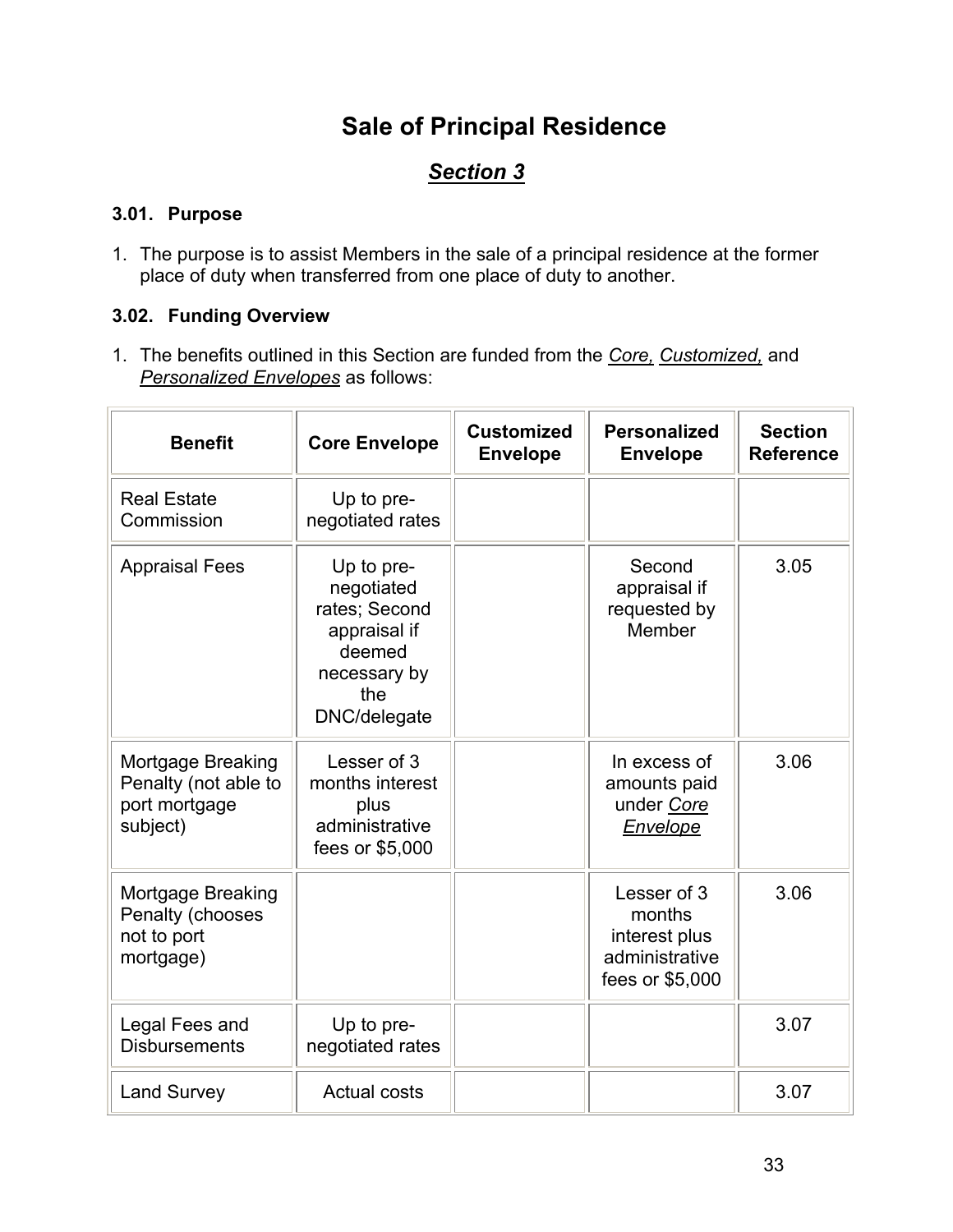# Sale of Principal Residence

## *Section 3*

### 3.01. Purpose

1. The purpose is to assist Members in the sale of a principal residence at the former place of duty when transferred from one place of duty to another.

### 3.02. Funding Overview

1. The benefits outlined in this Section are funded from the *Core,* *Customized,* and *Personalized Envelopes* as follows:

| Benefit | Core Envelope | Customized Envelope | Personalized Envelope | Section Reference |
|---|---|---|---|---|
| Real Estate Commission | Up to pre-negotiated rates | | | |
| Appraisal Fees | Up to pre-negotiated rates; Second appraisal if deemed necessary by the DNC/delegate | | Second appraisal if requested by Member | 3.05 |
| Mortgage Breaking Penalty (not able to port mortgage subject) | Lesser of 3 months interest plus administrative fees or $5,000 | | In excess of amounts paid under *Core Envelope* | 3.06 |
| Mortgage Breaking Penalty (chooses not to port mortgage) | | | Lesser of 3 months interest plus administrative fees or $5,000 | 3.06 |
| Legal Fees and Disbursements | Up to pre-negotiated rates | | | 3.07 |
| Land Survey | Actual costs | | | 3.07 |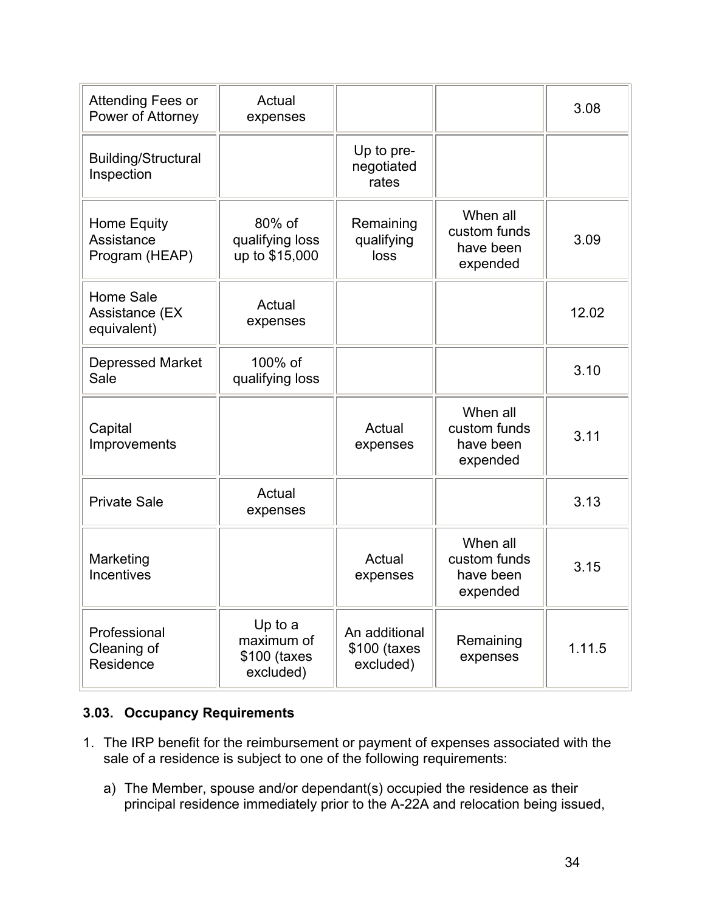| | | | | |
|---|---|---|---|---|
| Attending Fees or Power of Attorney | Actual expenses | | | 3.08 |
| Building/Structural Inspection | | Up to pre-negotiated rates | | |
| Home Equity Assistance Program (HEAP) | 80% of qualifying loss up to $15,000 | Remaining qualifying loss | When all custom funds have been expended | 3.09 |
| Home Sale Assistance (EX equivalent) | Actual expenses | | | 12.02 |
| Depressed Market Sale | 100% of qualifying loss | | | 3.10 |
| Capital Improvements | | Actual expenses | When all custom funds have been expended | 3.11 |
| Private Sale | Actual expenses | | | 3.13 |
| Marketing Incentives | | Actual expenses | When all custom funds have been expended | 3.15 |
| Professional Cleaning of Residence | Up to a maximum of $100 (taxes excluded) | An additional $100 (taxes excluded) | Remaining expenses | 1.11.5 |

### 3.03. Occupancy Requirements

1. The IRP benefit for the reimbursement or payment of expenses associated with the sale of a residence is subject to one of the following requirements:

   a) The Member, spouse and/or dependant(s) occupied the residence as their principal residence immediately prior to the A-22A and relocation being issued,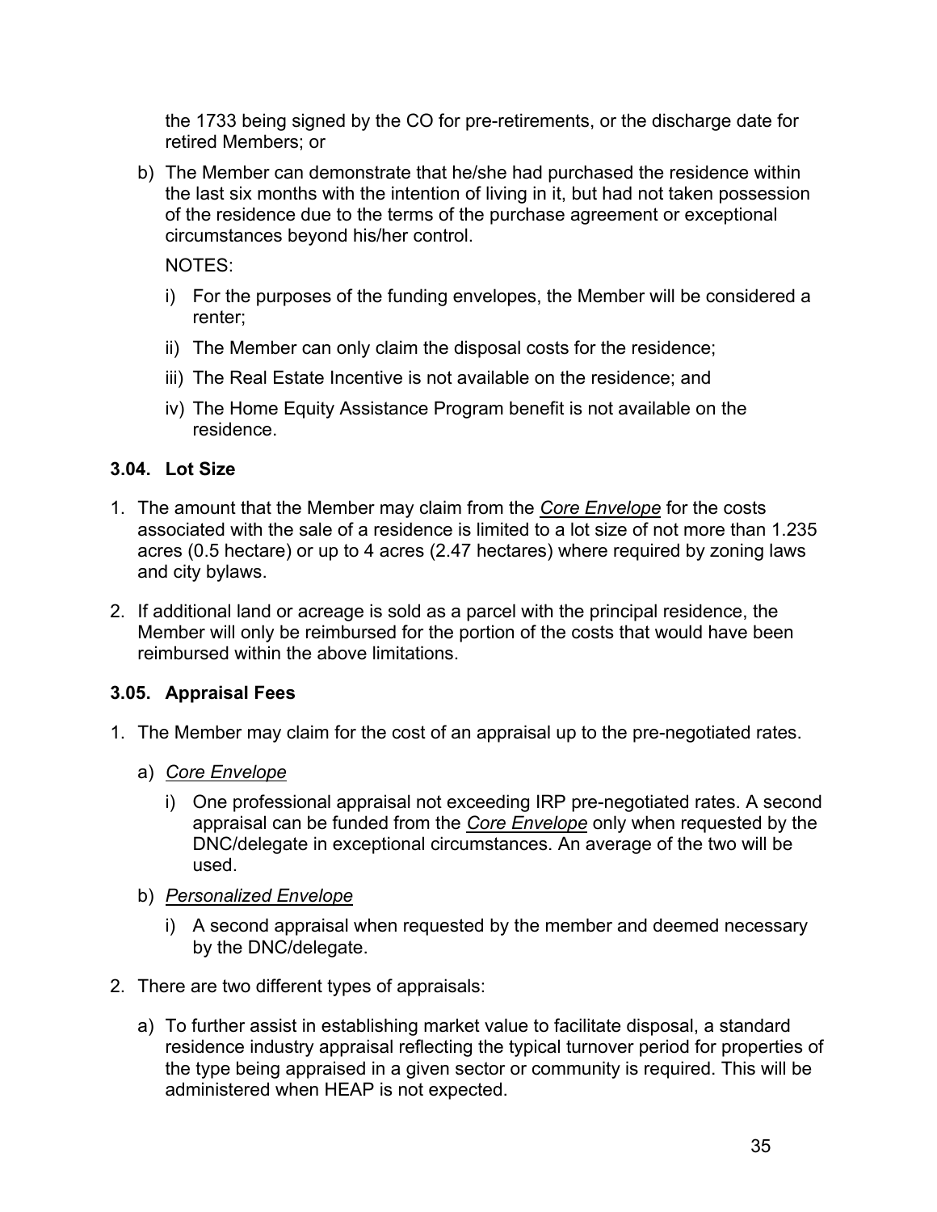the 1733 being signed by the CO for pre-retirements, or the discharge date for retired Members; or

b) The Member can demonstrate that he/she had purchased the residence within the last six months with the intention of living in it, but had not taken possession of the residence due to the terms of the purchase agreement or exceptional circumstances beyond his/her control.

   NOTES:

   i) For the purposes of the funding envelopes, the Member will be considered a renter;

   ii) The Member can only claim the disposal costs for the residence;

   iii) The Real Estate Incentive is not available on the residence; and

   iv) The Home Equity Assistance Program benefit is not available on the residence.

### 3.04. Lot Size

1. The amount that the Member may claim from the *Core Envelope* for the costs associated with the sale of a residence is limited to a lot size of not more than 1.235 acres (0.5 hectare) or up to 4 acres (2.47 hectares) where required by zoning laws and city bylaws.

2. If additional land or acreage is sold as a parcel with the principal residence, the Member will only be reimbursed for the portion of the costs that would have been reimbursed within the above limitations.

### 3.05. Appraisal Fees

1. The Member may claim for the cost of an appraisal up to the pre-negotiated rates.

   a) *Core Envelope*

      i) One professional appraisal not exceeding IRP pre-negotiated rates. A second appraisal can be funded from the *Core Envelope* only when requested by the DNC/delegate in exceptional circumstances. An average of the two will be used.

   b) *Personalized Envelope*

      i) A second appraisal when requested by the member and deemed necessary by the DNC/delegate.

2. There are two different types of appraisals:

   a) To further assist in establishing market value to facilitate disposal, a standard residence industry appraisal reflecting the typical turnover period for properties of the type being appraised in a given sector or community is required. This will be administered when HEAP is not expected.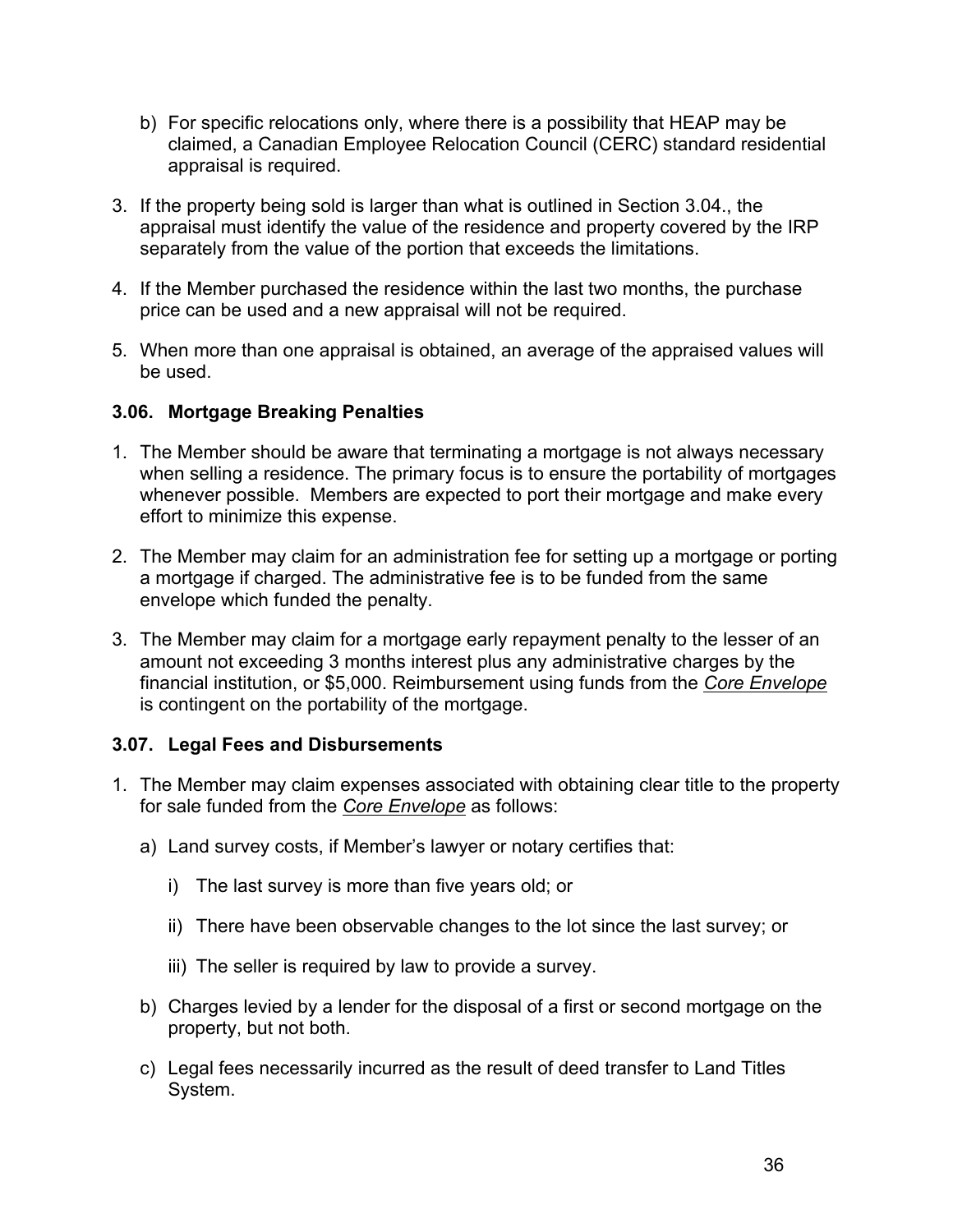b) For specific relocations only, where there is a possibility that HEAP may be claimed, a Canadian Employee Relocation Council (CERC) standard residential appraisal is required.

3. If the property being sold is larger than what is outlined in Section 3.04., the appraisal must identify the value of the residence and property covered by the IRP separately from the value of the portion that exceeds the limitations.

4. If the Member purchased the residence within the last two months, the purchase price can be used and a new appraisal will not be required.

5. When more than one appraisal is obtained, an average of the appraised values will be used.

### 3.06. Mortgage Breaking Penalties

1. The Member should be aware that terminating a mortgage is not always necessary when selling a residence. The primary focus is to ensure the portability of mortgages whenever possible. Members are expected to port their mortgage and make every effort to minimize this expense.

2. The Member may claim for an administration fee for setting up a mortgage or porting a mortgage if charged. The administrative fee is to be funded from the same envelope which funded the penalty.

3. The Member may claim for a mortgage early repayment penalty to the lesser of an amount not exceeding 3 months interest plus any administrative charges by the financial institution, or $5,000. Reimbursement using funds from the *Core Envelope* is contingent on the portability of the mortgage.

### 3.07. Legal Fees and Disbursements

1. The Member may claim expenses associated with obtaining clear title to the property for sale funded from the *Core Envelope* as follows:

   a) Land survey costs, if Member's lawyer or notary certifies that:

      i) The last survey is more than five years old; or

      ii) There have been observable changes to the lot since the last survey; or

      iii) The seller is required by law to provide a survey.

   b) Charges levied by a lender for the disposal of a first or second mortgage on the property, but not both.

   c) Legal fees necessarily incurred as the result of deed transfer to Land Titles System.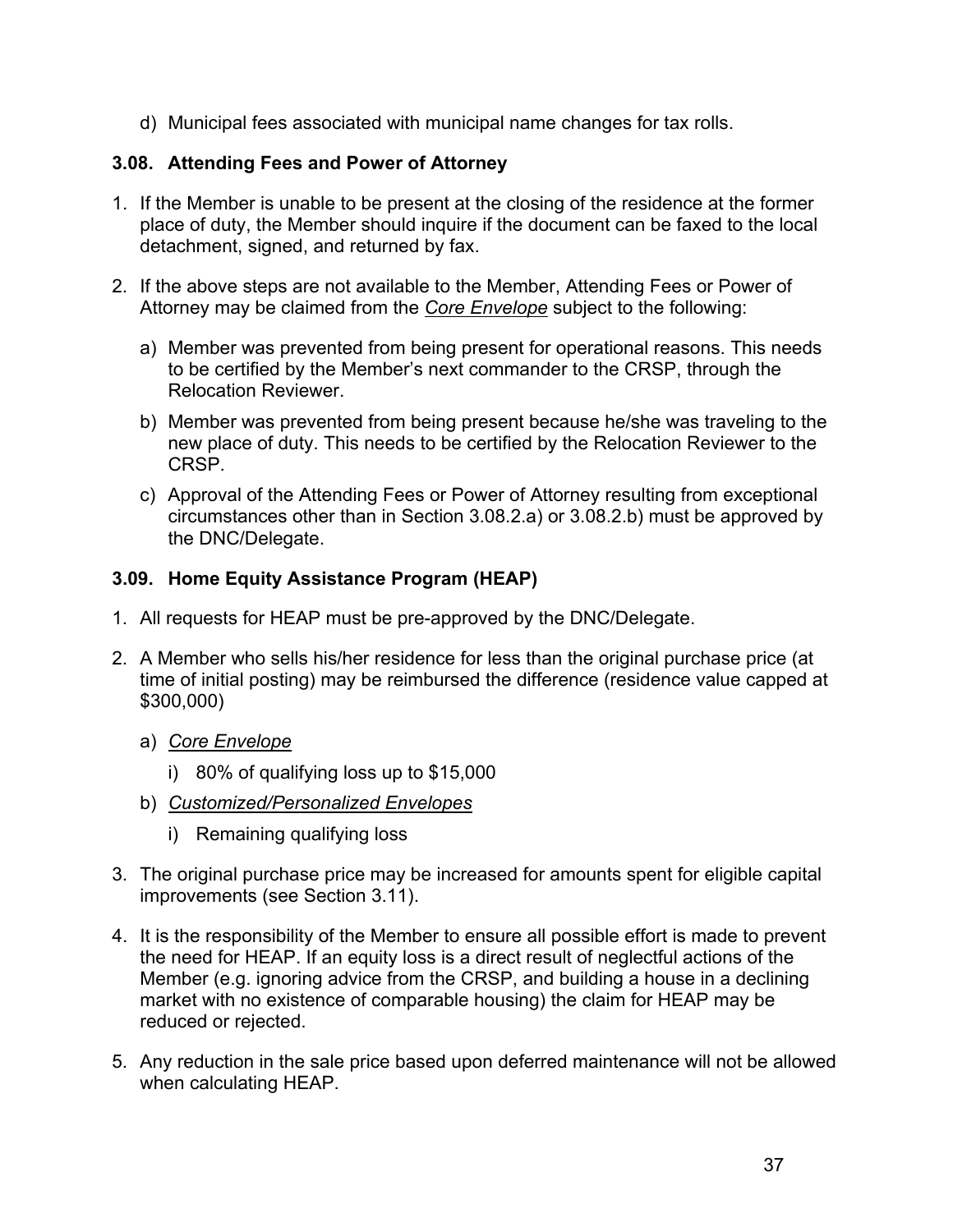d) Municipal fees associated with municipal name changes for tax rolls.

### 3.08. Attending Fees and Power of Attorney

1. If the Member is unable to be present at the closing of the residence at the former place of duty, the Member should inquire if the document can be faxed to the local detachment, signed, and returned by fax.

2. If the above steps are not available to the Member, Attending Fees or Power of Attorney may be claimed from the *Core Envelope* subject to the following:

   a) Member was prevented from being present for operational reasons. This needs to be certified by the Member's next commander to the CRSP, through the Relocation Reviewer.

   b) Member was prevented from being present because he/she was traveling to the new place of duty. This needs to be certified by the Relocation Reviewer to the CRSP.

   c) Approval of the Attending Fees or Power of Attorney resulting from exceptional circumstances other than in Section 3.08.2.a) or 3.08.2.b) must be approved by the DNC/Delegate.

### 3.09. Home Equity Assistance Program (HEAP)

1. All requests for HEAP must be pre-approved by the DNC/Delegate.

2. A Member who sells his/her residence for less than the original purchase price (at time of initial posting) may be reimbursed the difference (residence value capped at $300,000)

   a) *Core Envelope*

      i) 80% of qualifying loss up to $15,000

   b) *Customized/Personalized Envelopes*

      i) Remaining qualifying loss

3. The original purchase price may be increased for amounts spent for eligible capital improvements (see Section 3.11).

4. It is the responsibility of the Member to ensure all possible effort is made to prevent the need for HEAP. If an equity loss is a direct result of neglectful actions of the Member (e.g. ignoring advice from the CRSP, and building a house in a declining market with no existence of comparable housing) the claim for HEAP may be reduced or rejected.

5. Any reduction in the sale price based upon deferred maintenance will not be allowed when calculating HEAP.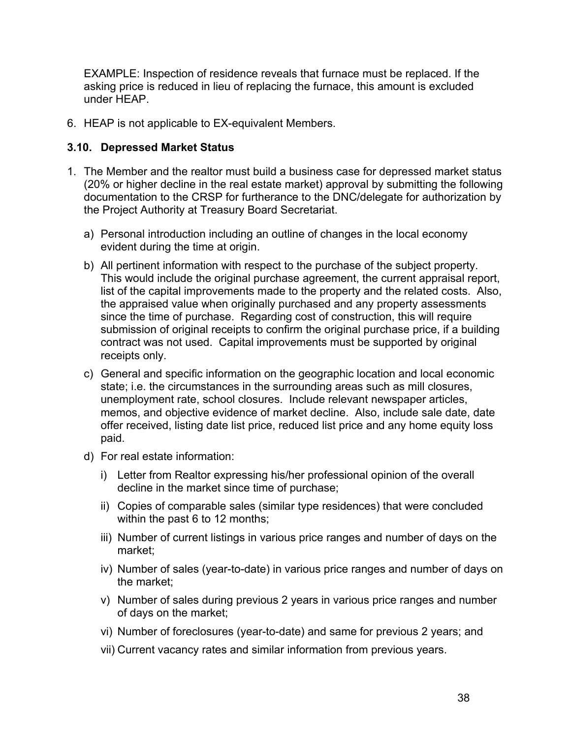EXAMPLE: Inspection of residence reveals that furnace must be replaced. If the asking price is reduced in lieu of replacing the furnace, this amount is excluded under HEAP.

6. HEAP is not applicable to EX-equivalent Members.

### 3.10. Depressed Market Status

1. The Member and the realtor must build a business case for depressed market status (20% or higher decline in the real estate market) approval by submitting the following documentation to the CRSP for furtherance to the DNC/delegate for authorization by the Project Authority at Treasury Board Secretariat.

   a) Personal introduction including an outline of changes in the local economy evident during the time at origin.

   b) All pertinent information with respect to the purchase of the subject property. This would include the original purchase agreement, the current appraisal report, list of the capital improvements made to the property and the related costs. Also, the appraised value when originally purchased and any property assessments since the time of purchase. Regarding cost of construction, this will require submission of original receipts to confirm the original purchase price, if a building contract was not used. Capital improvements must be supported by original receipts only.

   c) General and specific information on the geographic location and local economic state; i.e. the circumstances in the surrounding areas such as mill closures, unemployment rate, school closures. Include relevant newspaper articles, memos, and objective evidence of market decline. Also, include sale date, date offer received, listing date list price, reduced list price and any home equity loss paid.

   d) For real estate information:

      i) Letter from Realtor expressing his/her professional opinion of the overall decline in the market since time of purchase;

      ii) Copies of comparable sales (similar type residences) that were concluded within the past 6 to 12 months;

      iii) Number of current listings in various price ranges and number of days on the market;

      iv) Number of sales (year-to-date) in various price ranges and number of days on the market;

      v) Number of sales during previous 2 years in various price ranges and number of days on the market;

      vi) Number of foreclosures (year-to-date) and same for previous 2 years; and

      vii) Current vacancy rates and similar information from previous years.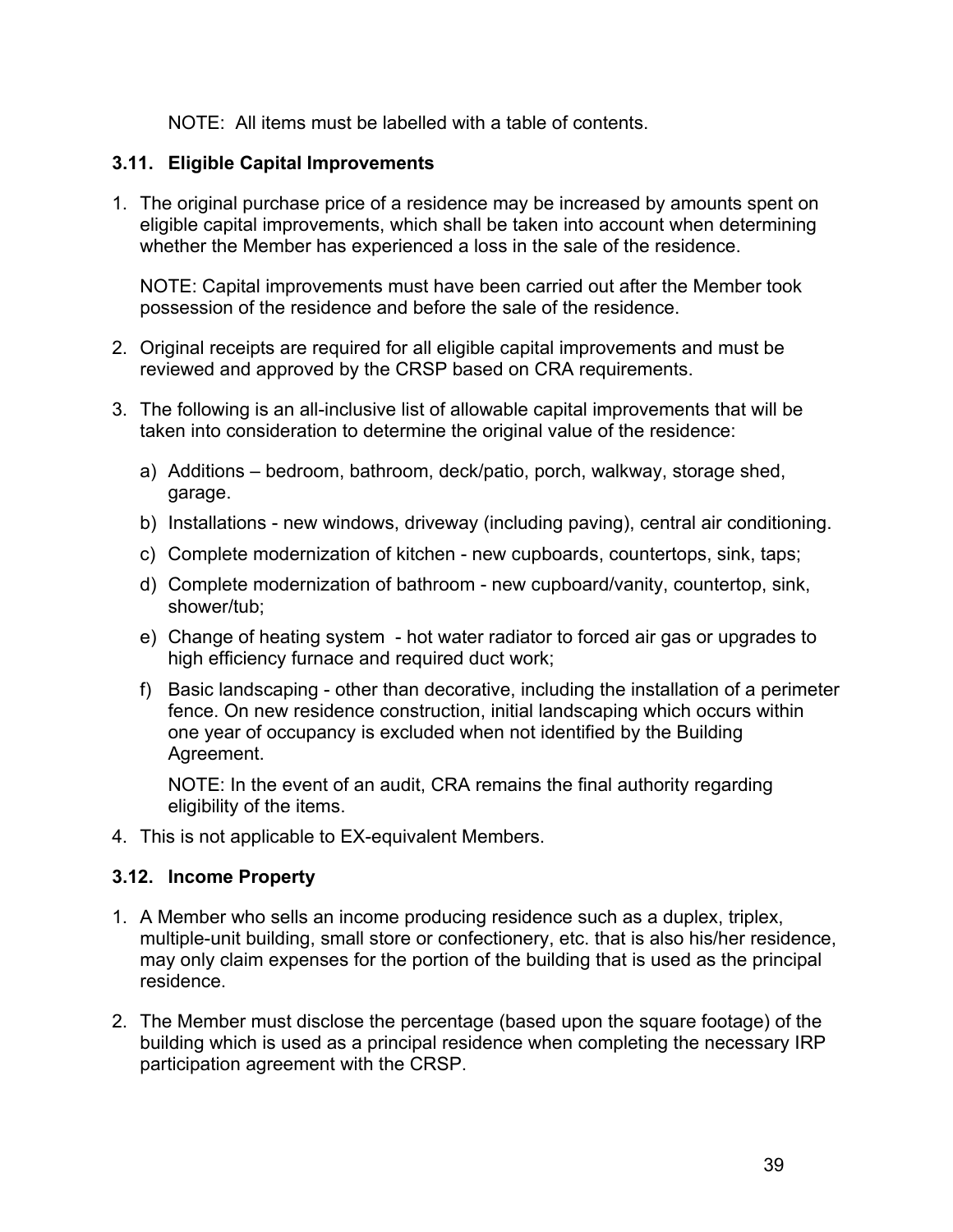NOTE: All items must be labelled with a table of contents.

### 3.11. Eligible Capital Improvements

1. The original purchase price of a residence may be increased by amounts spent on eligible capital improvements, which shall be taken into account when determining whether the Member has experienced a loss in the sale of the residence.

   NOTE: Capital improvements must have been carried out after the Member took possession of the residence and before the sale of the residence.

2. Original receipts are required for all eligible capital improvements and must be reviewed and approved by the CRSP based on CRA requirements.

3. The following is an all-inclusive list of allowable capital improvements that will be taken into consideration to determine the original value of the residence:

   a) Additions – bedroom, bathroom, deck/patio, porch, walkway, storage shed, garage.

   b) Installations - new windows, driveway (including paving), central air conditioning.

   c) Complete modernization of kitchen - new cupboards, countertops, sink, taps;

   d) Complete modernization of bathroom - new cupboard/vanity, countertop, sink, shower/tub;

   e) Change of heating system - hot water radiator to forced air gas or upgrades to high efficiency furnace and required duct work;

   f) Basic landscaping - other than decorative, including the installation of a perimeter fence. On new residence construction, initial landscaping which occurs within one year of occupancy is excluded when not identified by the Building Agreement.

   NOTE: In the event of an audit, CRA remains the final authority regarding eligibility of the items.

4. This is not applicable to EX-equivalent Members.

### 3.12. Income Property

1. A Member who sells an income producing residence such as a duplex, triplex, multiple-unit building, small store or confectionery, etc. that is also his/her residence, may only claim expenses for the portion of the building that is used as the principal residence.

2. The Member must disclose the percentage (based upon the square footage) of the building which is used as a principal residence when completing the necessary IRP participation agreement with the CRSP.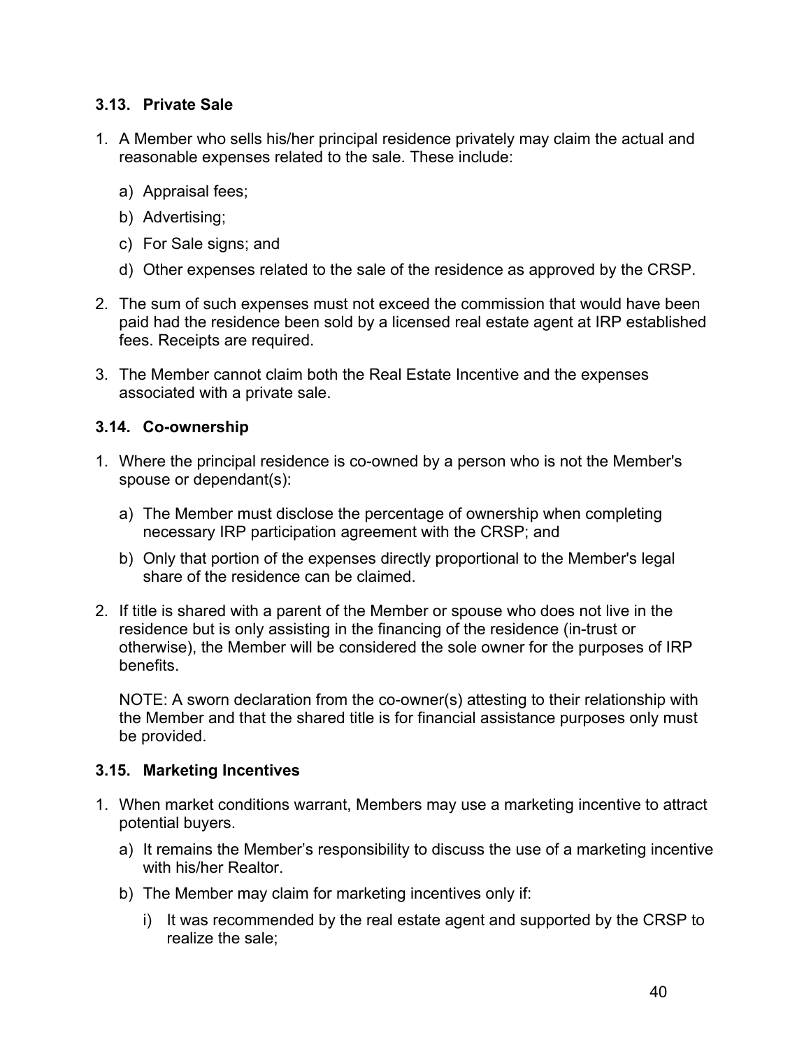### 3.13. Private Sale

1. A Member who sells his/her principal residence privately may claim the actual and reasonable expenses related to the sale. These include:

   a) Appraisal fees;

   b) Advertising;

   c) For Sale signs; and

   d) Other expenses related to the sale of the residence as approved by the CRSP.

2. The sum of such expenses must not exceed the commission that would have been paid had the residence been sold by a licensed real estate agent at IRP established fees. Receipts are required.

3. The Member cannot claim both the Real Estate Incentive and the expenses associated with a private sale.

### 3.14. Co-ownership

1. Where the principal residence is co-owned by a person who is not the Member's spouse or dependant(s):

   a) The Member must disclose the percentage of ownership when completing necessary IRP participation agreement with the CRSP; and

   b) Only that portion of the expenses directly proportional to the Member's legal share of the residence can be claimed.

2. If title is shared with a parent of the Member or spouse who does not live in the residence but is only assisting in the financing of the residence (in-trust or otherwise), the Member will be considered the sole owner for the purposes of IRP benefits.

   NOTE: A sworn declaration from the co-owner(s) attesting to their relationship with the Member and that the shared title is for financial assistance purposes only must be provided.

### 3.15. Marketing Incentives

1. When market conditions warrant, Members may use a marketing incentive to attract potential buyers.

   a) It remains the Member's responsibility to discuss the use of a marketing incentive with his/her Realtor.

   b) The Member may claim for marketing incentives only if:

      i) It was recommended by the real estate agent and supported by the CRSP to realize the sale;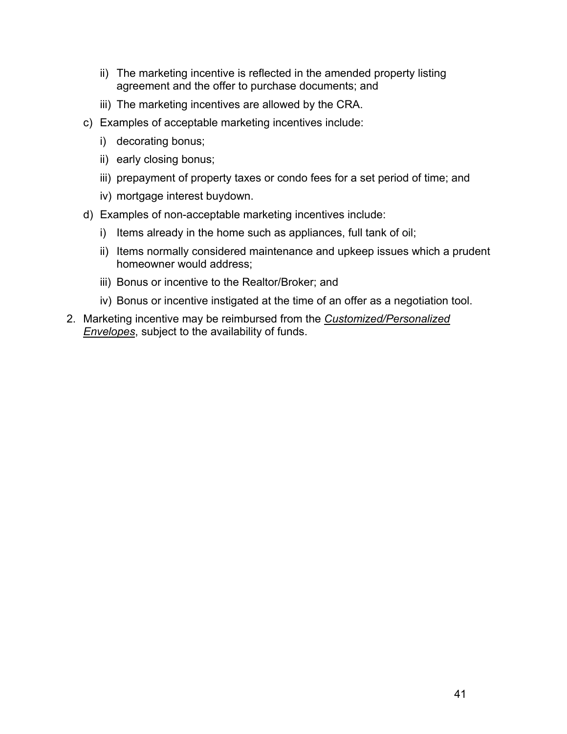- ii) The marketing incentive is reflected in the amended property listing agreement and the offer to purchase documents; and
   - iii) The marketing incentives are allowed by the CRA.

   c) Examples of acceptable marketing incentives include:
   - i) decorating bonus;
   - ii) early closing bonus;
   - iii) prepayment of property taxes or condo fees for a set period of time; and
   - iv) mortgage interest buydown.

   d) Examples of non-acceptable marketing incentives include:
   - i) Items already in the home such as appliances, full tank of oil;
   - ii) Items normally considered maintenance and upkeep issues which a prudent homeowner would address;
   - iii) Bonus or incentive to the Realtor/Broker; and
   - iv) Bonus or incentive instigated at the time of an offer as a negotiation tool.

2. Marketing incentive may be reimbursed from the *Customized/Personalized Envelopes*, subject to the availability of funds.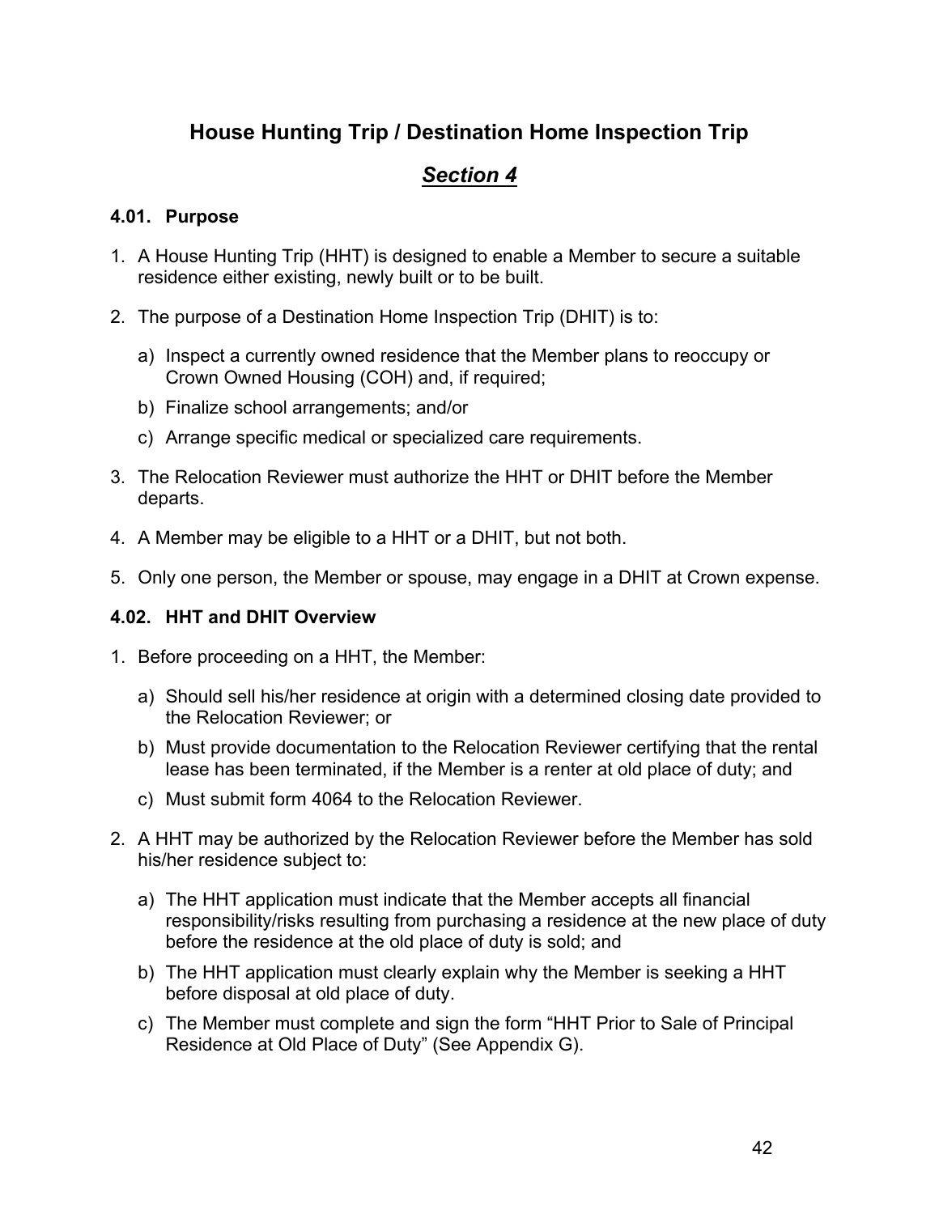# House Hunting Trip / Destination Home Inspection Trip

## *Section 4*

### 4.01. Purpose

1. A House Hunting Trip (HHT) is designed to enable a Member to secure a suitable residence either existing, newly built or to be built.
2. The purpose of a Destination Home Inspection Trip (DHIT) is to:
   a) Inspect a currently owned residence that the Member plans to reoccupy or Crown Owned Housing (COH) and, if required;
   b) Finalize school arrangements; and/or
   c) Arrange specific medical or specialized care requirements.
3. The Relocation Reviewer must authorize the HHT or DHIT before the Member departs.
4. A Member may be eligible to a HHT or a DHIT, but not both.
5. Only one person, the Member or spouse, may engage in a DHIT at Crown expense.

### 4.02. HHT and DHIT Overview

1. Before proceeding on a HHT, the Member:
   a) Should sell his/her residence at origin with a determined closing date provided to the Relocation Reviewer; or
   b) Must provide documentation to the Relocation Reviewer certifying that the rental lease has been terminated, if the Member is a renter at old place of duty; and
   c) Must submit form 4064 to the Relocation Reviewer.
2. A HHT may be authorized by the Relocation Reviewer before the Member has sold his/her residence subject to:
   a) The HHT application must indicate that the Member accepts all financial responsibility/risks resulting from purchasing a residence at the new place of duty before the residence at the old place of duty is sold; and
   b) The HHT application must clearly explain why the Member is seeking a HHT before disposal at old place of duty.
   c) The Member must complete and sign the form "HHT Prior to Sale of Principal Residence at Old Place of Duty" (See Appendix G).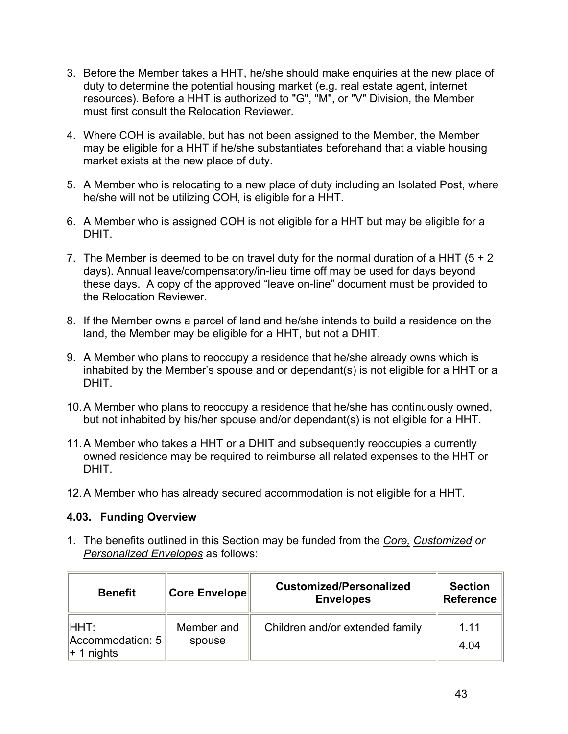3. Before the Member takes a HHT, he/she should make enquiries at the new place of duty to determine the potential housing market (e.g. real estate agent, internet resources). Before a HHT is authorized to "G", "M", or "V" Division, the Member must first consult the Relocation Reviewer.

4. Where COH is available, but has not been assigned to the Member, the Member may be eligible for a HHT if he/she substantiates beforehand that a viable housing market exists at the new place of duty.

5. A Member who is relocating to a new place of duty including an Isolated Post, where he/she will not be utilizing COH, is eligible for a HHT.

6. A Member who is assigned COH is not eligible for a HHT but may be eligible for a DHIT.

7. The Member is deemed to be on travel duty for the normal duration of a HHT (5 + 2 days). Annual leave/compensatory/in-lieu time off may be used for days beyond these days. A copy of the approved "leave on-line" document must be provided to the Relocation Reviewer.

8. If the Member owns a parcel of land and he/she intends to build a residence on the land, the Member may be eligible for a HHT, but not a DHIT.

9. A Member who plans to reoccupy a residence that he/she already owns which is inhabited by the Member's spouse and or dependant(s) is not eligible for a HHT or a DHIT.

10. A Member who plans to reoccupy a residence that he/she has continuously owned, but not inhabited by his/her spouse and/or dependant(s) is not eligible for a HHT.

11. A Member who takes a HHT or a DHIT and subsequently reoccupies a currently owned residence may be required to reimburse all related expenses to the HHT or DHIT.

12. A Member who has already secured accommodation is not eligible for a HHT.

### 4.03. Funding Overview

1. The benefits outlined in this Section may be funded from the *Core, Customized or Personalized Envelopes* as follows:

| Benefit | Core Envelope | Customized/Personalized Envelopes | Section Reference |
|---|---|---|---|
| HHT: Accommodation: 5 + 1 nights | Member and spouse | Children and/or extended family | 1.11<br>4.04 |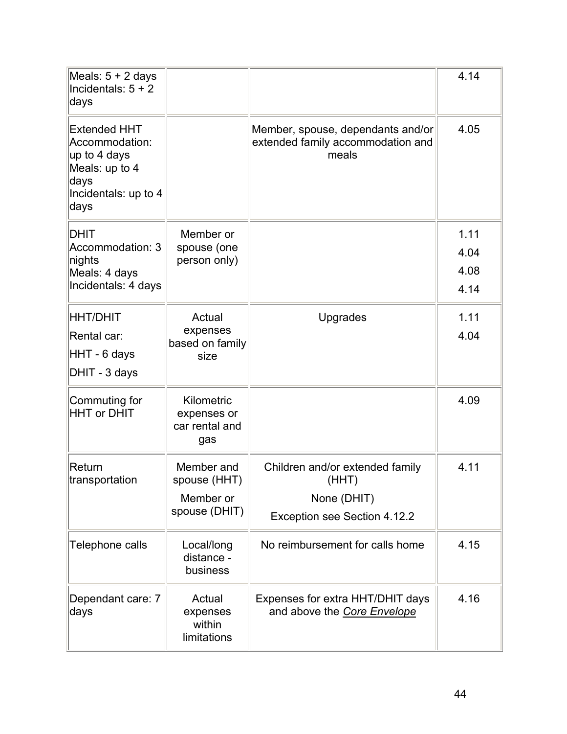| | | | |
|---|---|---|---|
| Meals: 5 + 2 days<br>Incidentals: 5 + 2 days | | | 4.14 |
| Extended HHT<br>Accommodation: up to 4 days<br>Meals: up to 4 days<br>Incidentals: up to 4 days | | Member, spouse, dependants and/or extended family accommodation and meals | 4.05 |
| DHIT<br>Accommodation: 3 nights<br>Meals: 4 days<br>Incidentals: 4 days | Member or spouse (one person only) | | 1.11<br>4.04<br>4.08<br>4.14 |
| HHT/DHIT<br>Rental car:<br>HHT - 6 days<br>DHIT - 3 days | Actual expenses based on family size | Upgrades | 1.11<br>4.04 |
| Commuting for HHT or DHIT | Kilometric expenses or car rental and gas | | 4.09 |
| Return transportation | Member and spouse (HHT)<br>Member or spouse (DHIT) | Children and/or extended family (HHT)<br>None (DHIT)<br>Exception see Section 4.12.2 | 4.11 |
| Telephone calls | Local/long distance - business | No reimbursement for calls home | 4.15 |
| Dependant care: 7 days | Actual expenses within limitations | Expenses for extra HHT/DHIT days and above the *Core Envelope* | 4.16 |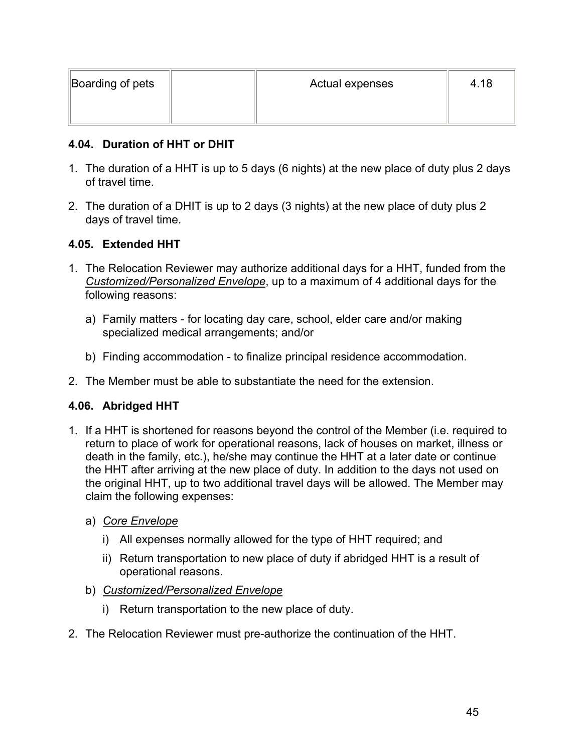| Boarding of pets | | Actual expenses | 4.18 |
|---|---|---|---|

### 4.04. Duration of HHT or DHIT

1. The duration of a HHT is up to 5 days (6 nights) at the new place of duty plus 2 days of travel time.

2. The duration of a DHIT is up to 2 days (3 nights) at the new place of duty plus 2 days of travel time.

### 4.05. Extended HHT

1. The Relocation Reviewer may authorize additional days for a HHT, funded from the *Customized/Personalized Envelope*, up to a maximum of 4 additional days for the following reasons:

   a) Family matters - for locating day care, school, elder care and/or making specialized medical arrangements; and/or

   b) Finding accommodation - to finalize principal residence accommodation.

2. The Member must be able to substantiate the need for the extension.

### 4.06. Abridged HHT

1. If a HHT is shortened for reasons beyond the control of the Member (i.e. required to return to place of work for operational reasons, lack of houses on market, illness or death in the family, etc.), he/she may continue the HHT at a later date or continue the HHT after arriving at the new place of duty. In addition to the days not used on the original HHT, up to two additional travel days will be allowed. The Member may claim the following expenses:

   a) *Core Envelope*

      i) All expenses normally allowed for the type of HHT required; and

      ii) Return transportation to new place of duty if abridged HHT is a result of operational reasons.

   b) *Customized/Personalized Envelope*

      i) Return transportation to the new place of duty.

2. The Relocation Reviewer must pre-authorize the continuation of the HHT.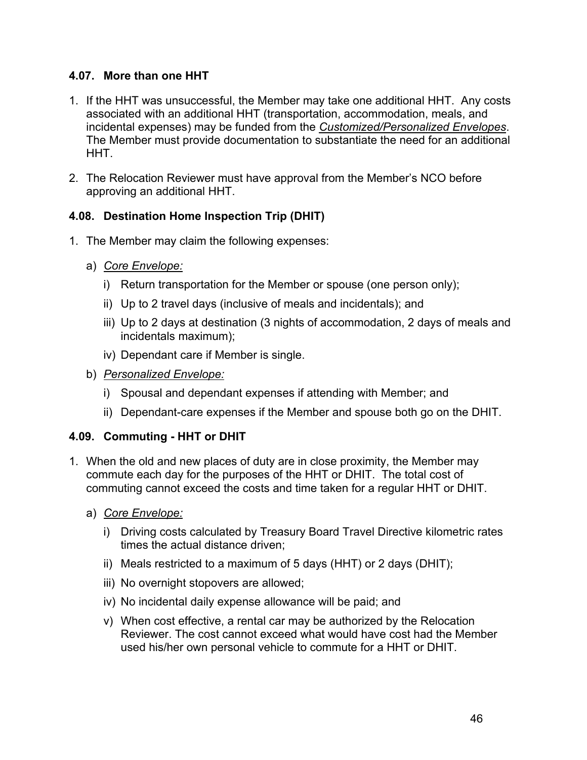### 4.07. More than one HHT

1. If the HHT was unsuccessful, the Member may take one additional HHT. Any costs associated with an additional HHT (transportation, accommodation, meals, and incidental expenses) may be funded from the <u>*Customized/Personalized Envelopes*</u>. The Member must provide documentation to substantiate the need for an additional HHT.

2. The Relocation Reviewer must have approval from the Member's NCO before approving an additional HHT.

### 4.08. Destination Home Inspection Trip (DHIT)

1. The Member may claim the following expenses:

   a) <u>*Core Envelope:*</u>

      i) Return transportation for the Member or spouse (one person only);

      ii) Up to 2 travel days (inclusive of meals and incidentals); and

      iii) Up to 2 days at destination (3 nights of accommodation, 2 days of meals and incidentals maximum);

      iv) Dependant care if Member is single.

   b) <u>*Personalized Envelope:*</u>

      i) Spousal and dependant expenses if attending with Member; and

      ii) Dependant-care expenses if the Member and spouse both go on the DHIT.

### 4.09. Commuting - HHT or DHIT

1. When the old and new places of duty are in close proximity, the Member may commute each day for the purposes of the HHT or DHIT. The total cost of commuting cannot exceed the costs and time taken for a regular HHT or DHIT.

   a) <u>*Core Envelope:*</u>

      i) Driving costs calculated by Treasury Board Travel Directive kilometric rates times the actual distance driven;

      ii) Meals restricted to a maximum of 5 days (HHT) or 2 days (DHIT);

      iii) No overnight stopovers are allowed;

      iv) No incidental daily expense allowance will be paid; and

      v) When cost effective, a rental car may be authorized by the Relocation Reviewer. The cost cannot exceed what would have cost had the Member used his/her own personal vehicle to commute for a HHT or DHIT.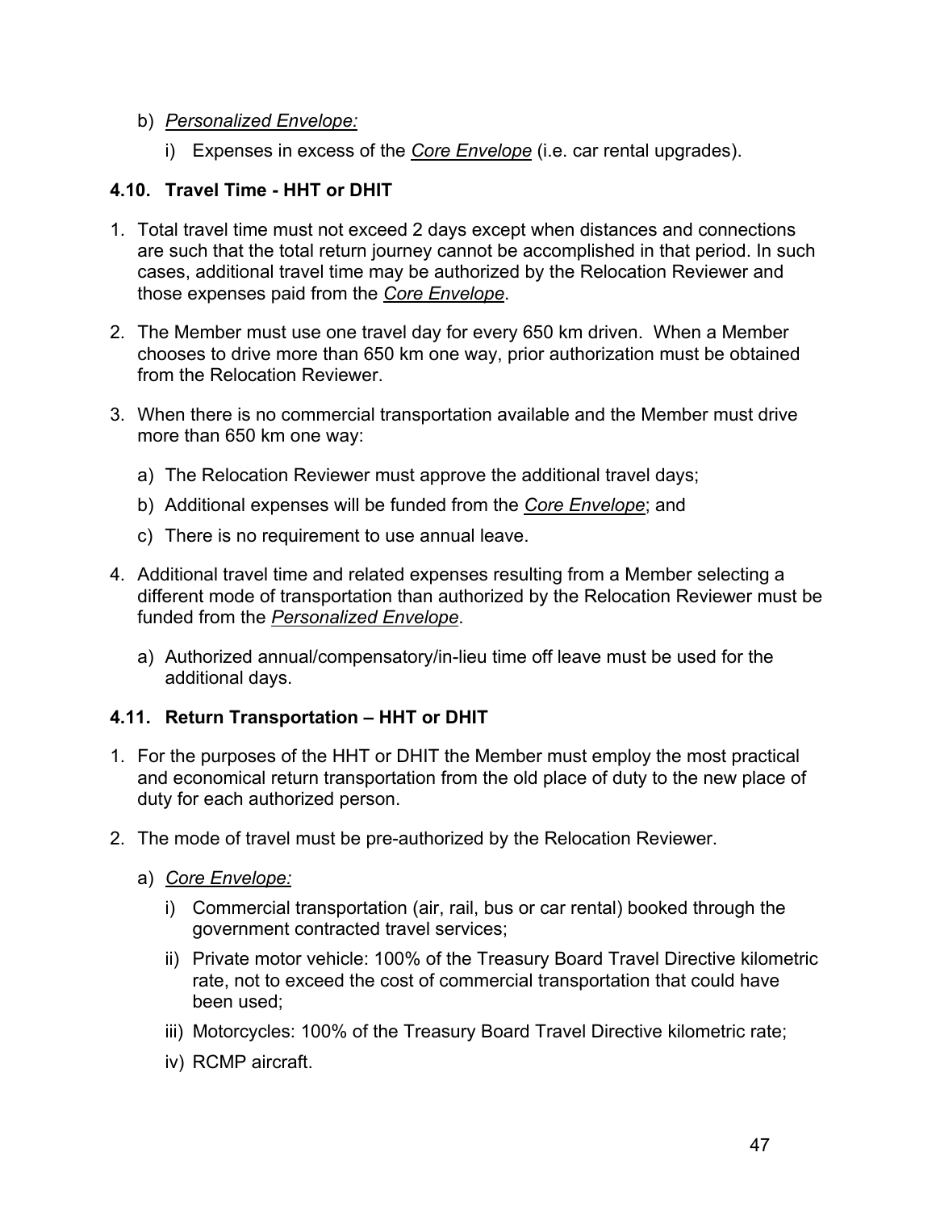b) *Personalized Envelope:*

   i) Expenses in excess of the *Core Envelope* (i.e. car rental upgrades).

### 4.10. Travel Time - HHT or DHIT

1. Total travel time must not exceed 2 days except when distances and connections are such that the total return journey cannot be accomplished in that period. In such cases, additional travel time may be authorized by the Relocation Reviewer and those expenses paid from the *Core Envelope*.

2. The Member must use one travel day for every 650 km driven. When a Member chooses to drive more than 650 km one way, prior authorization must be obtained from the Relocation Reviewer.

3. When there is no commercial transportation available and the Member must drive more than 650 km one way:

   a) The Relocation Reviewer must approve the additional travel days;

   b) Additional expenses will be funded from the *Core Envelope*; and

   c) There is no requirement to use annual leave.

4. Additional travel time and related expenses resulting from a Member selecting a different mode of transportation than authorized by the Relocation Reviewer must be funded from the *Personalized Envelope*.

   a) Authorized annual/compensatory/in-lieu time off leave must be used for the additional days.

### 4.11. Return Transportation – HHT or DHIT

1. For the purposes of the HHT or DHIT the Member must employ the most practical and economical return transportation from the old place of duty to the new place of duty for each authorized person.

2. The mode of travel must be pre-authorized by the Relocation Reviewer.

   a) *Core Envelope:*

      i) Commercial transportation (air, rail, bus or car rental) booked through the government contracted travel services;

      ii) Private motor vehicle: 100% of the Treasury Board Travel Directive kilometric rate, not to exceed the cost of commercial transportation that could have been used;

      iii) Motorcycles: 100% of the Treasury Board Travel Directive kilometric rate;

      iv) RCMP aircraft.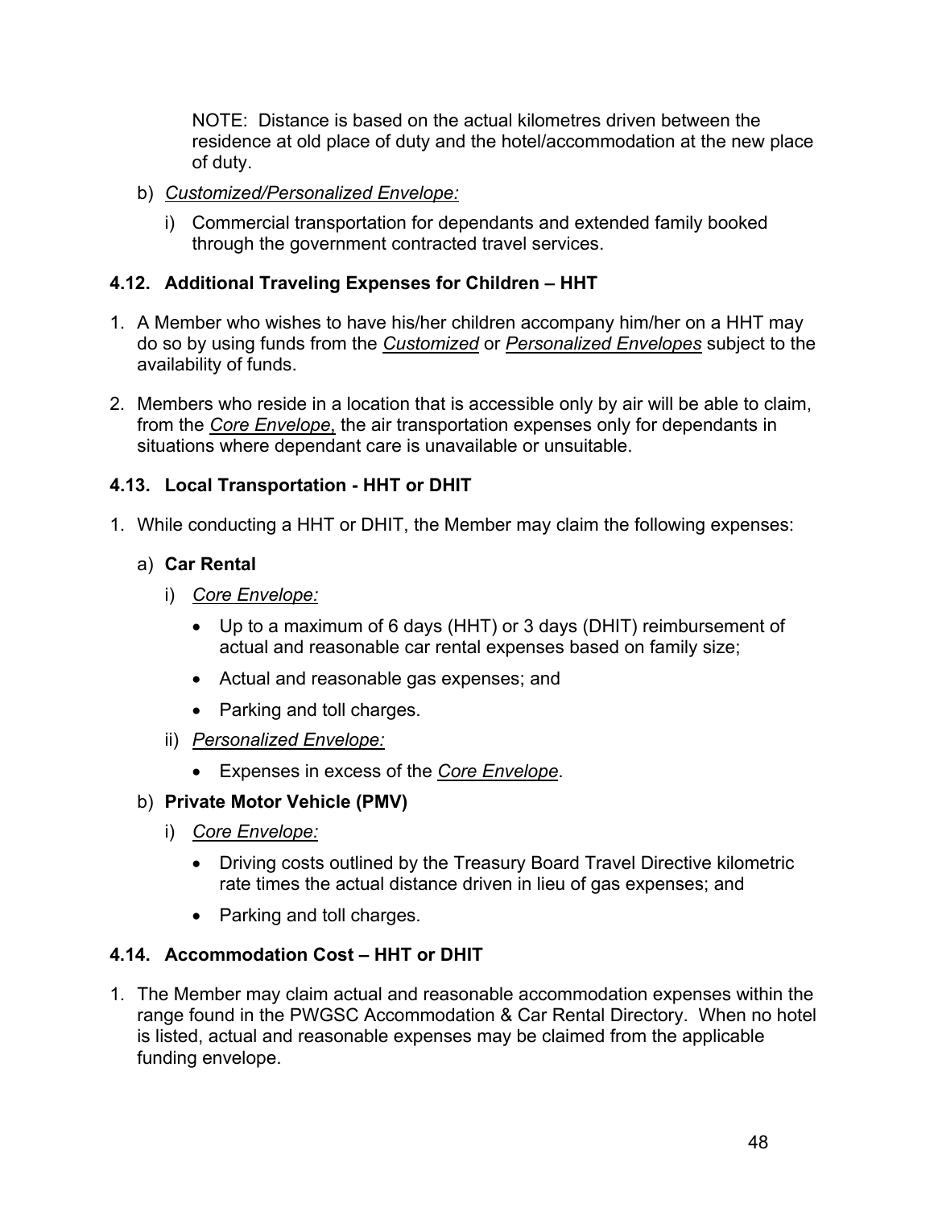NOTE: Distance is based on the actual kilometres driven between the residence at old place of duty and the hotel/accommodation at the new place of duty.

b) *Customized/Personalized Envelope:*

   i) Commercial transportation for dependants and extended family booked through the government contracted travel services.

### 4.12. Additional Traveling Expenses for Children – HHT

1. A Member who wishes to have his/her children accompany him/her on a HHT may do so by using funds from the *Customized* or *Personalized Envelopes* subject to the availability of funds.

2. Members who reside in a location that is accessible only by air will be able to claim, from the *Core Envelope*, the air transportation expenses only for dependants in situations where dependant care is unavailable or unsuitable.

### 4.13. Local Transportation - HHT or DHIT

1. While conducting a HHT or DHIT, the Member may claim the following expenses:

   a) **Car Rental**

      i) *Core Envelope:*

         - Up to a maximum of 6 days (HHT) or 3 days (DHIT) reimbursement of actual and reasonable car rental expenses based on family size;
         - Actual and reasonable gas expenses; and
         - Parking and toll charges.

      ii) *Personalized Envelope:*

         - Expenses in excess of the *Core Envelope*.

   b) **Private Motor Vehicle (PMV)**

      i) *Core Envelope:*

         - Driving costs outlined by the Treasury Board Travel Directive kilometric rate times the actual distance driven in lieu of gas expenses; and
         - Parking and toll charges.

### 4.14. Accommodation Cost – HHT or DHIT

1. The Member may claim actual and reasonable accommodation expenses within the range found in the PWGSC Accommodation & Car Rental Directory. When no hotel is listed, actual and reasonable expenses may be claimed from the applicable funding envelope.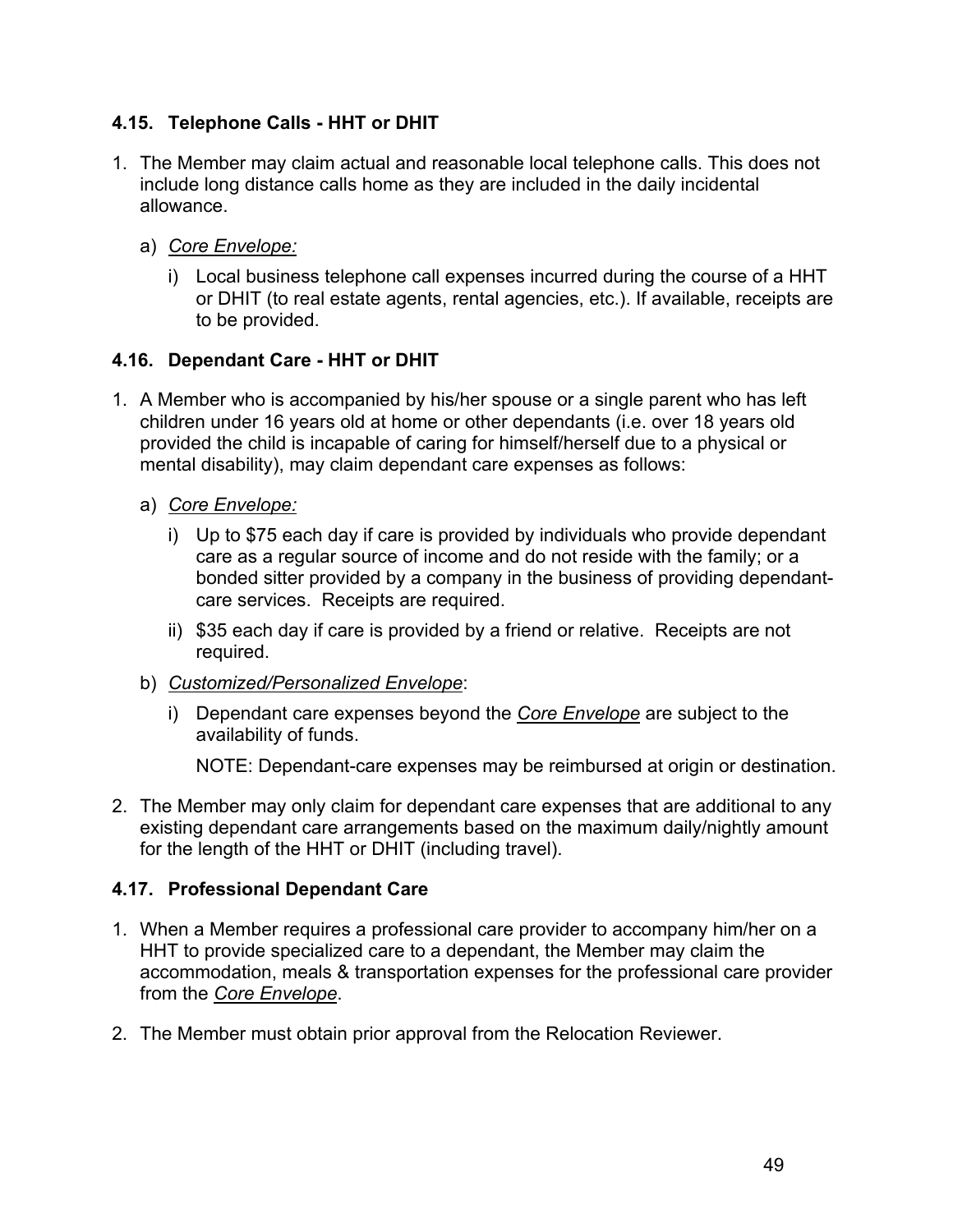### 4.15. Telephone Calls - HHT or DHIT

1. The Member may claim actual and reasonable local telephone calls. This does not include long distance calls home as they are included in the daily incidental allowance.

   a) *Core Envelope:*

      i) Local business telephone call expenses incurred during the course of a HHT or DHIT (to real estate agents, rental agencies, etc.). If available, receipts are to be provided.

### 4.16. Dependant Care - HHT or DHIT

1. A Member who is accompanied by his/her spouse or a single parent who has left children under 16 years old at home or other dependants (i.e. over 18 years old provided the child is incapable of caring for himself/herself due to a physical or mental disability), may claim dependant care expenses as follows:

   a) *Core Envelope:*

      i) Up to $75 each day if care is provided by individuals who provide dependant care as a regular source of income and do not reside with the family; or a bonded sitter provided by a company in the business of providing dependant-care services. Receipts are required.

      ii) $35 each day if care is provided by a friend or relative. Receipts are not required.

   b) *Customized/Personalized Envelope*:

      i) Dependant care expenses beyond the *Core Envelope* are subject to the availability of funds.

         NOTE: Dependant-care expenses may be reimbursed at origin or destination.

2. The Member may only claim for dependant care expenses that are additional to any existing dependant care arrangements based on the maximum daily/nightly amount for the length of the HHT or DHIT (including travel).

### 4.17. Professional Dependant Care

1. When a Member requires a professional care provider to accompany him/her on a HHT to provide specialized care to a dependant, the Member may claim the accommodation, meals & transportation expenses for the professional care provider from the *Core Envelope*.

2. The Member must obtain prior approval from the Relocation Reviewer.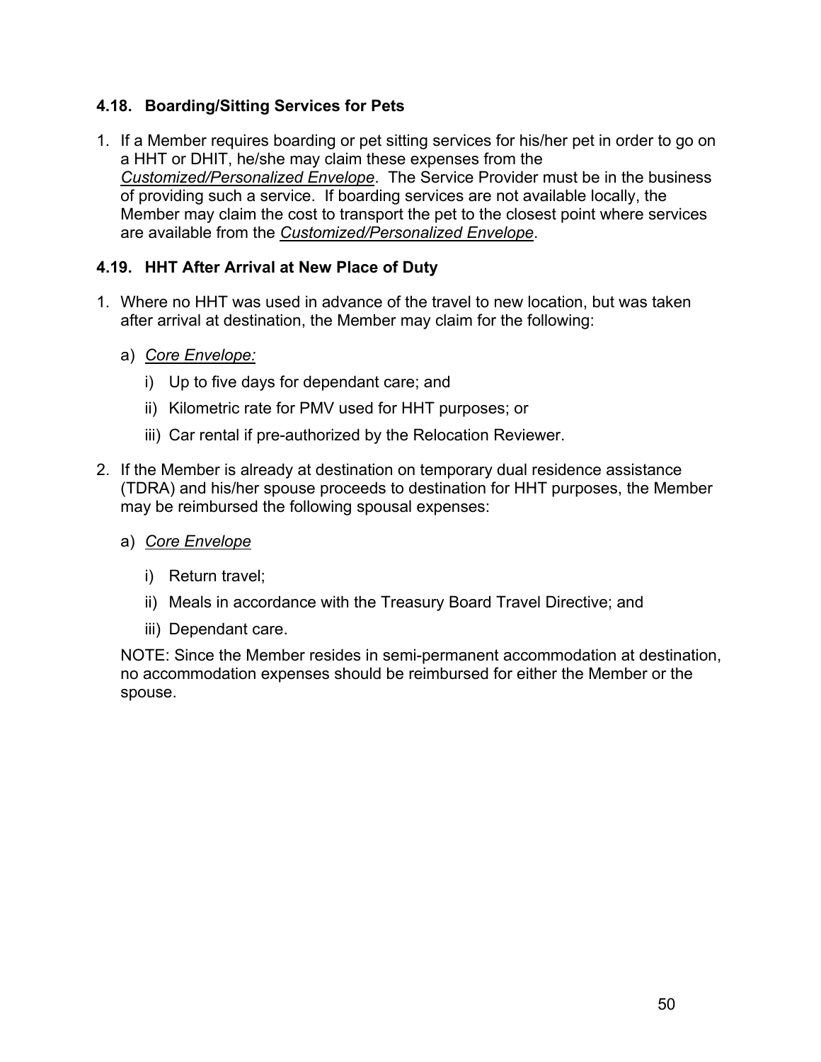### 4.18. Boarding/Sitting Services for Pets

1. If a Member requires boarding or pet sitting services for his/her pet in order to go on a HHT or DHIT, he/she may claim these expenses from the ***Customized/Personalized Envelope***. The Service Provider must be in the business of providing such a service. If boarding services are not available locally, the Member may claim the cost to transport the pet to the closest point where services are available from the ***Customized/Personalized Envelope***.

### 4.19. HHT After Arrival at New Place of Duty

1. Where no HHT was used in advance of the travel to new location, but was taken after arrival at destination, the Member may claim for the following:

   a) *Core Envelope:*

      i) Up to five days for dependant care; and

      ii) Kilometric rate for PMV used for HHT purposes; or

      iii) Car rental if pre-authorized by the Relocation Reviewer.

2. If the Member is already at destination on temporary dual residence assistance (TDRA) and his/her spouse proceeds to destination for HHT purposes, the Member may be reimbursed the following spousal expenses:

   a) *Core Envelope*

      i) Return travel;

      ii) Meals in accordance with the Treasury Board Travel Directive; and

      iii) Dependant care.

   NOTE: Since the Member resides in semi-permanent accommodation at destination, no accommodation expenses should be reimbursed for either the Member or the spouse.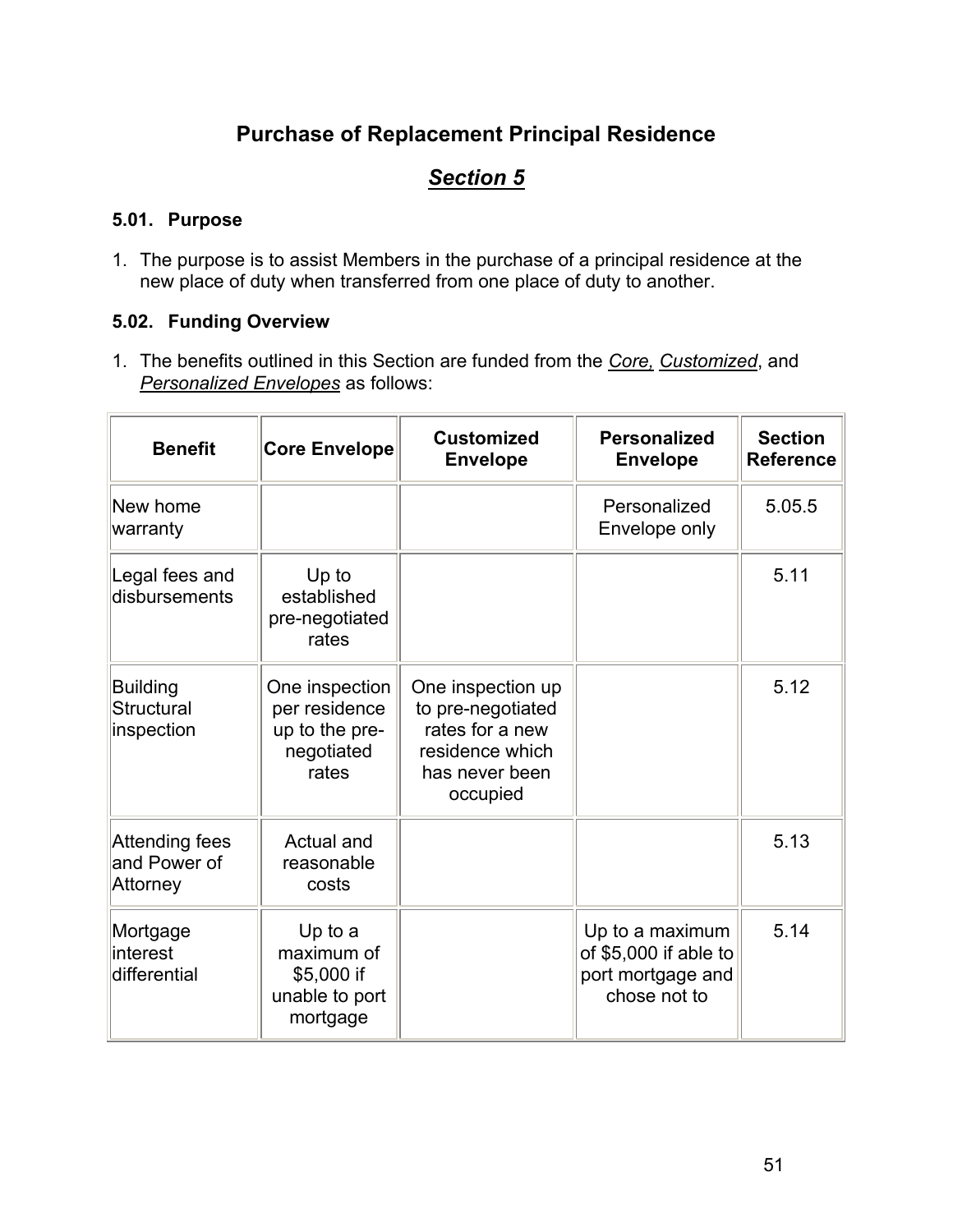# Purchase of Replacement Principal Residence

## *Section 5*

### 5.01. Purpose

1. The purpose is to assist Members in the purchase of a principal residence at the new place of duty when transferred from one place of duty to another.

### 5.02. Funding Overview

1. The benefits outlined in this Section are funded from the *Core, Customized*, and *Personalized Envelopes* as follows:

| Benefit | Core Envelope | Customized Envelope | Personalized Envelope | Section Reference |
|---|---|---|---|---|
| New home warranty | | | Personalized Envelope only | 5.05.5 |
| Legal fees and disbursements | Up to established pre-negotiated rates | | | 5.11 |
| Building Structural inspection | One inspection per residence up to the pre-negotiated rates | One inspection up to pre-negotiated rates for a new residence which has never been occupied | | 5.12 |
| Attending fees and Power of Attorney | Actual and reasonable costs | | | 5.13 |
| Mortgage interest differential | Up to a maximum of $5,000 if unable to port mortgage | | Up to a maximum of $5,000 if able to port mortgage and chose not to | 5.14 |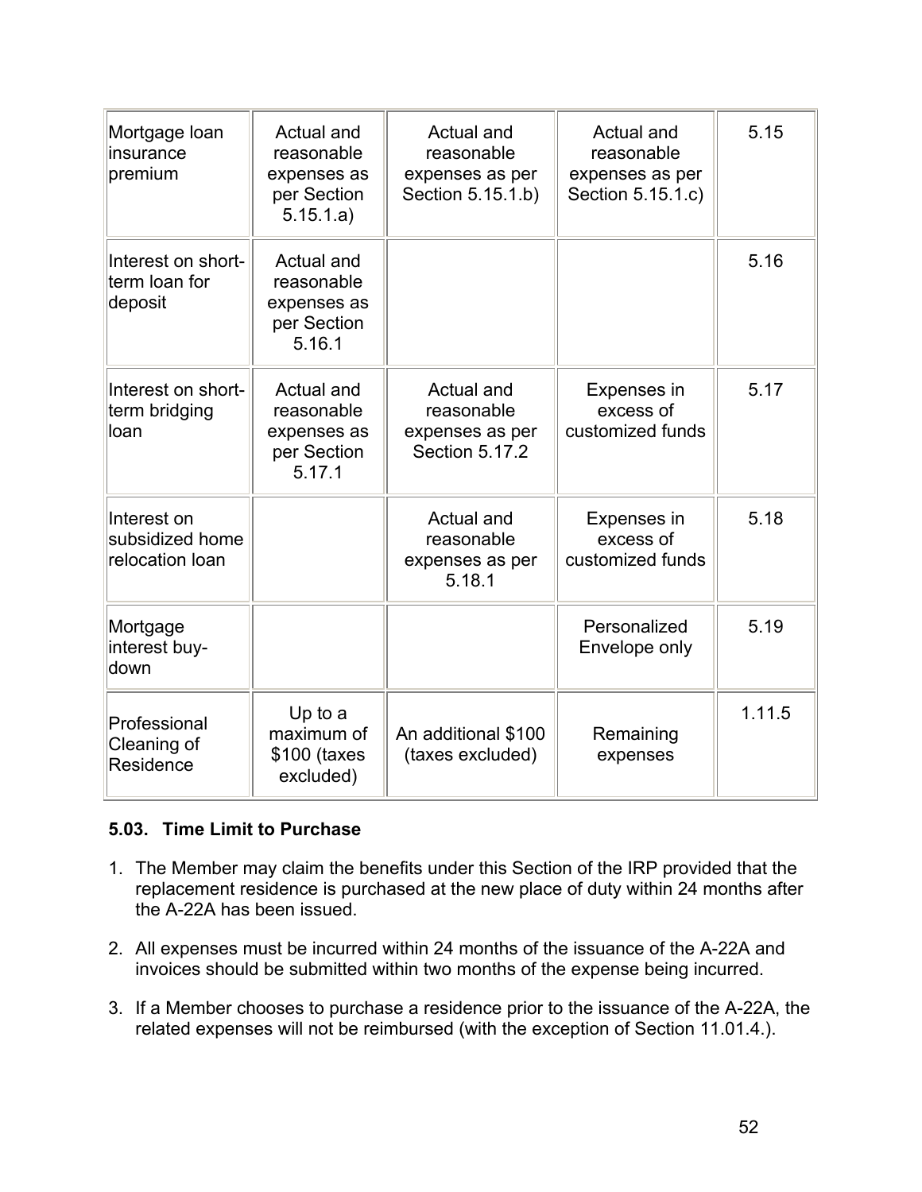| | | | | |
|---|---|---|---|---|
| Mortgage loan insurance premium | Actual and reasonable expenses as per Section 5.15.1.a) | Actual and reasonable expenses as per Section 5.15.1.b) | Actual and reasonable expenses as per Section 5.15.1.c) | 5.15 |
| Interest on short-term loan for deposit | Actual and reasonable expenses as per Section 5.16.1 | | | 5.16 |
| Interest on short-term bridging loan | Actual and reasonable expenses as per Section 5.17.1 | Actual and reasonable expenses as per Section 5.17.2 | Expenses in excess of customized funds | 5.17 |
| Interest on subsidized home relocation loan | | Actual and reasonable expenses as per 5.18.1 | Expenses in excess of customized funds | 5.18 |
| Mortgage interest buy-down | | | Personalized Envelope only | 5.19 |
| Professional Cleaning of Residence | Up to a maximum of $100 (taxes excluded) | An additional $100 (taxes excluded) | Remaining expenses | 1.11.5 |

### 5.03. Time Limit to Purchase

1. The Member may claim the benefits under this Section of the IRP provided that the replacement residence is purchased at the new place of duty within 24 months after the A-22A has been issued.

2. All expenses must be incurred within 24 months of the issuance of the A-22A and invoices should be submitted within two months of the expense being incurred.

3. If a Member chooses to purchase a residence prior to the issuance of the A-22A, the related expenses will not be reimbursed (with the exception of Section 11.01.4.).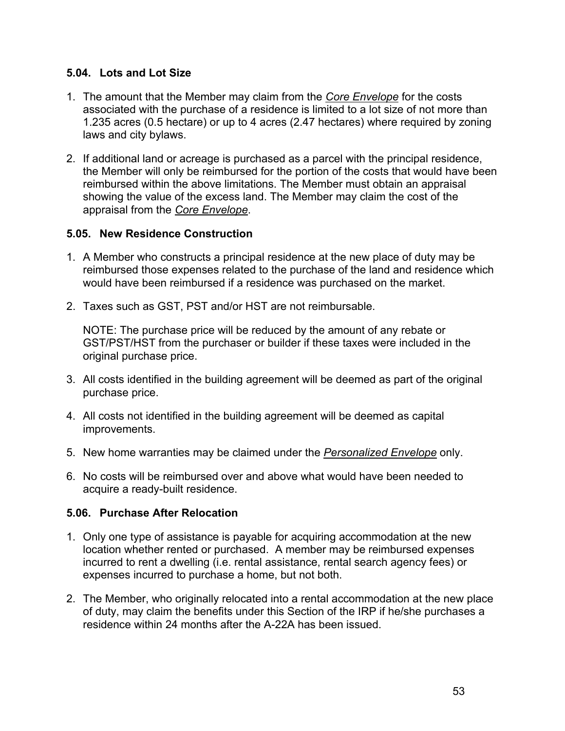### 5.04. Lots and Lot Size

1. The amount that the Member may claim from the ***Core Envelope*** for the costs associated with the purchase of a residence is limited to a lot size of not more than 1.235 acres (0.5 hectare) or up to 4 acres (2.47 hectares) where required by zoning laws and city bylaws.

2. If additional land or acreage is purchased as a parcel with the principal residence, the Member will only be reimbursed for the portion of the costs that would have been reimbursed within the above limitations. The Member must obtain an appraisal showing the value of the excess land. The Member may claim the cost of the appraisal from the ***Core Envelope***.

### 5.05. New Residence Construction

1. A Member who constructs a principal residence at the new place of duty may be reimbursed those expenses related to the purchase of the land and residence which would have been reimbursed if a residence was purchased on the market.

2. Taxes such as GST, PST and/or HST are not reimbursable.

   NOTE: The purchase price will be reduced by the amount of any rebate or GST/PST/HST from the purchaser or builder if these taxes were included in the original purchase price.

3. All costs identified in the building agreement will be deemed as part of the original purchase price.

4. All costs not identified in the building agreement will be deemed as capital improvements.

5. New home warranties may be claimed under the ***Personalized Envelope*** only.

6. No costs will be reimbursed over and above what would have been needed to acquire a ready-built residence.

### 5.06. Purchase After Relocation

1. Only one type of assistance is payable for acquiring accommodation at the new location whether rented or purchased. A member may be reimbursed expenses incurred to rent a dwelling (i.e. rental assistance, rental search agency fees) or expenses incurred to purchase a home, but not both.

2. The Member, who originally relocated into a rental accommodation at the new place of duty, may claim the benefits under this Section of the IRP if he/she purchases a residence within 24 months after the A-22A has been issued.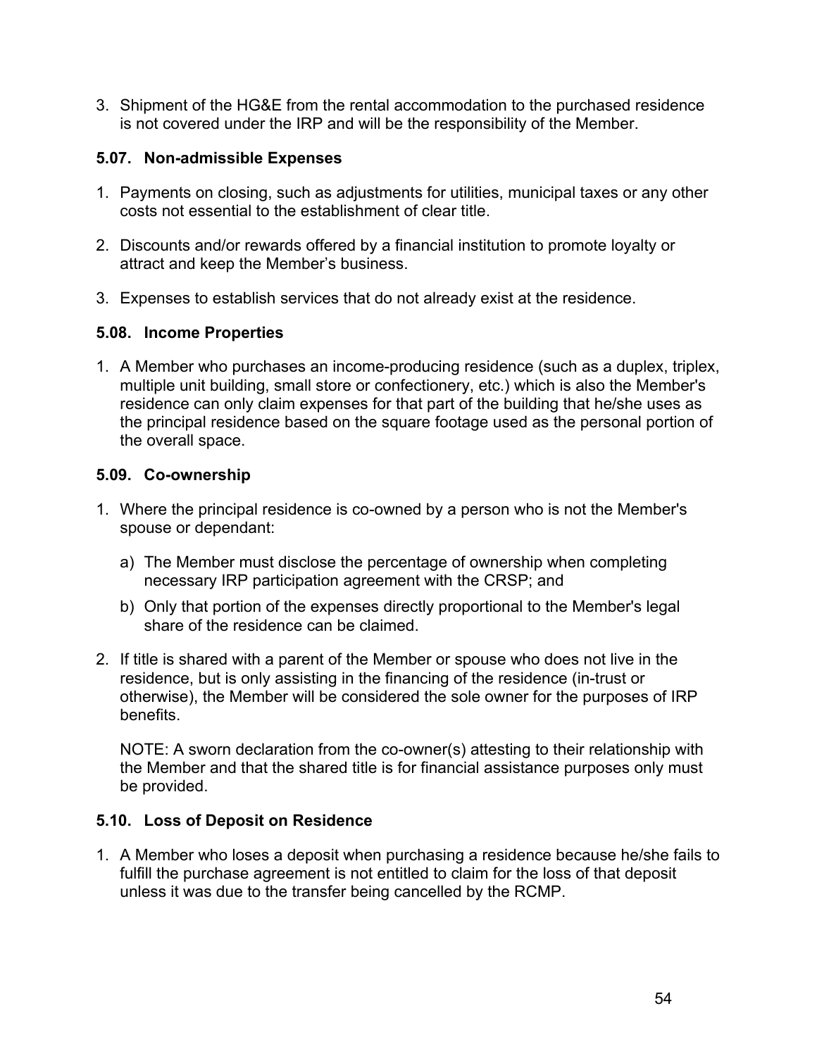3. Shipment of the HG&E from the rental accommodation to the purchased residence is not covered under the IRP and will be the responsibility of the Member.

### 5.07. Non-admissible Expenses

1. Payments on closing, such as adjustments for utilities, municipal taxes or any other costs not essential to the establishment of clear title.

2. Discounts and/or rewards offered by a financial institution to promote loyalty or attract and keep the Member's business.

3. Expenses to establish services that do not already exist at the residence.

### 5.08. Income Properties

1. A Member who purchases an income-producing residence (such as a duplex, triplex, multiple unit building, small store or confectionery, etc.) which is also the Member's residence can only claim expenses for that part of the building that he/she uses as the principal residence based on the square footage used as the personal portion of the overall space.

### 5.09. Co-ownership

1. Where the principal residence is co-owned by a person who is not the Member's spouse or dependant:

   a) The Member must disclose the percentage of ownership when completing necessary IRP participation agreement with the CRSP; and

   b) Only that portion of the expenses directly proportional to the Member's legal share of the residence can be claimed.

2. If title is shared with a parent of the Member or spouse who does not live in the residence, but is only assisting in the financing of the residence (in-trust or otherwise), the Member will be considered the sole owner for the purposes of IRP benefits.

   NOTE: A sworn declaration from the co-owner(s) attesting to their relationship with the Member and that the shared title is for financial assistance purposes only must be provided.

### 5.10. Loss of Deposit on Residence

1. A Member who loses a deposit when purchasing a residence because he/she fails to fulfill the purchase agreement is not entitled to claim for the loss of that deposit unless it was due to the transfer being cancelled by the RCMP.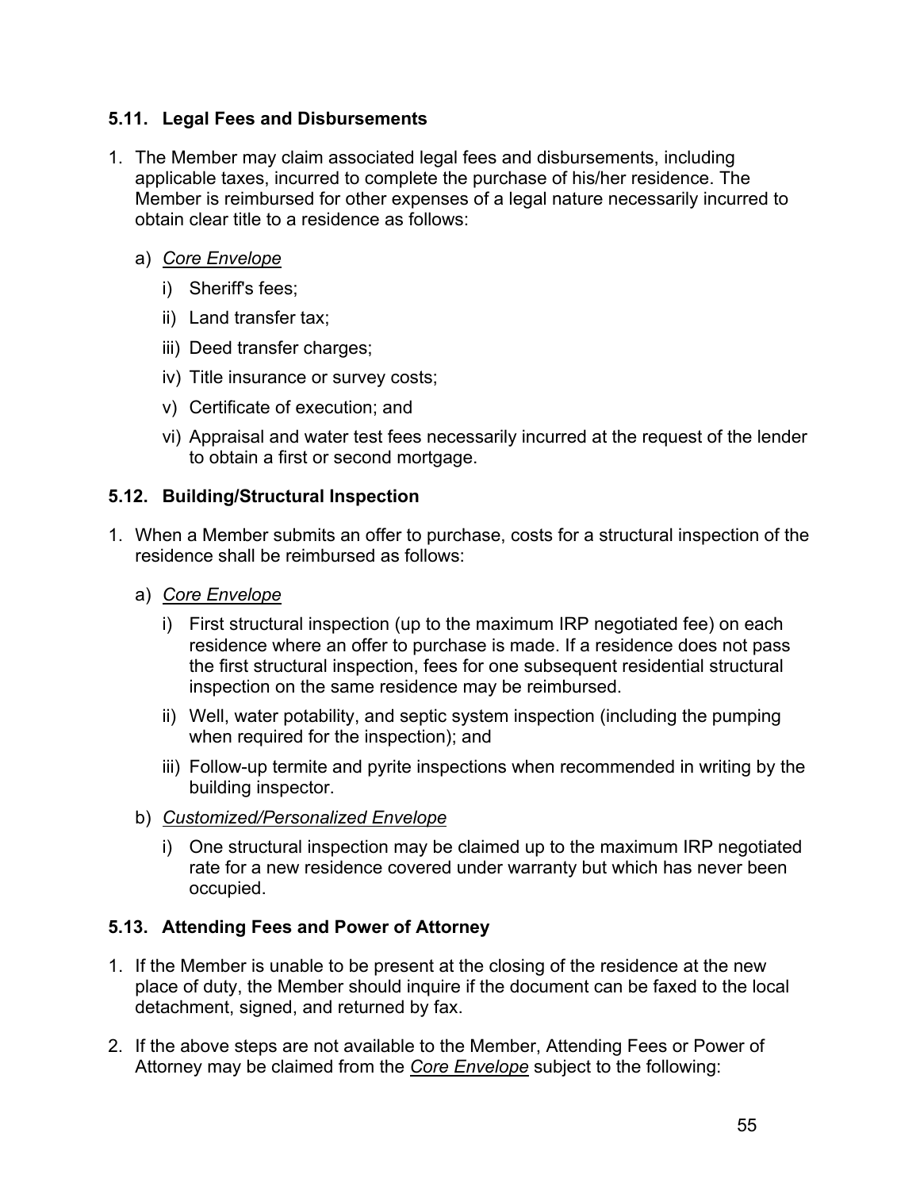### 5.11. Legal Fees and Disbursements

1. The Member may claim associated legal fees and disbursements, including applicable taxes, incurred to complete the purchase of his/her residence. The Member is reimbursed for other expenses of a legal nature necessarily incurred to obtain clear title to a residence as follows:

   a) *Core Envelope*

      i) Sheriff's fees;

      ii) Land transfer tax;

      iii) Deed transfer charges;

      iv) Title insurance or survey costs;

      v) Certificate of execution; and

      vi) Appraisal and water test fees necessarily incurred at the request of the lender to obtain a first or second mortgage.

### 5.12. Building/Structural Inspection

1. When a Member submits an offer to purchase, costs for a structural inspection of the residence shall be reimbursed as follows:

   a) *Core Envelope*

      i) First structural inspection (up to the maximum IRP negotiated fee) on each residence where an offer to purchase is made. If a residence does not pass the first structural inspection, fees for one subsequent residential structural inspection on the same residence may be reimbursed.

      ii) Well, water potability, and septic system inspection (including the pumping when required for the inspection); and

      iii) Follow-up termite and pyrite inspections when recommended in writing by the building inspector.

   b) *Customized/Personalized Envelope*

      i) One structural inspection may be claimed up to the maximum IRP negotiated rate for a new residence covered under warranty but which has never been occupied.

### 5.13. Attending Fees and Power of Attorney

1. If the Member is unable to be present at the closing of the residence at the new place of duty, the Member should inquire if the document can be faxed to the local detachment, signed, and returned by fax.

2. If the above steps are not available to the Member, Attending Fees or Power of Attorney may be claimed from the *Core Envelope* subject to the following: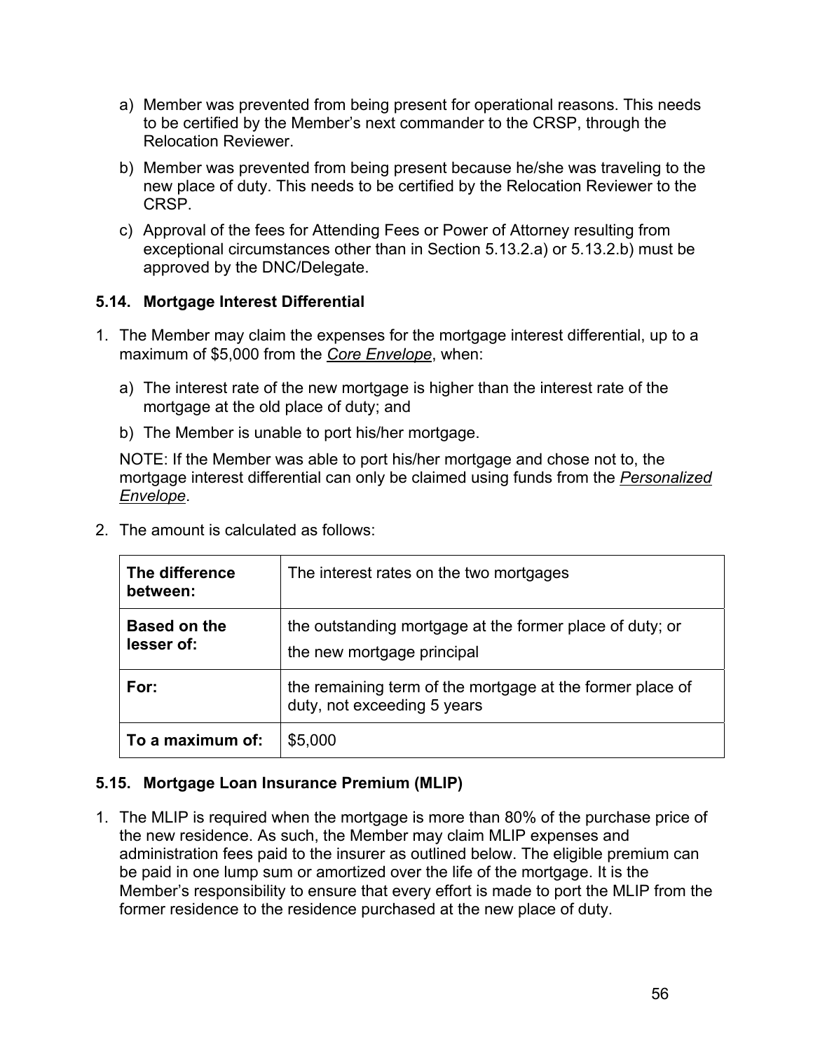a) Member was prevented from being present for operational reasons. This needs to be certified by the Member's next commander to the CRSP, through the Relocation Reviewer.

b) Member was prevented from being present because he/she was traveling to the new place of duty. This needs to be certified by the Relocation Reviewer to the CRSP.

c) Approval of the fees for Attending Fees or Power of Attorney resulting from exceptional circumstances other than in Section 5.13.2.a) or 5.13.2.b) must be approved by the DNC/Delegate.

### 5.14. Mortgage Interest Differential

1. The Member may claim the expenses for the mortgage interest differential, up to a maximum of $5,000 from the <u>*Core Envelope*</u>, when:

   a) The interest rate of the new mortgage is higher than the interest rate of the mortgage at the old place of duty; and

   b) The Member is unable to port his/her mortgage.

   NOTE: If the Member was able to port his/her mortgage and chose not to, the mortgage interest differential can only be claimed using funds from the <u>*Personalized Envelope*</u>.

2. The amount is calculated as follows:

| **The difference between:** | The interest rates on the two mortgages |
|---|---|
| **Based on the lesser of:** | the outstanding mortgage at the former place of duty; or<br>the new mortgage principal |
| **For:** | the remaining term of the mortgage at the former place of duty, not exceeding 5 years |
| **To a maximum of:** | $5,000 |

### 5.15. Mortgage Loan Insurance Premium (MLIP)

1. The MLIP is required when the mortgage is more than 80% of the purchase price of the new residence. As such, the Member may claim MLIP expenses and administration fees paid to the insurer as outlined below. The eligible premium can be paid in one lump sum or amortized over the life of the mortgage. It is the Member's responsibility to ensure that every effort is made to port the MLIP from the former residence to the residence purchased at the new place of duty.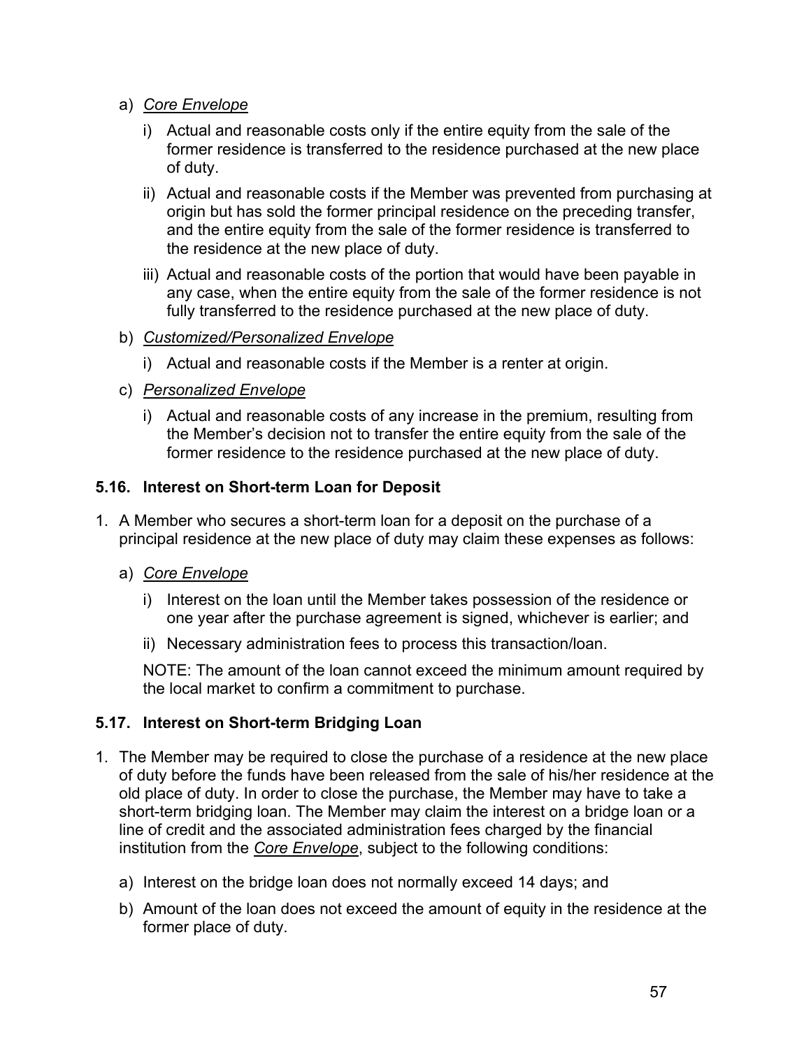a) *Core Envelope*

   i) Actual and reasonable costs only if the entire equity from the sale of the former residence is transferred to the residence purchased at the new place of duty.

   ii) Actual and reasonable costs if the Member was prevented from purchasing at origin but has sold the former principal residence on the preceding transfer, and the entire equity from the sale of the former residence is transferred to the residence at the new place of duty.

   iii) Actual and reasonable costs of the portion that would have been payable in any case, when the entire equity from the sale of the former residence is not fully transferred to the residence purchased at the new place of duty.

b) *Customized/Personalized Envelope*

   i) Actual and reasonable costs if the Member is a renter at origin.

c) *Personalized Envelope*

   i) Actual and reasonable costs of any increase in the premium, resulting from the Member's decision not to transfer the entire equity from the sale of the former residence to the residence purchased at the new place of duty.

### 5.16. Interest on Short-term Loan for Deposit

1. A Member who secures a short-term loan for a deposit on the purchase of a principal residence at the new place of duty may claim these expenses as follows:

   a) *Core Envelope*

      i) Interest on the loan until the Member takes possession of the residence or one year after the purchase agreement is signed, whichever is earlier; and

      ii) Necessary administration fees to process this transaction/loan.

      NOTE: The amount of the loan cannot exceed the minimum amount required by the local market to confirm a commitment to purchase.

### 5.17. Interest on Short-term Bridging Loan

1. The Member may be required to close the purchase of a residence at the new place of duty before the funds have been released from the sale of his/her residence at the old place of duty. In order to close the purchase, the Member may have to take a short-term bridging loan. The Member may claim the interest on a bridge loan or a line of credit and the associated administration fees charged by the financial institution from the ***Core Envelope***, subject to the following conditions:

   a) Interest on the bridge loan does not normally exceed 14 days; and

   b) Amount of the loan does not exceed the amount of equity in the residence at the former place of duty.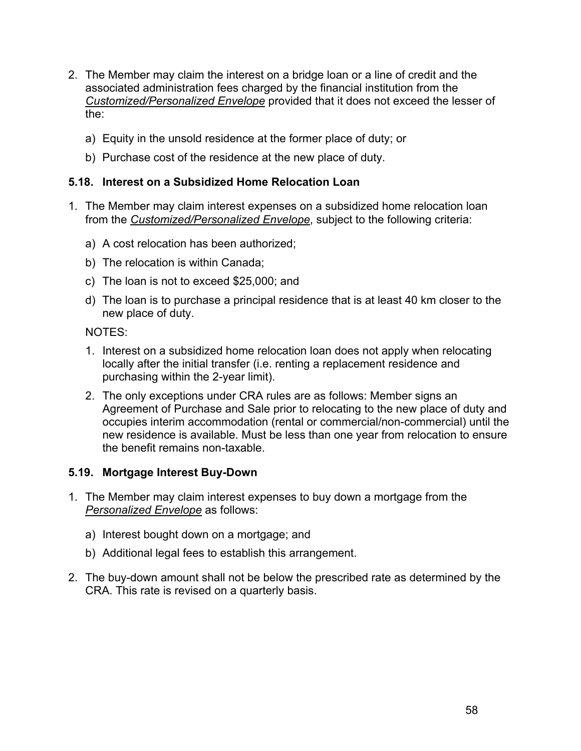2. The Member may claim the interest on a bridge loan or a line of credit and the associated administration fees charged by the financial institution from the ***Customized/Personalized Envelope*** provided that it does not exceed the lesser of the:

   a) Equity in the unsold residence at the former place of duty; or

   b) Purchase cost of the residence at the new place of duty.

### 5.18. Interest on a Subsidized Home Relocation Loan

1. The Member may claim interest expenses on a subsidized home relocation loan from the ***Customized/Personalized Envelope***, subject to the following criteria:

   a) A cost relocation has been authorized;

   b) The relocation is within Canada;

   c) The loan is not to exceed $25,000; and

   d) The loan is to purchase a principal residence that is at least 40 km closer to the new place of duty.

   NOTES:

   1. Interest on a subsidized home relocation loan does not apply when relocating locally after the initial transfer (i.e. renting a replacement residence and purchasing within the 2-year limit).

   2. The only exceptions under CRA rules are as follows: Member signs an Agreement of Purchase and Sale prior to relocating to the new place of duty and occupies interim accommodation (rental or commercial/non-commercial) until the new residence is available. Must be less than one year from relocation to ensure the benefit remains non-taxable.

### 5.19. Mortgage Interest Buy-Down

1. The Member may claim interest expenses to buy down a mortgage from the ***Personalized Envelope*** as follows:

   a) Interest bought down on a mortgage; and

   b) Additional legal fees to establish this arrangement.

2. The buy-down amount shall not be below the prescribed rate as determined by the CRA. This rate is revised on a quarterly basis.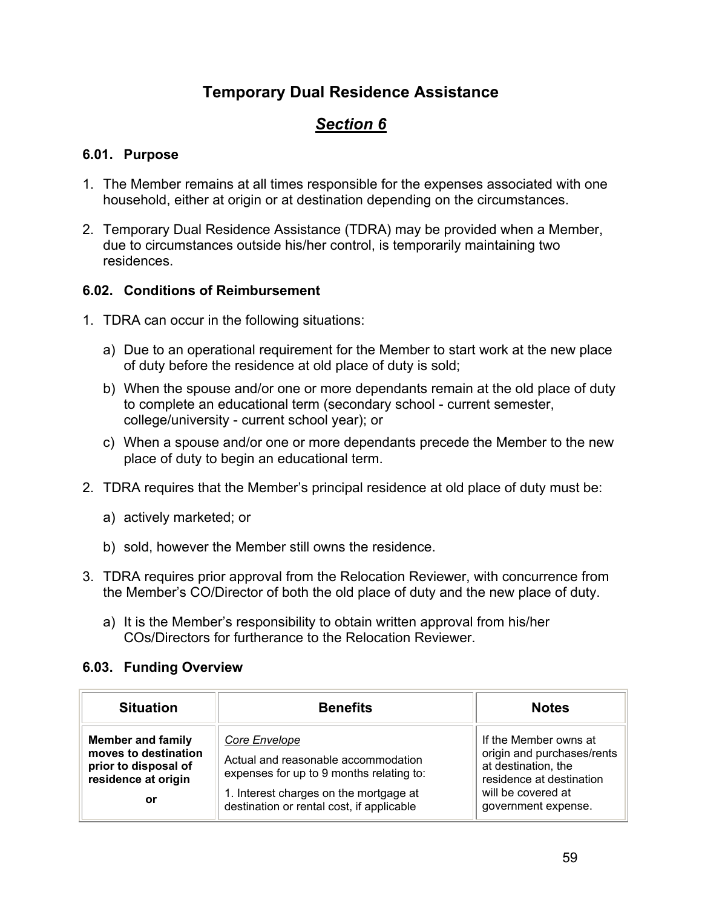# Temporary Dual Residence Assistance

## *Section 6*

### 6.01. Purpose

1. The Member remains at all times responsible for the expenses associated with one household, either at origin or at destination depending on the circumstances.

2. Temporary Dual Residence Assistance (TDRA) may be provided when a Member, due to circumstances outside his/her control, is temporarily maintaining two residences.

### 6.02. Conditions of Reimbursement

1. TDRA can occur in the following situations:

   a) Due to an operational requirement for the Member to start work at the new place of duty before the residence at old place of duty is sold;

   b) When the spouse and/or one or more dependants remain at the old place of duty to complete an educational term (secondary school - current semester, college/university - current school year); or

   c) When a spouse and/or one or more dependants precede the Member to the new place of duty to begin an educational term.

2. TDRA requires that the Member's principal residence at old place of duty must be:

   a) actively marketed; or

   b) sold, however the Member still owns the residence.

3. TDRA requires prior approval from the Relocation Reviewer, with concurrence from the Member's CO/Director of both the old place of duty and the new place of duty.

   a) It is the Member's responsibility to obtain written approval from his/her COs/Directors for furtherance to the Relocation Reviewer.

### 6.03. Funding Overview

| Situation | Benefits | Notes |
|---|---|---|
| **Member and family moves to destination prior to disposal of residence at origin**<br><br>**or** | *Core Envelope*<br><br>Actual and reasonable accommodation expenses for up to 9 months relating to:<br><br>1. Interest charges on the mortgage at destination or rental cost, if applicable | If the Member owns at origin and purchases/rents at destination, the residence at destination will be covered at government expense. |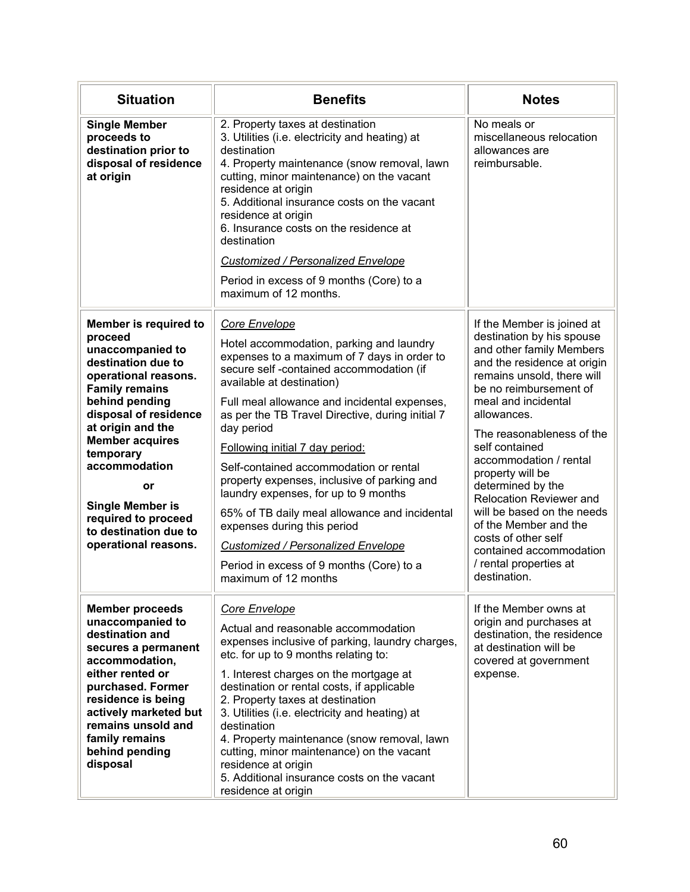| Situation | Benefits | Notes |
|---|---|---|
| **Single Member proceeds to destination prior to disposal of residence at origin** | 2. Property taxes at destination<br>3. Utilities (i.e. electricity and heating) at destination<br>4. Property maintenance (snow removal, lawn cutting, minor maintenance) on the vacant residence at origin<br>5. Additional insurance costs on the vacant residence at origin<br>6. Insurance costs on the residence at destination<br><br>*Customized / Personalized Envelope*<br><br>Period in excess of 9 months (Core) to a maximum of 12 months. | No meals or miscellaneous relocation allowances are reimbursable. |
| **Member is required to proceed unaccompanied to destination due to operational reasons. Family remains behind pending disposal of residence at origin and the Member acquires temporary accommodation**<br><br>**or**<br><br>**Single Member is required to proceed to destination due to operational reasons.** | *Core Envelope*<br><br>Hotel accommodation, parking and laundry expenses to a maximum of 7 days in order to secure self -contained accommodation (if available at destination)<br><br>Full meal allowance and incidental expenses, as per the TB Travel Directive, during initial 7 day period<br><br>Following initial 7 day period:<br><br>Self-contained accommodation or rental property expenses, inclusive of parking and laundry expenses, for up to 9 months<br><br>65% of TB daily meal allowance and incidental expenses during this period<br><br>*Customized / Personalized Envelope*<br><br>Period in excess of 9 months (Core) to a maximum of 12 months | If the Member is joined at destination by his spouse and other family Members and the residence at origin remains unsold, there will be no reimbursement of meal and incidental allowances.<br><br>The reasonableness of the self contained accommodation / rental property will be determined by the Relocation Reviewer and will be based on the needs of the Member and the costs of other self contained accommodation / rental properties at destination. |
| **Member proceeds unaccompanied to destination and secures a permanent accommodation, either rented or purchased. Former residence is being actively marketed but remains unsold and family remains behind pending disposal** | *Core Envelope*<br><br>Actual and reasonable accommodation expenses inclusive of parking, laundry charges, etc. for up to 9 months relating to:<br><br>1. Interest charges on the mortgage at destination or rental costs, if applicable<br>2. Property taxes at destination<br>3. Utilities (i.e. electricity and heating) at destination<br>4. Property maintenance (snow removal, lawn cutting, minor maintenance) on the vacant residence at origin<br>5. Additional insurance costs on the vacant residence at origin | If the Member owns at origin and purchases at destination, the residence at destination will be covered at government expense. |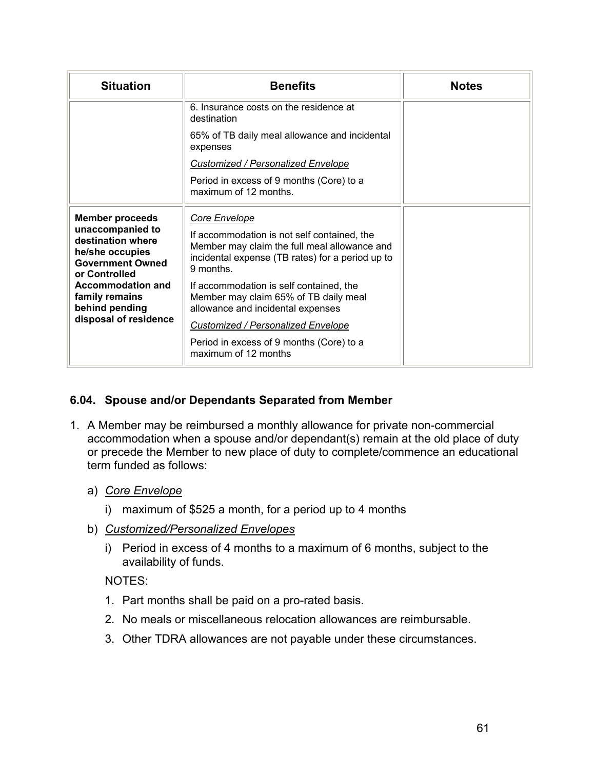| Situation | Benefits | Notes |
|---|---|---|
| | 6. Insurance costs on the residence at destination<br><br>65% of TB daily meal allowance and incidental expenses<br><br>*Customized / Personalized Envelope*<br><br>Period in excess of 9 months (Core) to a maximum of 12 months. | |
| **Member proceeds unaccompanied to destination where he/she occupies Government Owned or Controlled Accommodation and family remains behind pending disposal of residence** | *Core Envelope*<br><br>If accommodation is not self contained, the Member may claim the full meal allowance and incidental expense (TB rates) for a period up to 9 months.<br><br>If accommodation is self contained, the Member may claim 65% of TB daily meal allowance and incidental expenses<br><br>*Customized / Personalized Envelope*<br><br>Period in excess of 9 months (Core) to a maximum of 12 months | |

### 6.04. Spouse and/or Dependants Separated from Member

1. A Member may be reimbursed a monthly allowance for private non-commercial accommodation when a spouse and/or dependant(s) remain at the old place of duty or precede the Member to new place of duty to complete/commence an educational term funded as follows:

   a) *Core Envelope*

      i) maximum of $525 a month, for a period up to 4 months

   b) *Customized/Personalized Envelopes*

      i) Period in excess of 4 months to a maximum of 6 months, subject to the availability of funds.

   NOTES:

   1. Part months shall be paid on a pro-rated basis.
   2. No meals or miscellaneous relocation allowances are reimbursable.
   3. Other TDRA allowances are not payable under these circumstances.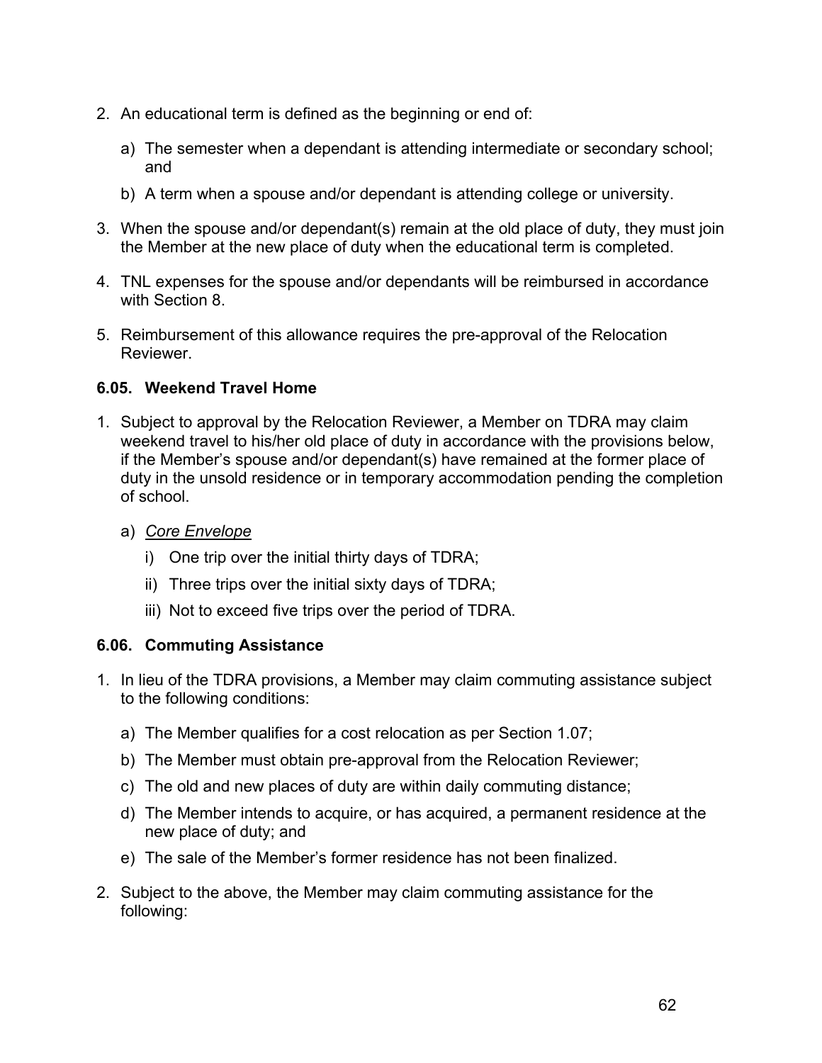2. An educational term is defined as the beginning or end of:

   a) The semester when a dependant is attending intermediate or secondary school; and

   b) A term when a spouse and/or dependant is attending college or university.

3. When the spouse and/or dependant(s) remain at the old place of duty, they must join the Member at the new place of duty when the educational term is completed.

4. TNL expenses for the spouse and/or dependants will be reimbursed in accordance with Section 8.

5. Reimbursement of this allowance requires the pre-approval of the Relocation Reviewer.

### 6.05. Weekend Travel Home

1. Subject to approval by the Relocation Reviewer, a Member on TDRA may claim weekend travel to his/her old place of duty in accordance with the provisions below, if the Member's spouse and/or dependant(s) have remained at the former place of duty in the unsold residence or in temporary accommodation pending the completion of school.

   a) *Core Envelope*

      i) One trip over the initial thirty days of TDRA;

      ii) Three trips over the initial sixty days of TDRA;

      iii) Not to exceed five trips over the period of TDRA.

### 6.06. Commuting Assistance

1. In lieu of the TDRA provisions, a Member may claim commuting assistance subject to the following conditions:

   a) The Member qualifies for a cost relocation as per Section 1.07;

   b) The Member must obtain pre-approval from the Relocation Reviewer;

   c) The old and new places of duty are within daily commuting distance;

   d) The Member intends to acquire, or has acquired, a permanent residence at the new place of duty; and

   e) The sale of the Member's former residence has not been finalized.

2. Subject to the above, the Member may claim commuting assistance for the following: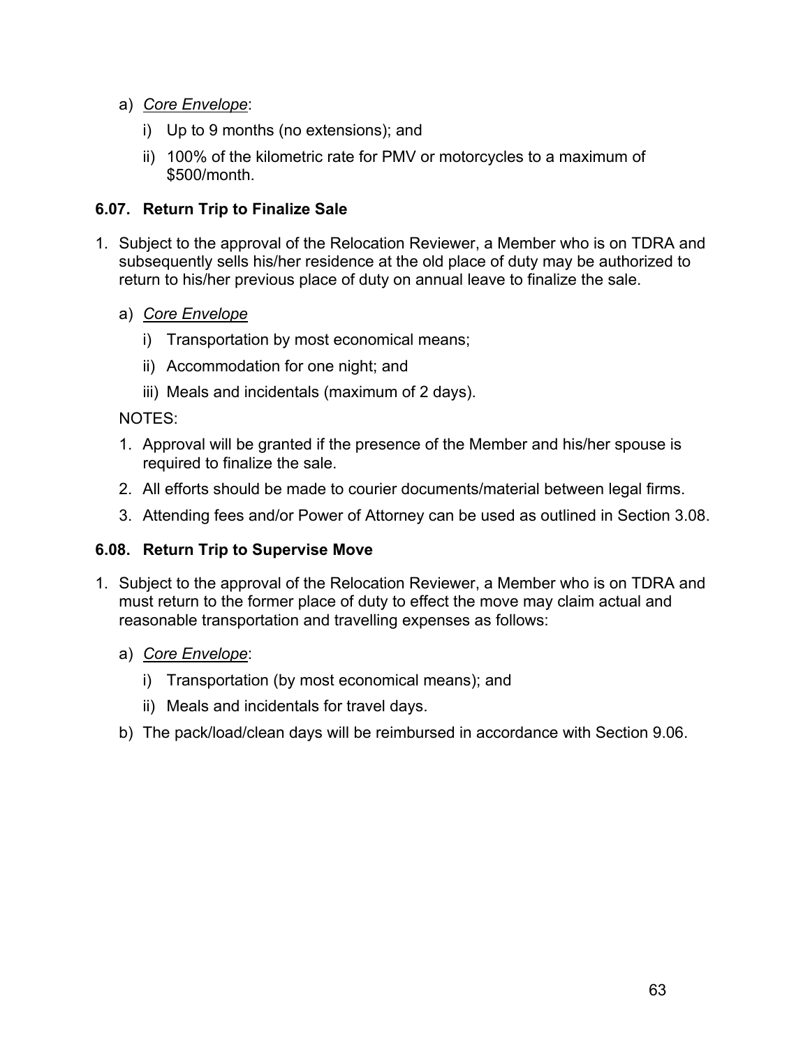a) *Core Envelope*:

   i) Up to 9 months (no extensions); and

   ii) 100% of the kilometric rate for PMV or motorcycles to a maximum of $500/month.

### 6.07. Return Trip to Finalize Sale

1. Subject to the approval of the Relocation Reviewer, a Member who is on TDRA and subsequently sells his/her residence at the old place of duty may be authorized to return to his/her previous place of duty on annual leave to finalize the sale.

   a) *Core Envelope*

      i) Transportation by most economical means;

      ii) Accommodation for one night; and

      iii) Meals and incidentals (maximum of 2 days).

   NOTES:

   1. Approval will be granted if the presence of the Member and his/her spouse is required to finalize the sale.
   2. All efforts should be made to courier documents/material between legal firms.
   3. Attending fees and/or Power of Attorney can be used as outlined in Section 3.08.

### 6.08. Return Trip to Supervise Move

1. Subject to the approval of the Relocation Reviewer, a Member who is on TDRA and must return to the former place of duty to effect the move may claim actual and reasonable transportation and travelling expenses as follows:

   a) *Core Envelope*:

      i) Transportation (by most economical means); and

      ii) Meals and incidentals for travel days.

   b) The pack/load/clean days will be reimbursed in accordance with Section 9.06.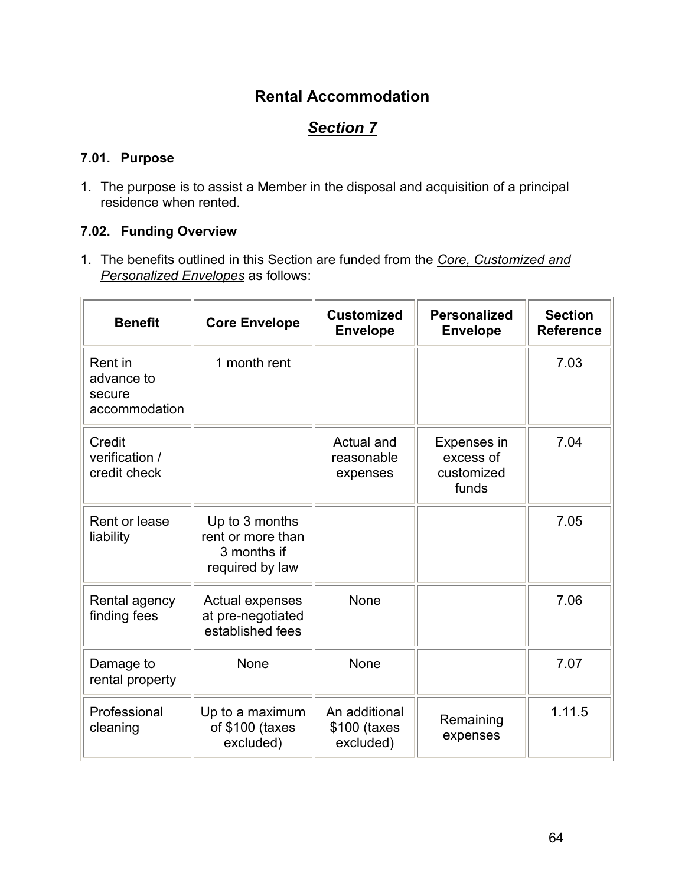# Rental Accommodation

## *Section 7*

### 7.01. Purpose

1. The purpose is to assist a Member in the disposal and acquisition of a principal residence when rented.

### 7.02. Funding Overview

1. The benefits outlined in this Section are funded from the *Core, Customized and Personalized Envelopes* as follows:

| Benefit | Core Envelope | Customized Envelope | Personalized Envelope | Section Reference |
|---|---|---|---|---|
| Rent in advance to secure accommodation | 1 month rent | | | 7.03 |
| Credit verification / credit check | | Actual and reasonable expenses | Expenses in excess of customized funds | 7.04 |
| Rent or lease liability | Up to 3 months rent or more than 3 months if required by law | | | 7.05 |
| Rental agency finding fees | Actual expenses at pre-negotiated established fees | None | | 7.06 |
| Damage to rental property | None | None | | 7.07 |
| Professional cleaning | Up to a maximum of $100 (taxes excluded) | An additional $100 (taxes excluded) | Remaining expenses | 1.11.5 |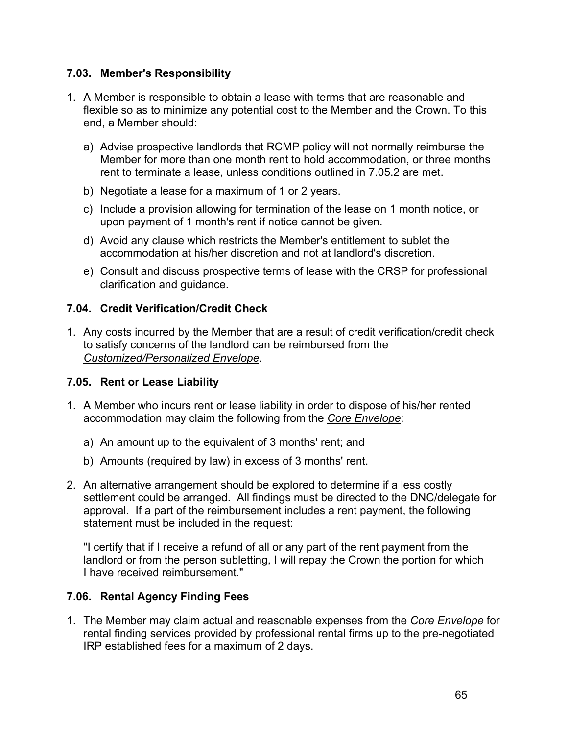### 7.03. Member's Responsibility

1. A Member is responsible to obtain a lease with terms that are reasonable and flexible so as to minimize any potential cost to the Member and the Crown. To this end, a Member should:

   a) Advise prospective landlords that RCMP policy will not normally reimburse the Member for more than one month rent to hold accommodation, or three months rent to terminate a lease, unless conditions outlined in 7.05.2 are met.

   b) Negotiate a lease for a maximum of 1 or 2 years.

   c) Include a provision allowing for termination of the lease on 1 month notice, or upon payment of 1 month's rent if notice cannot be given.

   d) Avoid any clause which restricts the Member's entitlement to sublet the accommodation at his/her discretion and not at landlord's discretion.

   e) Consult and discuss prospective terms of lease with the CRSP for professional clarification and guidance.

### 7.04. Credit Verification/Credit Check

1. Any costs incurred by the Member that are a result of credit verification/credit check to satisfy concerns of the landlord can be reimbursed from the *Customized/Personalized Envelope*.

### 7.05. Rent or Lease Liability

1. A Member who incurs rent or lease liability in order to dispose of his/her rented accommodation may claim the following from the *Core Envelope*:

   a) An amount up to the equivalent of 3 months' rent; and

   b) Amounts (required by law) in excess of 3 months' rent.

2. An alternative arrangement should be explored to determine if a less costly settlement could be arranged. All findings must be directed to the DNC/delegate for approval. If a part of the reimbursement includes a rent payment, the following statement must be included in the request:

   "I certify that if I receive a refund of all or any part of the rent payment from the landlord or from the person subletting, I will repay the Crown the portion for which I have received reimbursement."

### 7.06. Rental Agency Finding Fees

1. The Member may claim actual and reasonable expenses from the *Core Envelope* for rental finding services provided by professional rental firms up to the pre-negotiated IRP established fees for a maximum of 2 days.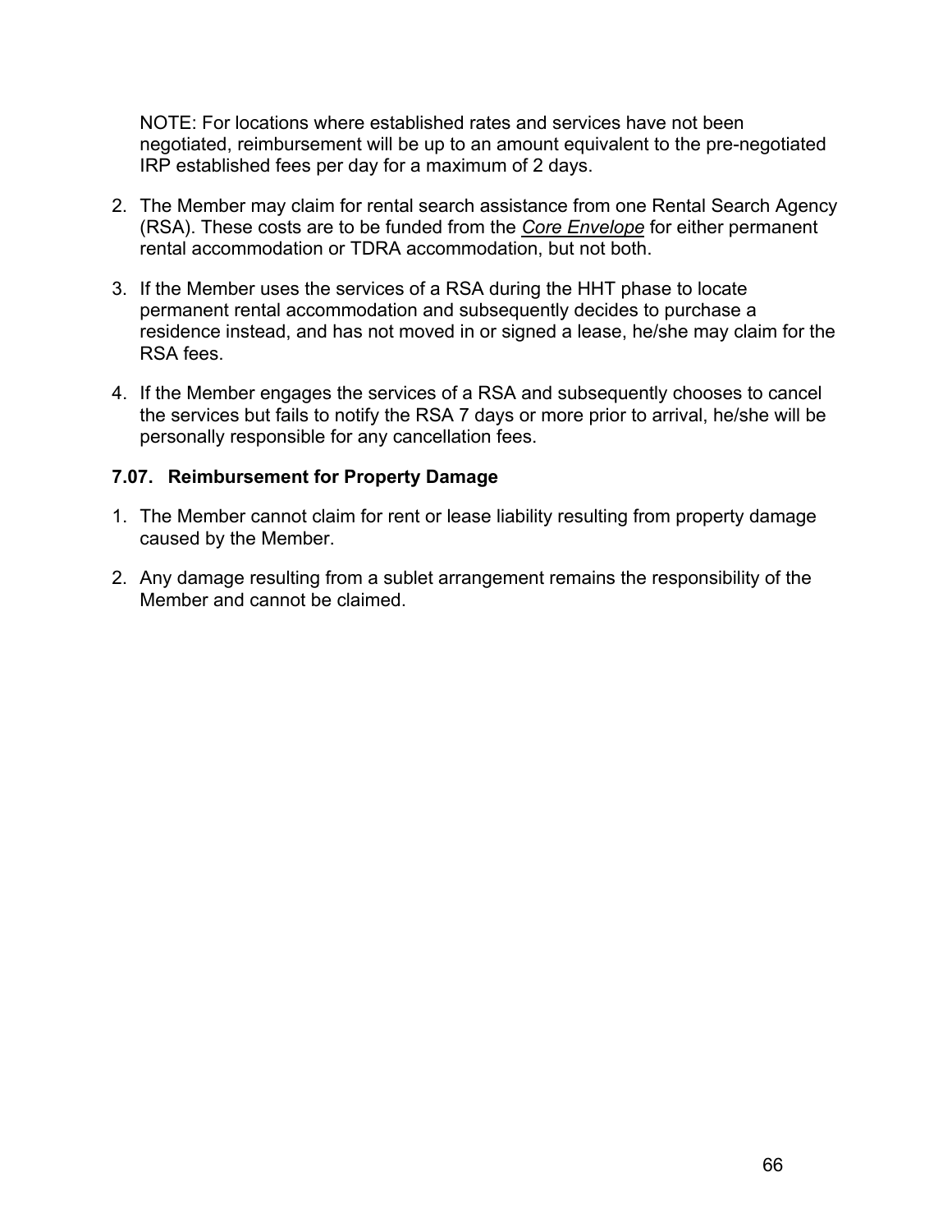NOTE: For locations where established rates and services have not been negotiated, reimbursement will be up to an amount equivalent to the pre-negotiated IRP established fees per day for a maximum of 2 days.

2. The Member may claim for rental search assistance from one Rental Search Agency (RSA). These costs are to be funded from the *Core Envelope* for either permanent rental accommodation or TDRA accommodation, but not both.

3. If the Member uses the services of a RSA during the HHT phase to locate permanent rental accommodation and subsequently decides to purchase a residence instead, and has not moved in or signed a lease, he/she may claim for the RSA fees.

4. If the Member engages the services of a RSA and subsequently chooses to cancel the services but fails to notify the RSA 7 days or more prior to arrival, he/she will be personally responsible for any cancellation fees.

### 7.07. Reimbursement for Property Damage

1. The Member cannot claim for rent or lease liability resulting from property damage caused by the Member.

2. Any damage resulting from a sublet arrangement remains the responsibility of the Member and cannot be claimed.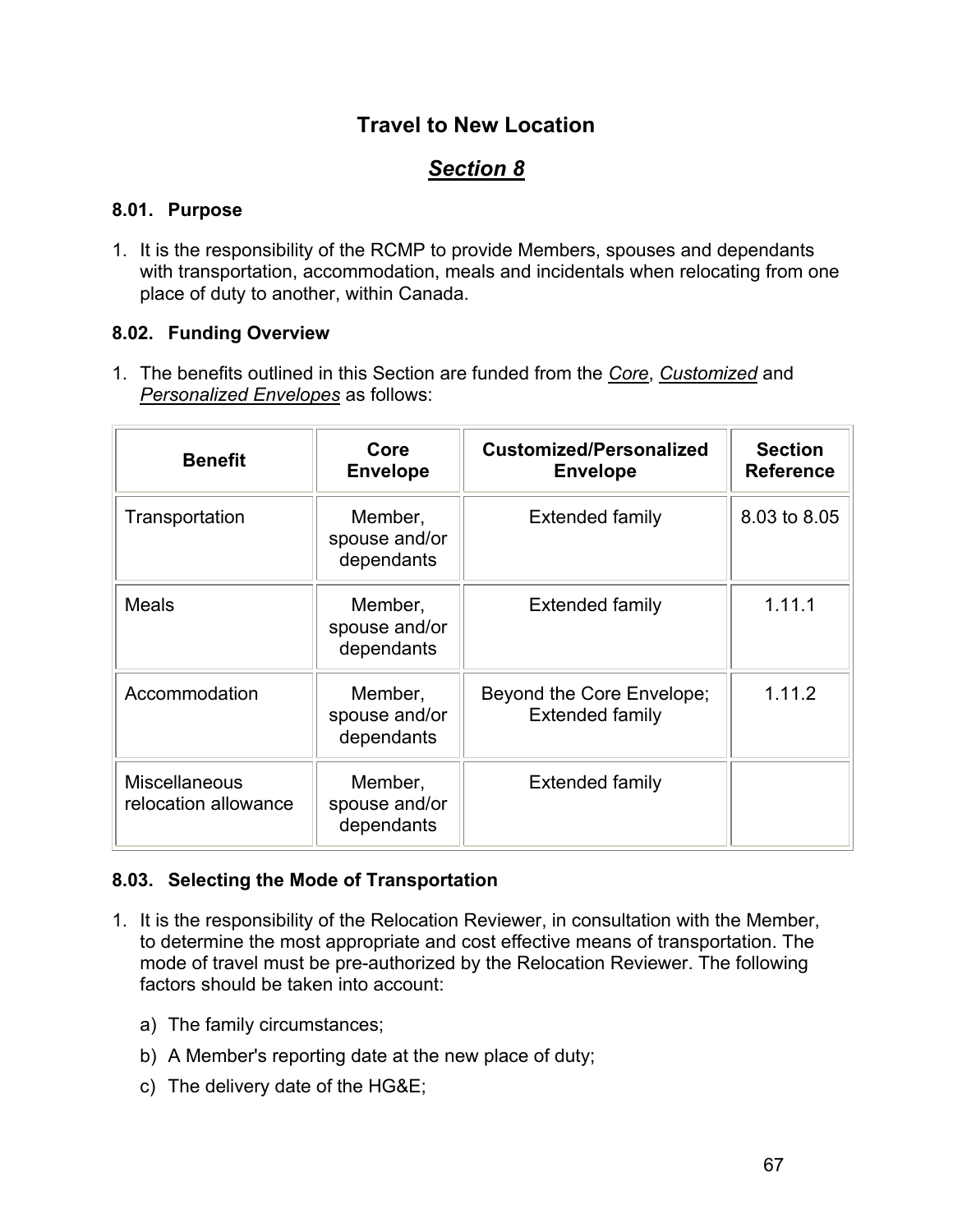# Travel to New Location

## *Section 8*

### 8.01. Purpose

1. It is the responsibility of the RCMP to provide Members, spouses and dependants with transportation, accommodation, meals and incidentals when relocating from one place of duty to another, within Canada.

### 8.02. Funding Overview

1. The benefits outlined in this Section are funded from the *Core*, *Customized* and *Personalized Envelopes* as follows:

| Benefit | Core Envelope | Customized/Personalized Envelope | Section Reference |
|---|---|---|---|
| Transportation | Member, spouse and/or dependants | Extended family | 8.03 to 8.05 |
| Meals | Member, spouse and/or dependants | Extended family | 1.11.1 |
| Accommodation | Member, spouse and/or dependants | Beyond the Core Envelope; Extended family | 1.11.2 |
| Miscellaneous relocation allowance | Member, spouse and/or dependants | Extended family | |

### 8.03. Selecting the Mode of Transportation

1. It is the responsibility of the Relocation Reviewer, in consultation with the Member, to determine the most appropriate and cost effective means of transportation. The mode of travel must be pre-authorized by the Relocation Reviewer. The following factors should be taken into account:

   a) The family circumstances;

   b) A Member's reporting date at the new place of duty;

   c) The delivery date of the HG&E;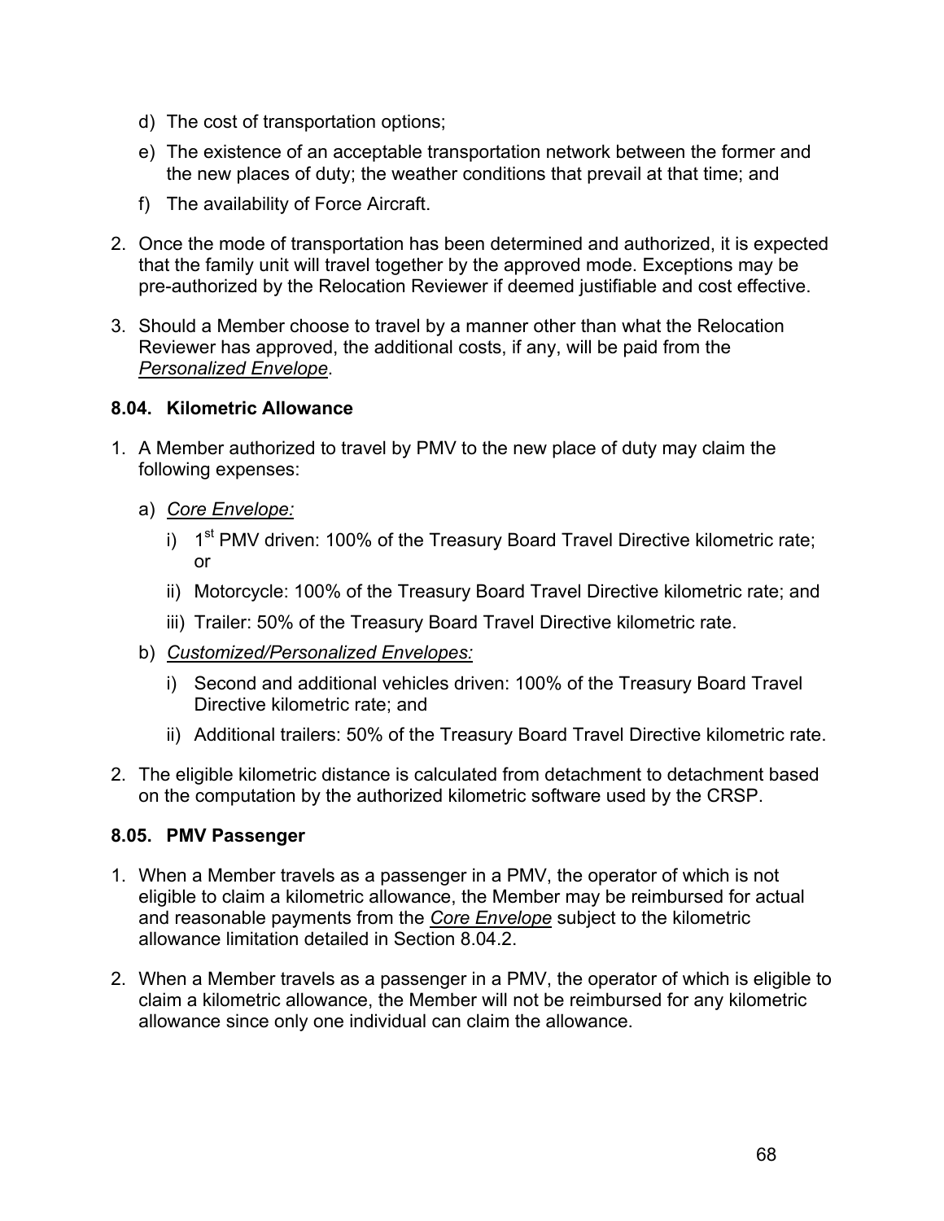d) The cost of transportation options;

e) The existence of an acceptable transportation network between the former and the new places of duty; the weather conditions that prevail at that time; and

f) The availability of Force Aircraft.

2. Once the mode of transportation has been determined and authorized, it is expected that the family unit will travel together by the approved mode. Exceptions may be pre-authorized by the Relocation Reviewer if deemed justifiable and cost effective.

3. Should a Member choose to travel by a manner other than what the Relocation Reviewer has approved, the additional costs, if any, will be paid from the *Personalized Envelope*.

### 8.04. Kilometric Allowance

1. A Member authorized to travel by PMV to the new place of duty may claim the following expenses:

   a) *Core Envelope:*

      i) 1st PMV driven: 100% of the Treasury Board Travel Directive kilometric rate; or

      ii) Motorcycle: 100% of the Treasury Board Travel Directive kilometric rate; and

      iii) Trailer: 50% of the Treasury Board Travel Directive kilometric rate.

   b) *Customized/Personalized Envelopes:*

      i) Second and additional vehicles driven: 100% of the Treasury Board Travel Directive kilometric rate; and

      ii) Additional trailers: 50% of the Treasury Board Travel Directive kilometric rate.

2. The eligible kilometric distance is calculated from detachment to detachment based on the computation by the authorized kilometric software used by the CRSP.

### 8.05. PMV Passenger

1. When a Member travels as a passenger in a PMV, the operator of which is not eligible to claim a kilometric allowance, the Member may be reimbursed for actual and reasonable payments from the *Core Envelope* subject to the kilometric allowance limitation detailed in Section 8.04.2.

2. When a Member travels as a passenger in a PMV, the operator of which is eligible to claim a kilometric allowance, the Member will not be reimbursed for any kilometric allowance since only one individual can claim the allowance.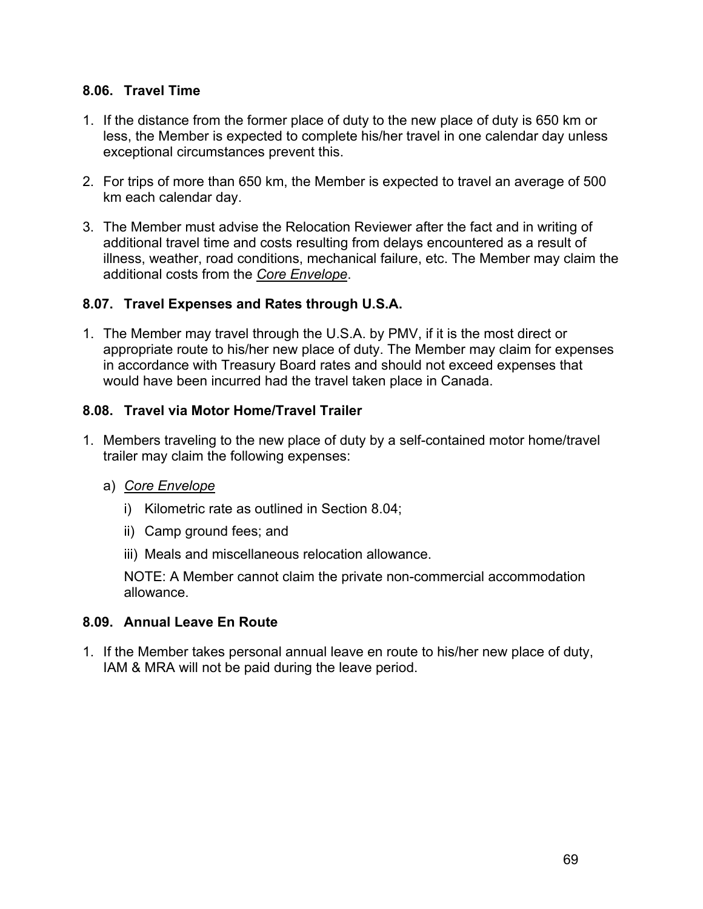### 8.06. Travel Time

1. If the distance from the former place of duty to the new place of duty is 650 km or less, the Member is expected to complete his/her travel in one calendar day unless exceptional circumstances prevent this.

2. For trips of more than 650 km, the Member is expected to travel an average of 500 km each calendar day.

3. The Member must advise the Relocation Reviewer after the fact and in writing of additional travel time and costs resulting from delays encountered as a result of illness, weather, road conditions, mechanical failure, etc. The Member may claim the additional costs from the *Core Envelope*.

### 8.07. Travel Expenses and Rates through U.S.A.

1. The Member may travel through the U.S.A. by PMV, if it is the most direct or appropriate route to his/her new place of duty. The Member may claim for expenses in accordance with Treasury Board rates and should not exceed expenses that would have been incurred had the travel taken place in Canada.

### 8.08. Travel via Motor Home/Travel Trailer

1. Members traveling to the new place of duty by a self-contained motor home/travel trailer may claim the following expenses:

   a) *Core Envelope*

      i) Kilometric rate as outlined in Section 8.04;

      ii) Camp ground fees; and

      iii) Meals and miscellaneous relocation allowance.

      NOTE: A Member cannot claim the private non-commercial accommodation allowance.

### 8.09. Annual Leave En Route

1. If the Member takes personal annual leave en route to his/her new place of duty, IAM & MRA will not be paid during the leave period.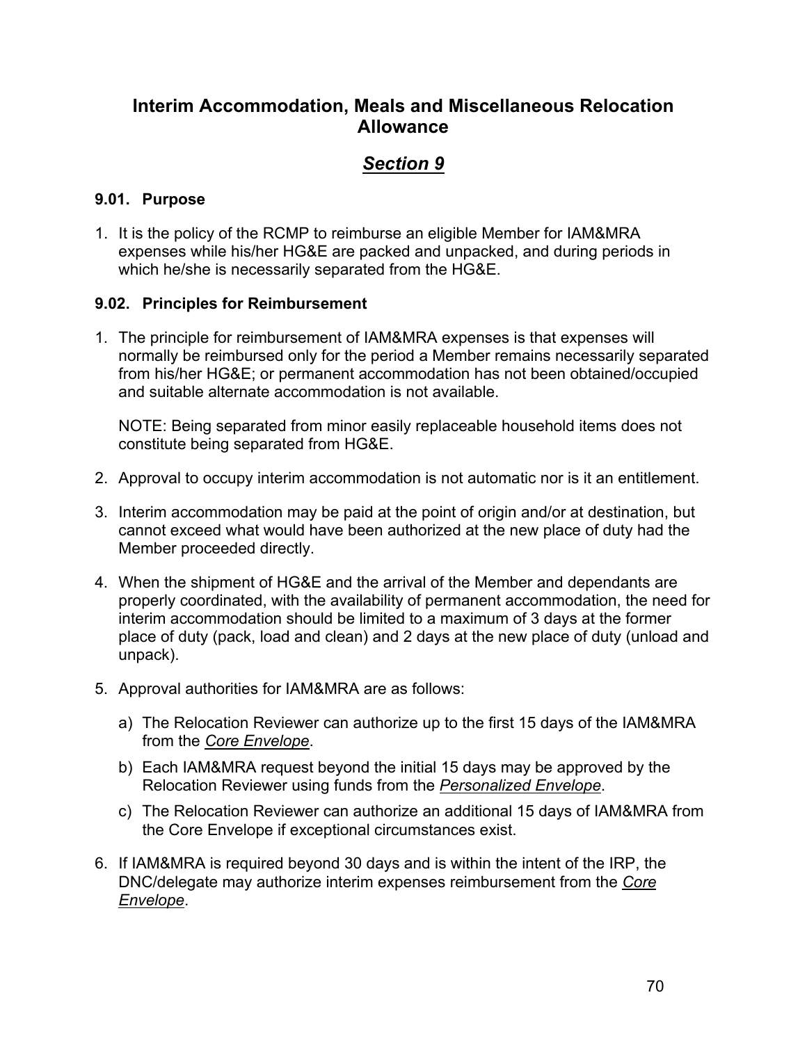# Interim Accommodation, Meals and Miscellaneous Relocation Allowance

## *Section 9*

### 9.01. Purpose

1. It is the policy of the RCMP to reimburse an eligible Member for IAM&MRA expenses while his/her HG&E are packed and unpacked, and during periods in which he/she is necessarily separated from the HG&E.

### 9.02. Principles for Reimbursement

1. The principle for reimbursement of IAM&MRA expenses is that expenses will normally be reimbursed only for the period a Member remains necessarily separated from his/her HG&E; or permanent accommodation has not been obtained/occupied and suitable alternate accommodation is not available.

   NOTE: Being separated from minor easily replaceable household items does not constitute being separated from HG&E.

2. Approval to occupy interim accommodation is not automatic nor is it an entitlement.

3. Interim accommodation may be paid at the point of origin and/or at destination, but cannot exceed what would have been authorized at the new place of duty had the Member proceeded directly.

4. When the shipment of HG&E and the arrival of the Member and dependants are properly coordinated, with the availability of permanent accommodation, the need for interim accommodation should be limited to a maximum of 3 days at the former place of duty (pack, load and clean) and 2 days at the new place of duty (unload and unpack).

5. Approval authorities for IAM&MRA are as follows:

   a) The Relocation Reviewer can authorize up to the first 15 days of the IAM&MRA from the *Core Envelope*.

   b) Each IAM&MRA request beyond the initial 15 days may be approved by the Relocation Reviewer using funds from the *Personalized Envelope*.

   c) The Relocation Reviewer can authorize an additional 15 days of IAM&MRA from the Core Envelope if exceptional circumstances exist.

6. If IAM&MRA is required beyond 30 days and is within the intent of the IRP, the DNC/delegate may authorize interim expenses reimbursement from the *Core Envelope*.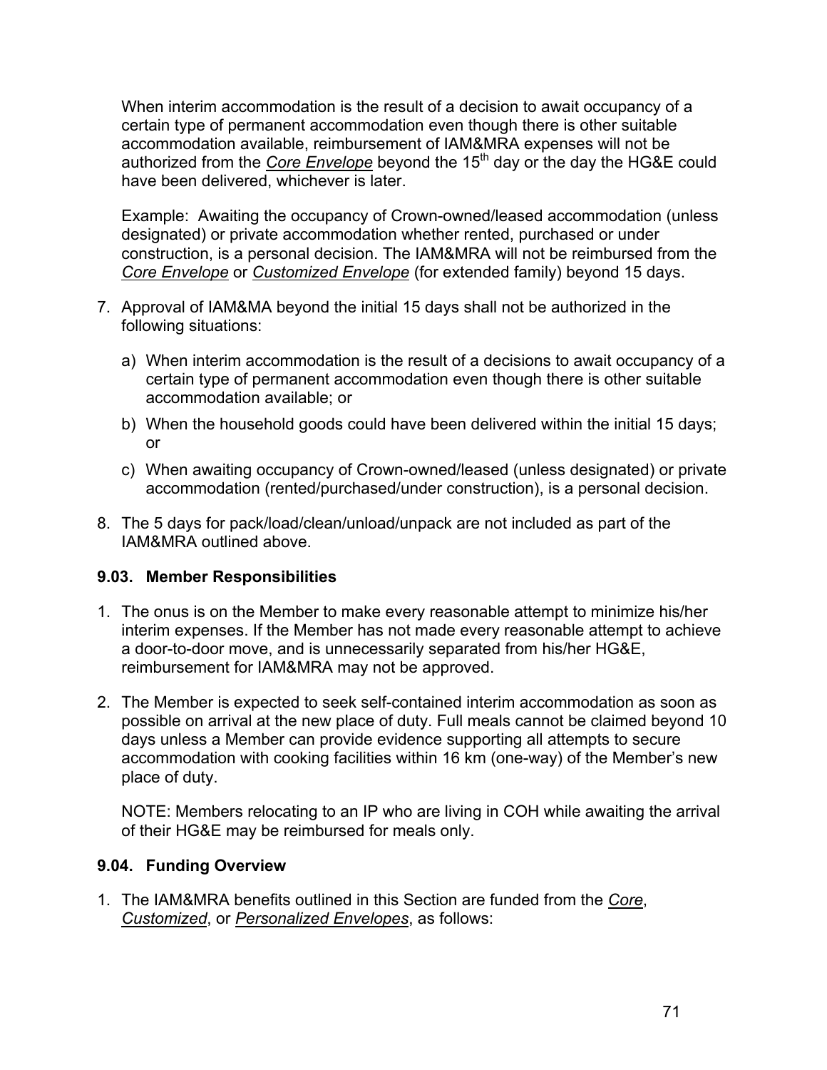When interim accommodation is the result of a decision to await occupancy of a certain type of permanent accommodation even though there is other suitable accommodation available, reimbursement of IAM&MRA expenses will not be authorized from the *Core Envelope* beyond the 15th day or the day the HG&E could have been delivered, whichever is later.

Example: Awaiting the occupancy of Crown-owned/leased accommodation (unless designated) or private accommodation whether rented, purchased or under construction, is a personal decision. The IAM&MRA will not be reimbursed from the *Core Envelope* or *Customized Envelope* (for extended family) beyond 15 days.

7. Approval of IAM&MA beyond the initial 15 days shall not be authorized in the following situations:

   a) When interim accommodation is the result of a decisions to await occupancy of a certain type of permanent accommodation even though there is other suitable accommodation available; or

   b) When the household goods could have been delivered within the initial 15 days; or

   c) When awaiting occupancy of Crown-owned/leased (unless designated) or private accommodation (rented/purchased/under construction), is a personal decision.

8. The 5 days for pack/load/clean/unload/unpack are not included as part of the IAM&MRA outlined above.

### 9.03. Member Responsibilities

1. The onus is on the Member to make every reasonable attempt to minimize his/her interim expenses. If the Member has not made every reasonable attempt to achieve a door-to-door move, and is unnecessarily separated from his/her HG&E, reimbursement for IAM&MRA may not be approved.

2. The Member is expected to seek self-contained interim accommodation as soon as possible on arrival at the new place of duty. Full meals cannot be claimed beyond 10 days unless a Member can provide evidence supporting all attempts to secure accommodation with cooking facilities within 16 km (one-way) of the Member's new place of duty.

   NOTE: Members relocating to an IP who are living in COH while awaiting the arrival of their HG&E may be reimbursed for meals only.

### 9.04. Funding Overview

1. The IAM&MRA benefits outlined in this Section are funded from the *Core*, *Customized*, or *Personalized Envelopes*, as follows: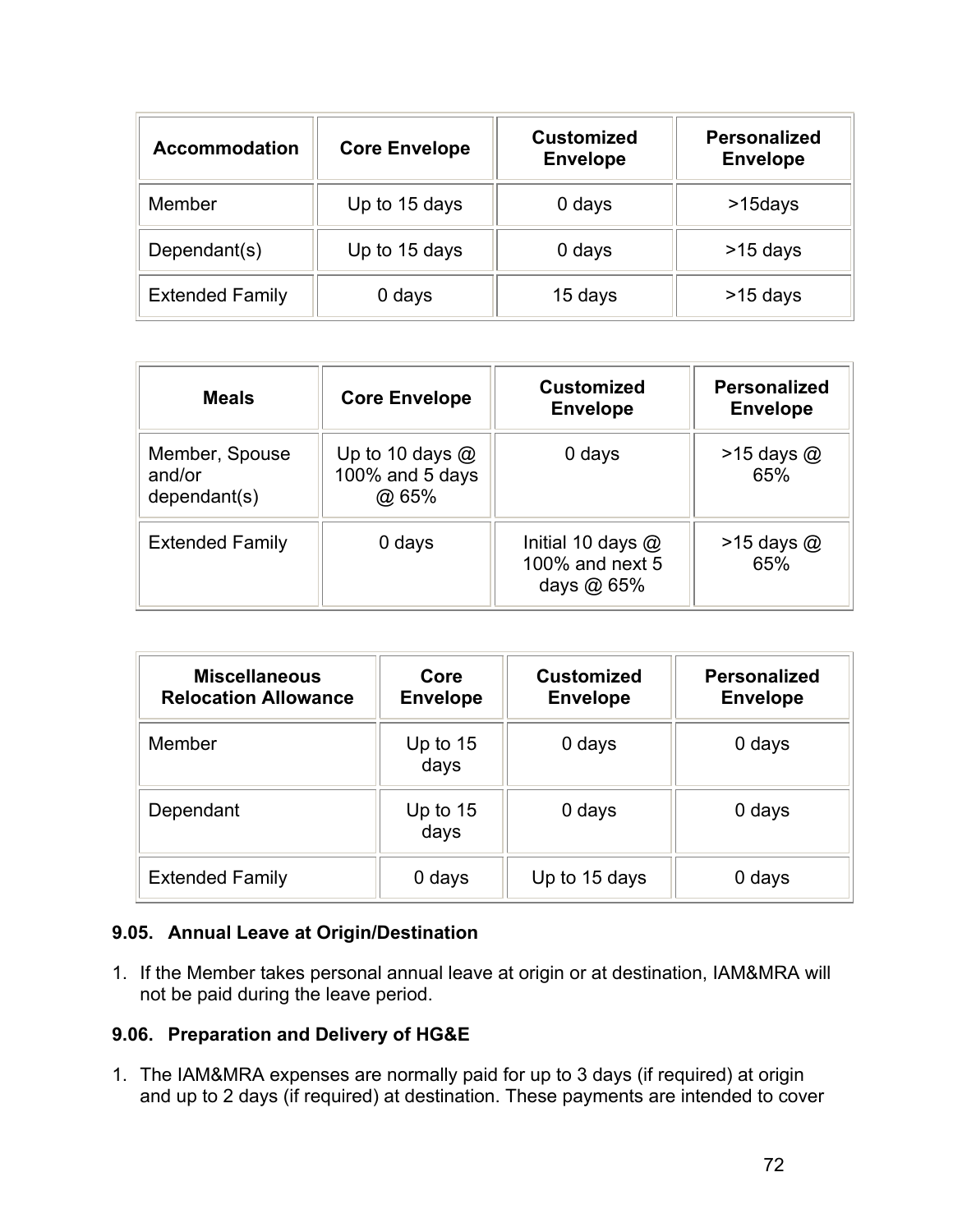| Accommodation | Core Envelope | Customized Envelope | Personalized Envelope |
|---|---|---|---|
| Member | Up to 15 days | 0 days | >15days |
| Dependant(s) | Up to 15 days | 0 days | >15 days |
| Extended Family | 0 days | 15 days | >15 days |

| Meals | Core Envelope | Customized Envelope | Personalized Envelope |
|---|---|---|---|
| Member, Spouse and/or dependant(s) | Up to 10 days @ 100% and 5 days @ 65% | 0 days | >15 days @ 65% |
| Extended Family | 0 days | Initial 10 days @ 100% and next 5 days @ 65% | >15 days @ 65% |

| Miscellaneous Relocation Allowance | Core Envelope | Customized Envelope | Personalized Envelope |
|---|---|---|---|
| Member | Up to 15 days | 0 days | 0 days |
| Dependant | Up to 15 days | 0 days | 0 days |
| Extended Family | 0 days | Up to 15 days | 0 days |

### 9.05. Annual Leave at Origin/Destination

1. If the Member takes personal annual leave at origin or at destination, IAM&MRA will not be paid during the leave period.

### 9.06. Preparation and Delivery of HG&E

1. The IAM&MRA expenses are normally paid for up to 3 days (if required) at origin and up to 2 days (if required) at destination. These payments are intended to cover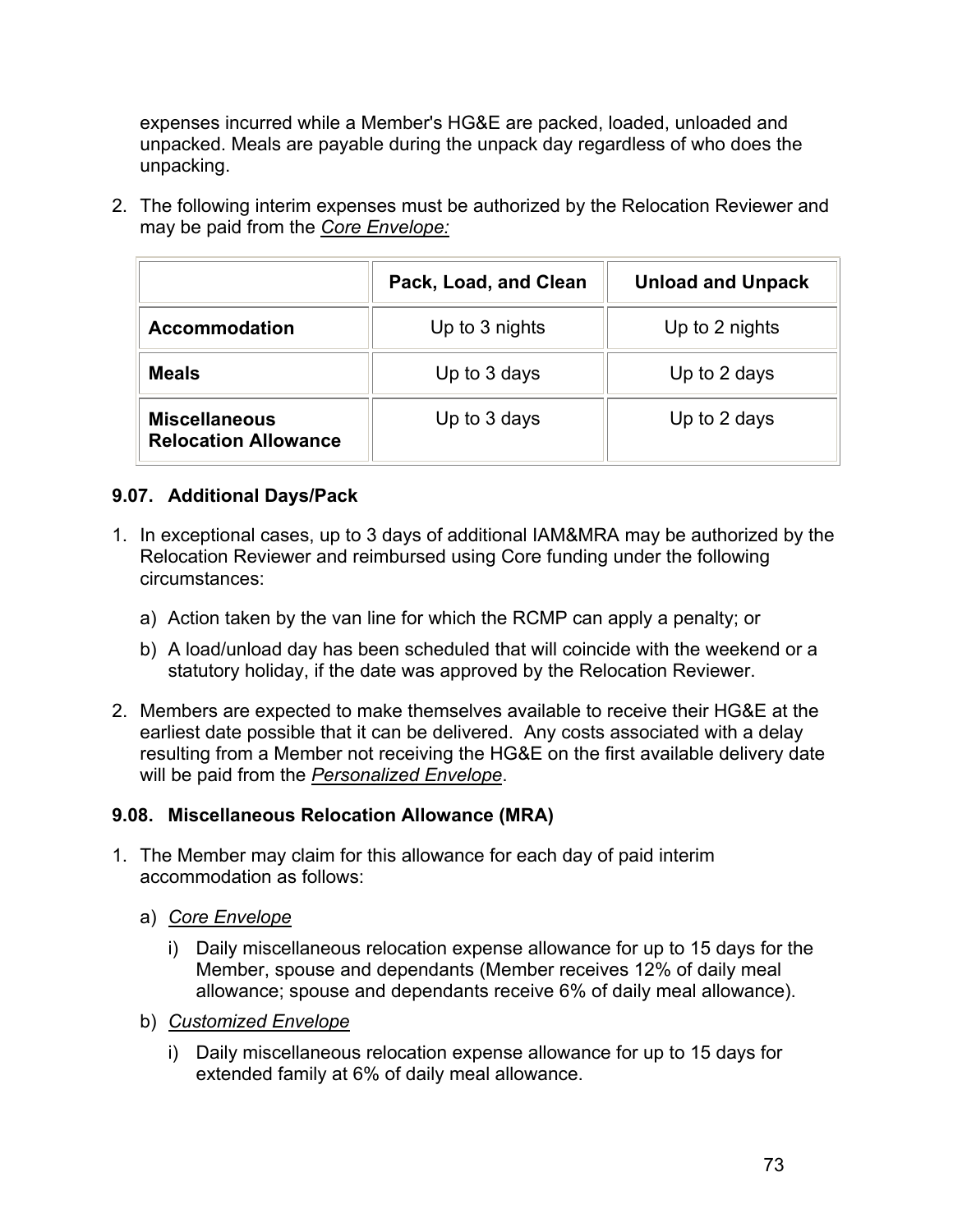expenses incurred while a Member's HG&E are packed, loaded, unloaded and unpacked. Meals are payable during the unpack day regardless of who does the unpacking.

2. The following interim expenses must be authorized by the Relocation Reviewer and may be paid from the *Core Envelope:*

| | Pack, Load, and Clean | Unload and Unpack |
|---|---|---|
| **Accommodation** | Up to 3 nights | Up to 2 nights |
| **Meals** | Up to 3 days | Up to 2 days |
| **Miscellaneous Relocation Allowance** | Up to 3 days | Up to 2 days |

### 9.07. Additional Days/Pack

1. In exceptional cases, up to 3 days of additional IAM&MRA may be authorized by the Relocation Reviewer and reimbursed using Core funding under the following circumstances:
   a) Action taken by the van line for which the RCMP can apply a penalty; or
   b) A load/unload day has been scheduled that will coincide with the weekend or a statutory holiday, if the date was approved by the Relocation Reviewer.
2. Members are expected to make themselves available to receive their HG&E at the earliest date possible that it can be delivered. Any costs associated with a delay resulting from a Member not receiving the HG&E on the first available delivery date will be paid from the *Personalized Envelope*.

### 9.08. Miscellaneous Relocation Allowance (MRA)

1. The Member may claim for this allowance for each day of paid interim accommodation as follows:
   a) *Core Envelope*
      i) Daily miscellaneous relocation expense allowance for up to 15 days for the Member, spouse and dependants (Member receives 12% of daily meal allowance; spouse and dependants receive 6% of daily meal allowance).
   b) *Customized Envelope*
      i) Daily miscellaneous relocation expense allowance for up to 15 days for extended family at 6% of daily meal allowance.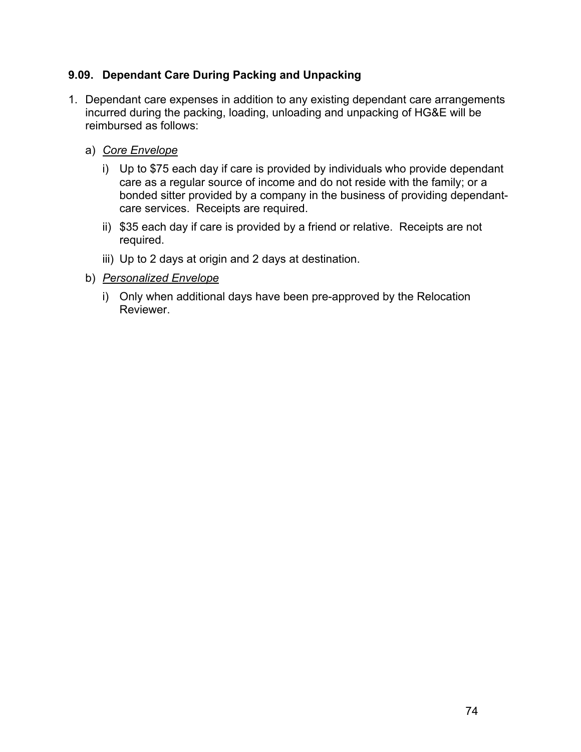### 9.09. Dependant Care During Packing and Unpacking

1. Dependant care expenses in addition to any existing dependant care arrangements incurred during the packing, loading, unloading and unpacking of HG&E will be reimbursed as follows:

   a) *Core Envelope*

      i) Up to $75 each day if care is provided by individuals who provide dependant care as a regular source of income and do not reside with the family; or a bonded sitter provided by a company in the business of providing dependant-care services. Receipts are required.

      ii) $35 each day if care is provided by a friend or relative. Receipts are not required.

      iii) Up to 2 days at origin and 2 days at destination.

   b) *Personalized Envelope*

      i) Only when additional days have been pre-approved by the Relocation Reviewer.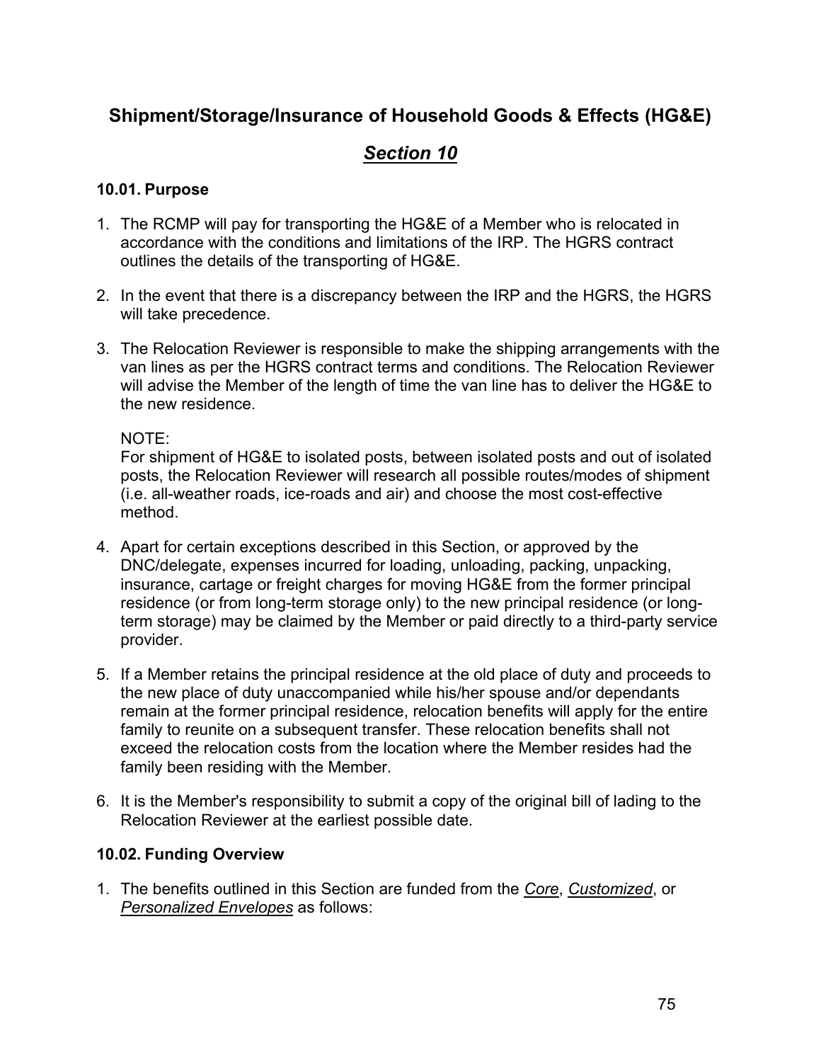## Shipment/Storage/Insurance of Household Goods & Effects (HG&E)

# *Section 10*

### 10.01. Purpose

1. The RCMP will pay for transporting the HG&E of a Member who is relocated in accordance with the conditions and limitations of the IRP. The HGRS contract outlines the details of the transporting of HG&E.

2. In the event that there is a discrepancy between the IRP and the HGRS, the HGRS will take precedence.

3. The Relocation Reviewer is responsible to make the shipping arrangements with the van lines as per the HGRS contract terms and conditions. The Relocation Reviewer will advise the Member of the length of time the van line has to deliver the HG&E to the new residence.

   NOTE:
   For shipment of HG&E to isolated posts, between isolated posts and out of isolated posts, the Relocation Reviewer will research all possible routes/modes of shipment (i.e. all-weather roads, ice-roads and air) and choose the most cost-effective method.

4. Apart for certain exceptions described in this Section, or approved by the DNC/delegate, expenses incurred for loading, unloading, packing, unpacking, insurance, cartage or freight charges for moving HG&E from the former principal residence (or from long-term storage only) to the new principal residence (or long-term storage) may be claimed by the Member or paid directly to a third-party service provider.

5. If a Member retains the principal residence at the old place of duty and proceeds to the new place of duty unaccompanied while his/her spouse and/or dependants remain at the former principal residence, relocation benefits will apply for the entire family to reunite on a subsequent transfer. These relocation benefits shall not exceed the relocation costs from the location where the Member resides had the family been residing with the Member.

6. It is the Member's responsibility to submit a copy of the original bill of lading to the Relocation Reviewer at the earliest possible date.

### 10.02. Funding Overview

1. The benefits outlined in this Section are funded from the ***Core***, ***Customized***, or ***Personalized Envelopes*** as follows: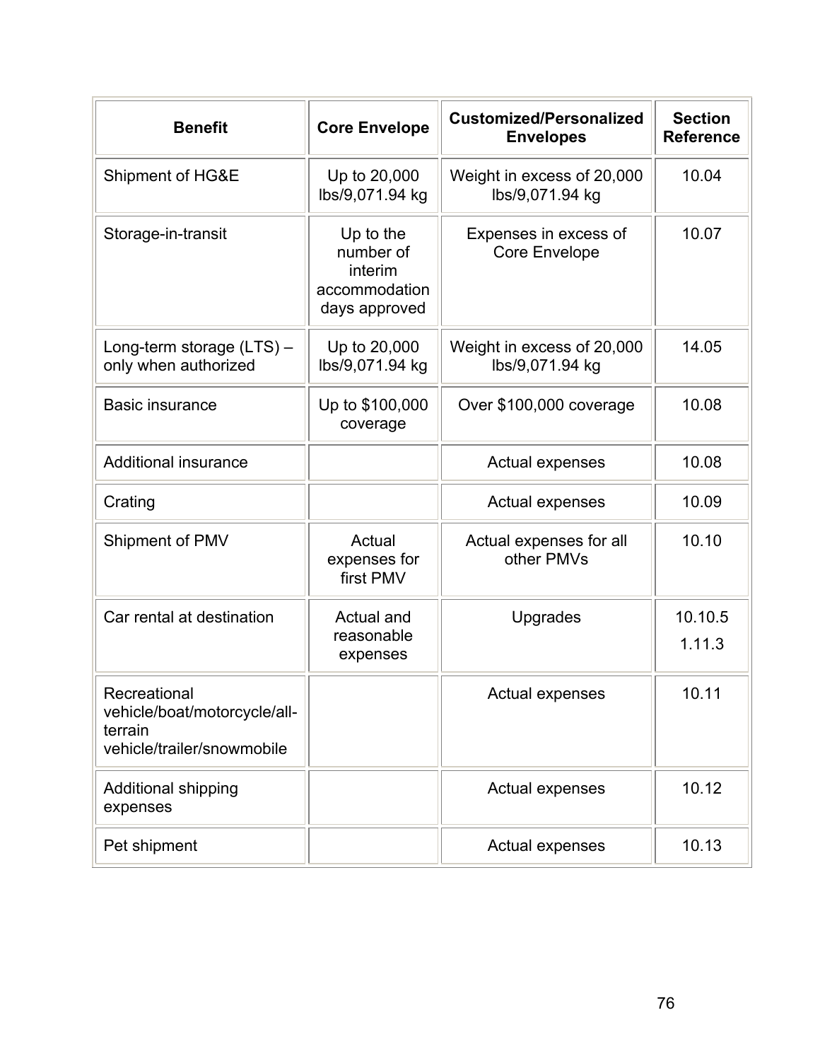| Benefit | Core Envelope | Customized/Personalized Envelopes | Section Reference |
|---|---|---|---|
| Shipment of HG&E | Up to 20,000 lbs/9,071.94 kg | Weight in excess of 20,000 lbs/9,071.94 kg | 10.04 |
| Storage-in-transit | Up to the number of interim accommodation days approved | Expenses in excess of Core Envelope | 10.07 |
| Long-term storage (LTS) – only when authorized | Up to 20,000 lbs/9,071.94 kg | Weight in excess of 20,000 lbs/9,071.94 kg | 14.05 |
| Basic insurance | Up to $100,000 coverage | Over $100,000 coverage | 10.08 |
| Additional insurance | | Actual expenses | 10.08 |
| Crating | | Actual expenses | 10.09 |
| Shipment of PMV | Actual expenses for first PMV | Actual expenses for all other PMVs | 10.10 |
| Car rental at destination | Actual and reasonable expenses | Upgrades | 10.10.5<br>1.11.3 |
| Recreational vehicle/boat/motorcycle/all-terrain vehicle/trailer/snowmobile | | Actual expenses | 10.11 |
| Additional shipping expenses | | Actual expenses | 10.12 |
| Pet shipment | | Actual expenses | 10.13 |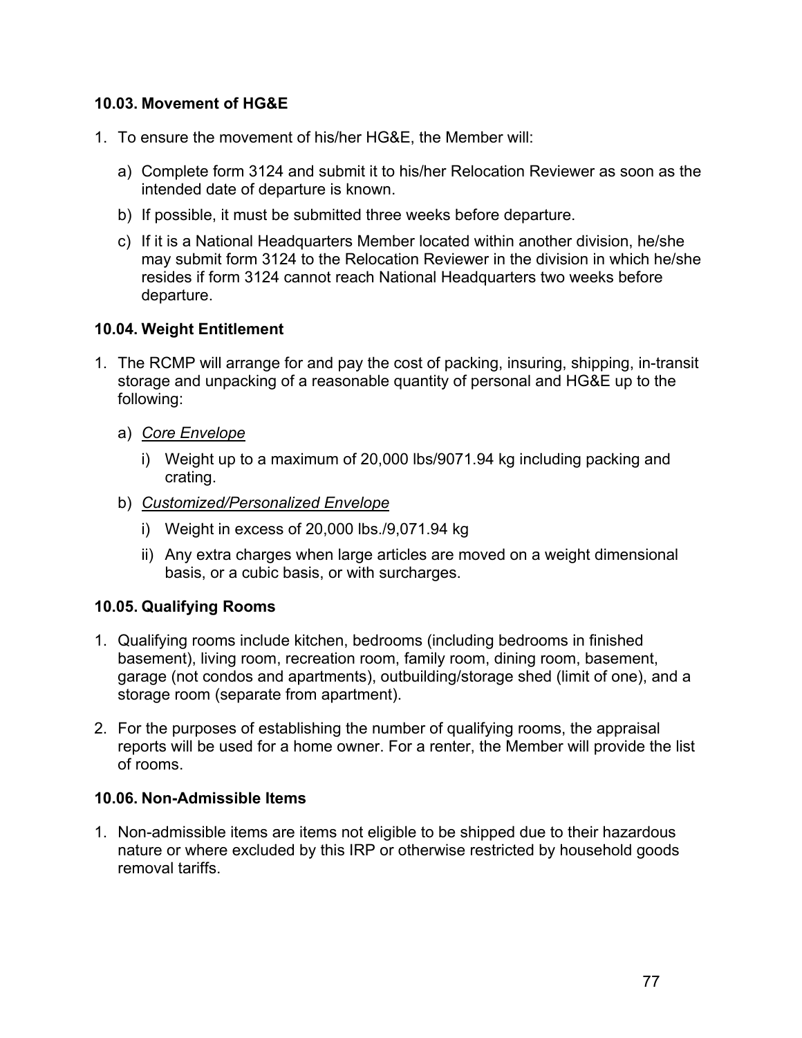### 10.03. Movement of HG&E

1. To ensure the movement of his/her HG&E, the Member will:

   a) Complete form 3124 and submit it to his/her Relocation Reviewer as soon as the intended date of departure is known.

   b) If possible, it must be submitted three weeks before departure.

   c) If it is a National Headquarters Member located within another division, he/she may submit form 3124 to the Relocation Reviewer in the division in which he/she resides if form 3124 cannot reach National Headquarters two weeks before departure.

### 10.04. Weight Entitlement

1. The RCMP will arrange for and pay the cost of packing, insuring, shipping, in-transit storage and unpacking of a reasonable quantity of personal and HG&E up to the following:

   a) *Core Envelope*

      i) Weight up to a maximum of 20,000 lbs/9071.94 kg including packing and crating.

   b) *Customized/Personalized Envelope*

      i) Weight in excess of 20,000 lbs./9,071.94 kg

      ii) Any extra charges when large articles are moved on a weight dimensional basis, or a cubic basis, or with surcharges.

### 10.05. Qualifying Rooms

1. Qualifying rooms include kitchen, bedrooms (including bedrooms in finished basement), living room, recreation room, family room, dining room, basement, garage (not condos and apartments), outbuilding/storage shed (limit of one), and a storage room (separate from apartment).

2. For the purposes of establishing the number of qualifying rooms, the appraisal reports will be used for a home owner. For a renter, the Member will provide the list of rooms.

### 10.06. Non-Admissible Items

1. Non-admissible items are items not eligible to be shipped due to their hazardous nature or where excluded by this IRP or otherwise restricted by household goods removal tariffs.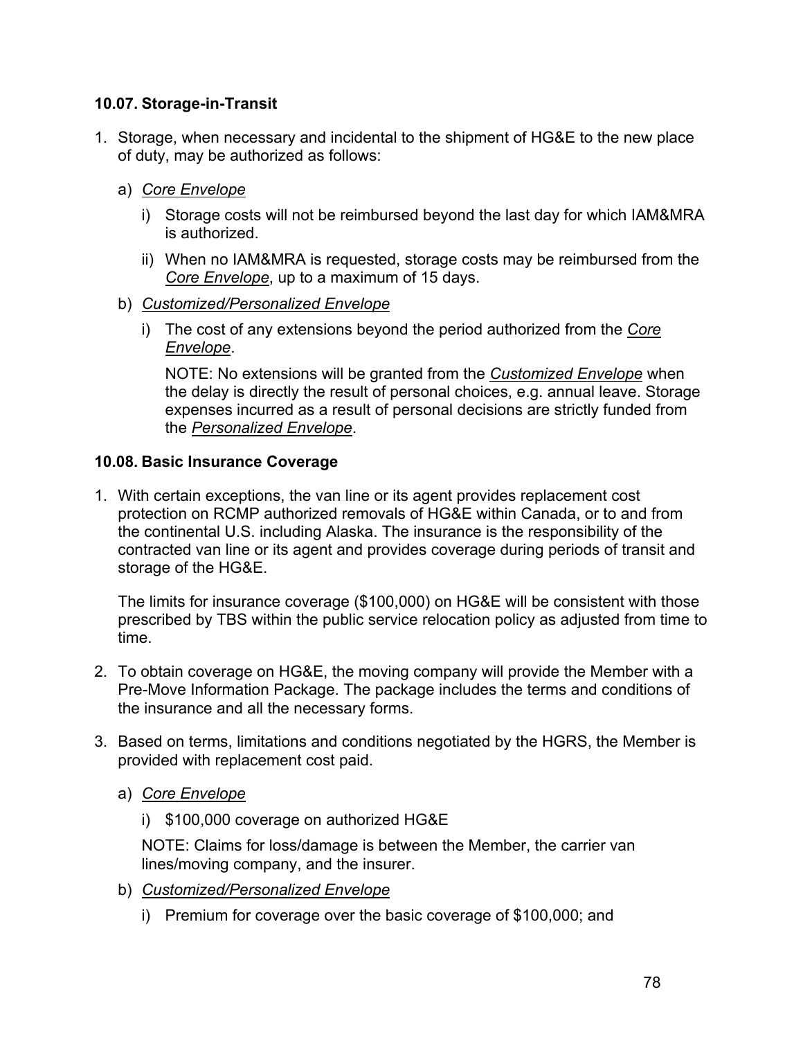### 10.07. Storage-in-Transit

1. Storage, when necessary and incidental to the shipment of HG&E to the new place of duty, may be authorized as follows:

   a) *Core Envelope*

      i) Storage costs will not be reimbursed beyond the last day for which IAM&MRA is authorized.

      ii) When no IAM&MRA is requested, storage costs may be reimbursed from the *Core Envelope*, up to a maximum of 15 days.

   b) *Customized/Personalized Envelope*

      i) The cost of any extensions beyond the period authorized from the *Core Envelope*.

      NOTE: No extensions will be granted from the *Customized Envelope* when the delay is directly the result of personal choices, e.g. annual leave. Storage expenses incurred as a result of personal decisions are strictly funded from the *Personalized Envelope*.

### 10.08. Basic Insurance Coverage

1. With certain exceptions, the van line or its agent provides replacement cost protection on RCMP authorized removals of HG&E within Canada, or to and from the continental U.S. including Alaska. The insurance is the responsibility of the contracted van line or its agent and provides coverage during periods of transit and storage of the HG&E.

   The limits for insurance coverage ($100,000) on HG&E will be consistent with those prescribed by TBS within the public service relocation policy as adjusted from time to time.

2. To obtain coverage on HG&E, the moving company will provide the Member with a Pre-Move Information Package. The package includes the terms and conditions of the insurance and all the necessary forms.

3. Based on terms, limitations and conditions negotiated by the HGRS, the Member is provided with replacement cost paid.

   a) *Core Envelope*

      i) $100,000 coverage on authorized HG&E

      NOTE: Claims for loss/damage is between the Member, the carrier van lines/moving company, and the insurer.

   b) *Customized/Personalized Envelope*

      i) Premium for coverage over the basic coverage of $100,000; and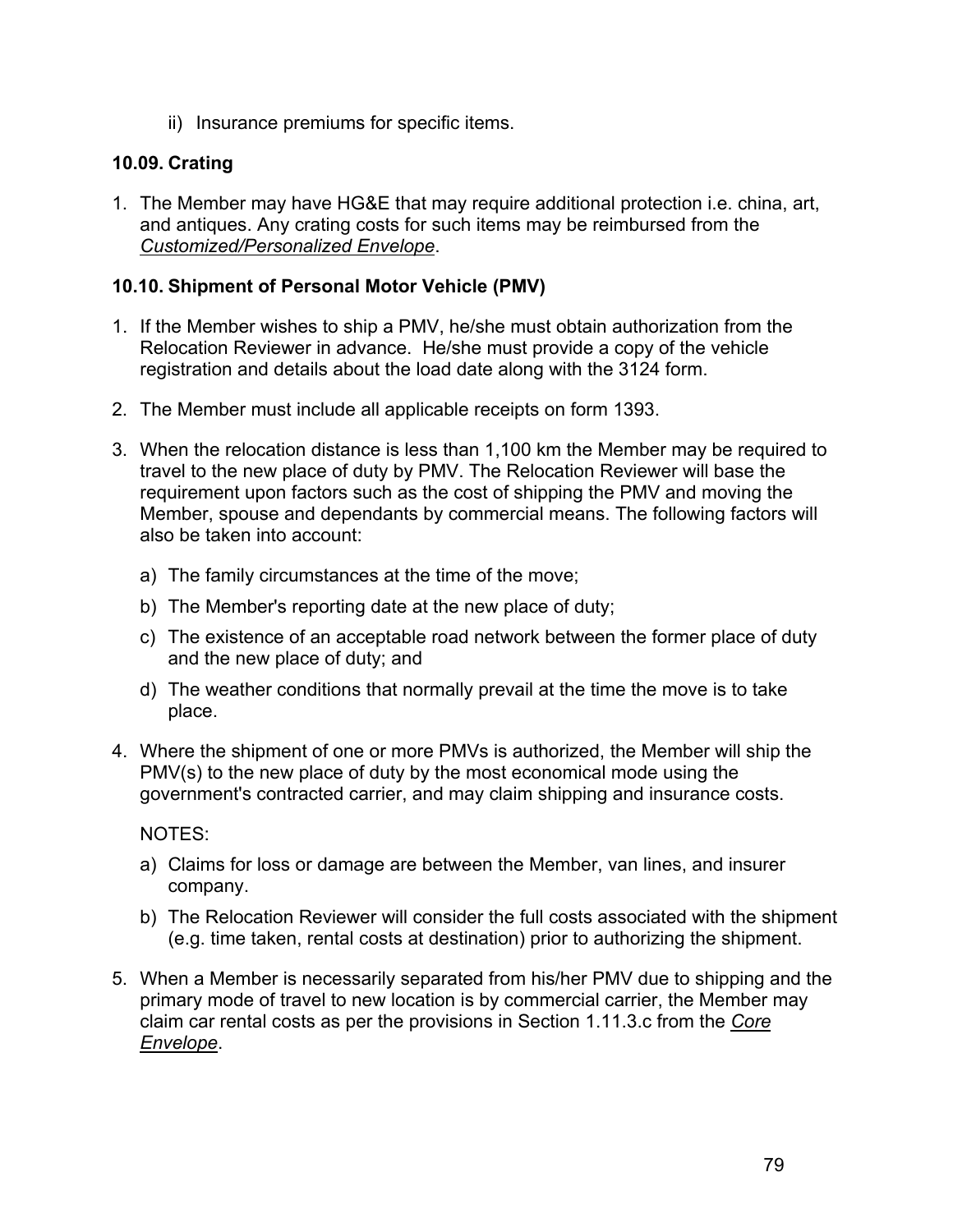ii) Insurance premiums for specific items.

### 10.09. Crating

1. The Member may have HG&E that may require additional protection i.e. china, art, and antiques. Any crating costs for such items may be reimbursed from the *Customized/Personalized Envelope*.

### 10.10. Shipment of Personal Motor Vehicle (PMV)

1. If the Member wishes to ship a PMV, he/she must obtain authorization from the Relocation Reviewer in advance. He/she must provide a copy of the vehicle registration and details about the load date along with the 3124 form.

2. The Member must include all applicable receipts on form 1393.

3. When the relocation distance is less than 1,100 km the Member may be required to travel to the new place of duty by PMV. The Relocation Reviewer will base the requirement upon factors such as the cost of shipping the PMV and moving the Member, spouse and dependants by commercial means. The following factors will also be taken into account:

   a) The family circumstances at the time of the move;

   b) The Member's reporting date at the new place of duty;

   c) The existence of an acceptable road network between the former place of duty and the new place of duty; and

   d) The weather conditions that normally prevail at the time the move is to take place.

4. Where the shipment of one or more PMVs is authorized, the Member will ship the PMV(s) to the new place of duty by the most economical mode using the government's contracted carrier, and may claim shipping and insurance costs.

   NOTES:

   a) Claims for loss or damage are between the Member, van lines, and insurer company.

   b) The Relocation Reviewer will consider the full costs associated with the shipment (e.g. time taken, rental costs at destination) prior to authorizing the shipment.

5. When a Member is necessarily separated from his/her PMV due to shipping and the primary mode of travel to new location is by commercial carrier, the Member may claim car rental costs as per the provisions in Section 1.11.3.c from the *Core Envelope*.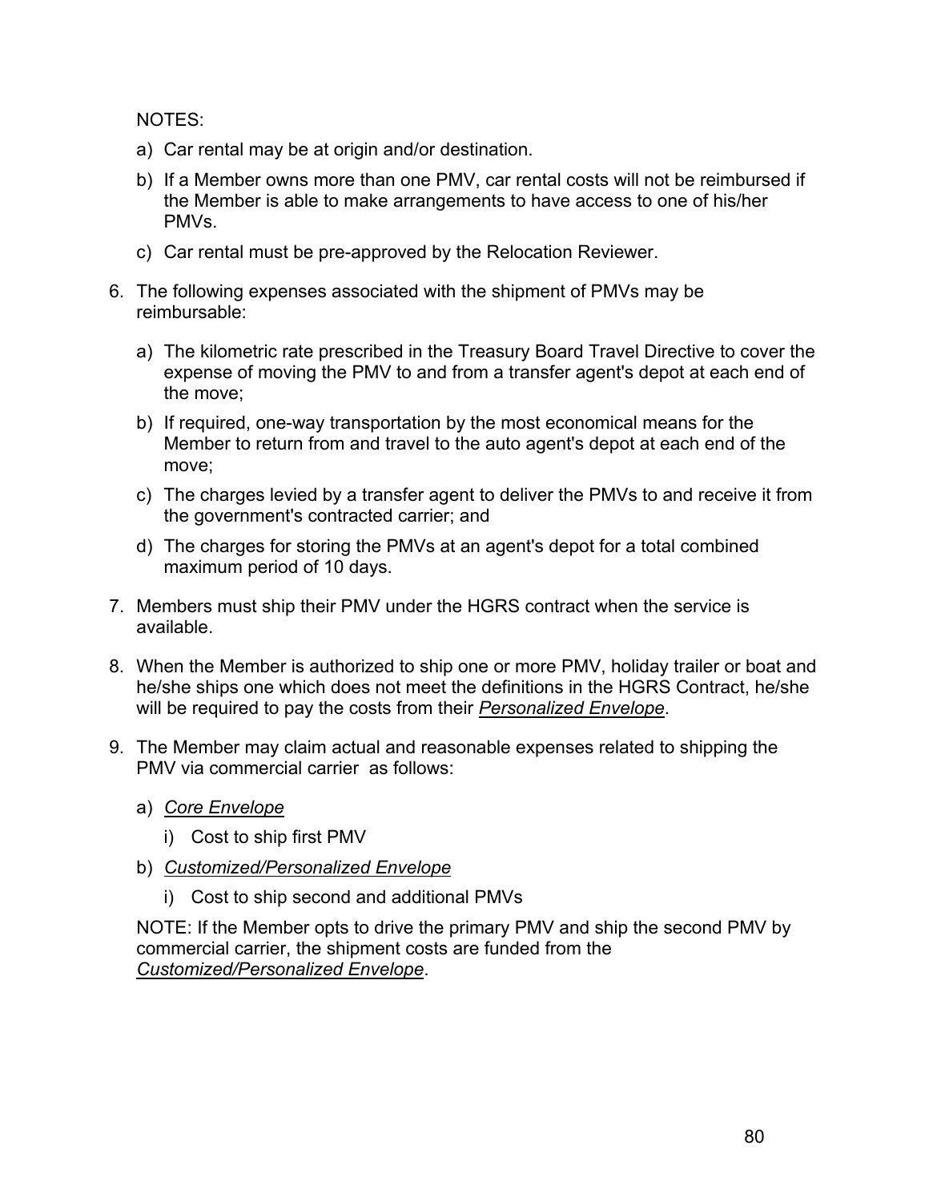NOTES:

a) Car rental may be at origin and/or destination.

b) If a Member owns more than one PMV, car rental costs will not be reimbursed if the Member is able to make arrangements to have access to one of his/her PMVs.

c) Car rental must be pre-approved by the Relocation Reviewer.

6. The following expenses associated with the shipment of PMVs may be reimbursable:

   a) The kilometric rate prescribed in the Treasury Board Travel Directive to cover the expense of moving the PMV to and from a transfer agent's depot at each end of the move;

   b) If required, one-way transportation by the most economical means for the Member to return from and travel to the auto agent's depot at each end of the move;

   c) The charges levied by a transfer agent to deliver the PMVs to and receive it from the government's contracted carrier; and

   d) The charges for storing the PMVs at an agent's depot for a total combined maximum period of 10 days.

7. Members must ship their PMV under the HGRS contract when the service is available.

8. When the Member is authorized to ship one or more PMV, holiday trailer or boat and he/she ships one which does not meet the definitions in the HGRS Contract, he/she will be required to pay the costs from their <u>*Personalized Envelope*</u>.

9. The Member may claim actual and reasonable expenses related to shipping the PMV via commercial carrier as follows:

   a) <u>*Core Envelope*</u>

      i) Cost to ship first PMV

   b) <u>*Customized/Personalized Envelope*</u>

      i) Cost to ship second and additional PMVs

   NOTE: If the Member opts to drive the primary PMV and ship the second PMV by commercial carrier, the shipment costs are funded from the <u>*Customized/Personalized Envelope*</u>.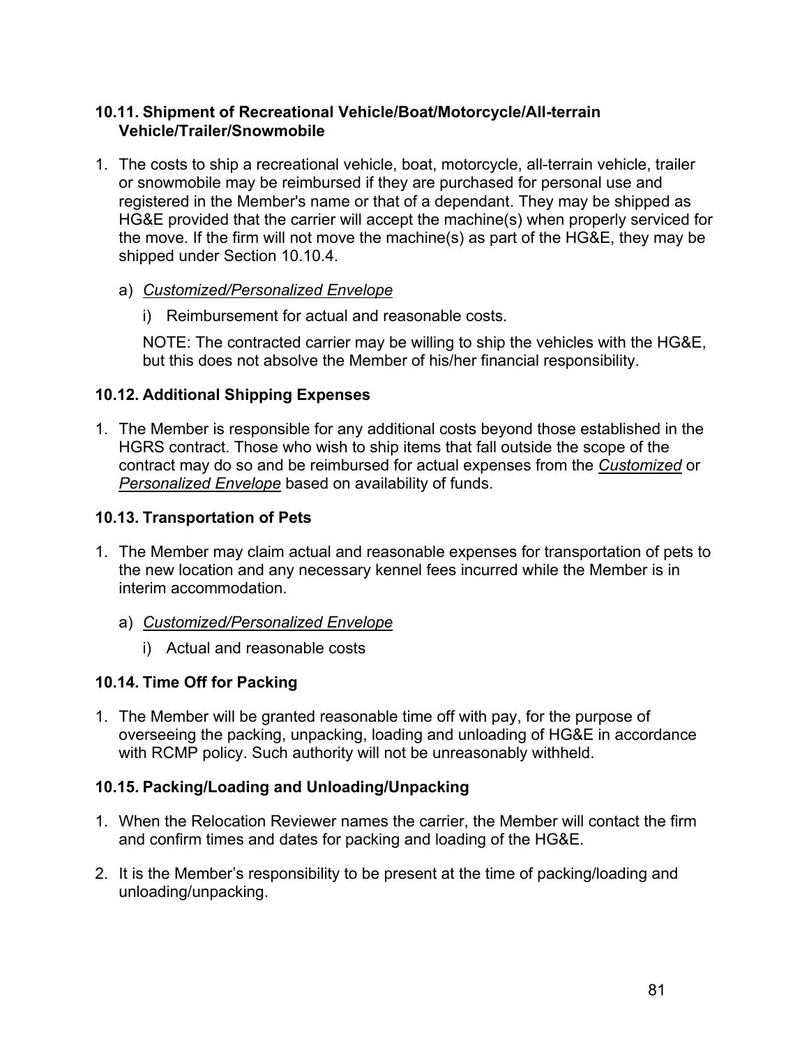### 10.11. Shipment of Recreational Vehicle/Boat/Motorcycle/All-terrain Vehicle/Trailer/Snowmobile

1. The costs to ship a recreational vehicle, boat, motorcycle, all-terrain vehicle, trailer or snowmobile may be reimbursed if they are purchased for personal use and registered in the Member's name or that of a dependant. They may be shipped as HG&E provided that the carrier will accept the machine(s) when properly serviced for the move. If the firm will not move the machine(s) as part of the HG&E, they may be shipped under Section 10.10.4.

   a) *Customized/Personalized Envelope*

      i) Reimbursement for actual and reasonable costs.

      NOTE: The contracted carrier may be willing to ship the vehicles with the HG&E, but this does not absolve the Member of his/her financial responsibility.

### 10.12. Additional Shipping Expenses

1. The Member is responsible for any additional costs beyond those established in the HGRS contract. Those who wish to ship items that fall outside the scope of the contract may do so and be reimbursed for actual expenses from the *Customized* or *Personalized Envelope* based on availability of funds.

### 10.13. Transportation of Pets

1. The Member may claim actual and reasonable expenses for transportation of pets to the new location and any necessary kennel fees incurred while the Member is in interim accommodation.

   a) *Customized/Personalized Envelope*

      i) Actual and reasonable costs

### 10.14. Time Off for Packing

1. The Member will be granted reasonable time off with pay, for the purpose of overseeing the packing, unpacking, loading and unloading of HG&E in accordance with RCMP policy. Such authority will not be unreasonably withheld.

### 10.15. Packing/Loading and Unloading/Unpacking

1. When the Relocation Reviewer names the carrier, the Member will contact the firm and confirm times and dates for packing and loading of the HG&E.

2. It is the Member's responsibility to be present at the time of packing/loading and unloading/unpacking.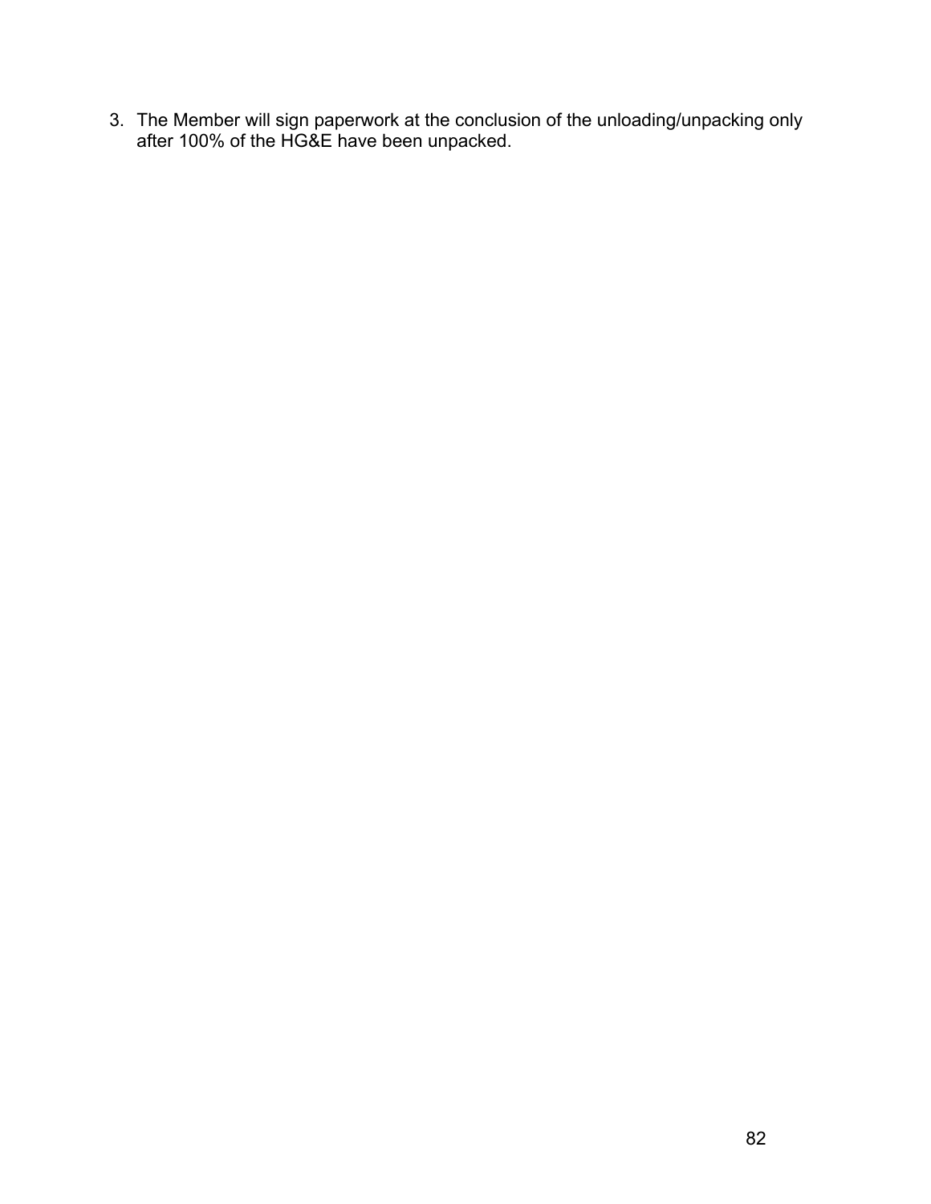3. The Member will sign paperwork at the conclusion of the unloading/unpacking only after 100% of the HG&E have been unpacked.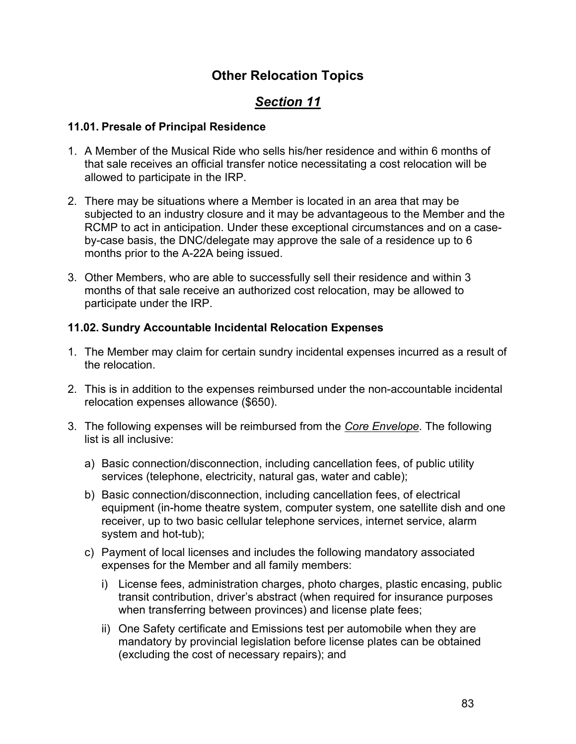# Other Relocation Topics

## *Section 11*

### 11.01. Presale of Principal Residence

1. A Member of the Musical Ride who sells his/her residence and within 6 months of that sale receives an official transfer notice necessitating a cost relocation will be allowed to participate in the IRP.
2. There may be situations where a Member is located in an area that may be subjected to an industry closure and it may be advantageous to the Member and the RCMP to act in anticipation. Under these exceptional circumstances and on a case-by-case basis, the DNC/delegate may approve the sale of a residence up to 6 months prior to the A-22A being issued.
3. Other Members, who are able to successfully sell their residence and within 3 months of that sale receive an authorized cost relocation, may be allowed to participate under the IRP.

### 11.02. Sundry Accountable Incidental Relocation Expenses

1. The Member may claim for certain sundry incidental expenses incurred as a result of the relocation.
2. This is in addition to the expenses reimbursed under the non-accountable incidental relocation expenses allowance ($650).
3. The following expenses will be reimbursed from the <u>*Core Envelope*</u>. The following list is all inclusive:
   a) Basic connection/disconnection, including cancellation fees, of public utility services (telephone, electricity, natural gas, water and cable);
   b) Basic connection/disconnection, including cancellation fees, of electrical equipment (in-home theatre system, computer system, one satellite dish and one receiver, up to two basic cellular telephone services, internet service, alarm system and hot-tub);
   c) Payment of local licenses and includes the following mandatory associated expenses for the Member and all family members:
      i) License fees, administration charges, photo charges, plastic encasing, public transit contribution, driver's abstract (when required for insurance purposes when transferring between provinces) and license plate fees;
      ii) One Safety certificate and Emissions test per automobile when they are mandatory by provincial legislation before license plates can be obtained (excluding the cost of necessary repairs); and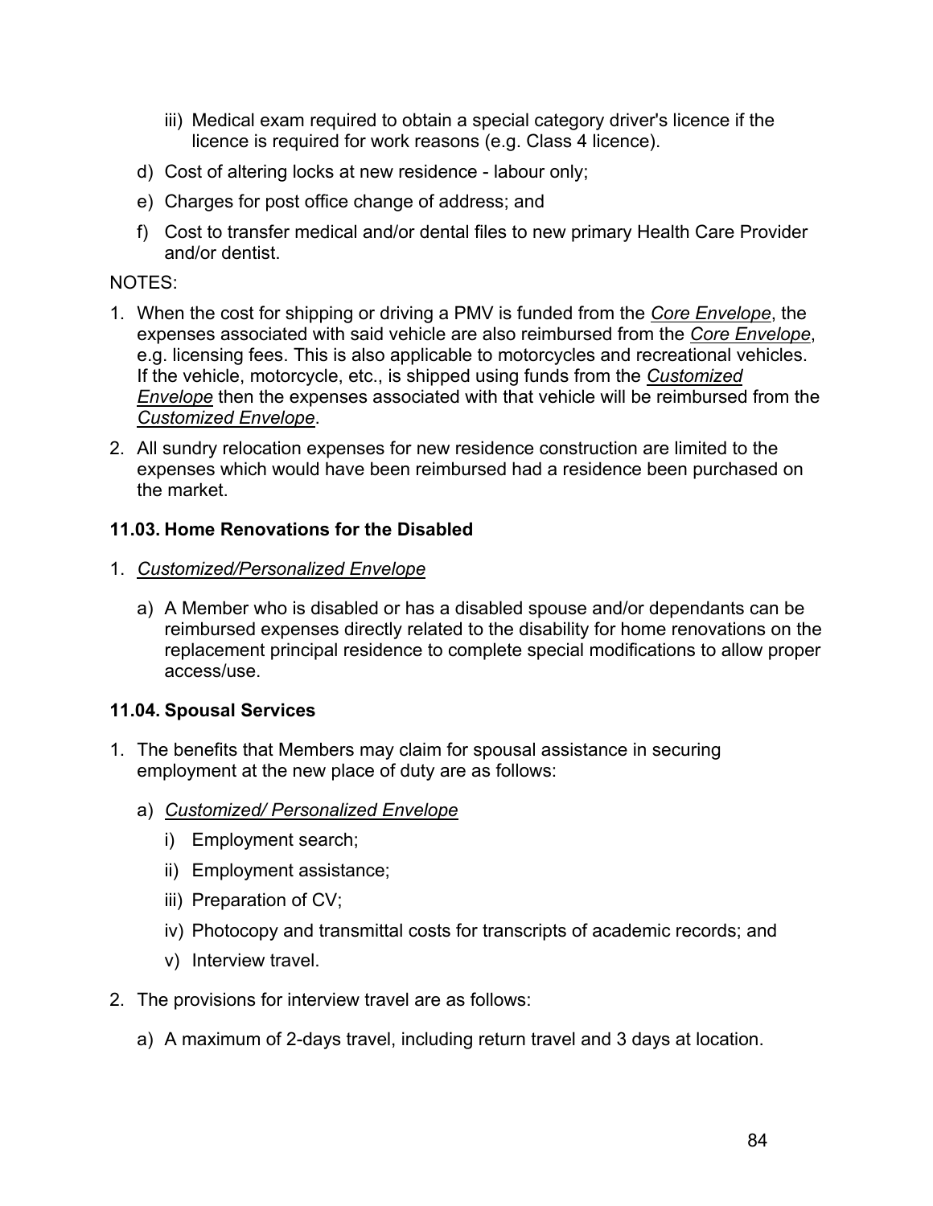iii) Medical exam required to obtain a special category driver's licence if the licence is required for work reasons (e.g. Class 4 licence).

d) Cost of altering locks at new residence - labour only;

e) Charges for post office change of address; and

f) Cost to transfer medical and/or dental files to new primary Health Care Provider and/or dentist.

NOTES:

1. When the cost for shipping or driving a PMV is funded from the *Core Envelope*, the expenses associated with said vehicle are also reimbursed from the *Core Envelope*, e.g. licensing fees. This is also applicable to motorcycles and recreational vehicles. If the vehicle, motorcycle, etc., is shipped using funds from the *Customized Envelope* then the expenses associated with that vehicle will be reimbursed from the *Customized Envelope*.
2. All sundry relocation expenses for new residence construction are limited to the expenses which would have been reimbursed had a residence been purchased on the market.

**11.03. Home Renovations for the Disabled**

1. *Customized/Personalized Envelope*

   a) A Member who is disabled or has a disabled spouse and/or dependants can be reimbursed expenses directly related to the disability for home renovations on the replacement principal residence to complete special modifications to allow proper access/use.

**11.04. Spousal Services**

1. The benefits that Members may claim for spousal assistance in securing employment at the new place of duty are as follows:

   a) *Customized/ Personalized Envelope*

      i) Employment search;

      ii) Employment assistance;

      iii) Preparation of CV;

      iv) Photocopy and transmittal costs for transcripts of academic records; and

      v) Interview travel.

2. The provisions for interview travel are as follows:

   a) A maximum of 2-days travel, including return travel and 3 days at location.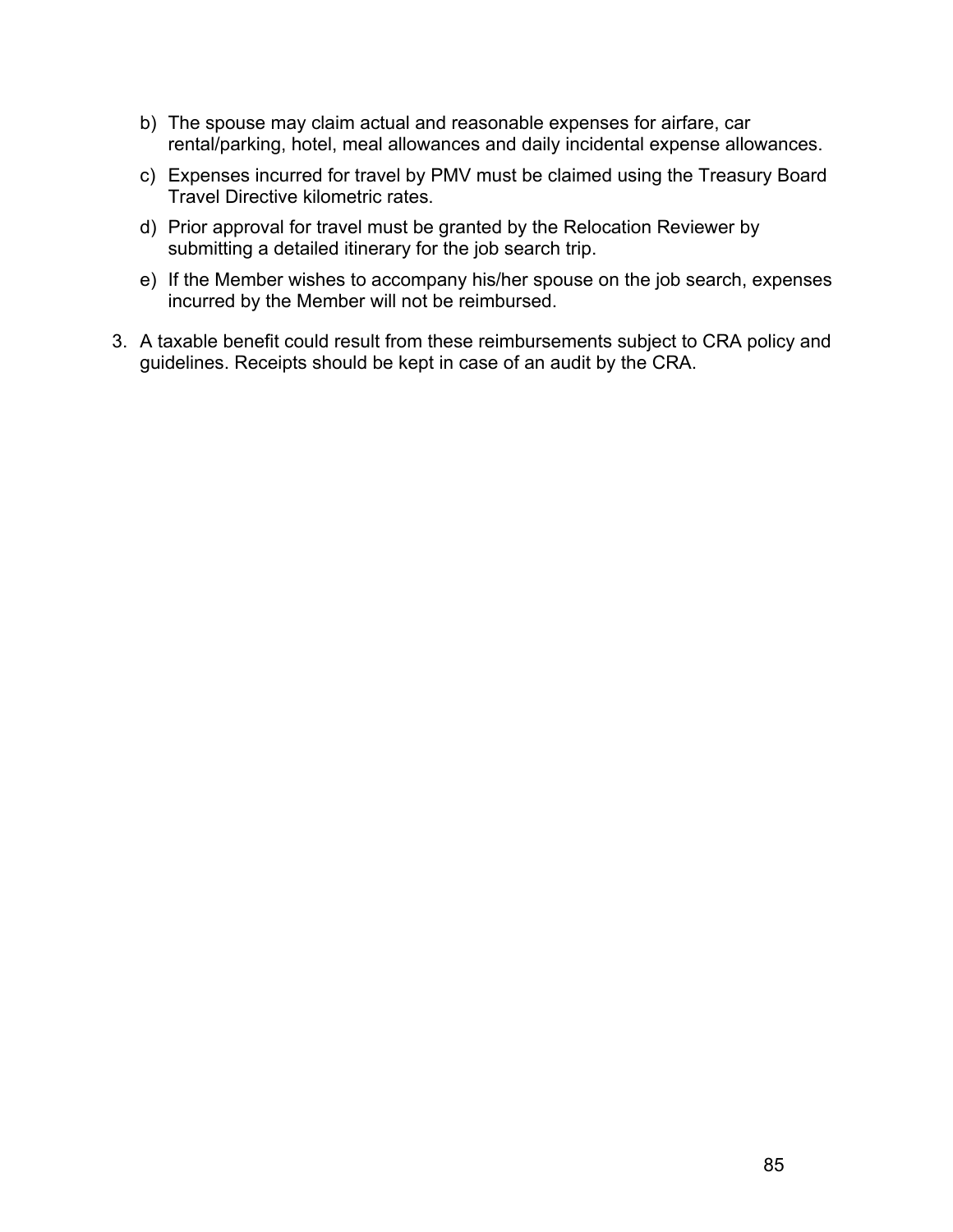b) The spouse may claim actual and reasonable expenses for airfare, car rental/parking, hotel, meal allowances and daily incidental expense allowances.

c) Expenses incurred for travel by PMV must be claimed using the Treasury Board Travel Directive kilometric rates.

d) Prior approval for travel must be granted by the Relocation Reviewer by submitting a detailed itinerary for the job search trip.

e) If the Member wishes to accompany his/her spouse on the job search, expenses incurred by the Member will not be reimbursed.

3. A taxable benefit could result from these reimbursements subject to CRA policy and guidelines. Receipts should be kept in case of an audit by the CRA.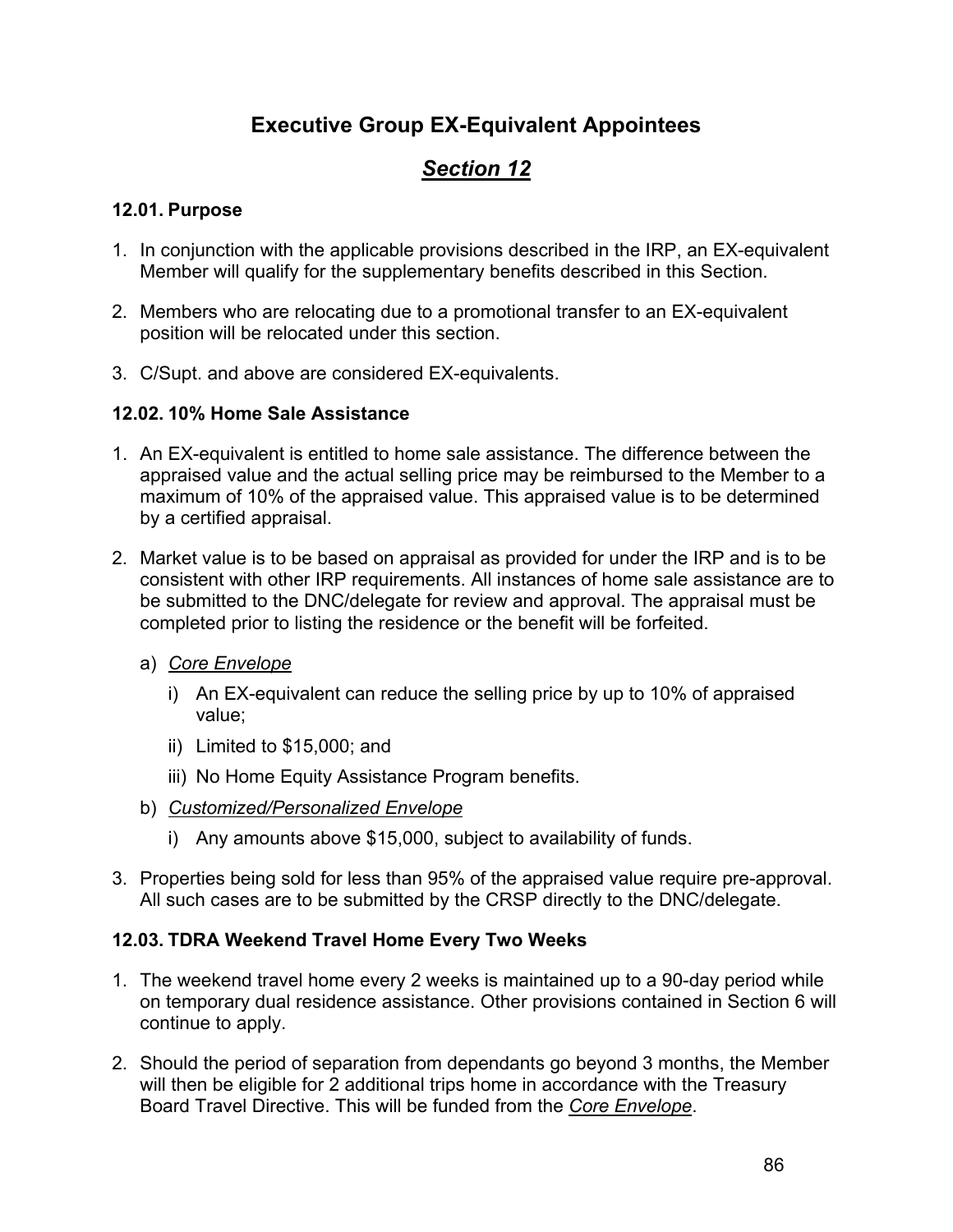# Executive Group EX-Equivalent Appointees

## *Section 12*

### 12.01. Purpose

1. In conjunction with the applicable provisions described in the IRP, an EX-equivalent Member will qualify for the supplementary benefits described in this Section.

2. Members who are relocating due to a promotional transfer to an EX-equivalent position will be relocated under this section.

3. C/Supt. and above are considered EX-equivalents.

### 12.02. 10% Home Sale Assistance

1. An EX-equivalent is entitled to home sale assistance. The difference between the appraised value and the actual selling price may be reimbursed to the Member to a maximum of 10% of the appraised value. This appraised value is to be determined by a certified appraisal.

2. Market value is to be based on appraisal as provided for under the IRP and is to be consistent with other IRP requirements. All instances of home sale assistance are to be submitted to the DNC/delegate for review and approval. The appraisal must be completed prior to listing the residence or the benefit will be forfeited.

   a) *Core Envelope*

      i) An EX-equivalent can reduce the selling price by up to 10% of appraised value;

      ii) Limited to $15,000; and

      iii) No Home Equity Assistance Program benefits.

   b) *Customized/Personalized Envelope*

      i) Any amounts above $15,000, subject to availability of funds.

3. Properties being sold for less than 95% of the appraised value require pre-approval. All such cases are to be submitted by the CRSP directly to the DNC/delegate.

### 12.03. TDRA Weekend Travel Home Every Two Weeks

1. The weekend travel home every 2 weeks is maintained up to a 90-day period while on temporary dual residence assistance. Other provisions contained in Section 6 will continue to apply.

2. Should the period of separation from dependants go beyond 3 months, the Member will then be eligible for 2 additional trips home in accordance with the Treasury Board Travel Directive. This will be funded from the *Core Envelope*.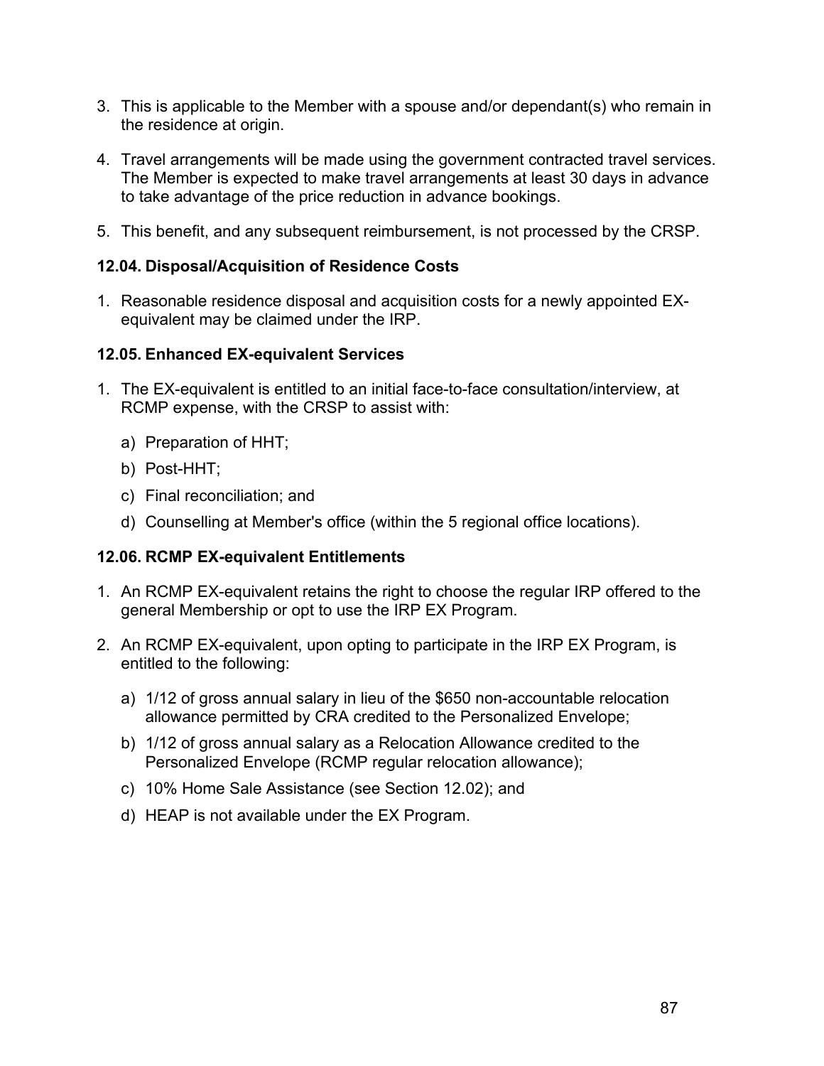3. This is applicable to the Member with a spouse and/or dependant(s) who remain in the residence at origin.

4. Travel arrangements will be made using the government contracted travel services. The Member is expected to make travel arrangements at least 30 days in advance to take advantage of the price reduction in advance bookings.

5. This benefit, and any subsequent reimbursement, is not processed by the CRSP.

### 12.04. Disposal/Acquisition of Residence Costs

1. Reasonable residence disposal and acquisition costs for a newly appointed EX-equivalent may be claimed under the IRP.

### 12.05. Enhanced EX-equivalent Services

1. The EX-equivalent is entitled to an initial face-to-face consultation/interview, at RCMP expense, with the CRSP to assist with:

   a) Preparation of HHT;

   b) Post-HHT;

   c) Final reconciliation; and

   d) Counselling at Member's office (within the 5 regional office locations).

### 12.06. RCMP EX-equivalent Entitlements

1. An RCMP EX-equivalent retains the right to choose the regular IRP offered to the general Membership or opt to use the IRP EX Program.

2. An RCMP EX-equivalent, upon opting to participate in the IRP EX Program, is entitled to the following:

   a) 1/12 of gross annual salary in lieu of the $650 non-accountable relocation allowance permitted by CRA credited to the Personalized Envelope;

   b) 1/12 of gross annual salary as a Relocation Allowance credited to the Personalized Envelope (RCMP regular relocation allowance);

   c) 10% Home Sale Assistance (see Section 12.02); and

   d) HEAP is not available under the EX Program.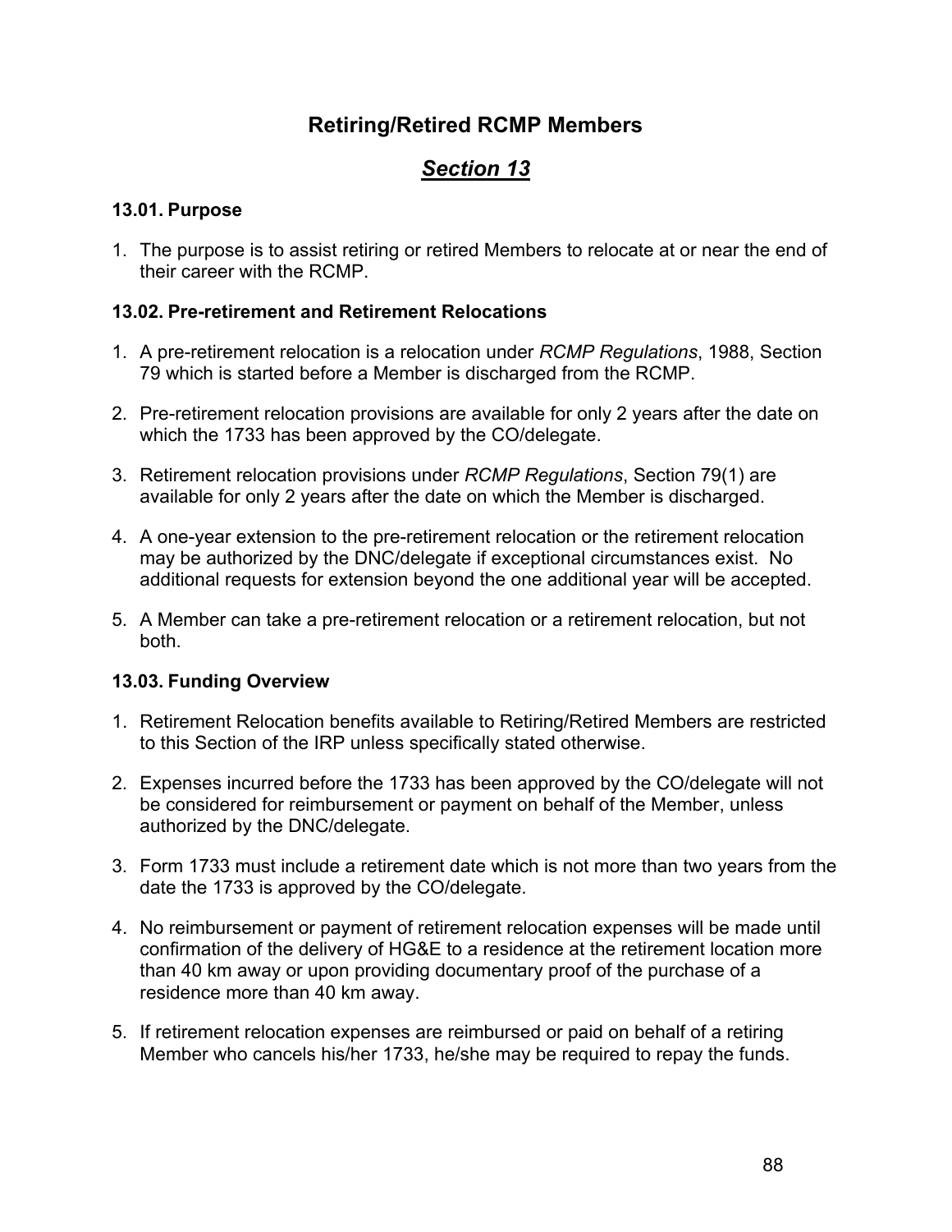# Retiring/Retired RCMP Members

## ***Section 13***

### 13.01. Purpose

1. The purpose is to assist retiring or retired Members to relocate at or near the end of their career with the RCMP.

### 13.02. Pre-retirement and Retirement Relocations

1. A pre-retirement relocation is a relocation under *RCMP Regulations*, 1988, Section 79 which is started before a Member is discharged from the RCMP.

2. Pre-retirement relocation provisions are available for only 2 years after the date on which the 1733 has been approved by the CO/delegate.

3. Retirement relocation provisions under *RCMP Regulations*, Section 79(1) are available for only 2 years after the date on which the Member is discharged.

4. A one-year extension to the pre-retirement relocation or the retirement relocation may be authorized by the DNC/delegate if exceptional circumstances exist. No additional requests for extension beyond the one additional year will be accepted.

5. A Member can take a pre-retirement relocation or a retirement relocation, but not both.

### 13.03. Funding Overview

1. Retirement Relocation benefits available to Retiring/Retired Members are restricted to this Section of the IRP unless specifically stated otherwise.

2. Expenses incurred before the 1733 has been approved by the CO/delegate will not be considered for reimbursement or payment on behalf of the Member, unless authorized by the DNC/delegate.

3. Form 1733 must include a retirement date which is not more than two years from the date the 1733 is approved by the CO/delegate.

4. No reimbursement or payment of retirement relocation expenses will be made until confirmation of the delivery of HG&E to a residence at the retirement location more than 40 km away or upon providing documentary proof of the purchase of a residence more than 40 km away.

5. If retirement relocation expenses are reimbursed or paid on behalf of a retiring Member who cancels his/her 1733, he/she may be required to repay the funds.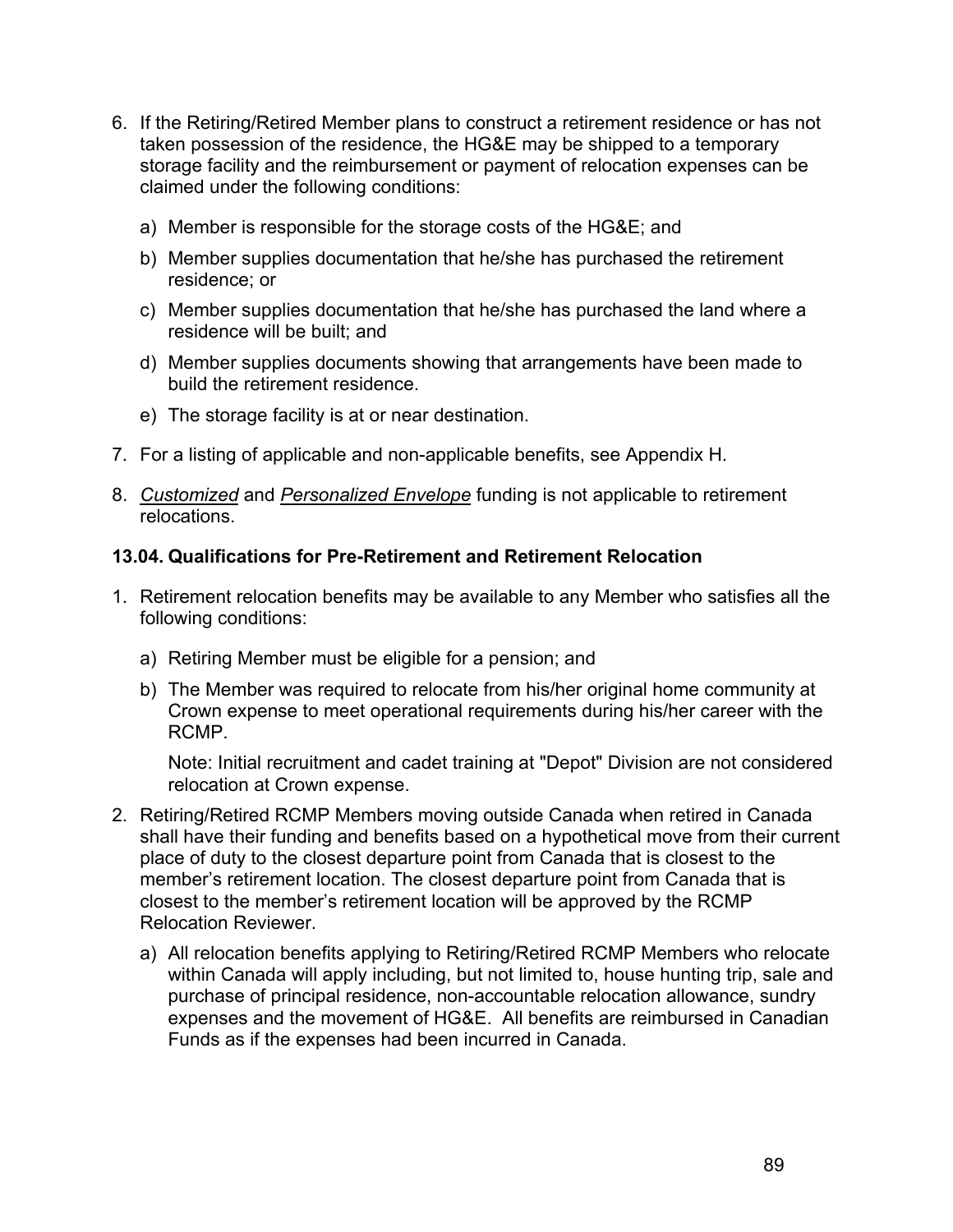6. If the Retiring/Retired Member plans to construct a retirement residence or has not taken possession of the residence, the HG&E may be shipped to a temporary storage facility and the reimbursement or payment of relocation expenses can be claimed under the following conditions:

   a) Member is responsible for the storage costs of the HG&E; and

   b) Member supplies documentation that he/she has purchased the retirement residence; or

   c) Member supplies documentation that he/she has purchased the land where a residence will be built; and

   d) Member supplies documents showing that arrangements have been made to build the retirement residence.

   e) The storage facility is at or near destination.

7. For a listing of applicable and non-applicable benefits, see Appendix H.

8. *Customized* and *Personalized Envelope* funding is not applicable to retirement relocations.

### 13.04. Qualifications for Pre-Retirement and Retirement Relocation

1. Retirement relocation benefits may be available to any Member who satisfies all the following conditions:

   a) Retiring Member must be eligible for a pension; and

   b) The Member was required to relocate from his/her original home community at Crown expense to meet operational requirements during his/her career with the RCMP.

      Note: Initial recruitment and cadet training at "Depot" Division are not considered relocation at Crown expense.

2. Retiring/Retired RCMP Members moving outside Canada when retired in Canada shall have their funding and benefits based on a hypothetical move from their current place of duty to the closest departure point from Canada that is closest to the member's retirement location. The closest departure point from Canada that is closest to the member's retirement location will be approved by the RCMP Relocation Reviewer.

   a) All relocation benefits applying to Retiring/Retired RCMP Members who relocate within Canada will apply including, but not limited to, house hunting trip, sale and purchase of principal residence, non-accountable relocation allowance, sundry expenses and the movement of HG&E. All benefits are reimbursed in Canadian Funds as if the expenses had been incurred in Canada.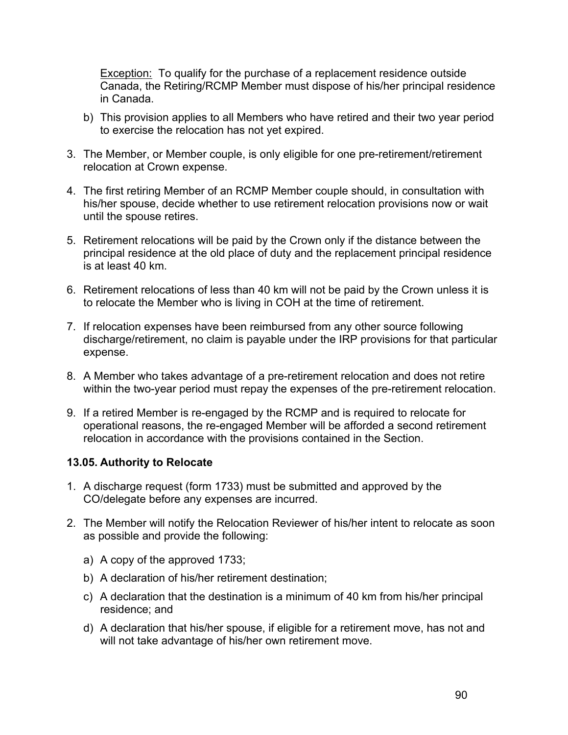<u>Exception:</u> To qualify for the purchase of a replacement residence outside Canada, the Retiring/RCMP Member must dispose of his/her principal residence in Canada.

b) This provision applies to all Members who have retired and their two year period to exercise the relocation has not yet expired.

3. The Member, or Member couple, is only eligible for one pre-retirement/retirement relocation at Crown expense.

4. The first retiring Member of an RCMP Member couple should, in consultation with his/her spouse, decide whether to use retirement relocation provisions now or wait until the spouse retires.

5. Retirement relocations will be paid by the Crown only if the distance between the principal residence at the old place of duty and the replacement principal residence is at least 40 km.

6. Retirement relocations of less than 40 km will not be paid by the Crown unless it is to relocate the Member who is living in COH at the time of retirement.

7. If relocation expenses have been reimbursed from any other source following discharge/retirement, no claim is payable under the IRP provisions for that particular expense.

8. A Member who takes advantage of a pre-retirement relocation and does not retire within the two-year period must repay the expenses of the pre-retirement relocation.

9. If a retired Member is re-engaged by the RCMP and is required to relocate for operational reasons, the re-engaged Member will be afforded a second retirement relocation in accordance with the provisions contained in the Section.

### 13.05. Authority to Relocate

1. A discharge request (form 1733) must be submitted and approved by the CO/delegate before any expenses are incurred.

2. The Member will notify the Relocation Reviewer of his/her intent to relocate as soon as possible and provide the following:

   a) A copy of the approved 1733;

   b) A declaration of his/her retirement destination;

   c) A declaration that the destination is a minimum of 40 km from his/her principal residence; and

   d) A declaration that his/her spouse, if eligible for a retirement move, has not and will not take advantage of his/her own retirement move.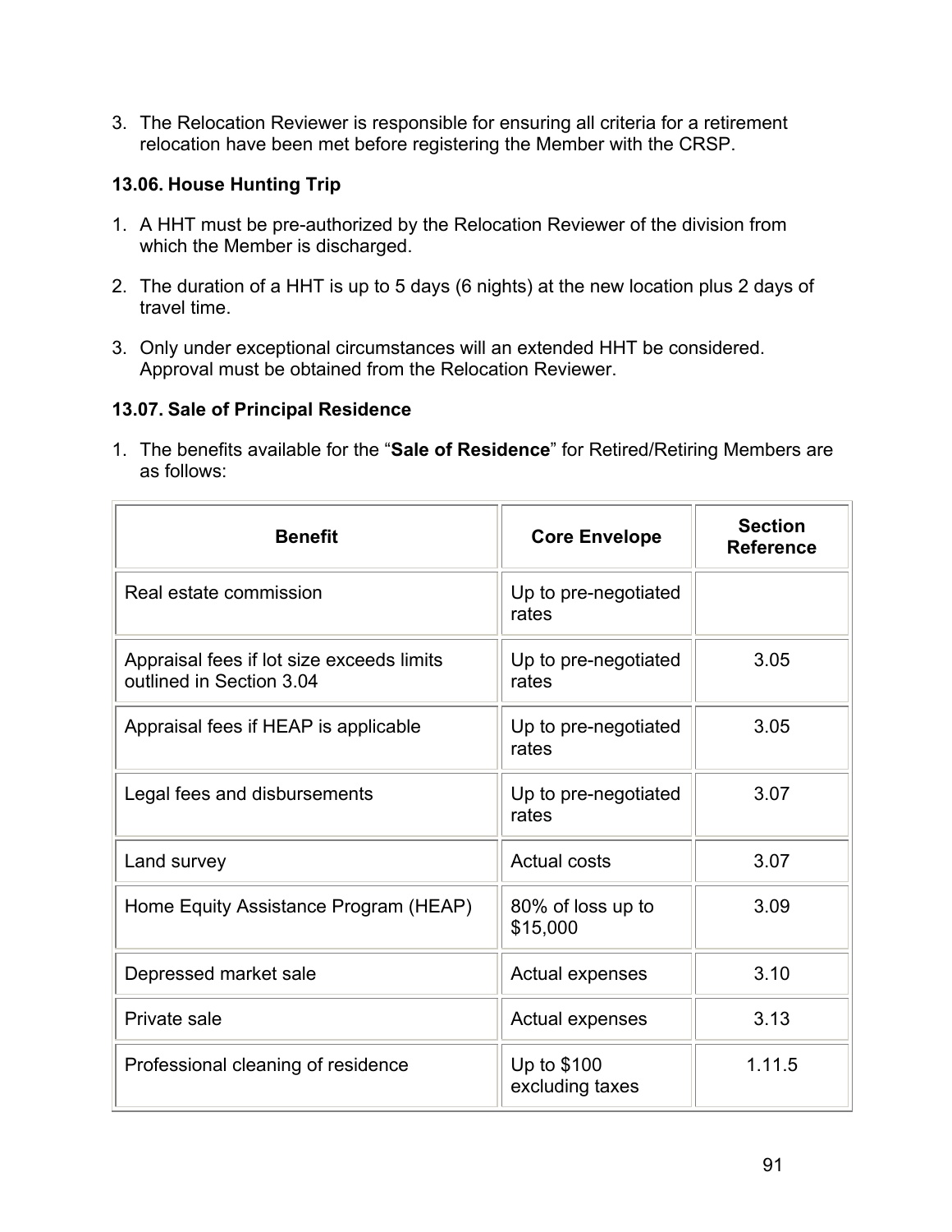3. The Relocation Reviewer is responsible for ensuring all criteria for a retirement relocation have been met before registering the Member with the CRSP.

### 13.06. House Hunting Trip

1. A HHT must be pre-authorized by the Relocation Reviewer of the division from which the Member is discharged.

2. The duration of a HHT is up to 5 days (6 nights) at the new location plus 2 days of travel time.

3. Only under exceptional circumstances will an extended HHT be considered. Approval must be obtained from the Relocation Reviewer.

### 13.07. Sale of Principal Residence

1. The benefits available for the "**Sale of Residence**" for Retired/Retiring Members are as follows:

| Benefit | Core Envelope | Section Reference |
|---|---|---|
| Real estate commission | Up to pre-negotiated rates | |
| Appraisal fees if lot size exceeds limits outlined in Section 3.04 | Up to pre-negotiated rates | 3.05 |
| Appraisal fees if HEAP is applicable | Up to pre-negotiated rates | 3.05 |
| Legal fees and disbursements | Up to pre-negotiated rates | 3.07 |
| Land survey | Actual costs | 3.07 |
| Home Equity Assistance Program (HEAP) | 80% of loss up to $15,000 | 3.09 |
| Depressed market sale | Actual expenses | 3.10 |
| Private sale | Actual expenses | 3.13 |
| Professional cleaning of residence | Up to $100 excluding taxes | 1.11.5 |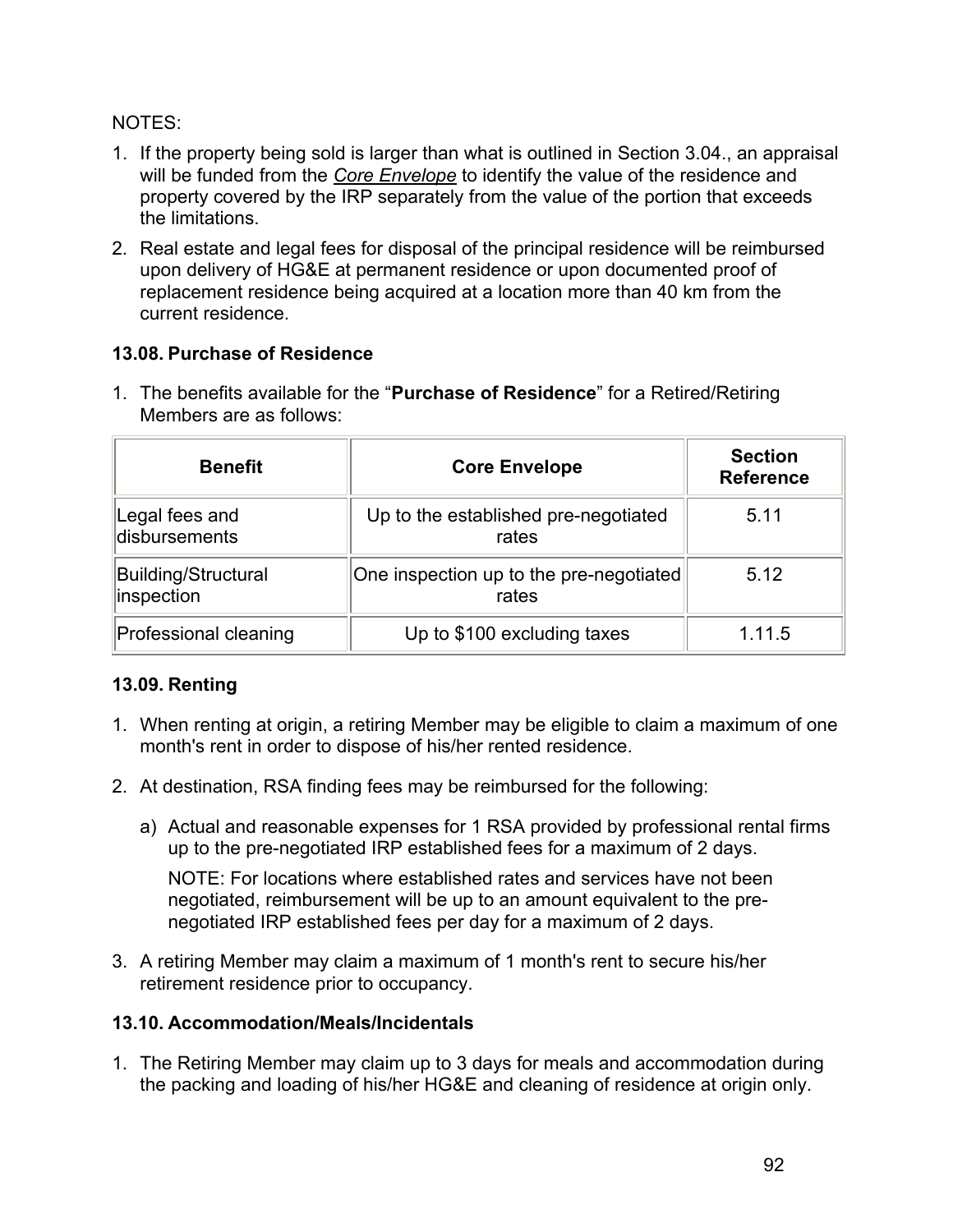NOTES:

1. If the property being sold is larger than what is outlined in Section 3.04., an appraisal will be funded from the *Core Envelope* to identify the value of the residence and property covered by the IRP separately from the value of the portion that exceeds the limitations.
2. Real estate and legal fees for disposal of the principal residence will be reimbursed upon delivery of HG&E at permanent residence or upon documented proof of replacement residence being acquired at a location more than 40 km from the current residence.

### 13.08. Purchase of Residence

1. The benefits available for the "**Purchase of Residence**" for a Retired/Retiring Members are as follows:

| Benefit | Core Envelope | Section Reference |
|---|---|---|
| Legal fees and disbursements | Up to the established pre-negotiated rates | 5.11 |
| Building/Structural inspection | One inspection up to the pre-negotiated rates | 5.12 |
| Professional cleaning | Up to $100 excluding taxes | 1.11.5 |

### 13.09. Renting

1. When renting at origin, a retiring Member may be eligible to claim a maximum of one month's rent in order to dispose of his/her rented residence.
2. At destination, RSA finding fees may be reimbursed for the following:
   a) Actual and reasonable expenses for 1 RSA provided by professional rental firms up to the pre-negotiated IRP established fees for a maximum of 2 days.

      NOTE: For locations where established rates and services have not been negotiated, reimbursement will be up to an amount equivalent to the pre-negotiated IRP established fees per day for a maximum of 2 days.
3. A retiring Member may claim a maximum of 1 month's rent to secure his/her retirement residence prior to occupancy.

### 13.10. Accommodation/Meals/Incidentals

1. The Retiring Member may claim up to 3 days for meals and accommodation during the packing and loading of his/her HG&E and cleaning of residence at origin only.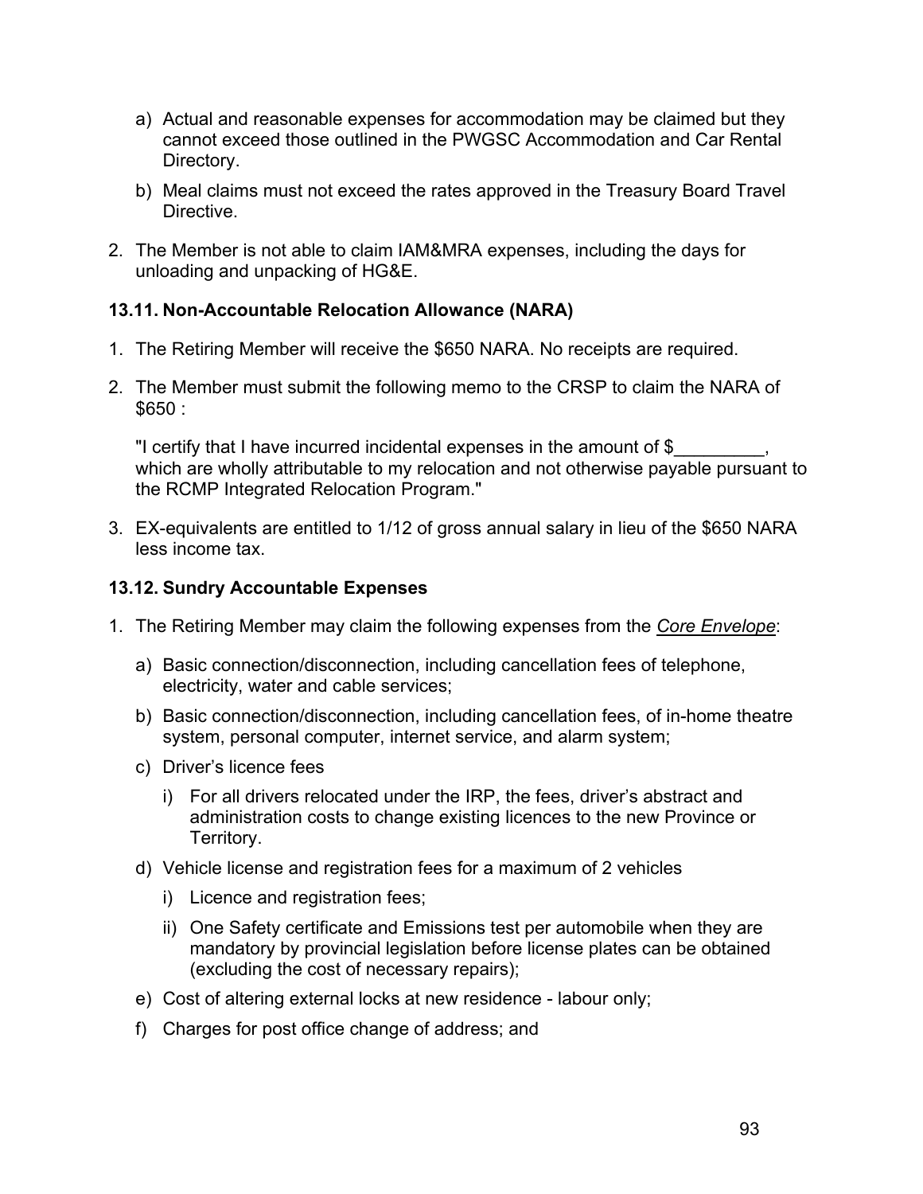a) Actual and reasonable expenses for accommodation may be claimed but they cannot exceed those outlined in the PWGSC Accommodation and Car Rental Directory.

b) Meal claims must not exceed the rates approved in the Treasury Board Travel Directive.

2. The Member is not able to claim IAM&MRA expenses, including the days for unloading and unpacking of HG&E.

### 13.11. Non-Accountable Relocation Allowance (NARA)

1. The Retiring Member will receive the $650 NARA. No receipts are required.

2. The Member must submit the following memo to the CRSP to claim the NARA of $650 :

   "I certify that I have incurred incidental expenses in the amount of $_________, which are wholly attributable to my relocation and not otherwise payable pursuant to the RCMP Integrated Relocation Program."

3. EX-equivalents are entitled to 1/12 of gross annual salary in lieu of the $650 NARA less income tax.

### 13.12. Sundry Accountable Expenses

1. The Retiring Member may claim the following expenses from the *Core Envelope*:

   a) Basic connection/disconnection, including cancellation fees of telephone, electricity, water and cable services;

   b) Basic connection/disconnection, including cancellation fees, of in-home theatre system, personal computer, internet service, and alarm system;

   c) Driver's licence fees

      i) For all drivers relocated under the IRP, the fees, driver's abstract and administration costs to change existing licences to the new Province or Territory.

   d) Vehicle license and registration fees for a maximum of 2 vehicles

      i) Licence and registration fees;

      ii) One Safety certificate and Emissions test per automobile when they are mandatory by provincial legislation before license plates can be obtained (excluding the cost of necessary repairs);

   e) Cost of altering external locks at new residence - labour only;

   f) Charges for post office change of address; and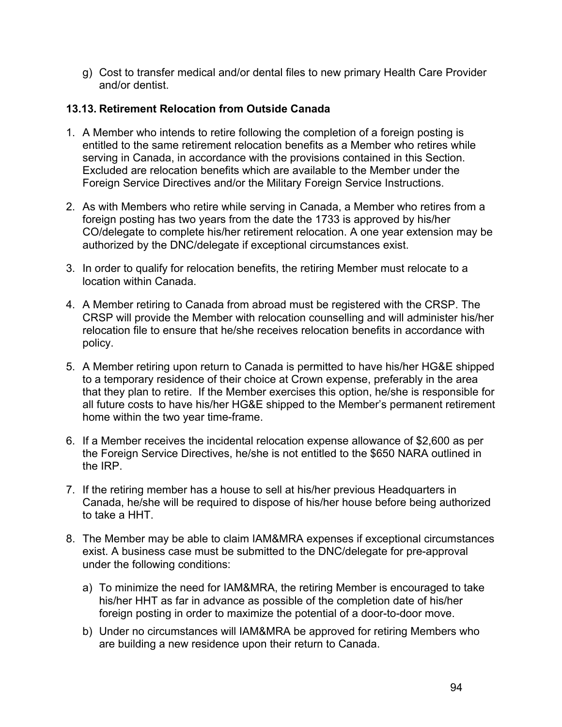g) Cost to transfer medical and/or dental files to new primary Health Care Provider and/or dentist.

### 13.13. Retirement Relocation from Outside Canada

1. A Member who intends to retire following the completion of a foreign posting is entitled to the same retirement relocation benefits as a Member who retires while serving in Canada, in accordance with the provisions contained in this Section. Excluded are relocation benefits which are available to the Member under the Foreign Service Directives and/or the Military Foreign Service Instructions.

2. As with Members who retire while serving in Canada, a Member who retires from a foreign posting has two years from the date the 1733 is approved by his/her CO/delegate to complete his/her retirement relocation. A one year extension may be authorized by the DNC/delegate if exceptional circumstances exist.

3. In order to qualify for relocation benefits, the retiring Member must relocate to a location within Canada.

4. A Member retiring to Canada from abroad must be registered with the CRSP. The CRSP will provide the Member with relocation counselling and will administer his/her relocation file to ensure that he/she receives relocation benefits in accordance with policy.

5. A Member retiring upon return to Canada is permitted to have his/her HG&E shipped to a temporary residence of their choice at Crown expense, preferably in the area that they plan to retire. If the Member exercises this option, he/she is responsible for all future costs to have his/her HG&E shipped to the Member's permanent retirement home within the two year time-frame.

6. If a Member receives the incidental relocation expense allowance of $2,600 as per the Foreign Service Directives, he/she is not entitled to the $650 NARA outlined in the IRP.

7. If the retiring member has a house to sell at his/her previous Headquarters in Canada, he/she will be required to dispose of his/her house before being authorized to take a HHT.

8. The Member may be able to claim IAM&MRA expenses if exceptional circumstances exist. A business case must be submitted to the DNC/delegate for pre-approval under the following conditions:

   a) To minimize the need for IAM&MRA, the retiring Member is encouraged to take his/her HHT as far in advance as possible of the completion date of his/her foreign posting in order to maximize the potential of a door-to-door move.

   b) Under no circumstances will IAM&MRA be approved for retiring Members who are building a new residence upon their return to Canada.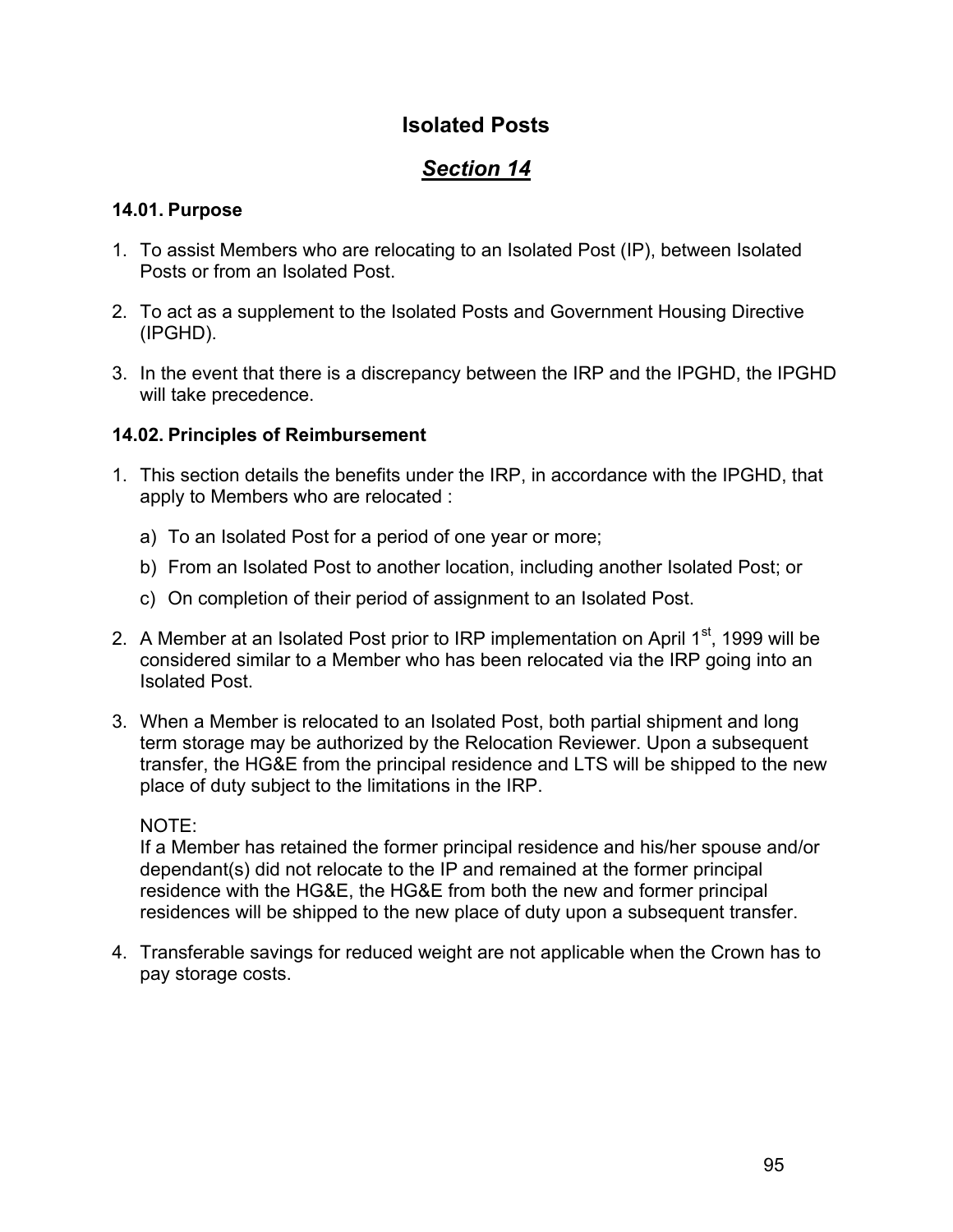# Isolated Posts

## *Section 14*

### 14.01. Purpose

1. To assist Members who are relocating to an Isolated Post (IP), between Isolated Posts or from an Isolated Post.
2. To act as a supplement to the Isolated Posts and Government Housing Directive (IPGHD).
3. In the event that there is a discrepancy between the IRP and the IPGHD, the IPGHD will take precedence.

### 14.02. Principles of Reimbursement

1. This section details the benefits under the IRP, in accordance with the IPGHD, that apply to Members who are relocated :
   a) To an Isolated Post for a period of one year or more;
   b) From an Isolated Post to another location, including another Isolated Post; or
   c) On completion of their period of assignment to an Isolated Post.
2. A Member at an Isolated Post prior to IRP implementation on April 1st, 1999 will be considered similar to a Member who has been relocated via the IRP going into an Isolated Post.
3. When a Member is relocated to an Isolated Post, both partial shipment and long term storage may be authorized by the Relocation Reviewer. Upon a subsequent transfer, the HG&E from the principal residence and LTS will be shipped to the new place of duty subject to the limitations in the IRP.

   NOTE:
   If a Member has retained the former principal residence and his/her spouse and/or dependant(s) did not relocate to the IP and remained at the former principal residence with the HG&E, the HG&E from both the new and former principal residences will be shipped to the new place of duty upon a subsequent transfer.
4. Transferable savings for reduced weight are not applicable when the Crown has to pay storage costs.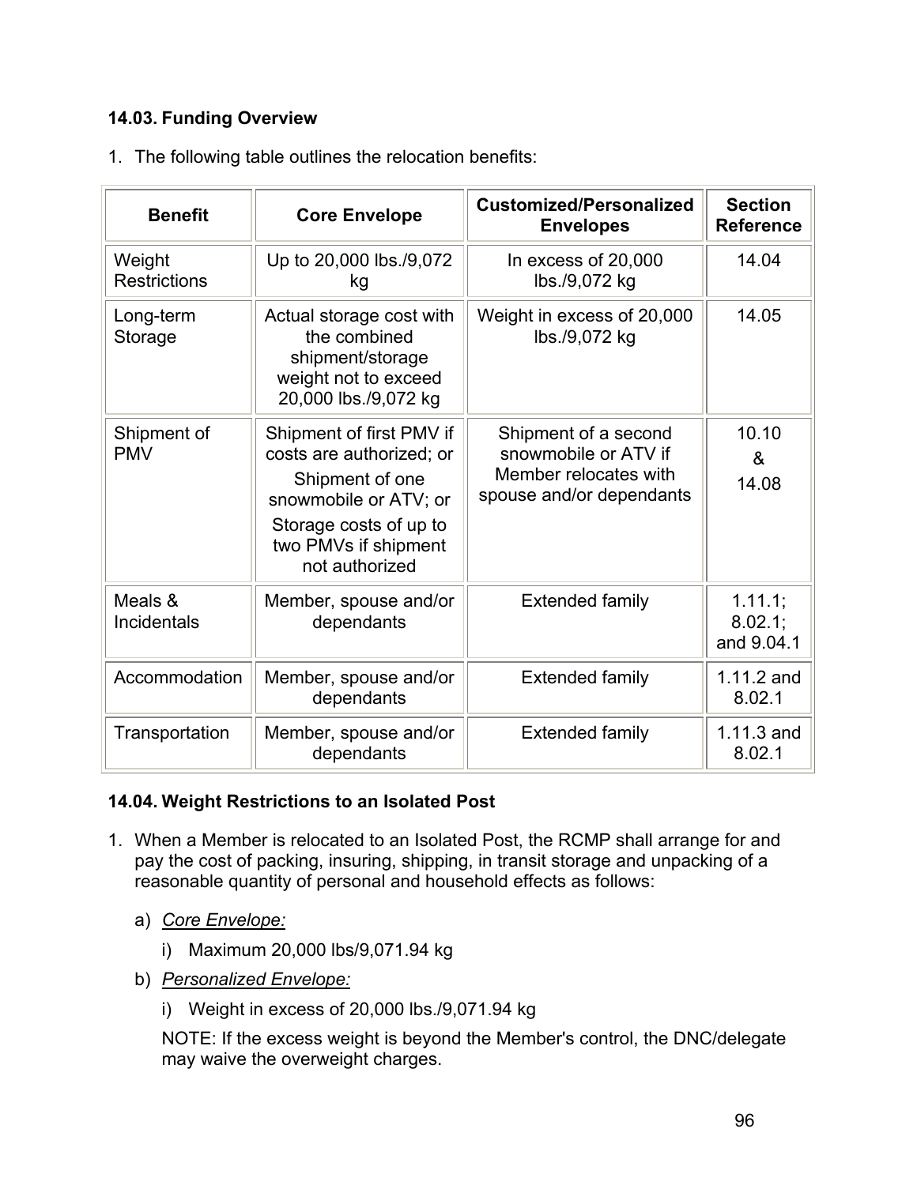### 14.03. Funding Overview

1. The following table outlines the relocation benefits:

| Benefit | Core Envelope | Customized/Personalized Envelopes | Section Reference |
|---|---|---|---|
| Weight Restrictions | Up to 20,000 lbs./9,072 kg | In excess of 20,000 lbs./9,072 kg | 14.04 |
| Long-term Storage | Actual storage cost with the combined shipment/storage weight not to exceed 20,000 lbs./9,072 kg | Weight in excess of 20,000 lbs./9,072 kg | 14.05 |
| Shipment of PMV | Shipment of first PMV if costs are authorized; or Shipment of one snowmobile or ATV; or Storage costs of up to two PMVs if shipment not authorized | Shipment of a second snowmobile or ATV if Member relocates with spouse and/or dependants | 10.10 & 14.08 |
| Meals & Incidentals | Member, spouse and/or dependants | Extended family | 1.11.1; 8.02.1; and 9.04.1 |
| Accommodation | Member, spouse and/or dependants | Extended family | 1.11.2 and 8.02.1 |
| Transportation | Member, spouse and/or dependants | Extended family | 1.11.3 and 8.02.1 |

### 14.04. Weight Restrictions to an Isolated Post

1. When a Member is relocated to an Isolated Post, the RCMP shall arrange for and pay the cost of packing, insuring, shipping, in transit storage and unpacking of a reasonable quantity of personal and household effects as follows:

   a) *Core Envelope:*

      i) Maximum 20,000 lbs/9,071.94 kg

   b) *Personalized Envelope:*

      i) Weight in excess of 20,000 lbs./9,071.94 kg

      NOTE: If the excess weight is beyond the Member's control, the DNC/delegate may waive the overweight charges.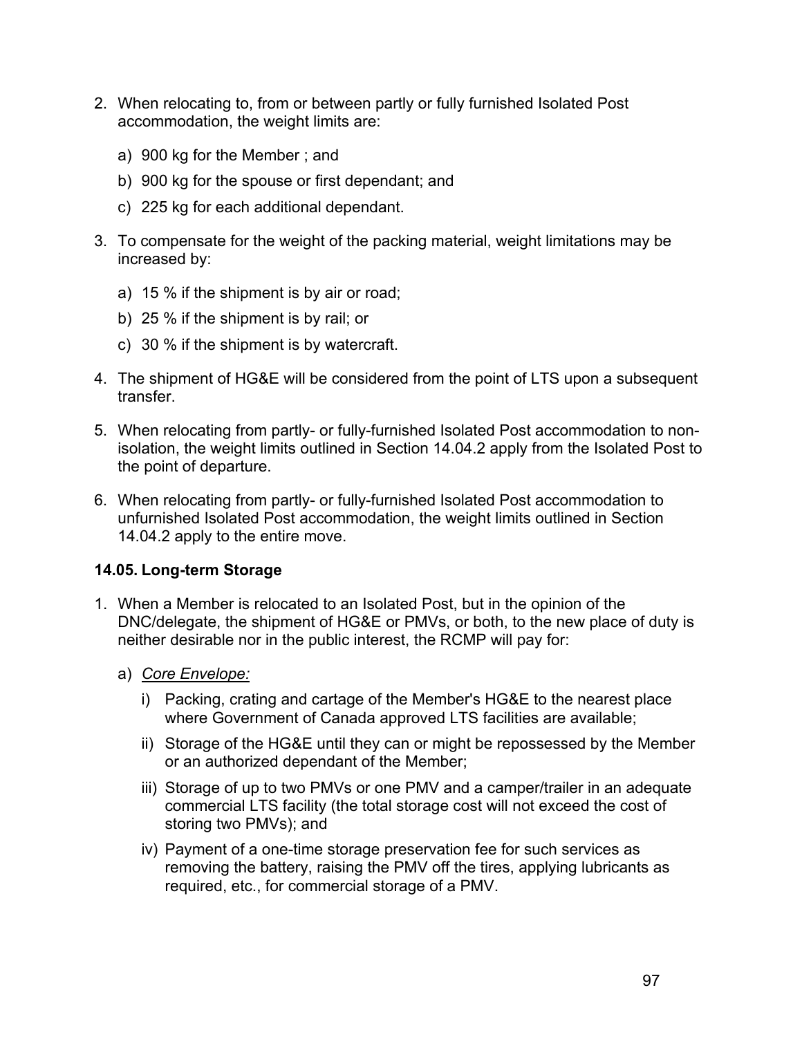2. When relocating to, from or between partly or fully furnished Isolated Post accommodation, the weight limits are:

   a) 900 kg for the Member ; and

   b) 900 kg for the spouse or first dependant; and

   c) 225 kg for each additional dependant.

3. To compensate for the weight of the packing material, weight limitations may be increased by:

   a) 15 % if the shipment is by air or road;

   b) 25 % if the shipment is by rail; or

   c) 30 % if the shipment is by watercraft.

4. The shipment of HG&E will be considered from the point of LTS upon a subsequent transfer.

5. When relocating from partly- or fully-furnished Isolated Post accommodation to non-isolation, the weight limits outlined in Section 14.04.2 apply from the Isolated Post to the point of departure.

6. When relocating from partly- or fully-furnished Isolated Post accommodation to unfurnished Isolated Post accommodation, the weight limits outlined in Section 14.04.2 apply to the entire move.

### 14.05. Long-term Storage

1. When a Member is relocated to an Isolated Post, but in the opinion of the DNC/delegate, the shipment of HG&E or PMVs, or both, to the new place of duty is neither desirable nor in the public interest, the RCMP will pay for:

   a) *Core Envelope:*

      i) Packing, crating and cartage of the Member's HG&E to the nearest place where Government of Canada approved LTS facilities are available;

      ii) Storage of the HG&E until they can or might be repossessed by the Member or an authorized dependant of the Member;

      iii) Storage of up to two PMVs or one PMV and a camper/trailer in an adequate commercial LTS facility (the total storage cost will not exceed the cost of storing two PMVs); and

      iv) Payment of a one-time storage preservation fee for such services as removing the battery, raising the PMV off the tires, applying lubricants as required, etc., for commercial storage of a PMV.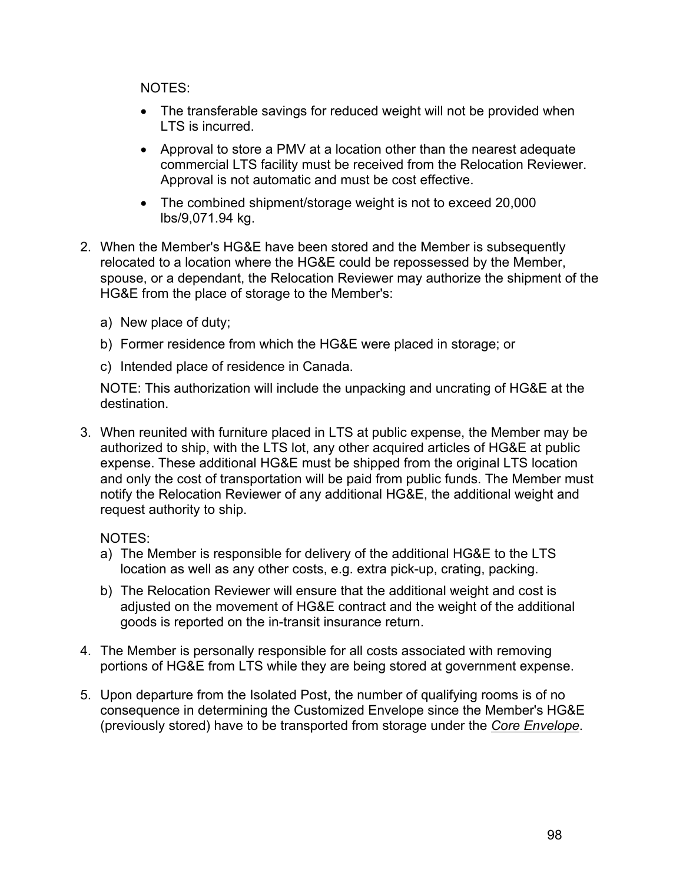NOTES:

- The transferable savings for reduced weight will not be provided when LTS is incurred.
- Approval to store a PMV at a location other than the nearest adequate commercial LTS facility must be received from the Relocation Reviewer. Approval is not automatic and must be cost effective.
- The combined shipment/storage weight is not to exceed 20,000 lbs/9,071.94 kg.

2. When the Member's HG&E have been stored and the Member is subsequently relocated to a location where the HG&E could be repossessed by the Member, spouse, or a dependant, the Relocation Reviewer may authorize the shipment of the HG&E from the place of storage to the Member's:

   a) New place of duty;

   b) Former residence from which the HG&E were placed in storage; or

   c) Intended place of residence in Canada.

   NOTE: This authorization will include the unpacking and uncrating of HG&E at the destination.

3. When reunited with furniture placed in LTS at public expense, the Member may be authorized to ship, with the LTS lot, any other acquired articles of HG&E at public expense. These additional HG&E must be shipped from the original LTS location and only the cost of transportation will be paid from public funds. The Member must notify the Relocation Reviewer of any additional HG&E, the additional weight and request authority to ship.

   NOTES:

   a) The Member is responsible for delivery of the additional HG&E to the LTS location as well as any other costs, e.g. extra pick-up, crating, packing.

   b) The Relocation Reviewer will ensure that the additional weight and cost is adjusted on the movement of HG&E contract and the weight of the additional goods is reported on the in-transit insurance return.

4. The Member is personally responsible for all costs associated with removing portions of HG&E from LTS while they are being stored at government expense.

5. Upon departure from the Isolated Post, the number of qualifying rooms is of no consequence in determining the Customized Envelope since the Member's HG&E (previously stored) have to be transported from storage under the *Core Envelope*.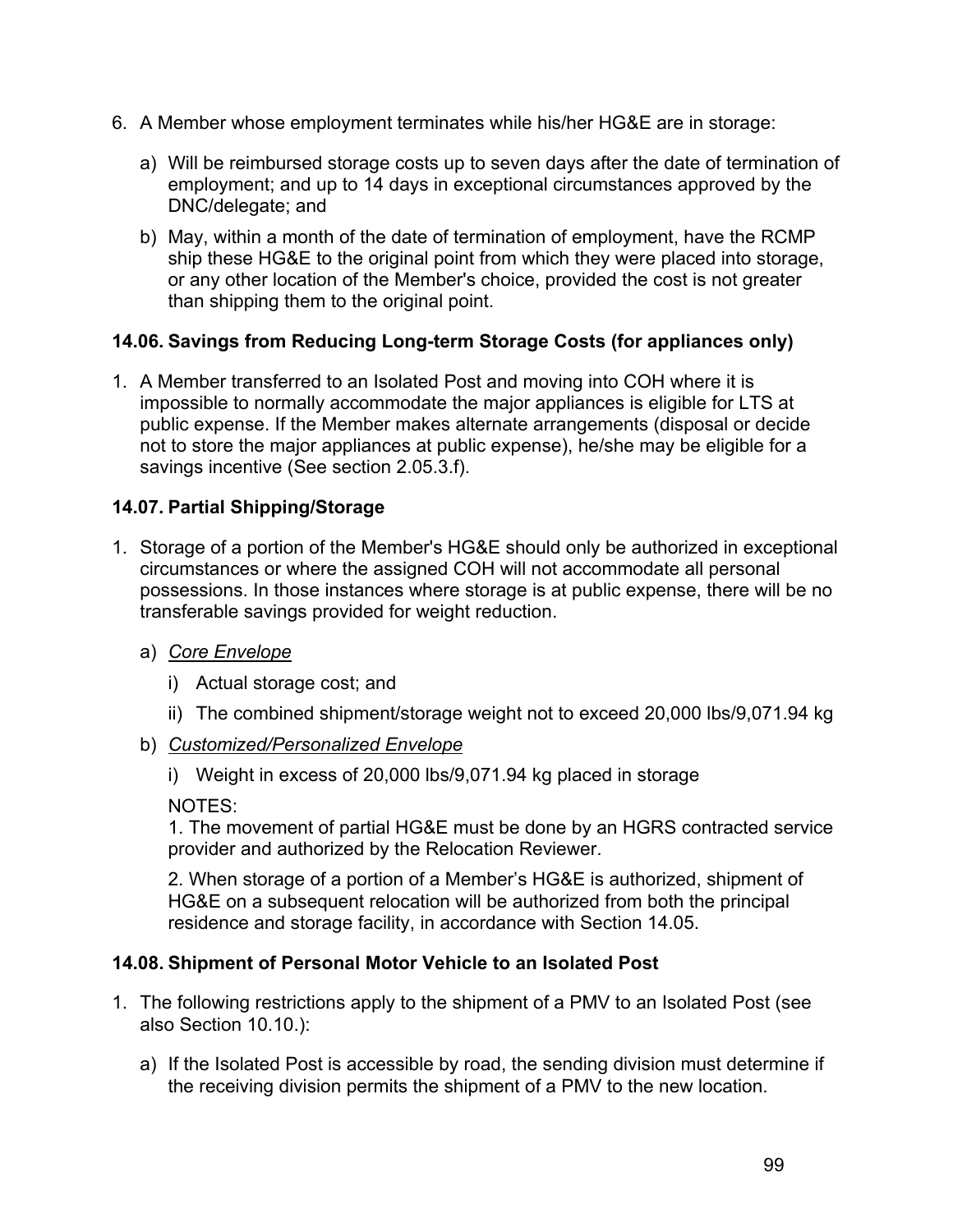6. A Member whose employment terminates while his/her HG&E are in storage:

   a) Will be reimbursed storage costs up to seven days after the date of termination of employment; and up to 14 days in exceptional circumstances approved by the DNC/delegate; and

   b) May, within a month of the date of termination of employment, have the RCMP ship these HG&E to the original point from which they were placed into storage, or any other location of the Member's choice, provided the cost is not greater than shipping them to the original point.

### 14.06. Savings from Reducing Long-term Storage Costs (for appliances only)

1. A Member transferred to an Isolated Post and moving into COH where it is impossible to normally accommodate the major appliances is eligible for LTS at public expense. If the Member makes alternate arrangements (disposal or decide not to store the major appliances at public expense), he/she may be eligible for a savings incentive (See section 2.05.3.f).

### 14.07. Partial Shipping/Storage

1. Storage of a portion of the Member's HG&E should only be authorized in exceptional circumstances or where the assigned COH will not accommodate all personal possessions. In those instances where storage is at public expense, there will be no transferable savings provided for weight reduction.

   a) _Core Envelope_

      i) Actual storage cost; and

      ii) The combined shipment/storage weight not to exceed 20,000 lbs/9,071.94 kg

   b) _Customized/Personalized Envelope_

      i) Weight in excess of 20,000 lbs/9,071.94 kg placed in storage

      NOTES:
      1. The movement of partial HG&E must be done by an HGRS contracted service provider and authorized by the Relocation Reviewer.

      2. When storage of a portion of a Member's HG&E is authorized, shipment of HG&E on a subsequent relocation will be authorized from both the principal residence and storage facility, in accordance with Section 14.05.

### 14.08. Shipment of Personal Motor Vehicle to an Isolated Post

1. The following restrictions apply to the shipment of a PMV to an Isolated Post (see also Section 10.10.):

   a) If the Isolated Post is accessible by road, the sending division must determine if the receiving division permits the shipment of a PMV to the new location.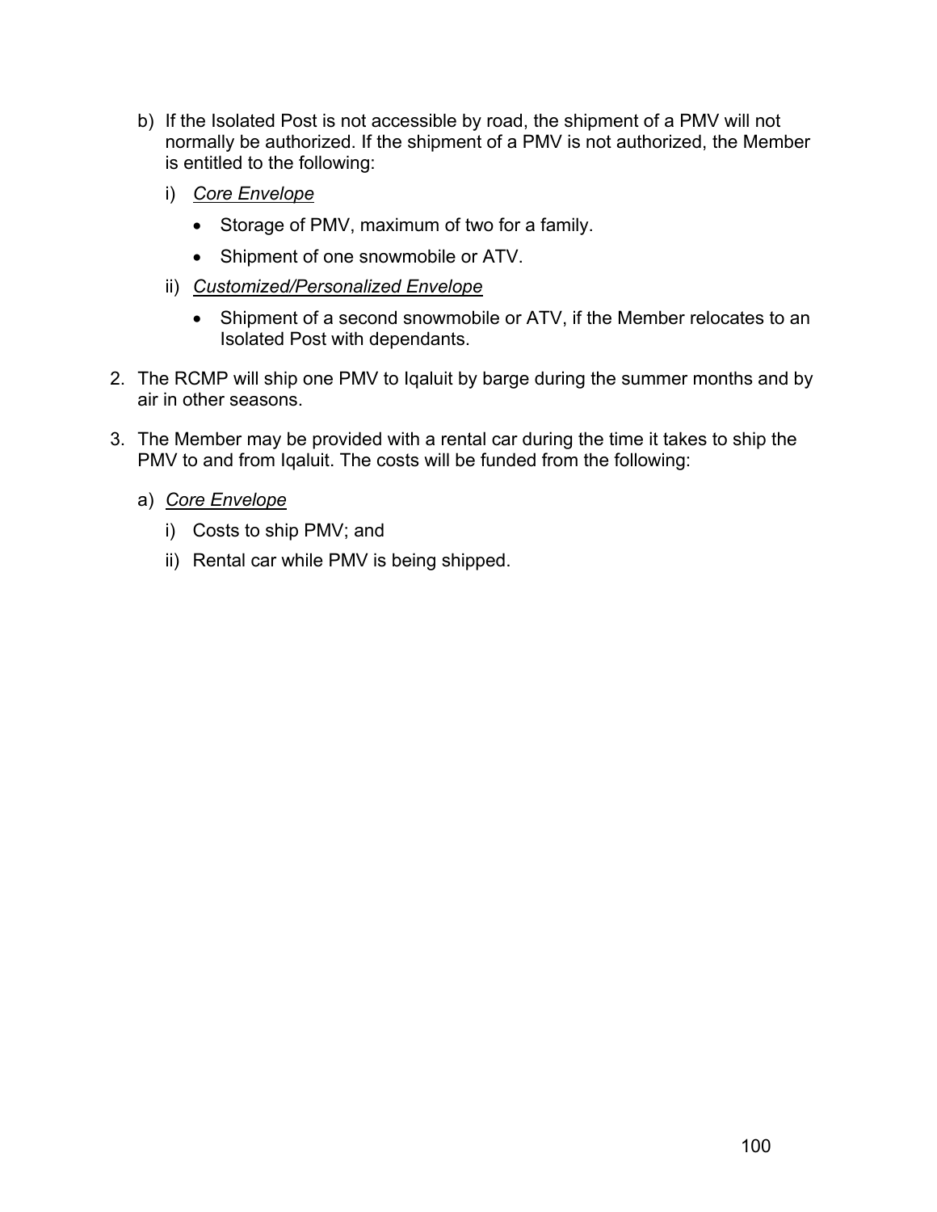b) If the Isolated Post is not accessible by road, the shipment of a PMV will not normally be authorized. If the shipment of a PMV is not authorized, the Member is entitled to the following:

   i) *Core Envelope*

      - Storage of PMV, maximum of two for a family.
      - Shipment of one snowmobile or ATV.

   ii) *Customized/Personalized Envelope*

      - Shipment of a second snowmobile or ATV, if the Member relocates to an Isolated Post with dependants.

2. The RCMP will ship one PMV to Iqaluit by barge during the summer months and by air in other seasons.

3. The Member may be provided with a rental car during the time it takes to ship the PMV to and from Iqaluit. The costs will be funded from the following:

   a) *Core Envelope*

      i) Costs to ship PMV; and

      ii) Rental car while PMV is being shipped.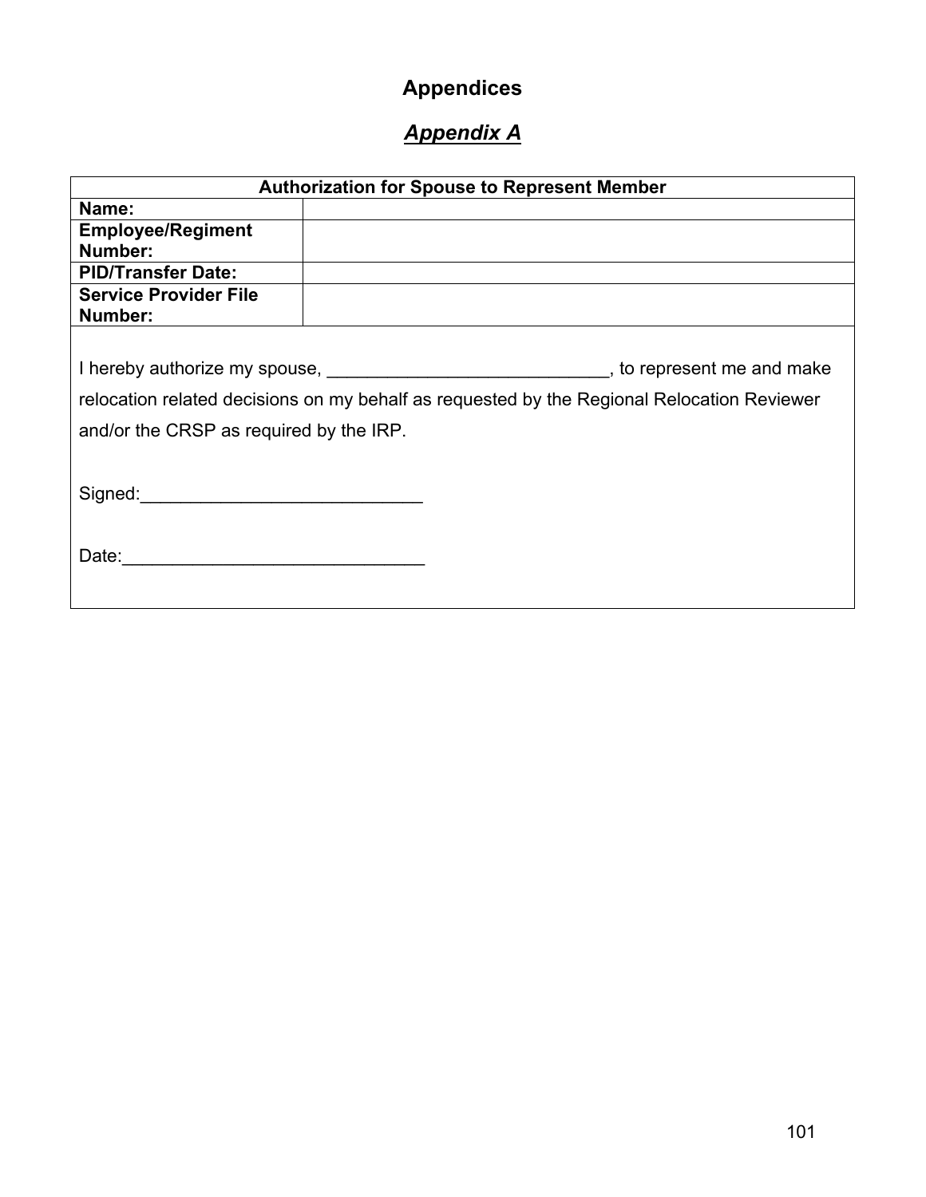# Appendices

## *Appendix A*

| Authorization for Spouse to Represent Member | |
|---|---|
| **Name:** | |
| **Employee/Regiment Number:** | |
| **PID/Transfer Date:** | |
| **Service Provider File Number:** | |

I hereby authorize my spouse, ____________________________, to represent me and make relocation related decisions on my behalf as requested by the Regional Relocation Reviewer and/or the CRSP as required by the IRP.

Signed:____________________________

Date:______________________________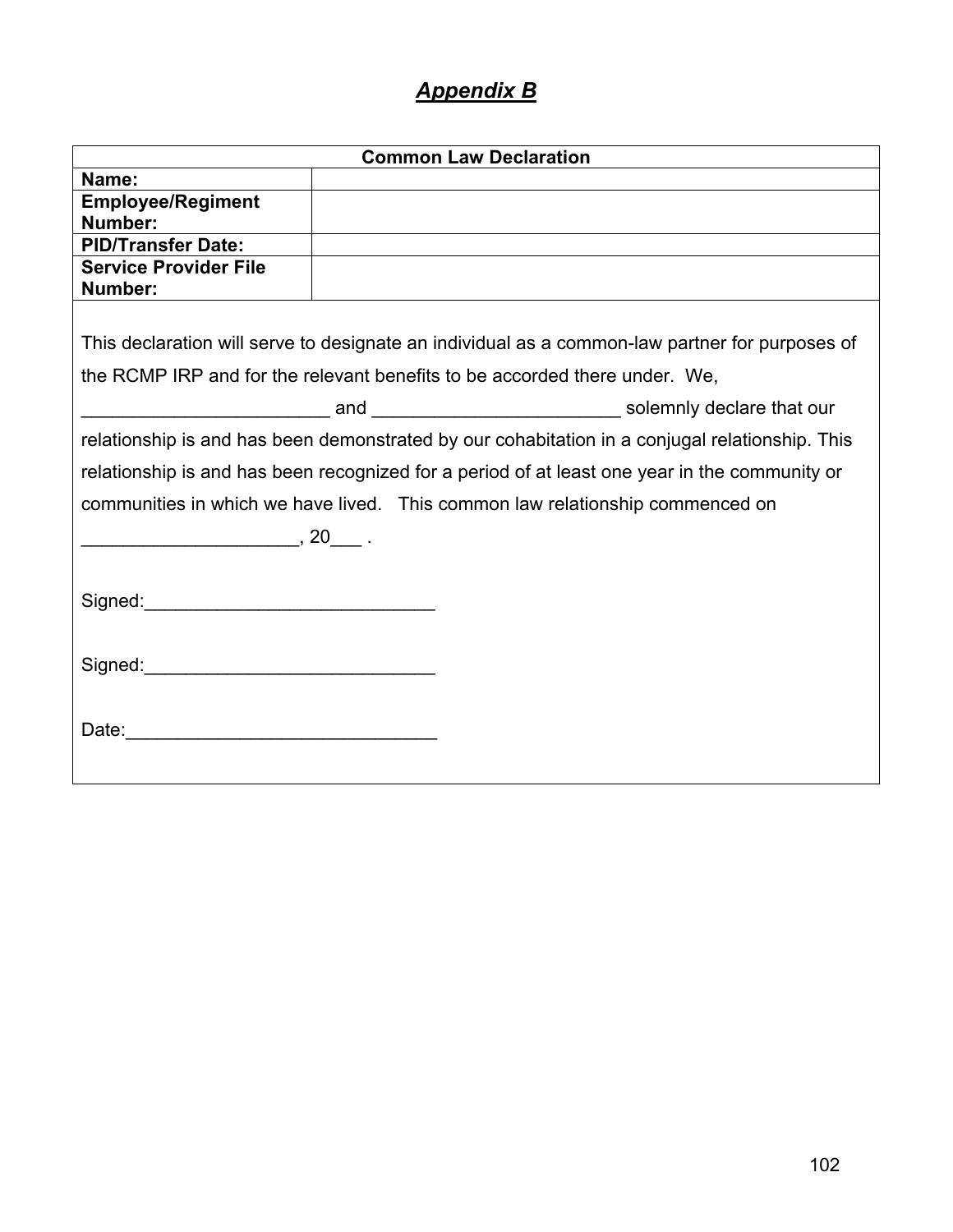# *Appendix B*

| Common Law Declaration | |
|---|---|
| **Name:** | |
| **Employee/Regiment Number:** | |
| **PID/Transfer Date:** | |
| **Service Provider File Number:** | |

This declaration will serve to designate an individual as a common-law partner for purposes of the RCMP IRP and for the relevant benefits to be accorded there under. We, ________________________ and ________________________ solemnly declare that our relationship is and has been demonstrated by our cohabitation in a conjugal relationship. This relationship is and has been recognized for a period of at least one year in the community or communities in which we have lived. This common law relationship commenced on ____________________, 20___ .

Signed:____________________________

Signed:____________________________

Date:______________________________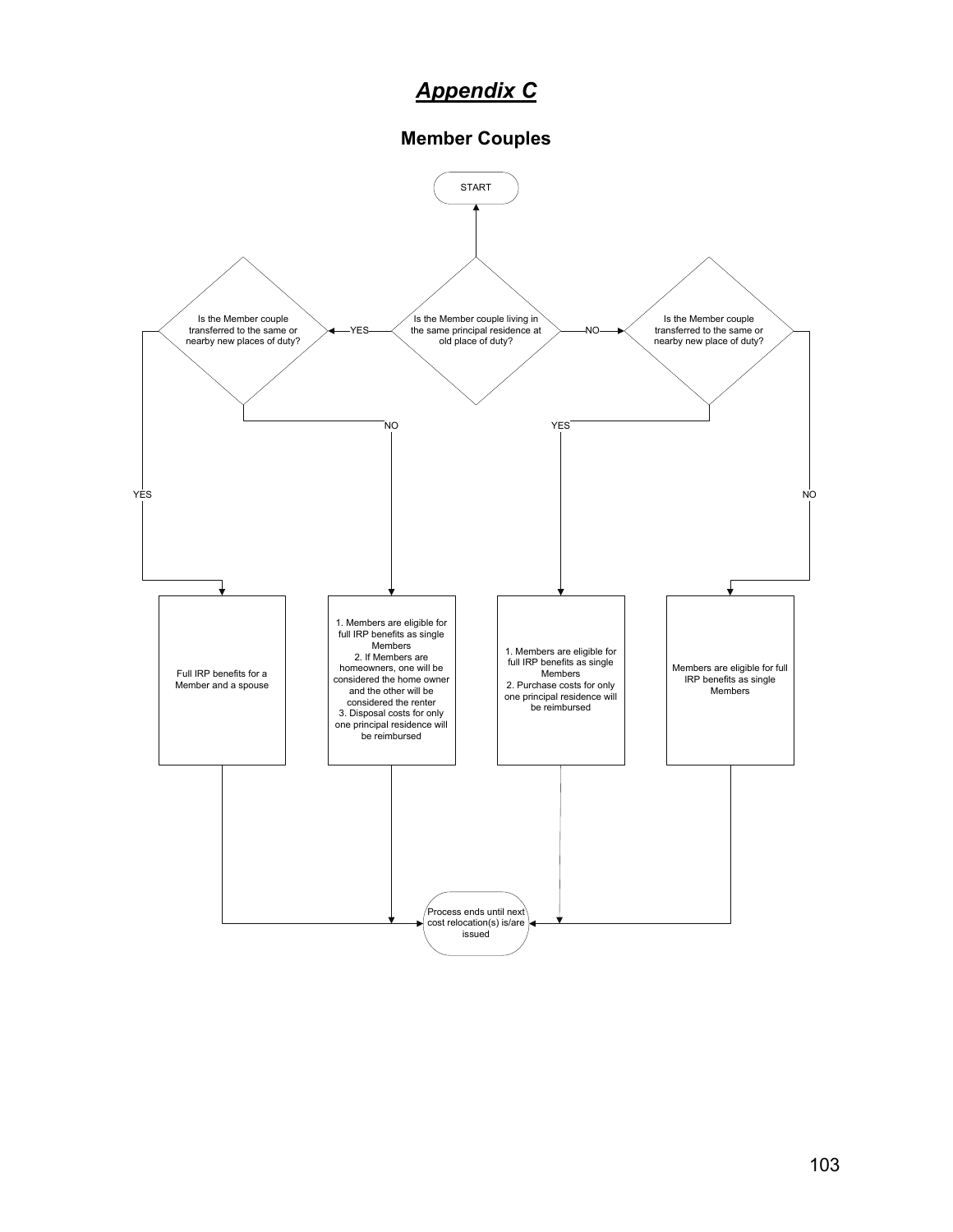# *Appendix C*

## Member Couples

START

**Is the Member couple living in the same principal residence at old place of duty?**

- **YES** → Is the Member couple transferred to the same or nearby new places of duty?
  - **YES** → Full IRP benefits for a Member and a spouse
  - **NO** →
    1. Members are eligible for full IRP benefits as single Members
    2. If Members are homeowners, one will be considered the home owner and the other will be considered the renter
    3. Disposal costs for only one principal residence will be reimbursed
- **NO** → Is the Member couple transferred to the same or nearby new place of duty?
  - **YES** →
    1. Members are eligible for full IRP benefits as single Members
    2. Purchase costs for only one principal residence will be reimbursed
  - **NO** → Members are eligible for full IRP benefits as single Members

Process ends until next cost relocation(s) is/are issued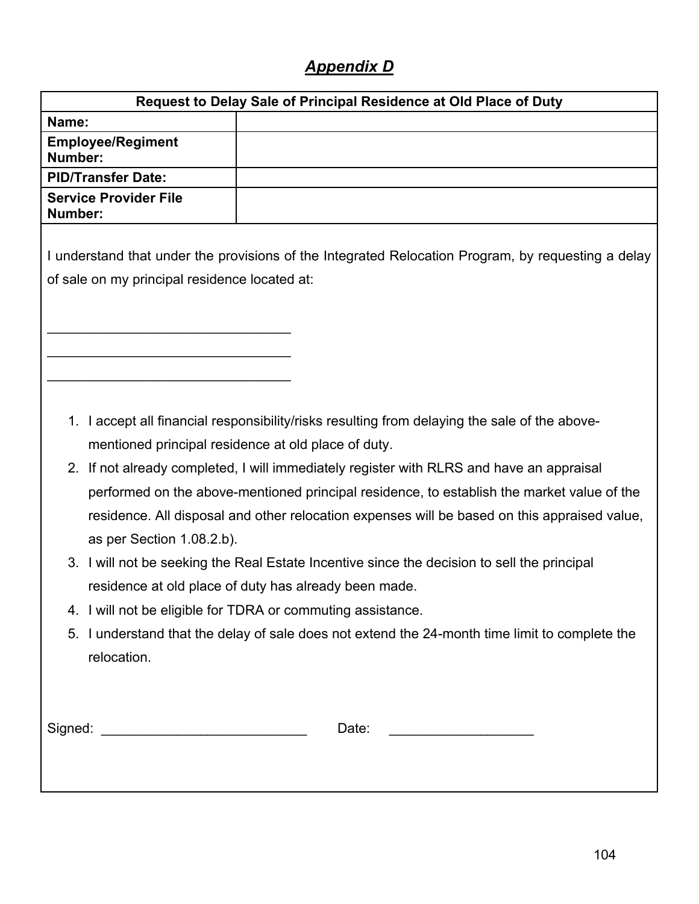# *Appendix D*

| Request to Delay Sale of Principal Residence at Old Place of Duty | |
|---|---|
| **Name:** | |
| **Employee/Regiment Number:** | |
| **PID/Transfer Date:** | |
| **Service Provider File Number:** | |

I understand that under the provisions of the Integrated Relocation Program, by requesting a delay of sale on my principal residence located at:

________________________________
________________________________
________________________________

1. I accept all financial responsibility/risks resulting from delaying the sale of the above-mentioned principal residence at old place of duty.
2. If not already completed, I will immediately register with RLRS and have an appraisal performed on the above-mentioned principal residence, to establish the market value of the residence. All disposal and other relocation expenses will be based on this appraised value, as per Section 1.08.2.b).
3. I will not be seeking the Real Estate Incentive since the decision to sell the principal residence at old place of duty has already been made.
4. I will not be eligible for TDRA or commuting assistance.
5. I understand that the delay of sale does not extend the 24-month time limit to complete the relocation.

Signed: ___________________________ Date: ___________________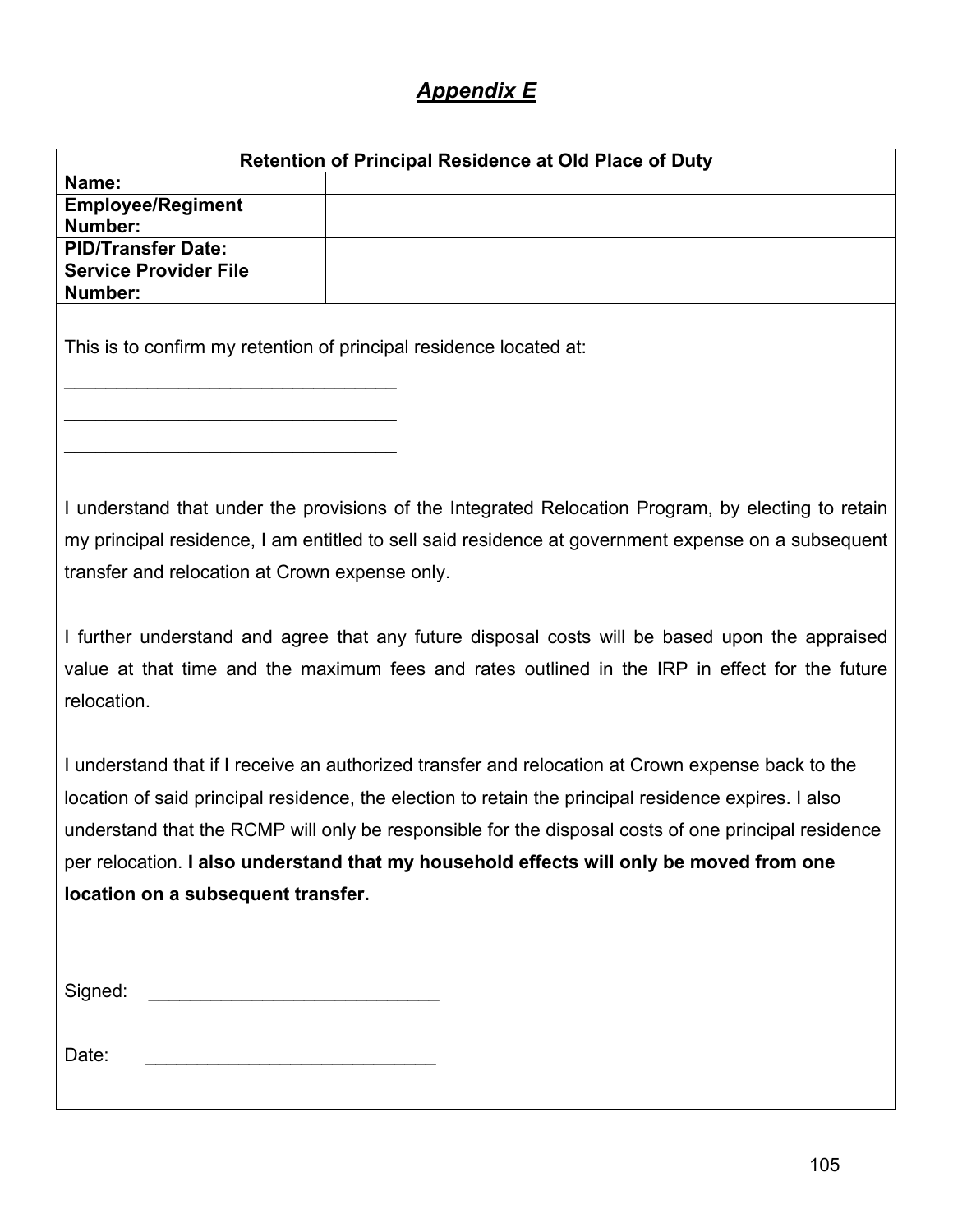## *Appendix E*

| Retention of Principal Residence at Old Place of Duty | |
|---|---|
| **Name:** | |
| **Employee/Regiment Number:** | |
| **PID/Transfer Date:** | |
| **Service Provider File Number:** | |

This is to confirm my retention of principal residence located at:

________________________________

________________________________

________________________________

I understand that under the provisions of the Integrated Relocation Program, by electing to retain my principal residence, I am entitled to sell said residence at government expense on a subsequent transfer and relocation at Crown expense only.

I further understand and agree that any future disposal costs will be based upon the appraised value at that time and the maximum fees and rates outlined in the IRP in effect for the future relocation.

I understand that if I receive an authorized transfer and relocation at Crown expense back to the location of said principal residence, the election to retain the principal residence expires. I also understand that the RCMP will only be responsible for the disposal costs of one principal residence per relocation. **I also understand that my household effects will only be moved from one location on a subsequent transfer.**

Signed: ____________________________

Date: ____________________________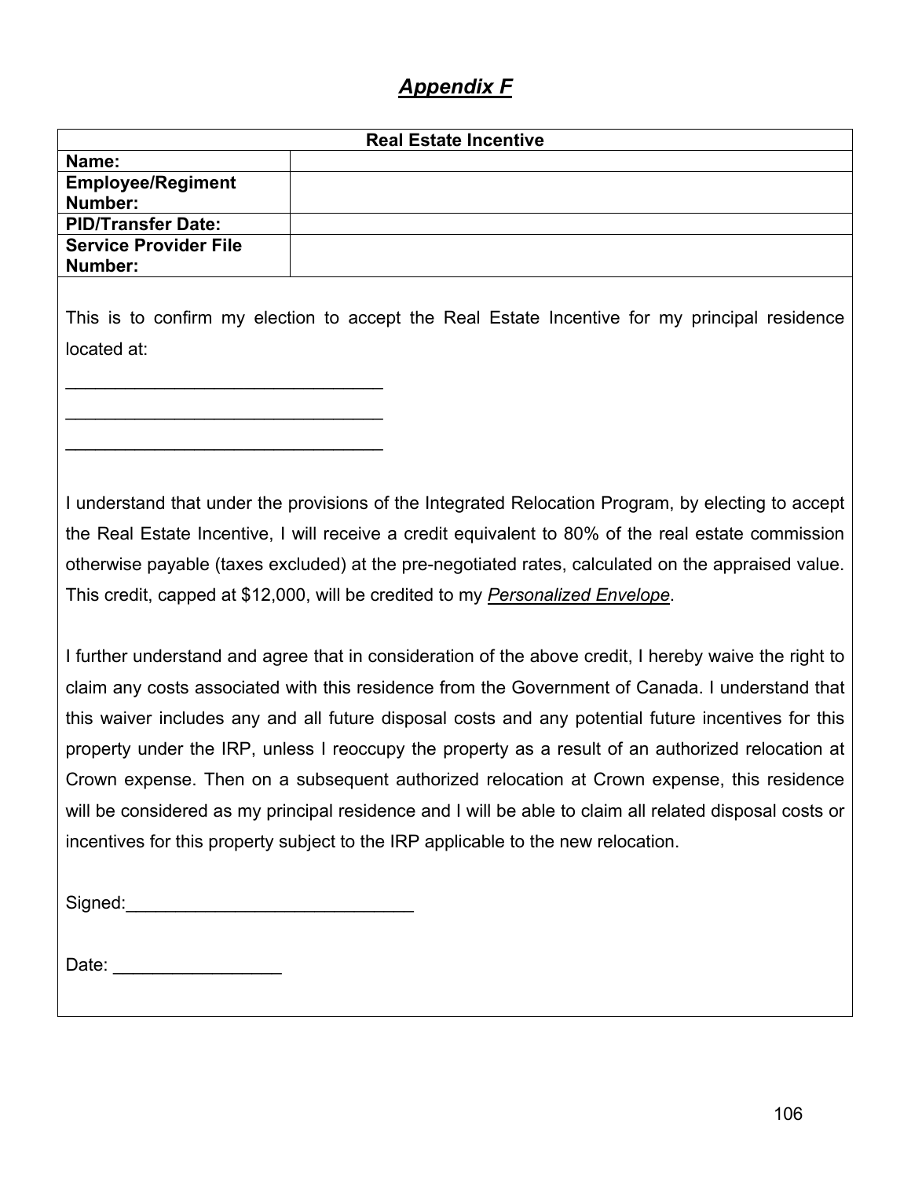# *Appendix F*

| Real Estate Incentive | |
|---|---|
| **Name:** | |
| **Employee/Regiment Number:** | |
| **PID/Transfer Date:** | |
| **Service Provider File Number:** | |

This is to confirm my election to accept the Real Estate Incentive for my principal residence located at:

________________________________
________________________________
________________________________

I understand that under the provisions of the Integrated Relocation Program, by electing to accept the Real Estate Incentive, I will receive a credit equivalent to 80% of the real estate commission otherwise payable (taxes excluded) at the pre-negotiated rates, calculated on the appraised value. This credit, capped at $12,000, will be credited to my *Personalized Envelope*.

I further understand and agree that in consideration of the above credit, I hereby waive the right to claim any costs associated with this residence from the Government of Canada. I understand that this waiver includes any and all future disposal costs and any potential future incentives for this property under the IRP, unless I reoccupy the property as a result of an authorized relocation at Crown expense. Then on a subsequent authorized relocation at Crown expense, this residence will be considered as my principal residence and I will be able to claim all related disposal costs or incentives for this property subject to the IRP applicable to the new relocation.

Signed:______________________________

Date: _________________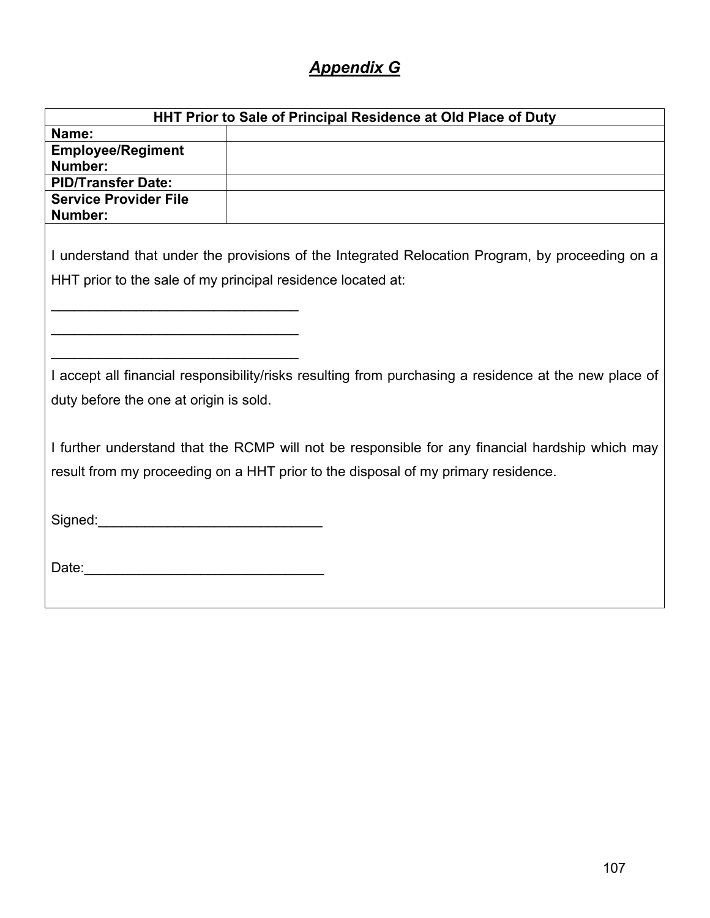# *Appendix G*

| HHT Prior to Sale of Principal Residence at Old Place of Duty | |
|---|---|
| **Name:** | |
| **Employee/Regiment Number:** | |
| **PID/Transfer Date:** | |
| **Service Provider File Number:** | |

I understand that under the provisions of the Integrated Relocation Program, by proceeding on a HHT prior to the sale of my principal residence located at:

________________________________

________________________________

________________________________

I accept all financial responsibility/risks resulting from purchasing a residence at the new place of duty before the one at origin is sold.

I further understand that the RCMP will not be responsible for any financial hardship which may result from my proceeding on a HHT prior to the disposal of my primary residence.

Signed:_____________________________

Date:_______________________________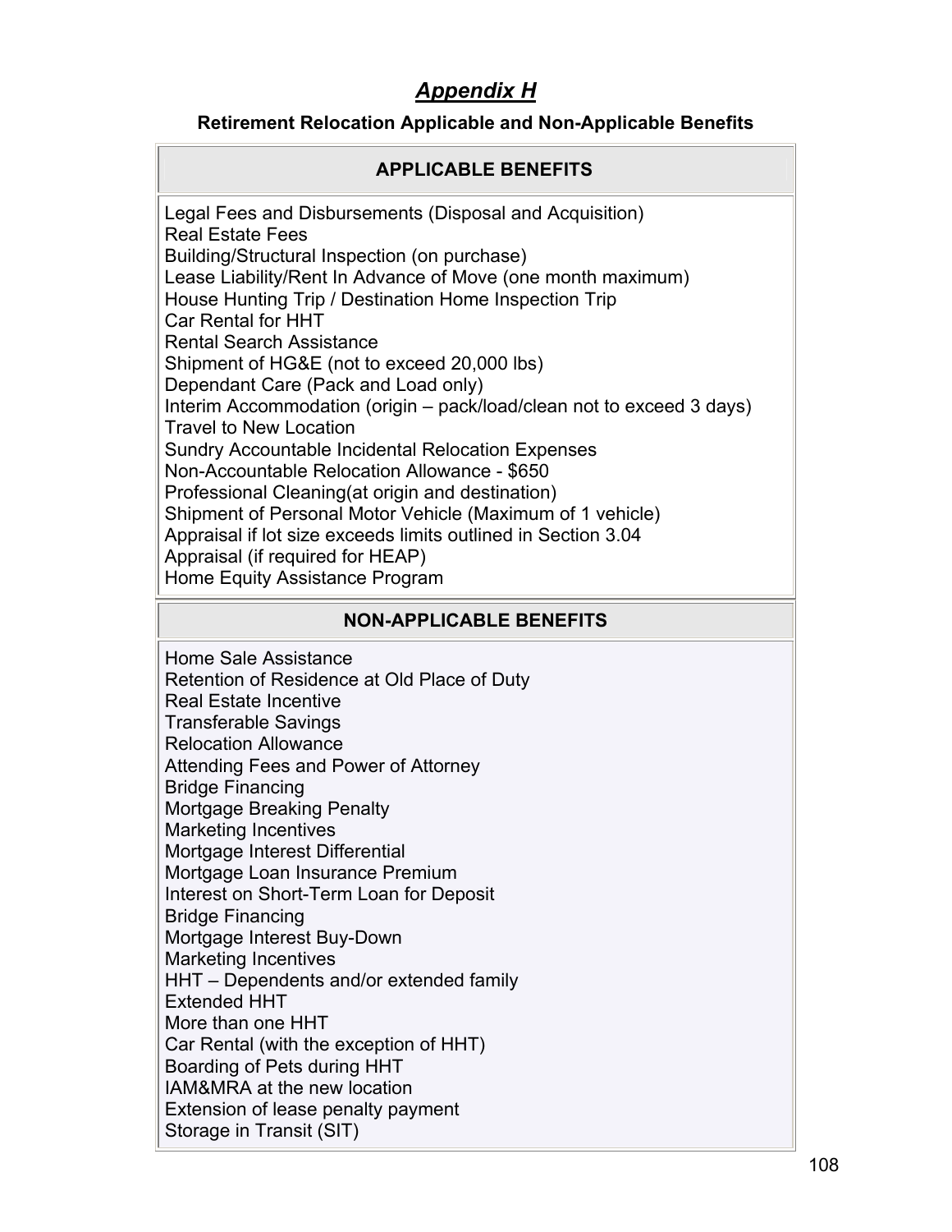# *Appendix H*

## Retirement Relocation Applicable and Non-Applicable Benefits

| APPLICABLE BENEFITS |
|---|
| Legal Fees and Disbursements (Disposal and Acquisition)<br>Real Estate Fees<br>Building/Structural Inspection (on purchase)<br>Lease Liability/Rent In Advance of Move (one month maximum)<br>House Hunting Trip / Destination Home Inspection Trip<br>Car Rental for HHT<br>Rental Search Assistance<br>Shipment of HG&E (not to exceed 20,000 lbs)<br>Dependant Care (Pack and Load only)<br>Interim Accommodation (origin – pack/load/clean not to exceed 3 days)<br>Travel to New Location<br>Sundry Accountable Incidental Relocation Expenses<br>Non-Accountable Relocation Allowance - $650<br>Professional Cleaning(at origin and destination)<br>Shipment of Personal Motor Vehicle (Maximum of 1 vehicle)<br>Appraisal if lot size exceeds limits outlined in Section 3.04<br>Appraisal (if required for HEAP)<br>Home Equity Assistance Program |

| NON-APPLICABLE BENEFITS |
|---|
| Home Sale Assistance<br>Retention of Residence at Old Place of Duty<br>Real Estate Incentive<br>Transferable Savings<br>Relocation Allowance<br>Attending Fees and Power of Attorney<br>Bridge Financing<br>Mortgage Breaking Penalty<br>Marketing Incentives<br>Mortgage Interest Differential<br>Mortgage Loan Insurance Premium<br>Interest on Short-Term Loan for Deposit<br>Bridge Financing<br>Mortgage Interest Buy-Down<br>Marketing Incentives<br>HHT – Dependents and/or extended family<br>Extended HHT<br>More than one HHT<br>Car Rental (with the exception of HHT)<br>Boarding of Pets during HHT<br>IAM&MRA at the new location<br>Extension of lease penalty payment<br>Storage in Transit (SIT) |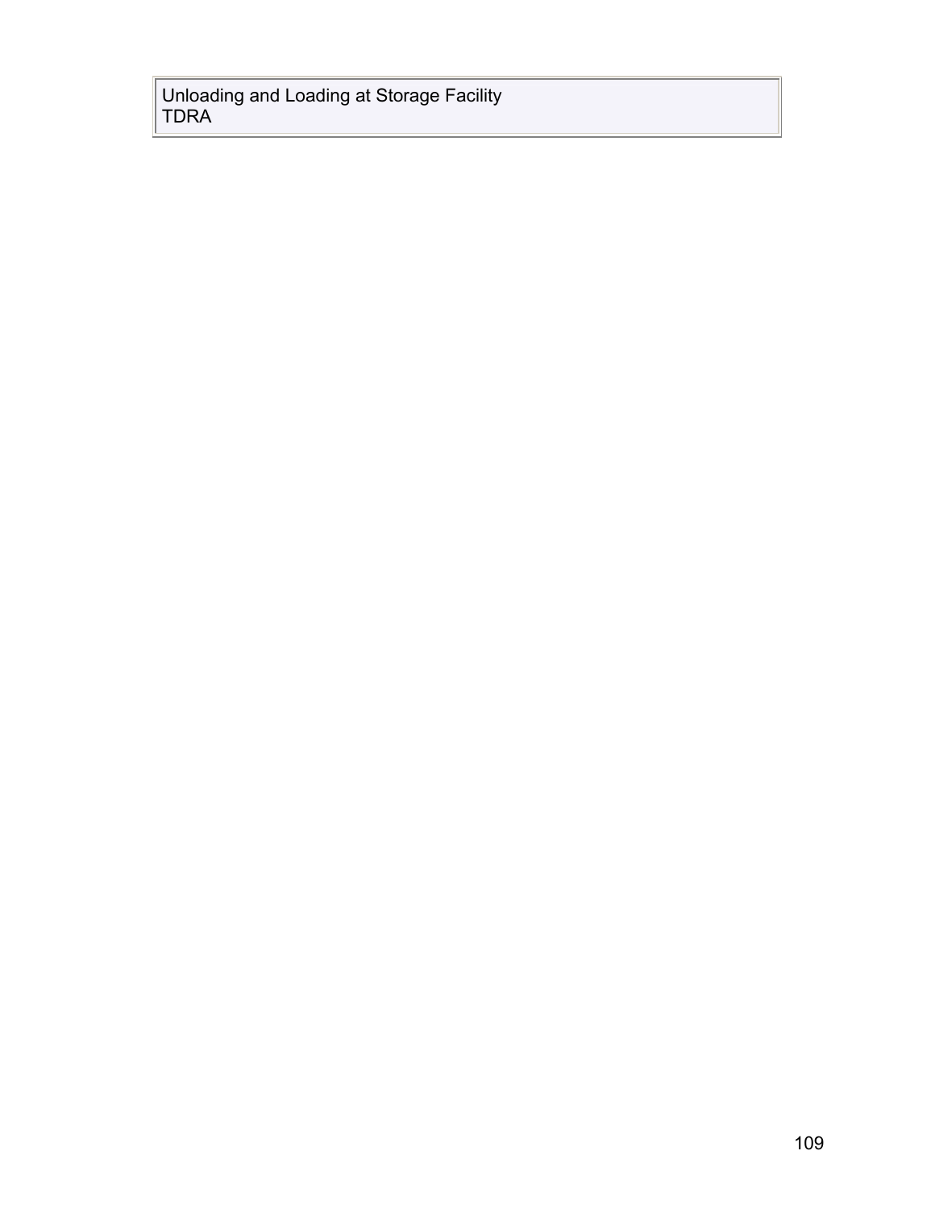| |
|---|
| Unloading and Loading at Storage Facility<br>TDRA |